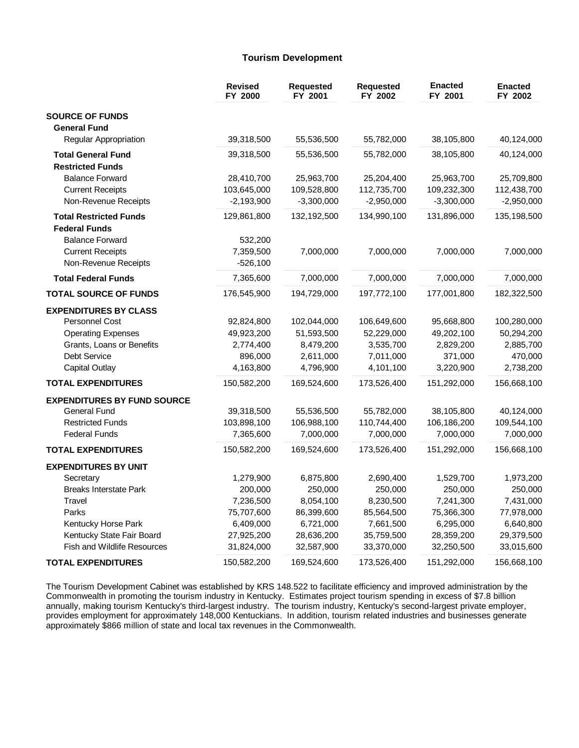## Tourism Development

| | Revised FY 2000 | Requested FY 2001 | Requested FY 2002 | Enacted FY 2001 | Enacted FY 2002 |
|---|---|---|---|---|---|
| **SOURCE OF FUNDS** | | | | | |
| **General Fund** | | | | | |
| Regular Appropriation | 39,318,500 | 55,536,500 | 55,782,000 | 38,105,800 | 40,124,000 |
| **Total General Fund** | 39,318,500 | 55,536,500 | 55,782,000 | 38,105,800 | 40,124,000 |
| **Restricted Funds** | | | | | |
| Balance Forward | 28,410,700 | 25,963,700 | 25,204,400 | 25,963,700 | 25,709,800 |
| Current Receipts | 103,645,000 | 109,528,800 | 112,735,700 | 109,232,300 | 112,438,700 |
| Non-Revenue Receipts | -2,193,900 | -3,300,000 | -2,950,000 | -3,300,000 | -2,950,000 |
| **Total Restricted Funds** | 129,861,800 | 132,192,500 | 134,990,100 | 131,896,000 | 135,198,500 |
| **Federal Funds** | | | | | |
| Balance Forward | 532,200 | | | | |
| Current Receipts | 7,359,500 | 7,000,000 | 7,000,000 | 7,000,000 | 7,000,000 |
| Non-Revenue Receipts | -526,100 | | | | |
| **Total Federal Funds** | 7,365,600 | 7,000,000 | 7,000,000 | 7,000,000 | 7,000,000 |
| **TOTAL SOURCE OF FUNDS** | 176,545,900 | 194,729,000 | 197,772,100 | 177,001,800 | 182,322,500 |
| **EXPENDITURES BY CLASS** | | | | | |
| Personnel Cost | 92,824,800 | 102,044,000 | 106,649,600 | 95,668,800 | 100,280,000 |
| Operating Expenses | 49,923,200 | 51,593,500 | 52,229,000 | 49,202,100 | 50,294,200 |
| Grants, Loans or Benefits | 2,774,400 | 8,479,200 | 3,535,700 | 2,829,200 | 2,885,700 |
| Debt Service | 896,000 | 2,611,000 | 7,011,000 | 371,000 | 470,000 |
| Capital Outlay | 4,163,800 | 4,796,900 | 4,101,100 | 3,220,900 | 2,738,200 |
| **TOTAL EXPENDITURES** | 150,582,200 | 169,524,600 | 173,526,400 | 151,292,000 | 156,668,100 |
| **EXPENDITURES BY FUND SOURCE** | | | | | |
| General Fund | 39,318,500 | 55,536,500 | 55,782,000 | 38,105,800 | 40,124,000 |
| Restricted Funds | 103,898,100 | 106,988,100 | 110,744,400 | 106,186,200 | 109,544,100 |
| Federal Funds | 7,365,600 | 7,000,000 | 7,000,000 | 7,000,000 | 7,000,000 |
| **TOTAL EXPENDITURES** | 150,582,200 | 169,524,600 | 173,526,400 | 151,292,000 | 156,668,100 |
| **EXPENDITURES BY UNIT** | | | | | |
| Secretary | 1,279,900 | 6,875,800 | 2,690,400 | 1,529,700 | 1,973,200 |
| Breaks Interstate Park | 200,000 | 250,000 | 250,000 | 250,000 | 250,000 |
| Travel | 7,236,500 | 8,054,100 | 8,230,500 | 7,241,300 | 7,431,000 |
| Parks | 75,707,600 | 86,399,600 | 85,564,500 | 75,366,300 | 77,978,000 |
| Kentucky Horse Park | 6,409,000 | 6,721,000 | 7,661,500 | 6,295,000 | 6,640,800 |
| Kentucky State Fair Board | 27,925,200 | 28,636,200 | 35,759,500 | 28,359,200 | 29,379,500 |
| Fish and Wildlife Resources | 31,824,000 | 32,587,900 | 33,370,000 | 32,250,500 | 33,015,600 |
| **TOTAL EXPENDITURES** | 150,582,200 | 169,524,600 | 173,526,400 | 151,292,000 | 156,668,100 |

The Tourism Development Cabinet was established by KRS 148.522 to facilitate efficiency and improved administration by the Commonwealth in promoting the tourism industry in Kentucky. Estimates project tourism spending in excess of $7.8 billion annually, making tourism Kentucky's third-largest industry. The tourism industry, Kentucky's second-largest private employer, provides employment for approximately 148,000 Kentuckians. In addition, tourism related industries and businesses generate approximately $866 million of state and local tax revenues in the Commonwealth.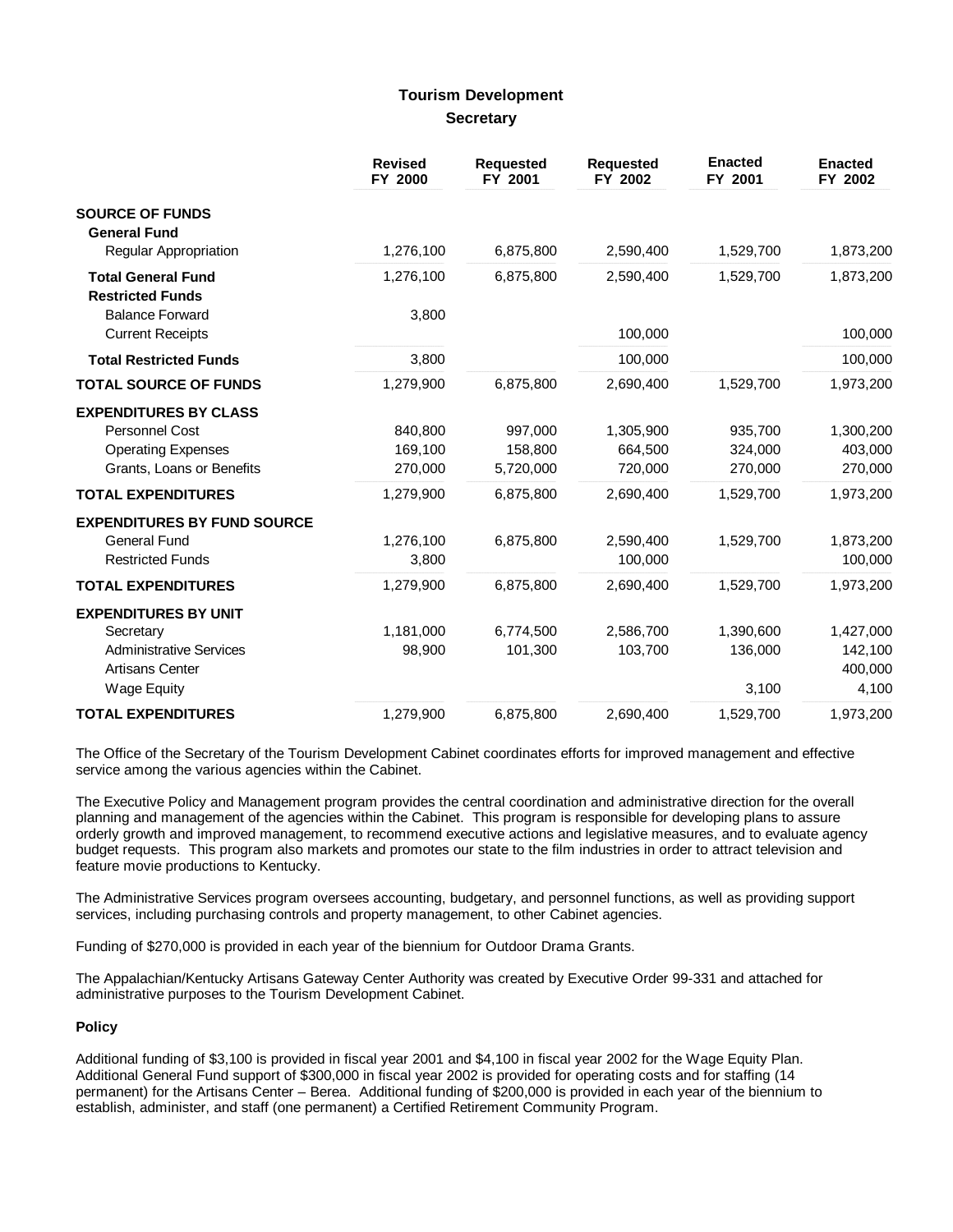## Tourism Development

### Secretary

| | Revised FY 2000 | Requested FY 2001 | Requested FY 2002 | Enacted FY 2001 | Enacted FY 2002 |
|---|---|---|---|---|---|
| **SOURCE OF FUNDS** | | | | | |
| **General Fund** | | | | | |
| Regular Appropriation | 1,276,100 | 6,875,800 | 2,590,400 | 1,529,700 | 1,873,200 |
| **Total General Fund** | 1,276,100 | 6,875,800 | 2,590,400 | 1,529,700 | 1,873,200 |
| **Restricted Funds** | | | | | |
| Balance Forward | 3,800 | | | | |
| Current Receipts | | | 100,000 | | 100,000 |
| **Total Restricted Funds** | 3,800 | | 100,000 | | 100,000 |
| **TOTAL SOURCE OF FUNDS** | 1,279,900 | 6,875,800 | 2,690,400 | 1,529,700 | 1,973,200 |
| **EXPENDITURES BY CLASS** | | | | | |
| Personnel Cost | 840,800 | 997,000 | 1,305,900 | 935,700 | 1,300,200 |
| Operating Expenses | 169,100 | 158,800 | 664,500 | 324,000 | 403,000 |
| Grants, Loans or Benefits | 270,000 | 5,720,000 | 720,000 | 270,000 | 270,000 |
| **TOTAL EXPENDITURES** | 1,279,900 | 6,875,800 | 2,690,400 | 1,529,700 | 1,973,200 |
| **EXPENDITURES BY FUND SOURCE** | | | | | |
| General Fund | 1,276,100 | 6,875,800 | 2,590,400 | 1,529,700 | 1,873,200 |
| Restricted Funds | 3,800 | | 100,000 | | 100,000 |
| **TOTAL EXPENDITURES** | 1,279,900 | 6,875,800 | 2,690,400 | 1,529,700 | 1,973,200 |
| **EXPENDITURES BY UNIT** | | | | | |
| Secretary | 1,181,000 | 6,774,500 | 2,586,700 | 1,390,600 | 1,427,000 |
| Administrative Services | 98,900 | 101,300 | 103,700 | 136,000 | 142,100 |
| Artisans Center | | | | | 400,000 |
| Wage Equity | | | | 3,100 | 4,100 |
| **TOTAL EXPENDITURES** | 1,279,900 | 6,875,800 | 2,690,400 | 1,529,700 | 1,973,200 |

The Office of the Secretary of the Tourism Development Cabinet coordinates efforts for improved management and effective service among the various agencies within the Cabinet.

The Executive Policy and Management program provides the central coordination and administrative direction for the overall planning and management of the agencies within the Cabinet. This program is responsible for developing plans to assure orderly growth and improved management, to recommend executive actions and legislative measures, and to evaluate agency budget requests. This program also markets and promotes our state to the film industries in order to attract television and feature movie productions to Kentucky.

The Administrative Services program oversees accounting, budgetary, and personnel functions, as well as providing support services, including purchasing controls and property management, to other Cabinet agencies.

Funding of $270,000 is provided in each year of the biennium for Outdoor Drama Grants.

The Appalachian/Kentucky Artisans Gateway Center Authority was created by Executive Order 99-331 and attached for administrative purposes to the Tourism Development Cabinet.

#### Policy

Additional funding of $3,100 is provided in fiscal year 2001 and $4,100 in fiscal year 2002 for the Wage Equity Plan. Additional General Fund support of $300,000 in fiscal year 2002 is provided for operating costs and for staffing (14 permanent) for the Artisans Center – Berea. Additional funding of $200,000 is provided in each year of the biennium to establish, administer, and staff (one permanent) a Certified Retirement Community Program.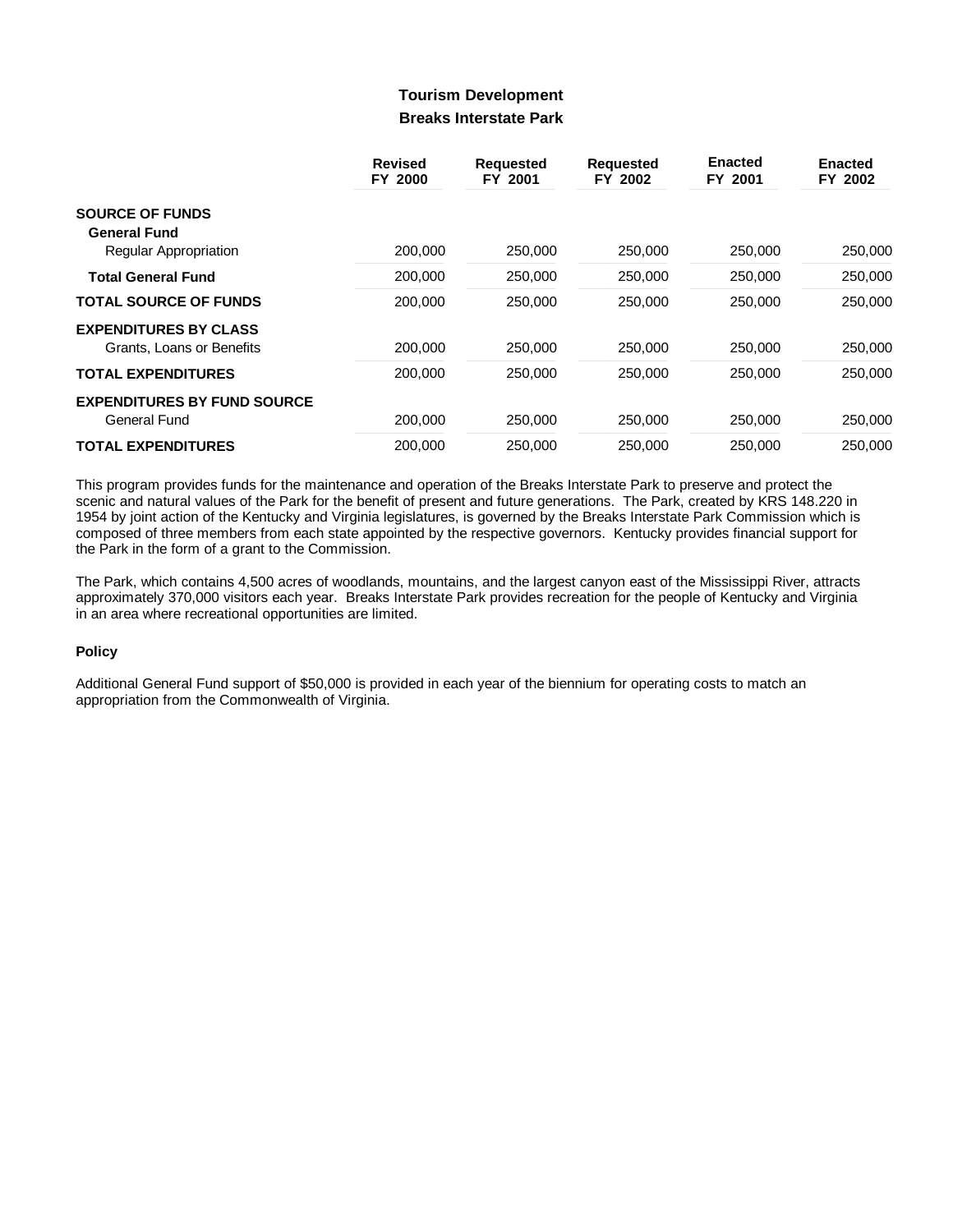## Tourism Development
### Breaks Interstate Park

| | Revised FY 2000 | Requested FY 2001 | Requested FY 2002 | Enacted FY 2001 | Enacted FY 2002 |
|---|---|---|---|---|---|
| **SOURCE OF FUNDS** | | | | | |
| **General Fund** | | | | | |
| Regular Appropriation | 200,000 | 250,000 | 250,000 | 250,000 | 250,000 |
| **Total General Fund** | 200,000 | 250,000 | 250,000 | 250,000 | 250,000 |
| **TOTAL SOURCE OF FUNDS** | 200,000 | 250,000 | 250,000 | 250,000 | 250,000 |
| **EXPENDITURES BY CLASS** | | | | | |
| Grants, Loans or Benefits | 200,000 | 250,000 | 250,000 | 250,000 | 250,000 |
| **TOTAL EXPENDITURES** | 200,000 | 250,000 | 250,000 | 250,000 | 250,000 |
| **EXPENDITURES BY FUND SOURCE** | | | | | |
| General Fund | 200,000 | 250,000 | 250,000 | 250,000 | 250,000 |
| **TOTAL EXPENDITURES** | 200,000 | 250,000 | 250,000 | 250,000 | 250,000 |

This program provides funds for the maintenance and operation of the Breaks Interstate Park to preserve and protect the scenic and natural values of the Park for the benefit of present and future generations. The Park, created by KRS 148.220 in 1954 by joint action of the Kentucky and Virginia legislatures, is governed by the Breaks Interstate Park Commission which is composed of three members from each state appointed by the respective governors. Kentucky provides financial support for the Park in the form of a grant to the Commission.

The Park, which contains 4,500 acres of woodlands, mountains, and the largest canyon east of the Mississippi River, attracts approximately 370,000 visitors each year. Breaks Interstate Park provides recreation for the people of Kentucky and Virginia in an area where recreational opportunities are limited.

**Policy**

Additional General Fund support of $50,000 is provided in each year of the biennium for operating costs to match an appropriation from the Commonwealth of Virginia.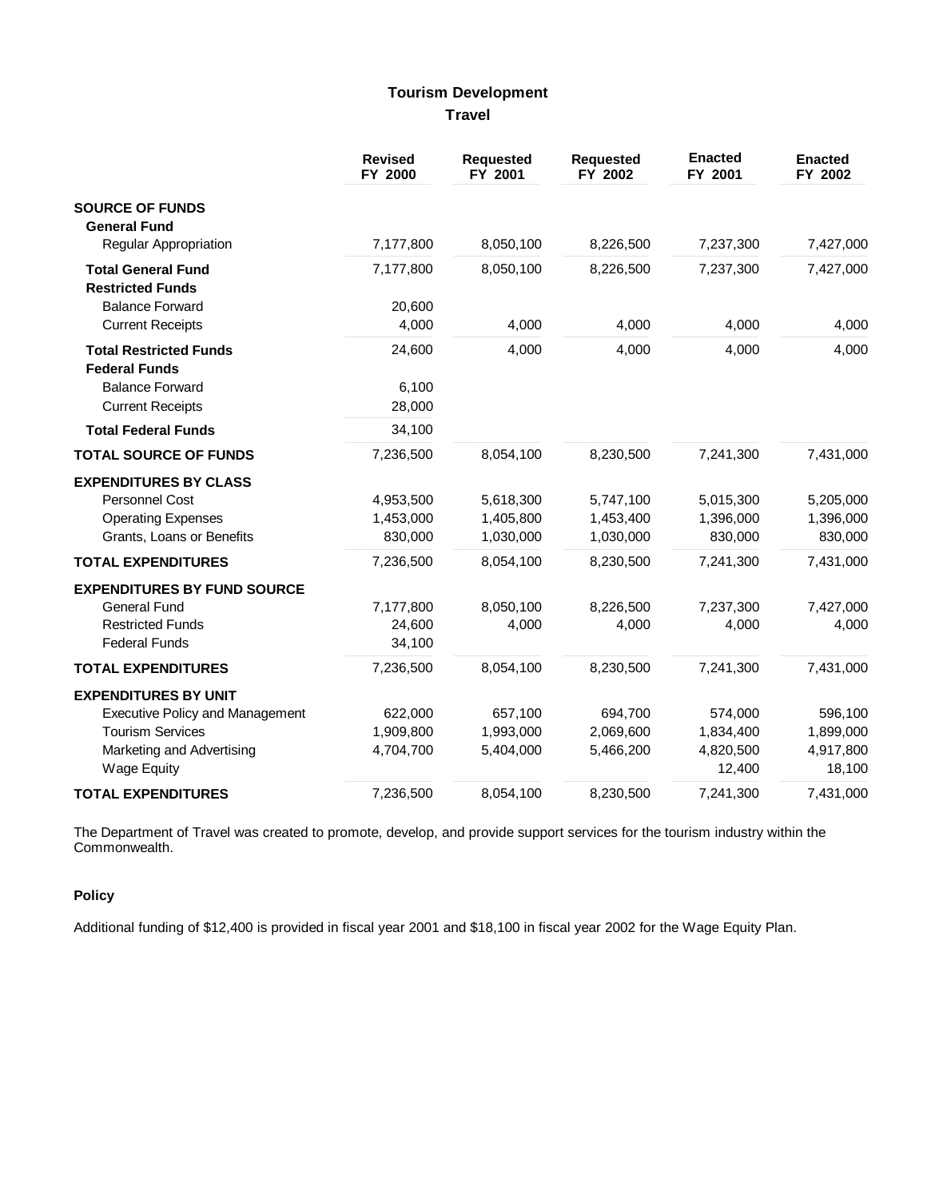## Tourism Development

### Travel

| | Revised FY 2000 | Requested FY 2001 | Requested FY 2002 | Enacted FY 2001 | Enacted FY 2002 |
|---|---|---|---|---|---|
| **SOURCE OF FUNDS** | | | | | |
| **General Fund** | | | | | |
| Regular Appropriation | 7,177,800 | 8,050,100 | 8,226,500 | 7,237,300 | 7,427,000 |
| **Total General Fund** | 7,177,800 | 8,050,100 | 8,226,500 | 7,237,300 | 7,427,000 |
| **Restricted Funds** | | | | | |
| Balance Forward | 20,600 | | | | |
| Current Receipts | 4,000 | 4,000 | 4,000 | 4,000 | 4,000 |
| **Total Restricted Funds** | 24,600 | 4,000 | 4,000 | 4,000 | 4,000 |
| **Federal Funds** | | | | | |
| Balance Forward | 6,100 | | | | |
| Current Receipts | 28,000 | | | | |
| **Total Federal Funds** | 34,100 | | | | |
| **TOTAL SOURCE OF FUNDS** | 7,236,500 | 8,054,100 | 8,230,500 | 7,241,300 | 7,431,000 |
| **EXPENDITURES BY CLASS** | | | | | |
| Personnel Cost | 4,953,500 | 5,618,300 | 5,747,100 | 5,015,300 | 5,205,000 |
| Operating Expenses | 1,453,000 | 1,405,800 | 1,453,400 | 1,396,000 | 1,396,000 |
| Grants, Loans or Benefits | 830,000 | 1,030,000 | 1,030,000 | 830,000 | 830,000 |
| **TOTAL EXPENDITURES** | 7,236,500 | 8,054,100 | 8,230,500 | 7,241,300 | 7,431,000 |
| **EXPENDITURES BY FUND SOURCE** | | | | | |
| General Fund | 7,177,800 | 8,050,100 | 8,226,500 | 7,237,300 | 7,427,000 |
| Restricted Funds | 24,600 | 4,000 | 4,000 | 4,000 | 4,000 |
| Federal Funds | 34,100 | | | | |
| **TOTAL EXPENDITURES** | 7,236,500 | 8,054,100 | 8,230,500 | 7,241,300 | 7,431,000 |
| **EXPENDITURES BY UNIT** | | | | | |
| Executive Policy and Management | 622,000 | 657,100 | 694,700 | 574,000 | 596,100 |
| Tourism Services | 1,909,800 | 1,993,000 | 2,069,600 | 1,834,400 | 1,899,000 |
| Marketing and Advertising | 4,704,700 | 5,404,000 | 5,466,200 | 4,820,500 | 4,917,800 |
| Wage Equity | | | | 12,400 | 18,100 |
| **TOTAL EXPENDITURES** | 7,236,500 | 8,054,100 | 8,230,500 | 7,241,300 | 7,431,000 |

The Department of Travel was created to promote, develop, and provide support services for the tourism industry within the Commonwealth.

**Policy**

Additional funding of $12,400 is provided in fiscal year 2001 and $18,100 in fiscal year 2002 for the Wage Equity Plan.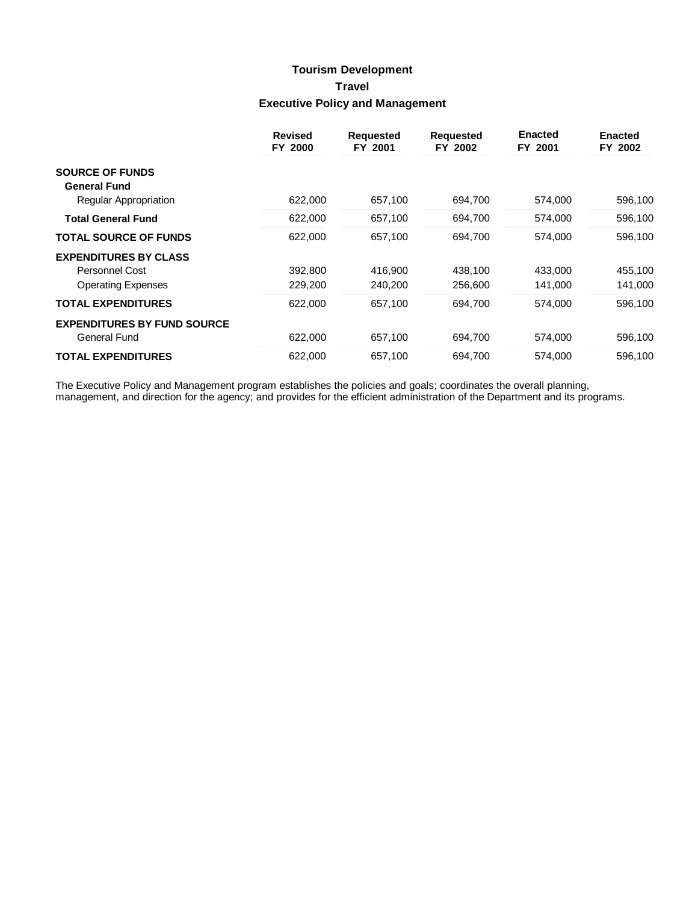# Tourism Development

## Travel

### Executive Policy and Management

| | Revised FY 2000 | Requested FY 2001 | Requested FY 2002 | Enacted FY 2001 | Enacted FY 2002 |
|---|---|---|---|---|---|
| **SOURCE OF FUNDS** | | | | | |
| **General Fund** | | | | | |
| Regular Appropriation | 622,000 | 657,100 | 694,700 | 574,000 | 596,100 |
| **Total General Fund** | 622,000 | 657,100 | 694,700 | 574,000 | 596,100 |
| **TOTAL SOURCE OF FUNDS** | 622,000 | 657,100 | 694,700 | 574,000 | 596,100 |
| **EXPENDITURES BY CLASS** | | | | | |
| Personnel Cost | 392,800 | 416,900 | 438,100 | 433,000 | 455,100 |
| Operating Expenses | 229,200 | 240,200 | 256,600 | 141,000 | 141,000 |
| **TOTAL EXPENDITURES** | 622,000 | 657,100 | 694,700 | 574,000 | 596,100 |
| **EXPENDITURES BY FUND SOURCE** | | | | | |
| General Fund | 622,000 | 657,100 | 694,700 | 574,000 | 596,100 |
| **TOTAL EXPENDITURES** | 622,000 | 657,100 | 694,700 | 574,000 | 596,100 |

The Executive Policy and Management program establishes the policies and goals; coordinates the overall planning, management, and direction for the agency; and provides for the efficient administration of the Department and its programs.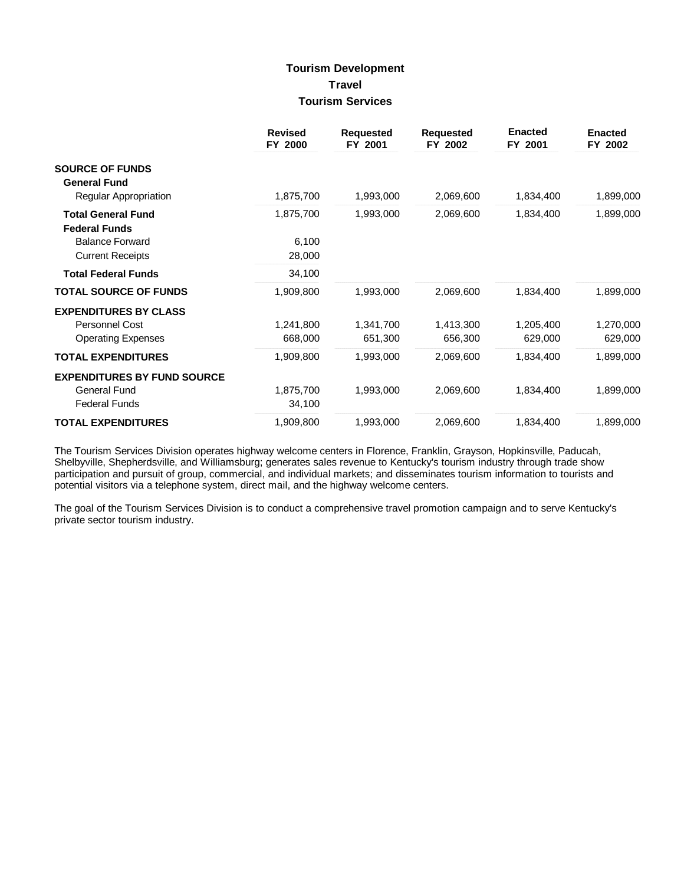# Tourism Development
## Travel
### Tourism Services

| | Revised FY 2000 | Requested FY 2001 | Requested FY 2002 | Enacted FY 2001 | Enacted FY 2002 |
|---|---|---|---|---|---|
| **SOURCE OF FUNDS** | | | | | |
| **General Fund** | | | | | |
| Regular Appropriation | 1,875,700 | 1,993,000 | 2,069,600 | 1,834,400 | 1,899,000 |
| **Total General Fund** | 1,875,700 | 1,993,000 | 2,069,600 | 1,834,400 | 1,899,000 |
| **Federal Funds** | | | | | |
| Balance Forward | 6,100 | | | | |
| Current Receipts | 28,000 | | | | |
| **Total Federal Funds** | 34,100 | | | | |
| **TOTAL SOURCE OF FUNDS** | 1,909,800 | 1,993,000 | 2,069,600 | 1,834,400 | 1,899,000 |
| **EXPENDITURES BY CLASS** | | | | | |
| Personnel Cost | 1,241,800 | 1,341,700 | 1,413,300 | 1,205,400 | 1,270,000 |
| Operating Expenses | 668,000 | 651,300 | 656,300 | 629,000 | 629,000 |
| **TOTAL EXPENDITURES** | 1,909,800 | 1,993,000 | 2,069,600 | 1,834,400 | 1,899,000 |
| **EXPENDITURES BY FUND SOURCE** | | | | | |
| General Fund | 1,875,700 | 1,993,000 | 2,069,600 | 1,834,400 | 1,899,000 |
| Federal Funds | 34,100 | | | | |
| **TOTAL EXPENDITURES** | 1,909,800 | 1,993,000 | 2,069,600 | 1,834,400 | 1,899,000 |

The Tourism Services Division operates highway welcome centers in Florence, Franklin, Grayson, Hopkinsville, Paducah, Shelbyville, Shepherdsville, and Williamsburg; generates sales revenue to Kentucky's tourism industry through trade show participation and pursuit of group, commercial, and individual markets; and disseminates tourism information to tourists and potential visitors via a telephone system, direct mail, and the highway welcome centers.

The goal of the Tourism Services Division is to conduct a comprehensive travel promotion campaign and to serve Kentucky's private sector tourism industry.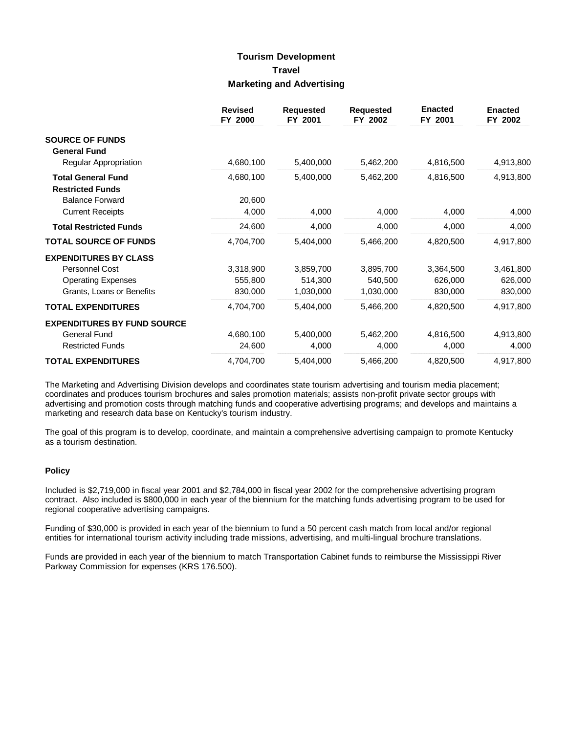# Tourism Development
## Travel
### Marketing and Advertising

| | Revised FY 2000 | Requested FY 2001 | Requested FY 2002 | Enacted FY 2001 | Enacted FY 2002 |
|---|---|---|---|---|---|
| **SOURCE OF FUNDS** | | | | | |
| **General Fund** | | | | | |
| Regular Appropriation | 4,680,100 | 5,400,000 | 5,462,200 | 4,816,500 | 4,913,800 |
| **Total General Fund** | 4,680,100 | 5,400,000 | 5,462,200 | 4,816,500 | 4,913,800 |
| **Restricted Funds** | | | | | |
| Balance Forward | 20,600 | | | | |
| Current Receipts | 4,000 | 4,000 | 4,000 | 4,000 | 4,000 |
| **Total Restricted Funds** | 24,600 | 4,000 | 4,000 | 4,000 | 4,000 |
| **TOTAL SOURCE OF FUNDS** | 4,704,700 | 5,404,000 | 5,466,200 | 4,820,500 | 4,917,800 |
| **EXPENDITURES BY CLASS** | | | | | |
| Personnel Cost | 3,318,900 | 3,859,700 | 3,895,700 | 3,364,500 | 3,461,800 |
| Operating Expenses | 555,800 | 514,300 | 540,500 | 626,000 | 626,000 |
| Grants, Loans or Benefits | 830,000 | 1,030,000 | 1,030,000 | 830,000 | 830,000 |
| **TOTAL EXPENDITURES** | 4,704,700 | 5,404,000 | 5,466,200 | 4,820,500 | 4,917,800 |
| **EXPENDITURES BY FUND SOURCE** | | | | | |
| General Fund | 4,680,100 | 5,400,000 | 5,462,200 | 4,816,500 | 4,913,800 |
| Restricted Funds | 24,600 | 4,000 | 4,000 | 4,000 | 4,000 |
| **TOTAL EXPENDITURES** | 4,704,700 | 5,404,000 | 5,466,200 | 4,820,500 | 4,917,800 |

The Marketing and Advertising Division develops and coordinates state tourism advertising and tourism media placement; coordinates and produces tourism brochures and sales promotion materials; assists non-profit private sector groups with advertising and promotion costs through matching funds and cooperative advertising programs; and develops and maintains a marketing and research data base on Kentucky's tourism industry.

The goal of this program is to develop, coordinate, and maintain a comprehensive advertising campaign to promote Kentucky as a tourism destination.

#### Policy

Included is $2,719,000 in fiscal year 2001 and $2,784,000 in fiscal year 2002 for the comprehensive advertising program contract. Also included is $800,000 in each year of the biennium for the matching funds advertising program to be used for regional cooperative advertising campaigns.

Funding of $30,000 is provided in each year of the biennium to fund a 50 percent cash match from local and/or regional entities for international tourism activity including trade missions, advertising, and multi-lingual brochure translations.

Funds are provided in each year of the biennium to match Transportation Cabinet funds to reimburse the Mississippi River Parkway Commission for expenses (KRS 176.500).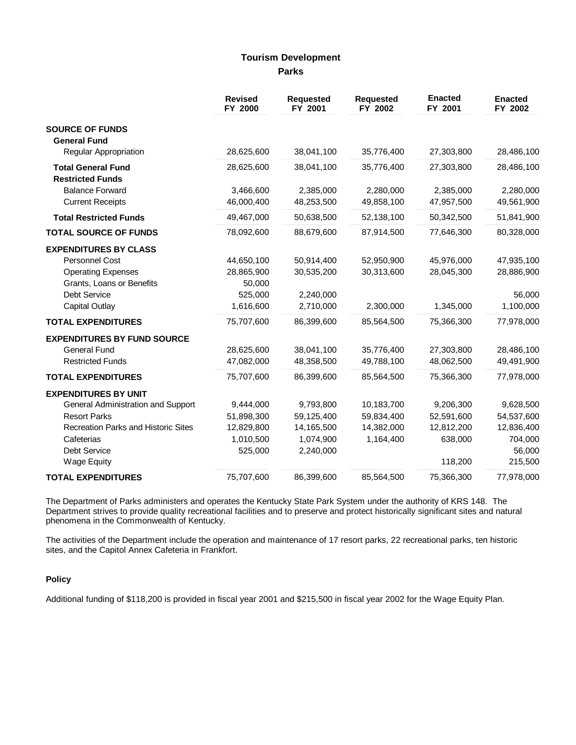## Tourism Development

### Parks

| | Revised FY 2000 | Requested FY 2001 | Requested FY 2002 | Enacted FY 2001 | Enacted FY 2002 |
|---|---|---|---|---|---|
| **SOURCE OF FUNDS** | | | | | |
| **General Fund** | | | | | |
| Regular Appropriation | 28,625,600 | 38,041,100 | 35,776,400 | 27,303,800 | 28,486,100 |
| **Total General Fund** | 28,625,600 | 38,041,100 | 35,776,400 | 27,303,800 | 28,486,100 |
| **Restricted Funds** | | | | | |
| Balance Forward | 3,466,600 | 2,385,000 | 2,280,000 | 2,385,000 | 2,280,000 |
| Current Receipts | 46,000,400 | 48,253,500 | 49,858,100 | 47,957,500 | 49,561,900 |
| **Total Restricted Funds** | 49,467,000 | 50,638,500 | 52,138,100 | 50,342,500 | 51,841,900 |
| **TOTAL SOURCE OF FUNDS** | 78,092,600 | 88,679,600 | 87,914,500 | 77,646,300 | 80,328,000 |
| **EXPENDITURES BY CLASS** | | | | | |
| Personnel Cost | 44,650,100 | 50,914,400 | 52,950,900 | 45,976,000 | 47,935,100 |
| Operating Expenses | 28,865,900 | 30,535,200 | 30,313,600 | 28,045,300 | 28,886,900 |
| Grants, Loans or Benefits | 50,000 | | | | |
| Debt Service | 525,000 | 2,240,000 | | | 56,000 |
| Capital Outlay | 1,616,600 | 2,710,000 | 2,300,000 | 1,345,000 | 1,100,000 |
| **TOTAL EXPENDITURES** | 75,707,600 | 86,399,600 | 85,564,500 | 75,366,300 | 77,978,000 |
| **EXPENDITURES BY FUND SOURCE** | | | | | |
| General Fund | 28,625,600 | 38,041,100 | 35,776,400 | 27,303,800 | 28,486,100 |
| Restricted Funds | 47,082,000 | 48,358,500 | 49,788,100 | 48,062,500 | 49,491,900 |
| **TOTAL EXPENDITURES** | 75,707,600 | 86,399,600 | 85,564,500 | 75,366,300 | 77,978,000 |
| **EXPENDITURES BY UNIT** | | | | | |
| General Administration and Support | 9,444,000 | 9,793,800 | 10,183,700 | 9,206,300 | 9,628,500 |
| Resort Parks | 51,898,300 | 59,125,400 | 59,834,400 | 52,591,600 | 54,537,600 |
| Recreation Parks and Historic Sites | 12,829,800 | 14,165,500 | 14,382,000 | 12,812,200 | 12,836,400 |
| Cafeterias | 1,010,500 | 1,074,900 | 1,164,400 | 638,000 | 704,000 |
| Debt Service | 525,000 | 2,240,000 | | | 56,000 |
| Wage Equity | | | | 118,200 | 215,500 |
| **TOTAL EXPENDITURES** | 75,707,600 | 86,399,600 | 85,564,500 | 75,366,300 | 77,978,000 |

The Department of Parks administers and operates the Kentucky State Park System under the authority of KRS 148. The Department strives to provide quality recreational facilities and to preserve and protect historically significant sites and natural phenomena in the Commonwealth of Kentucky.

The activities of the Department include the operation and maintenance of 17 resort parks, 22 recreational parks, ten historic sites, and the Capitol Annex Cafeteria in Frankfort.

#### Policy

Additional funding of $118,200 is provided in fiscal year 2001 and $215,500 in fiscal year 2002 for the Wage Equity Plan.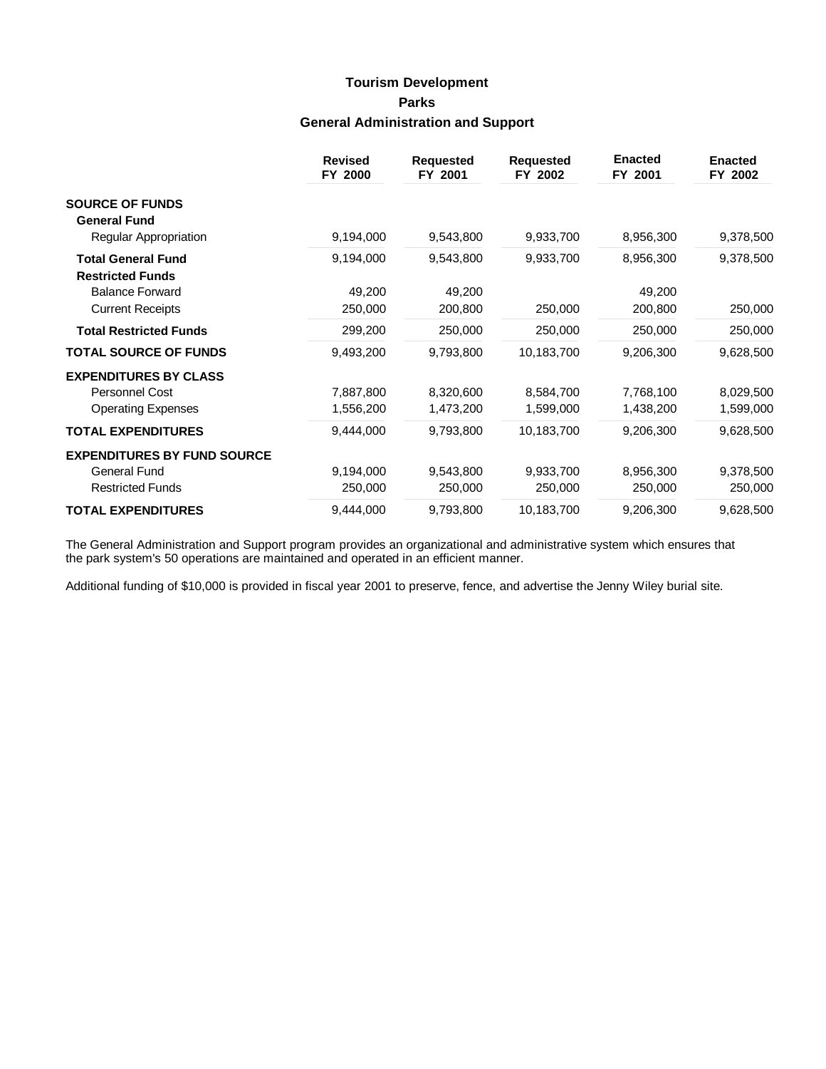# Tourism Development

## Parks

### General Administration and Support

| | Revised FY 2000 | Requested FY 2001 | Requested FY 2002 | Enacted FY 2001 | Enacted FY 2002 |
|---|---|---|---|---|---|
| **SOURCE OF FUNDS** | | | | | |
| **General Fund** | | | | | |
| Regular Appropriation | 9,194,000 | 9,543,800 | 9,933,700 | 8,956,300 | 9,378,500 |
| **Total General Fund** | 9,194,000 | 9,543,800 | 9,933,700 | 8,956,300 | 9,378,500 |
| **Restricted Funds** | | | | | |
| Balance Forward | 49,200 | 49,200 | | 49,200 | |
| Current Receipts | 250,000 | 200,800 | 250,000 | 200,800 | 250,000 |
| **Total Restricted Funds** | 299,200 | 250,000 | 250,000 | 250,000 | 250,000 |
| **TOTAL SOURCE OF FUNDS** | 9,493,200 | 9,793,800 | 10,183,700 | 9,206,300 | 9,628,500 |
| **EXPENDITURES BY CLASS** | | | | | |
| Personnel Cost | 7,887,800 | 8,320,600 | 8,584,700 | 7,768,100 | 8,029,500 |
| Operating Expenses | 1,556,200 | 1,473,200 | 1,599,000 | 1,438,200 | 1,599,000 |
| **TOTAL EXPENDITURES** | 9,444,000 | 9,793,800 | 10,183,700 | 9,206,300 | 9,628,500 |
| **EXPENDITURES BY FUND SOURCE** | | | | | |
| General Fund | 9,194,000 | 9,543,800 | 9,933,700 | 8,956,300 | 9,378,500 |
| Restricted Funds | 250,000 | 250,000 | 250,000 | 250,000 | 250,000 |
| **TOTAL EXPENDITURES** | 9,444,000 | 9,793,800 | 10,183,700 | 9,206,300 | 9,628,500 |

The General Administration and Support program provides an organizational and administrative system which ensures that the park system's 50 operations are maintained and operated in an efficient manner.

Additional funding of $10,000 is provided in fiscal year 2001 to preserve, fence, and advertise the Jenny Wiley burial site.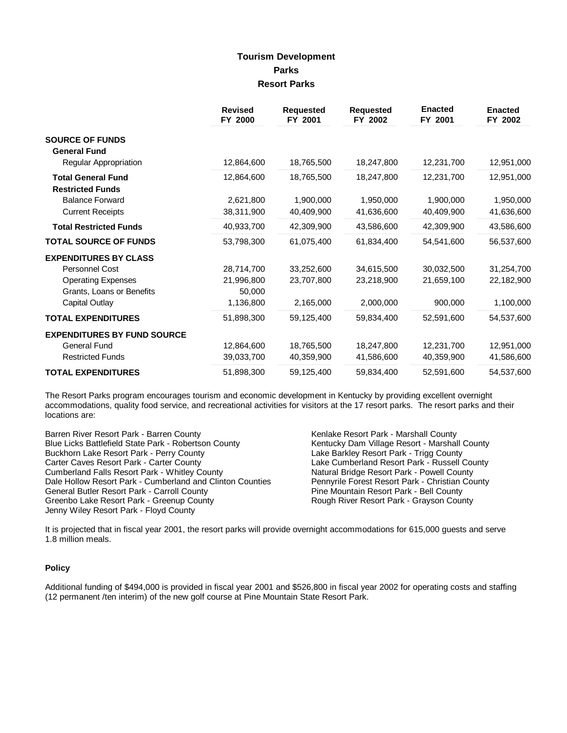# Tourism Development
## Parks
### Resort Parks

| | Revised FY 2000 | Requested FY 2001 | Requested FY 2002 | Enacted FY 2001 | Enacted FY 2002 |
|---|---|---|---|---|---|
| **SOURCE OF FUNDS** | | | | | |
| **General Fund** | | | | | |
| Regular Appropriation | 12,864,600 | 18,765,500 | 18,247,800 | 12,231,700 | 12,951,000 |
| **Total General Fund** | 12,864,600 | 18,765,500 | 18,247,800 | 12,231,700 | 12,951,000 |
| **Restricted Funds** | | | | | |
| Balance Forward | 2,621,800 | 1,900,000 | 1,950,000 | 1,900,000 | 1,950,000 |
| Current Receipts | 38,311,900 | 40,409,900 | 41,636,600 | 40,409,900 | 41,636,600 |
| **Total Restricted Funds** | 40,933,700 | 42,309,900 | 43,586,600 | 42,309,900 | 43,586,600 |
| **TOTAL SOURCE OF FUNDS** | 53,798,300 | 61,075,400 | 61,834,400 | 54,541,600 | 56,537,600 |
| **EXPENDITURES BY CLASS** | | | | | |
| Personnel Cost | 28,714,700 | 33,252,600 | 34,615,500 | 30,032,500 | 31,254,700 |
| Operating Expenses | 21,996,800 | 23,707,800 | 23,218,900 | 21,659,100 | 22,182,900 |
| Grants, Loans or Benefits | 50,000 | | | | |
| Capital Outlay | 1,136,800 | 2,165,000 | 2,000,000 | 900,000 | 1,100,000 |
| **TOTAL EXPENDITURES** | 51,898,300 | 59,125,400 | 59,834,400 | 52,591,600 | 54,537,600 |
| **EXPENDITURES BY FUND SOURCE** | | | | | |
| General Fund | 12,864,600 | 18,765,500 | 18,247,800 | 12,231,700 | 12,951,000 |
| Restricted Funds | 39,033,700 | 40,359,900 | 41,586,600 | 40,359,900 | 41,586,600 |
| **TOTAL EXPENDITURES** | 51,898,300 | 59,125,400 | 59,834,400 | 52,591,600 | 54,537,600 |

The Resort Parks program encourages tourism and economic development in Kentucky by providing excellent overnight accommodations, quality food service, and recreational activities for visitors at the 17 resort parks. The resort parks and their locations are:

Barren River Resort Park - Barren County
Blue Licks Battlefield State Park - Robertson County
Buckhorn Lake Resort Park - Perry County
Carter Caves Resort Park - Carter County
Cumberland Falls Resort Park - Whitley County
Dale Hollow Resort Park - Cumberland and Clinton Counties
General Butler Resort Park - Carroll County
Greenbo Lake Resort Park - Greenup County
Jenny Wiley Resort Park - Floyd County
Kenlake Resort Park - Marshall County
Kentucky Dam Village Resort - Marshall County
Lake Barkley Resort Park - Trigg County
Lake Cumberland Resort Park - Russell County
Natural Bridge Resort Park - Powell County
Pennyrile Forest Resort Park - Christian County
Pine Mountain Resort Park - Bell County
Rough River Resort Park - Grayson County

It is projected that in fiscal year 2001, the resort parks will provide overnight accommodations for 615,000 guests and serve 1.8 million meals.

#### Policy

Additional funding of $494,000 is provided in fiscal year 2001 and $526,800 in fiscal year 2002 for operating costs and staffing (12 permanent /ten interim) of the new golf course at Pine Mountain State Resort Park.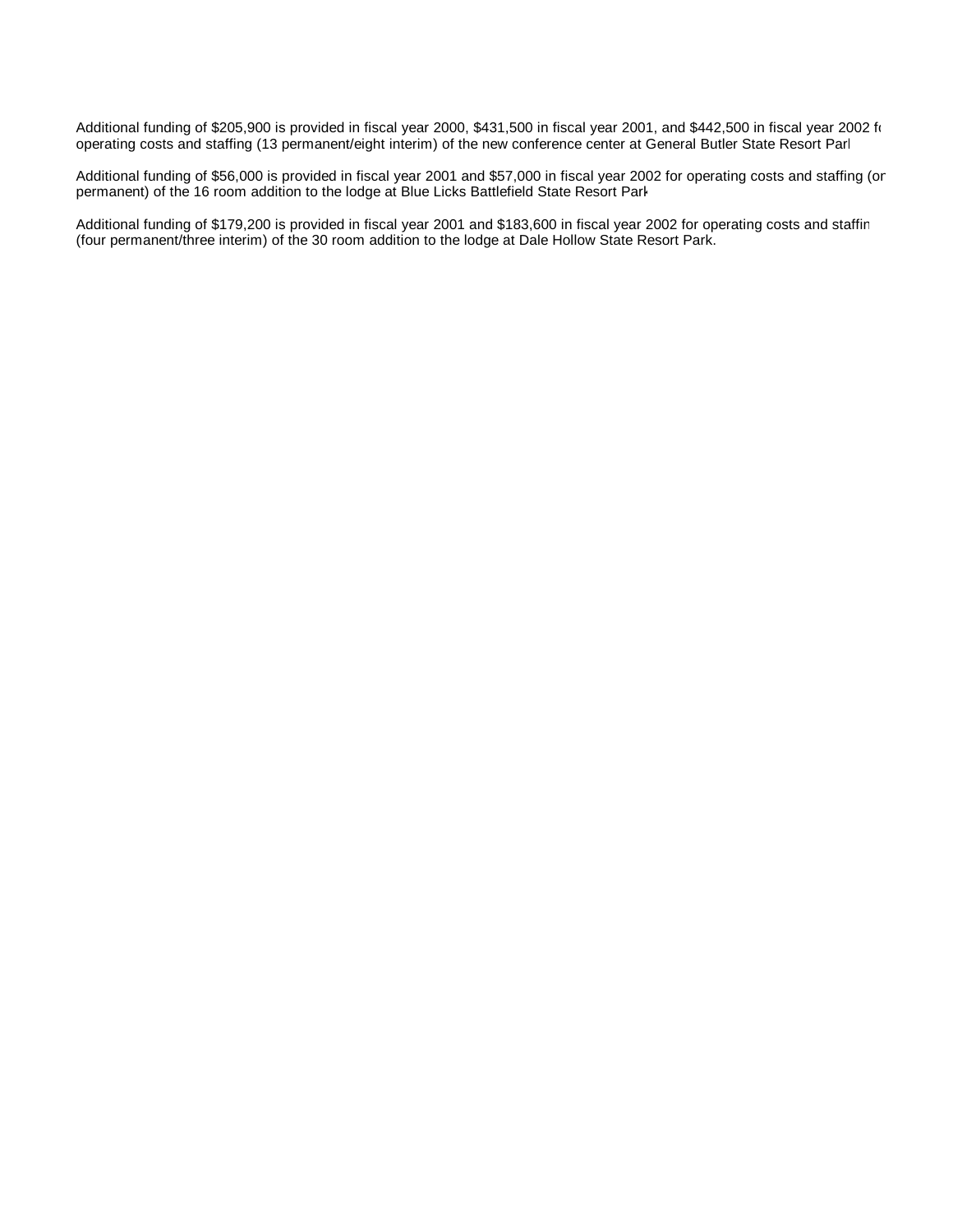Additional funding of $205,900 is provided in fiscal year 2000, $431,500 in fiscal year 2001, and $442,500 in fiscal year 2002 fo operating costs and staffing (13 permanent/eight interim) of the new conference center at General Butler State Resort Parl

Additional funding of $56,000 is provided in fiscal year 2001 and $57,000 in fiscal year 2002 for operating costs and staffing (or permanent) of the 16 room addition to the lodge at Blue Licks Battlefield State Resort Park

Additional funding of $179,200 is provided in fiscal year 2001 and $183,600 in fiscal year 2002 for operating costs and staffin (four permanent/three interim) of the 30 room addition to the lodge at Dale Hollow State Resort Park.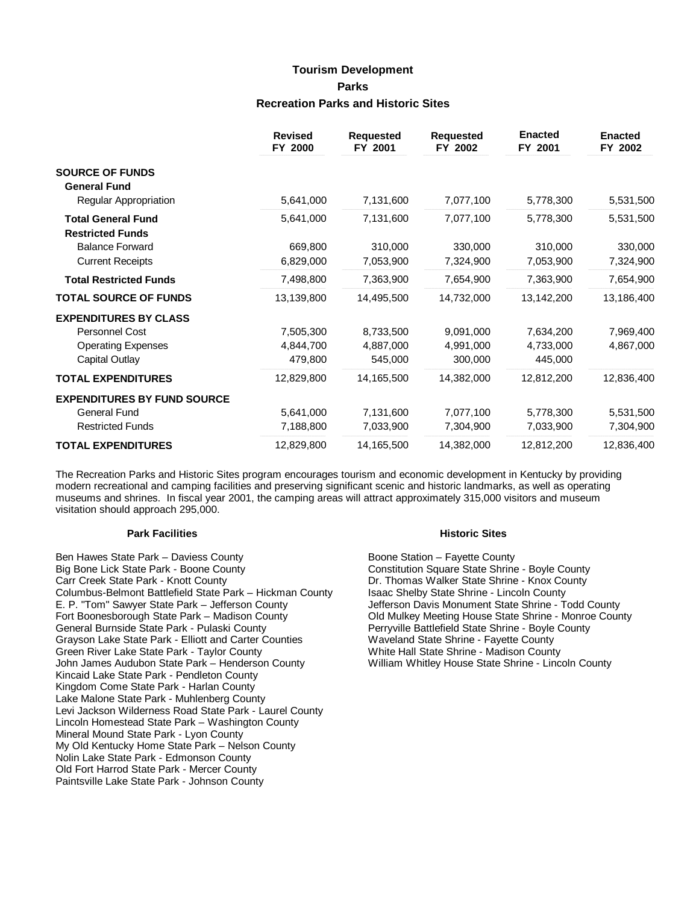# Tourism Development
## Parks
### Recreation Parks and Historic Sites

| | Revised FY 2000 | Requested FY 2001 | Requested FY 2002 | Enacted FY 2001 | Enacted FY 2002 |
|---|---|---|---|---|---|
| **SOURCE OF FUNDS** | | | | | |
| **General Fund** | | | | | |
| Regular Appropriation | 5,641,000 | 7,131,600 | 7,077,100 | 5,778,300 | 5,531,500 |
| **Total General Fund** | 5,641,000 | 7,131,600 | 7,077,100 | 5,778,300 | 5,531,500 |
| **Restricted Funds** | | | | | |
| Balance Forward | 669,800 | 310,000 | 330,000 | 310,000 | 330,000 |
| Current Receipts | 6,829,000 | 7,053,900 | 7,324,900 | 7,053,900 | 7,324,900 |
| **Total Restricted Funds** | 7,498,800 | 7,363,900 | 7,654,900 | 7,363,900 | 7,654,900 |
| **TOTAL SOURCE OF FUNDS** | 13,139,800 | 14,495,500 | 14,732,000 | 13,142,200 | 13,186,400 |
| **EXPENDITURES BY CLASS** | | | | | |
| Personnel Cost | 7,505,300 | 8,733,500 | 9,091,000 | 7,634,200 | 7,969,400 |
| Operating Expenses | 4,844,700 | 4,887,000 | 4,991,000 | 4,733,000 | 4,867,000 |
| Capital Outlay | 479,800 | 545,000 | 300,000 | 445,000 | |
| **TOTAL EXPENDITURES** | 12,829,800 | 14,165,500 | 14,382,000 | 12,812,200 | 12,836,400 |
| **EXPENDITURES BY FUND SOURCE** | | | | | |
| General Fund | 5,641,000 | 7,131,600 | 7,077,100 | 5,778,300 | 5,531,500 |
| Restricted Funds | 7,188,800 | 7,033,900 | 7,304,900 | 7,033,900 | 7,304,900 |
| **TOTAL EXPENDITURES** | 12,829,800 | 14,165,500 | 14,382,000 | 12,812,200 | 12,836,400 |

The Recreation Parks and Historic Sites program encourages tourism and economic development in Kentucky by providing modern recreational and camping facilities and preserving significant scenic and historic landmarks, as well as operating museums and shrines. In fiscal year 2001, the camping areas will attract approximately 315,000 visitors and museum visitation should approach 295,000.

**Park Facilities**

Ben Hawes State Park – Daviess County
Big Bone Lick State Park - Boone County
Carr Creek State Park - Knott County
Columbus-Belmont Battlefield State Park – Hickman County
E. P. "Tom" Sawyer State Park – Jefferson County
Fort Boonesborough State Park – Madison County
General Burnside State Park - Pulaski County
Grayson Lake State Park - Elliott and Carter Counties
Green River Lake State Park - Taylor County
John James Audubon State Park – Henderson County
Kincaid Lake State Park - Pendleton County
Kingdom Come State Park - Harlan County
Lake Malone State Park - Muhlenberg County
Levi Jackson Wilderness Road State Park - Laurel County
Lincoln Homestead State Park – Washington County
Mineral Mound State Park - Lyon County
My Old Kentucky Home State Park – Nelson County
Nolin Lake State Park - Edmonson County
Old Fort Harrod State Park - Mercer County
Paintsville Lake State Park - Johnson County

**Historic Sites**

Boone Station – Fayette County
Constitution Square State Shrine - Boyle County
Dr. Thomas Walker State Shrine - Knox County
Isaac Shelby State Shrine - Lincoln County
Jefferson Davis Monument State Shrine - Todd County
Old Mulkey Meeting House State Shrine - Monroe County
Perryville Battlefield State Shrine - Boyle County
Waveland State Shrine - Fayette County
White Hall State Shrine - Madison County
William Whitley House State Shrine - Lincoln County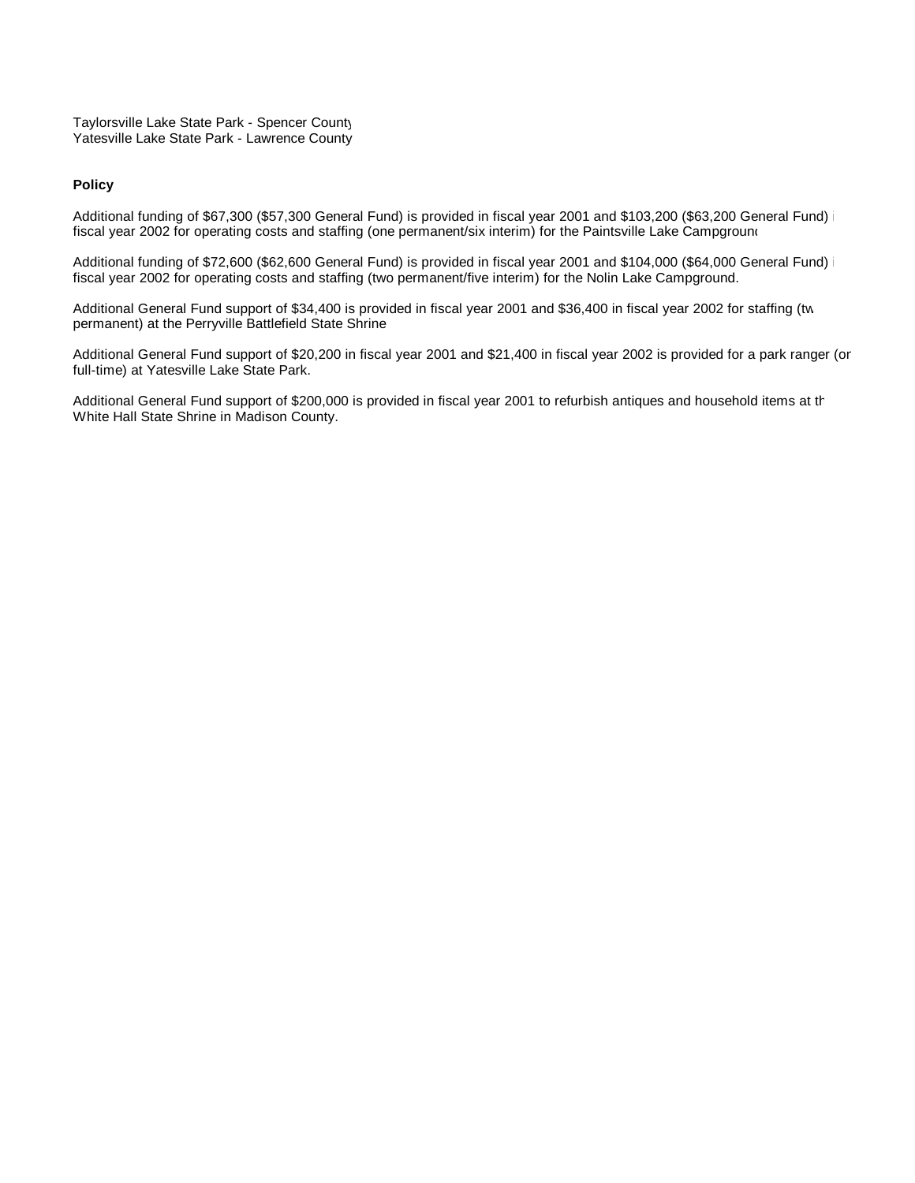Taylorsville Lake State Park - Spencer County
Yatesville Lake State Park - Lawrence County

**Policy**

Additional funding of $67,300 ($57,300 General Fund) is provided in fiscal year 2001 and $103,200 ($63,200 General Fund) in fiscal year 2002 for operating costs and staffing (one permanent/six interim) for the Paintsville Lake Campground.

Additional funding of $72,600 ($62,600 General Fund) is provided in fiscal year 2001 and $104,000 ($64,000 General Fund) in fiscal year 2002 for operating costs and staffing (two permanent/five interim) for the Nolin Lake Campground.

Additional General Fund support of $34,400 is provided in fiscal year 2001 and $36,400 in fiscal year 2002 for staffing (two permanent) at the Perryville Battlefield State Shrine.

Additional General Fund support of $20,200 in fiscal year 2001 and $21,400 in fiscal year 2002 is provided for a park ranger (one full-time) at Yatesville Lake State Park.

Additional General Fund support of $200,000 is provided in fiscal year 2001 to refurbish antiques and household items at the White Hall State Shrine in Madison County.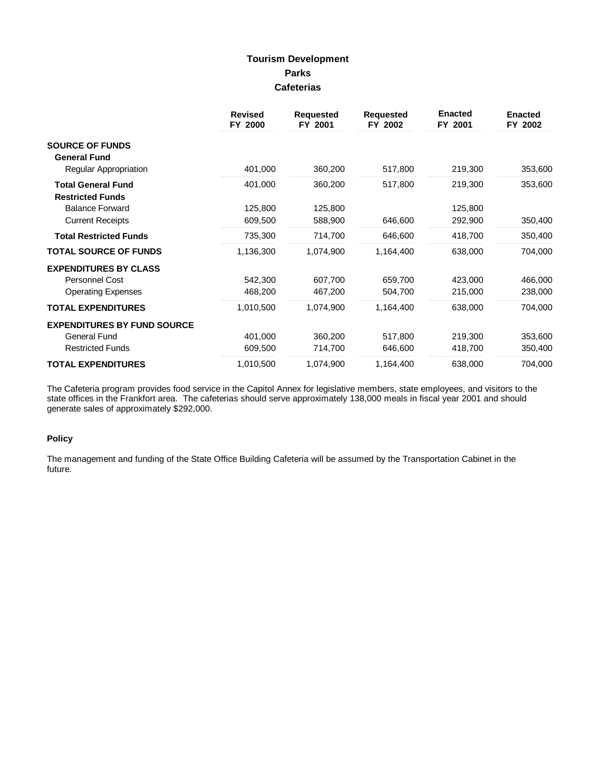# Tourism Development
## Parks
### Cafeterias

| | Revised FY 2000 | Requested FY 2001 | Requested FY 2002 | Enacted FY 2001 | Enacted FY 2002 |
|---|---|---|---|---|---|
| **SOURCE OF FUNDS** | | | | | |
| **General Fund** | | | | | |
| Regular Appropriation | 401,000 | 360,200 | 517,800 | 219,300 | 353,600 |
| **Total General Fund** | 401,000 | 360,200 | 517,800 | 219,300 | 353,600 |
| **Restricted Funds** | | | | | |
| Balance Forward | 125,800 | 125,800 | | 125,800 | |
| Current Receipts | 609,500 | 588,900 | 646,600 | 292,900 | 350,400 |
| **Total Restricted Funds** | 735,300 | 714,700 | 646,600 | 418,700 | 350,400 |
| **TOTAL SOURCE OF FUNDS** | 1,136,300 | 1,074,900 | 1,164,400 | 638,000 | 704,000 |
| **EXPENDITURES BY CLASS** | | | | | |
| Personnel Cost | 542,300 | 607,700 | 659,700 | 423,000 | 466,000 |
| Operating Expenses | 468,200 | 467,200 | 504,700 | 215,000 | 238,000 |
| **TOTAL EXPENDITURES** | 1,010,500 | 1,074,900 | 1,164,400 | 638,000 | 704,000 |
| **EXPENDITURES BY FUND SOURCE** | | | | | |
| General Fund | 401,000 | 360,200 | 517,800 | 219,300 | 353,600 |
| Restricted Funds | 609,500 | 714,700 | 646,600 | 418,700 | 350,400 |
| **TOTAL EXPENDITURES** | 1,010,500 | 1,074,900 | 1,164,400 | 638,000 | 704,000 |

The Cafeteria program provides food service in the Capitol Annex for legislative members, state employees, and visitors to the state offices in the Frankfort area. The cafeterias should serve approximately 138,000 meals in fiscal year 2001 and should generate sales of approximately $292,000.

#### Policy

The management and funding of the State Office Building Cafeteria will be assumed by the Transportation Cabinet in the future.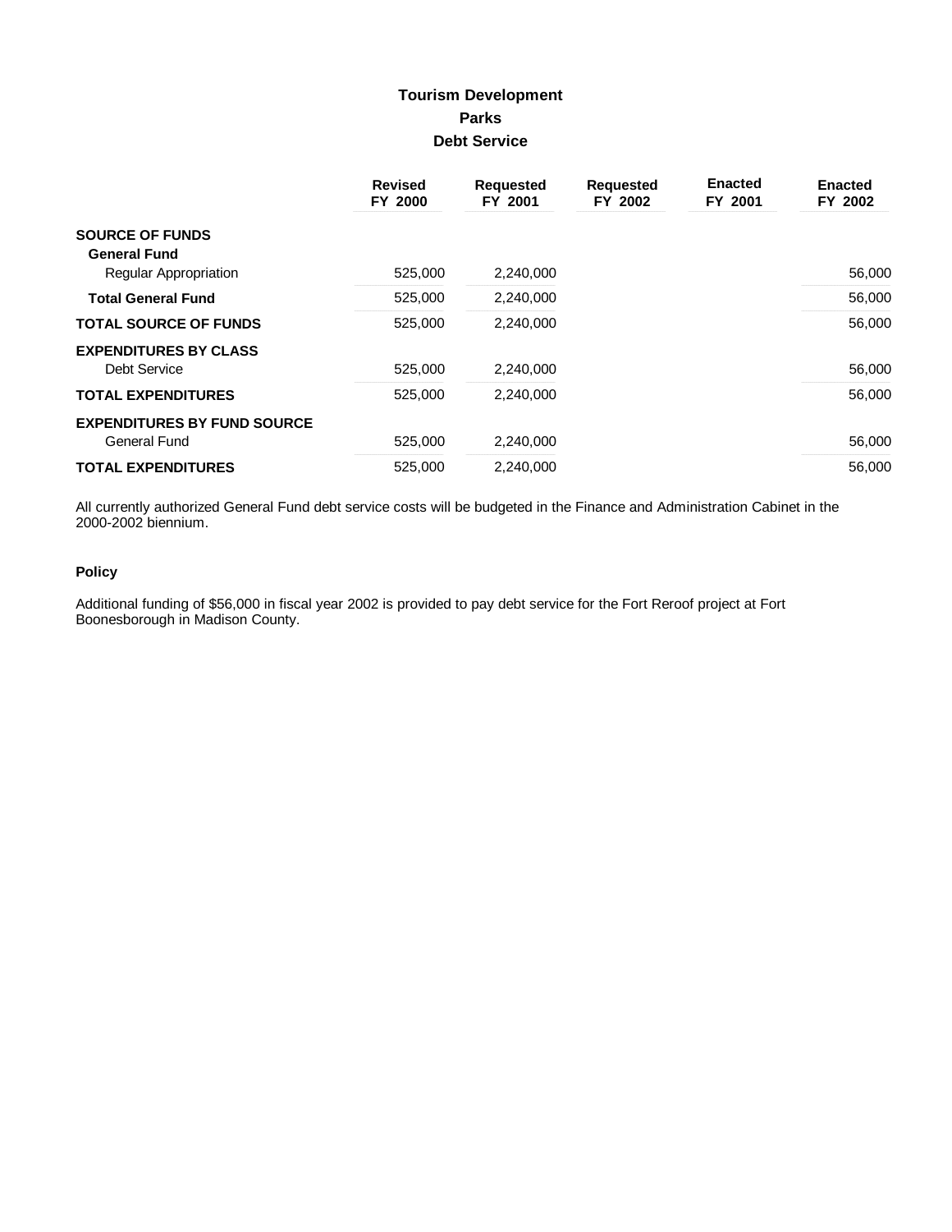# Tourism Development
## Parks
### Debt Service

| | Revised FY 2000 | Requested FY 2001 | Requested FY 2002 | Enacted FY 2001 | Enacted FY 2002 |
|---|---|---|---|---|---|
| **SOURCE OF FUNDS** | | | | | |
| **General Fund** | | | | | |
| Regular Appropriation | 525,000 | 2,240,000 | | | 56,000 |
| **Total General Fund** | 525,000 | 2,240,000 | | | 56,000 |
| **TOTAL SOURCE OF FUNDS** | 525,000 | 2,240,000 | | | 56,000 |
| **EXPENDITURES BY CLASS** | | | | | |
| Debt Service | 525,000 | 2,240,000 | | | 56,000 |
| **TOTAL EXPENDITURES** | 525,000 | 2,240,000 | | | 56,000 |
| **EXPENDITURES BY FUND SOURCE** | | | | | |
| General Fund | 525,000 | 2,240,000 | | | 56,000 |
| **TOTAL EXPENDITURES** | 525,000 | 2,240,000 | | | 56,000 |

All currently authorized General Fund debt service costs will be budgeted in the Finance and Administration Cabinet in the 2000-2002 biennium.

#### Policy

Additional funding of $56,000 in fiscal year 2002 is provided to pay debt service for the Fort Reroof project at Fort Boonesborough in Madison County.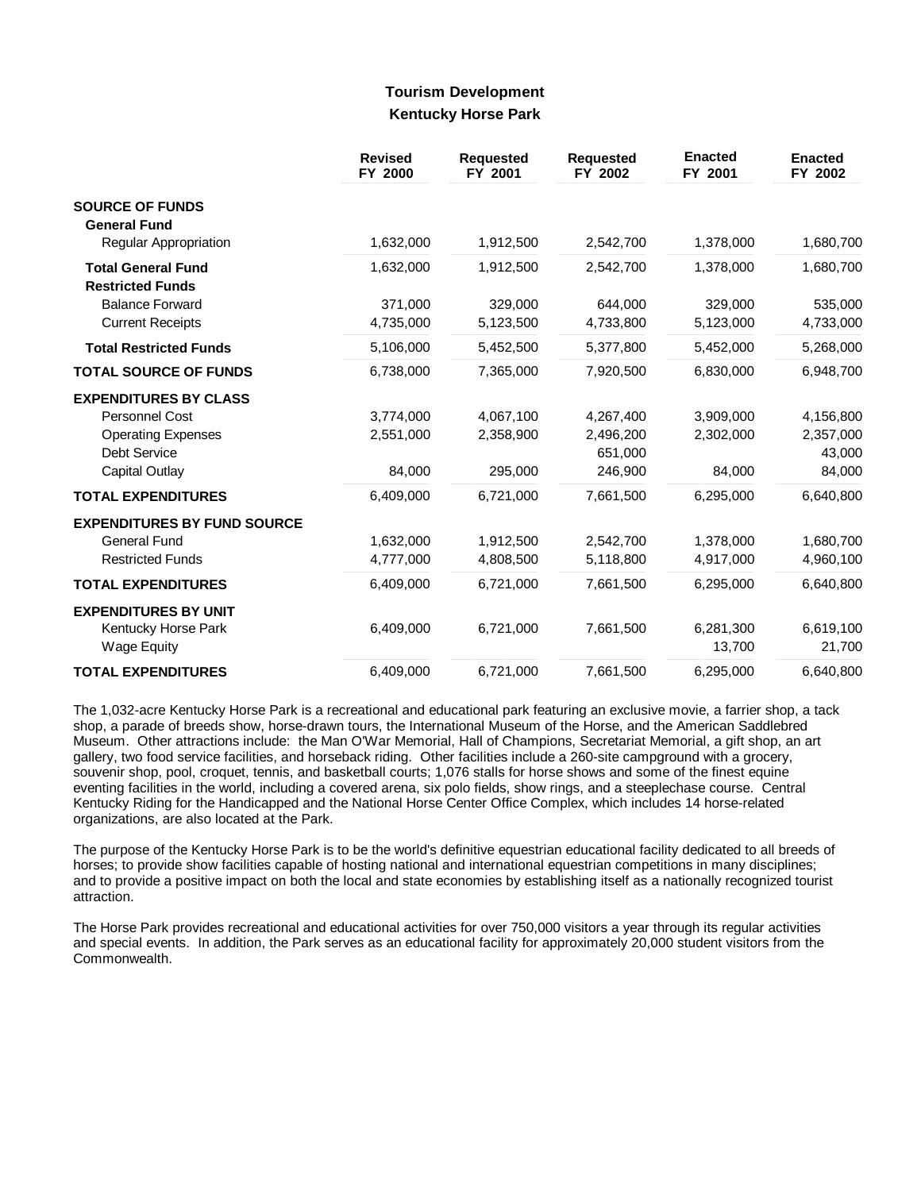## Tourism Development
### Kentucky Horse Park

| | Revised FY 2000 | Requested FY 2001 | Requested FY 2002 | Enacted FY 2001 | Enacted FY 2002 |
|---|---|---|---|---|---|
| **SOURCE OF FUNDS** | | | | | |
| **General Fund** | | | | | |
| Regular Appropriation | 1,632,000 | 1,912,500 | 2,542,700 | 1,378,000 | 1,680,700 |
| **Total General Fund** | 1,632,000 | 1,912,500 | 2,542,700 | 1,378,000 | 1,680,700 |
| **Restricted Funds** | | | | | |
| Balance Forward | 371,000 | 329,000 | 644,000 | 329,000 | 535,000 |
| Current Receipts | 4,735,000 | 5,123,500 | 4,733,800 | 5,123,000 | 4,733,000 |
| **Total Restricted Funds** | 5,106,000 | 5,452,500 | 5,377,800 | 5,452,000 | 5,268,000 |
| **TOTAL SOURCE OF FUNDS** | 6,738,000 | 7,365,000 | 7,920,500 | 6,830,000 | 6,948,700 |
| **EXPENDITURES BY CLASS** | | | | | |
| Personnel Cost | 3,774,000 | 4,067,100 | 4,267,400 | 3,909,000 | 4,156,800 |
| Operating Expenses | 2,551,000 | 2,358,900 | 2,496,200 | 2,302,000 | 2,357,000 |
| Debt Service | | | 651,000 | | 43,000 |
| Capital Outlay | 84,000 | 295,000 | 246,900 | 84,000 | 84,000 |
| **TOTAL EXPENDITURES** | 6,409,000 | 6,721,000 | 7,661,500 | 6,295,000 | 6,640,800 |
| **EXPENDITURES BY FUND SOURCE** | | | | | |
| General Fund | 1,632,000 | 1,912,500 | 2,542,700 | 1,378,000 | 1,680,700 |
| Restricted Funds | 4,777,000 | 4,808,500 | 5,118,800 | 4,917,000 | 4,960,100 |
| **TOTAL EXPENDITURES** | 6,409,000 | 6,721,000 | 7,661,500 | 6,295,000 | 6,640,800 |
| **EXPENDITURES BY UNIT** | | | | | |
| Kentucky Horse Park | 6,409,000 | 6,721,000 | 7,661,500 | 6,281,300 | 6,619,100 |
| Wage Equity | | | | 13,700 | 21,700 |
| **TOTAL EXPENDITURES** | 6,409,000 | 6,721,000 | 7,661,500 | 6,295,000 | 6,640,800 |

The 1,032-acre Kentucky Horse Park is a recreational and educational park featuring an exclusive movie, a farrier shop, a tack shop, a parade of breeds show, horse-drawn tours, the International Museum of the Horse, and the American Saddlebred Museum. Other attractions include: the Man O'War Memorial, Hall of Champions, Secretariat Memorial, a gift shop, an art gallery, two food service facilities, and horseback riding. Other facilities include a 260-site campground with a grocery, souvenir shop, pool, croquet, tennis, and basketball courts; 1,076 stalls for horse shows and some of the finest equine eventing facilities in the world, including a covered arena, six polo fields, show rings, and a steeplechase course. Central Kentucky Riding for the Handicapped and the National Horse Center Office Complex, which includes 14 horse-related organizations, are also located at the Park.

The purpose of the Kentucky Horse Park is to be the world's definitive equestrian educational facility dedicated to all breeds of horses; to provide show facilities capable of hosting national and international equestrian competitions in many disciplines; and to provide a positive impact on both the local and state economies by establishing itself as a nationally recognized tourist attraction.

The Horse Park provides recreational and educational activities for over 750,000 visitors a year through its regular activities and special events. In addition, the Park serves as an educational facility for approximately 20,000 student visitors from the Commonwealth.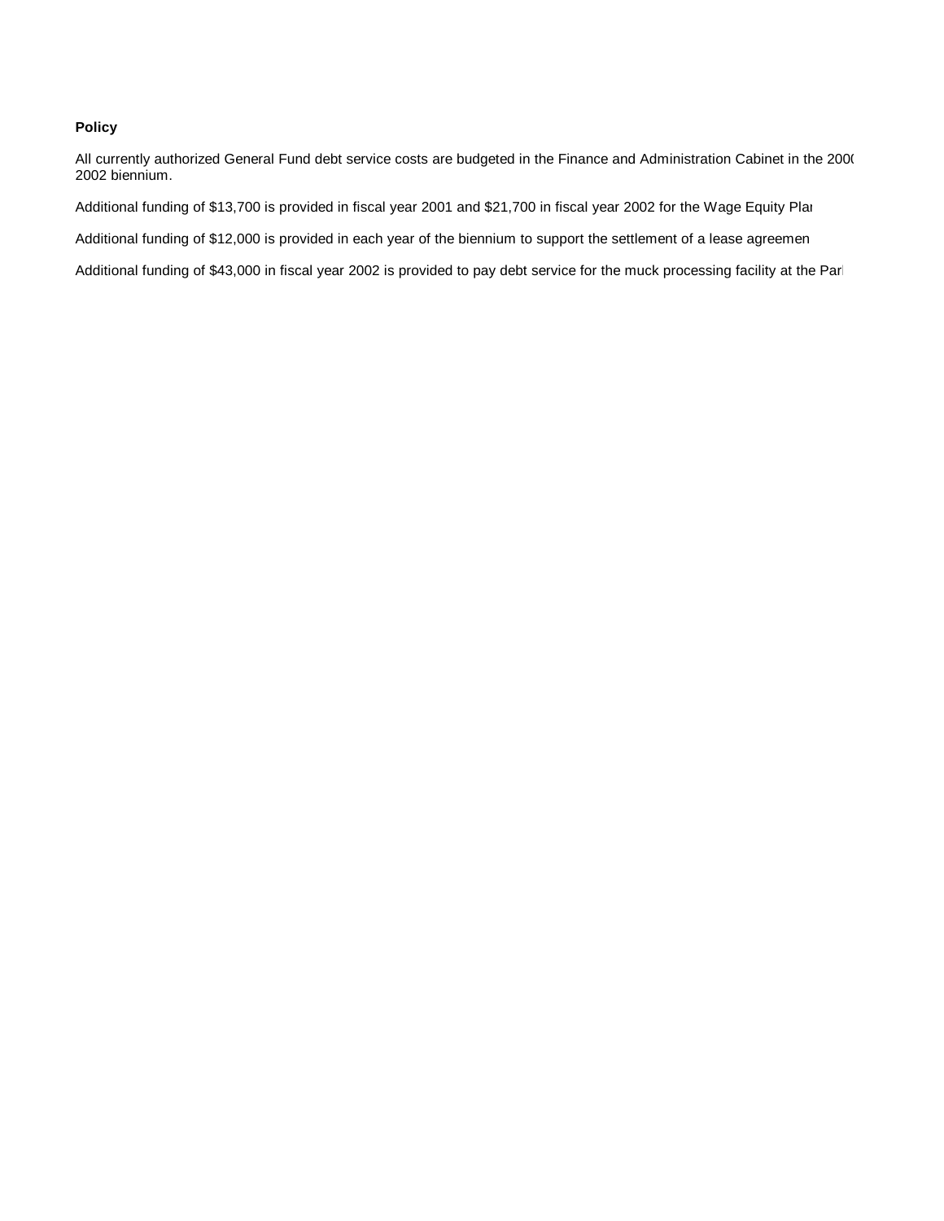**Policy**

All currently authorized General Fund debt service costs are budgeted in the Finance and Administration Cabinet in the 2000-2002 biennium.

Additional funding of $13,700 is provided in fiscal year 2001 and $21,700 in fiscal year 2002 for the Wage Equity Plan

Additional funding of $12,000 is provided in each year of the biennium to support the settlement of a lease agreemen

Additional funding of $43,000 in fiscal year 2002 is provided to pay debt service for the muck processing facility at the Park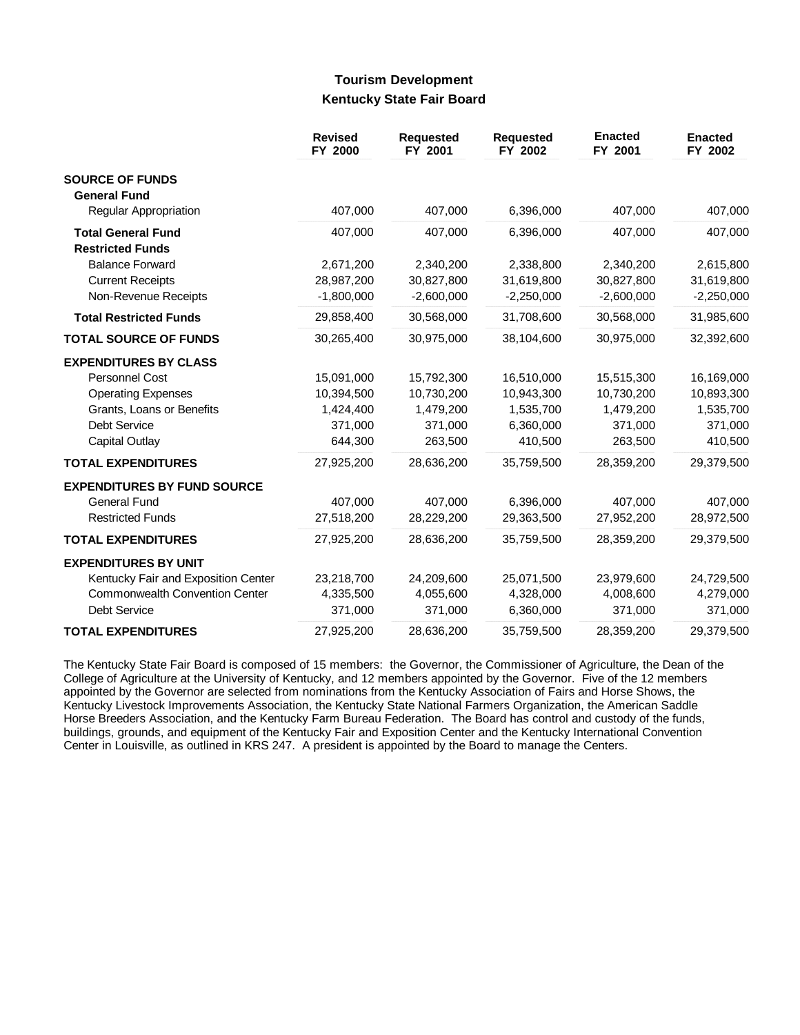## Tourism Development
### Kentucky State Fair Board

| | Revised FY 2000 | Requested FY 2001 | Requested FY 2002 | Enacted FY 2001 | Enacted FY 2002 |
|---|---|---|---|---|---|
| **SOURCE OF FUNDS** | | | | | |
| **General Fund** | | | | | |
| Regular Appropriation | 407,000 | 407,000 | 6,396,000 | 407,000 | 407,000 |
| **Total General Fund** | 407,000 | 407,000 | 6,396,000 | 407,000 | 407,000 |
| **Restricted Funds** | | | | | |
| Balance Forward | 2,671,200 | 2,340,200 | 2,338,800 | 2,340,200 | 2,615,800 |
| Current Receipts | 28,987,200 | 30,827,800 | 31,619,800 | 30,827,800 | 31,619,800 |
| Non-Revenue Receipts | -1,800,000 | -2,600,000 | -2,250,000 | -2,600,000 | -2,250,000 |
| **Total Restricted Funds** | 29,858,400 | 30,568,000 | 31,708,600 | 30,568,000 | 31,985,600 |
| **TOTAL SOURCE OF FUNDS** | 30,265,400 | 30,975,000 | 38,104,600 | 30,975,000 | 32,392,600 |
| **EXPENDITURES BY CLASS** | | | | | |
| Personnel Cost | 15,091,000 | 15,792,300 | 16,510,000 | 15,515,300 | 16,169,000 |
| Operating Expenses | 10,394,500 | 10,730,200 | 10,943,300 | 10,730,200 | 10,893,300 |
| Grants, Loans or Benefits | 1,424,400 | 1,479,200 | 1,535,700 | 1,479,200 | 1,535,700 |
| Debt Service | 371,000 | 371,000 | 6,360,000 | 371,000 | 371,000 |
| Capital Outlay | 644,300 | 263,500 | 410,500 | 263,500 | 410,500 |
| **TOTAL EXPENDITURES** | 27,925,200 | 28,636,200 | 35,759,500 | 28,359,200 | 29,379,500 |
| **EXPENDITURES BY FUND SOURCE** | | | | | |
| General Fund | 407,000 | 407,000 | 6,396,000 | 407,000 | 407,000 |
| Restricted Funds | 27,518,200 | 28,229,200 | 29,363,500 | 27,952,200 | 28,972,500 |
| **TOTAL EXPENDITURES** | 27,925,200 | 28,636,200 | 35,759,500 | 28,359,200 | 29,379,500 |
| **EXPENDITURES BY UNIT** | | | | | |
| Kentucky Fair and Exposition Center | 23,218,700 | 24,209,600 | 25,071,500 | 23,979,600 | 24,729,500 |
| Commonwealth Convention Center | 4,335,500 | 4,055,600 | 4,328,000 | 4,008,600 | 4,279,000 |
| Debt Service | 371,000 | 371,000 | 6,360,000 | 371,000 | 371,000 |
| **TOTAL EXPENDITURES** | 27,925,200 | 28,636,200 | 35,759,500 | 28,359,200 | 29,379,500 |

The Kentucky State Fair Board is composed of 15 members: the Governor, the Commissioner of Agriculture, the Dean of the College of Agriculture at the University of Kentucky, and 12 members appointed by the Governor. Five of the 12 members appointed by the Governor are selected from nominations from the Kentucky Association of Fairs and Horse Shows, the Kentucky Livestock Improvements Association, the Kentucky State National Farmers Organization, the American Saddle Horse Breeders Association, and the Kentucky Farm Bureau Federation. The Board has control and custody of the funds, buildings, grounds, and equipment of the Kentucky Fair and Exposition Center and the Kentucky International Convention Center in Louisville, as outlined in KRS 247. A president is appointed by the Board to manage the Centers.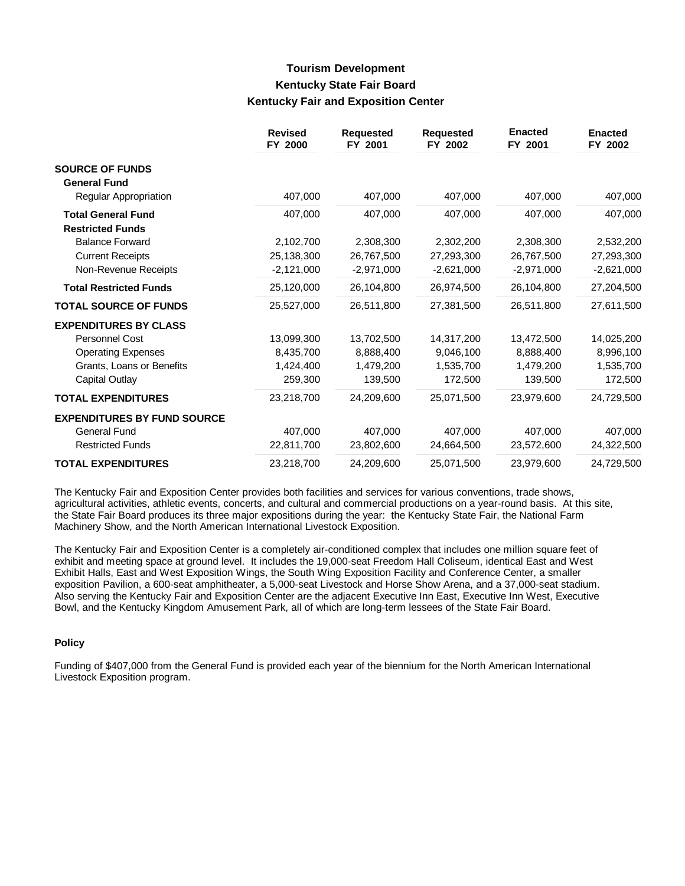# Tourism Development
## Kentucky State Fair Board
### Kentucky Fair and Exposition Center

| | Revised FY 2000 | Requested FY 2001 | Requested FY 2002 | Enacted FY 2001 | Enacted FY 2002 |
|---|---|---|---|---|---|
| **SOURCE OF FUNDS** | | | | | |
| **General Fund** | | | | | |
| Regular Appropriation | 407,000 | 407,000 | 407,000 | 407,000 | 407,000 |
| **Total General Fund** | 407,000 | 407,000 | 407,000 | 407,000 | 407,000 |
| **Restricted Funds** | | | | | |
| Balance Forward | 2,102,700 | 2,308,300 | 2,302,200 | 2,308,300 | 2,532,200 |
| Current Receipts | 25,138,300 | 26,767,500 | 27,293,300 | 26,767,500 | 27,293,300 |
| Non-Revenue Receipts | -2,121,000 | -2,971,000 | -2,621,000 | -2,971,000 | -2,621,000 |
| **Total Restricted Funds** | 25,120,000 | 26,104,800 | 26,974,500 | 26,104,800 | 27,204,500 |
| **TOTAL SOURCE OF FUNDS** | 25,527,000 | 26,511,800 | 27,381,500 | 26,511,800 | 27,611,500 |
| **EXPENDITURES BY CLASS** | | | | | |
| Personnel Cost | 13,099,300 | 13,702,500 | 14,317,200 | 13,472,500 | 14,025,200 |
| Operating Expenses | 8,435,700 | 8,888,400 | 9,046,100 | 8,888,400 | 8,996,100 |
| Grants, Loans or Benefits | 1,424,400 | 1,479,200 | 1,535,700 | 1,479,200 | 1,535,700 |
| Capital Outlay | 259,300 | 139,500 | 172,500 | 139,500 | 172,500 |
| **TOTAL EXPENDITURES** | 23,218,700 | 24,209,600 | 25,071,500 | 23,979,600 | 24,729,500 |
| **EXPENDITURES BY FUND SOURCE** | | | | | |
| General Fund | 407,000 | 407,000 | 407,000 | 407,000 | 407,000 |
| Restricted Funds | 22,811,700 | 23,802,600 | 24,664,500 | 23,572,600 | 24,322,500 |
| **TOTAL EXPENDITURES** | 23,218,700 | 24,209,600 | 25,071,500 | 23,979,600 | 24,729,500 |

The Kentucky Fair and Exposition Center provides both facilities and services for various conventions, trade shows, agricultural activities, athletic events, concerts, and cultural and commercial productions on a year-round basis. At this site, the State Fair Board produces its three major expositions during the year: the Kentucky State Fair, the National Farm Machinery Show, and the North American International Livestock Exposition.

The Kentucky Fair and Exposition Center is a completely air-conditioned complex that includes one million square feet of exhibit and meeting space at ground level. It includes the 19,000-seat Freedom Hall Coliseum, identical East and West Exhibit Halls, East and West Exposition Wings, the South Wing Exposition Facility and Conference Center, a smaller exposition Pavilion, a 600-seat amphitheater, a 5,000-seat Livestock and Horse Show Arena, and a 37,000-seat stadium. Also serving the Kentucky Fair and Exposition Center are the adjacent Executive Inn East, Executive Inn West, Executive Bowl, and the Kentucky Kingdom Amusement Park, all of which are long-term lessees of the State Fair Board.

#### Policy

Funding of $407,000 from the General Fund is provided each year of the biennium for the North American International Livestock Exposition program.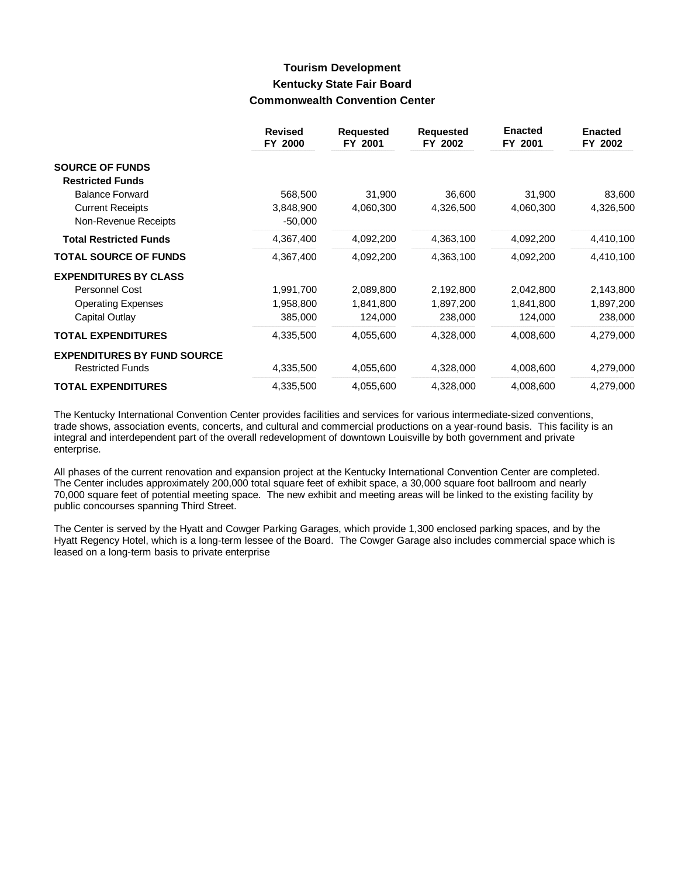# Tourism Development
## Kentucky State Fair Board
### Commonwealth Convention Center

| | Revised FY 2000 | Requested FY 2001 | Requested FY 2002 | Enacted FY 2001 | Enacted FY 2002 |
|---|---|---|---|---|---|
| **SOURCE OF FUNDS** | | | | | |
| **Restricted Funds** | | | | | |
| Balance Forward | 568,500 | 31,900 | 36,600 | 31,900 | 83,600 |
| Current Receipts | 3,848,900 | 4,060,300 | 4,326,500 | 4,060,300 | 4,326,500 |
| Non-Revenue Receipts | -50,000 | | | | |
| **Total Restricted Funds** | 4,367,400 | 4,092,200 | 4,363,100 | 4,092,200 | 4,410,100 |
| **TOTAL SOURCE OF FUNDS** | 4,367,400 | 4,092,200 | 4,363,100 | 4,092,200 | 4,410,100 |
| **EXPENDITURES BY CLASS** | | | | | |
| Personnel Cost | 1,991,700 | 2,089,800 | 2,192,800 | 2,042,800 | 2,143,800 |
| Operating Expenses | 1,958,800 | 1,841,800 | 1,897,200 | 1,841,800 | 1,897,200 |
| Capital Outlay | 385,000 | 124,000 | 238,000 | 124,000 | 238,000 |
| **TOTAL EXPENDITURES** | 4,335,500 | 4,055,600 | 4,328,000 | 4,008,600 | 4,279,000 |
| **EXPENDITURES BY FUND SOURCE** | | | | | |
| Restricted Funds | 4,335,500 | 4,055,600 | 4,328,000 | 4,008,600 | 4,279,000 |
| **TOTAL EXPENDITURES** | 4,335,500 | 4,055,600 | 4,328,000 | 4,008,600 | 4,279,000 |

The Kentucky International Convention Center provides facilities and services for various intermediate-sized conventions, trade shows, association events, concerts, and cultural and commercial productions on a year-round basis. This facility is an integral and interdependent part of the overall redevelopment of downtown Louisville by both government and private enterprise.

All phases of the current renovation and expansion project at the Kentucky International Convention Center are completed. The Center includes approximately 200,000 total square feet of exhibit space, a 30,000 square foot ballroom and nearly 70,000 square feet of potential meeting space. The new exhibit and meeting areas will be linked to the existing facility by public concourses spanning Third Street.

The Center is served by the Hyatt and Cowger Parking Garages, which provide 1,300 enclosed parking spaces, and by the Hyatt Regency Hotel, which is a long-term lessee of the Board. The Cowger Garage also includes commercial space which is leased on a long-term basis to private enterprise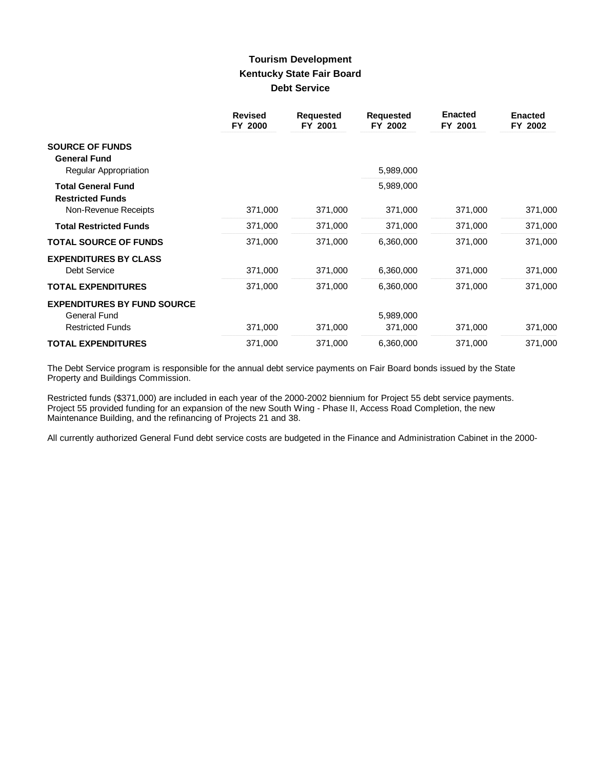## Tourism Development
## Kentucky State Fair Board
## Debt Service

| | Revised FY 2000 | Requested FY 2001 | Requested FY 2002 | Enacted FY 2001 | Enacted FY 2002 |
|---|---|---|---|---|---|
| **SOURCE OF FUNDS** | | | | | |
| **General Fund** | | | | | |
| Regular Appropriation | | | 5,989,000 | | |
| **Total General Fund** | | | 5,989,000 | | |
| **Restricted Funds** | | | | | |
| Non-Revenue Receipts | 371,000 | 371,000 | 371,000 | 371,000 | 371,000 |
| **Total Restricted Funds** | 371,000 | 371,000 | 371,000 | 371,000 | 371,000 |
| **TOTAL SOURCE OF FUNDS** | 371,000 | 371,000 | 6,360,000 | 371,000 | 371,000 |
| **EXPENDITURES BY CLASS** | | | | | |
| Debt Service | 371,000 | 371,000 | 6,360,000 | 371,000 | 371,000 |
| **TOTAL EXPENDITURES** | 371,000 | 371,000 | 6,360,000 | 371,000 | 371,000 |
| **EXPENDITURES BY FUND SOURCE** | | | | | |
| General Fund | | | 5,989,000 | | |
| Restricted Funds | 371,000 | 371,000 | 371,000 | 371,000 | 371,000 |
| **TOTAL EXPENDITURES** | 371,000 | 371,000 | 6,360,000 | 371,000 | 371,000 |

The Debt Service program is responsible for the annual debt service payments on Fair Board bonds issued by the State Property and Buildings Commission.

Restricted funds ($371,000) are included in each year of the 2000-2002 biennium for Project 55 debt service payments. Project 55 provided funding for an expansion of the new South Wing - Phase II, Access Road Completion, the new Maintenance Building, and the refinancing of Projects 21 and 38.

All currently authorized General Fund debt service costs are budgeted in the Finance and Administration Cabinet in the 2000-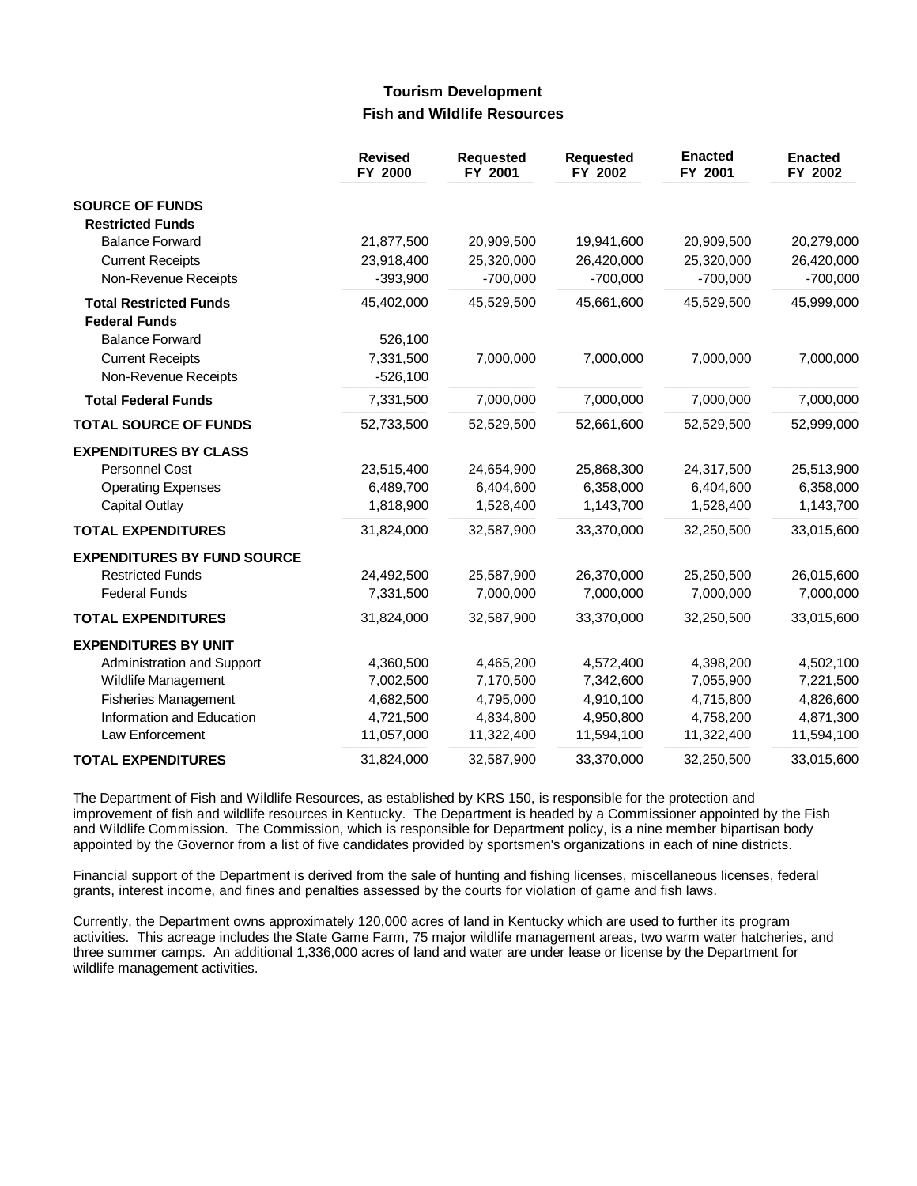## Tourism Development

### Fish and Wildlife Resources

| | Revised FY 2000 | Requested FY 2001 | Requested FY 2002 | Enacted FY 2001 | Enacted FY 2002 |
|---|---|---|---|---|---|
| **SOURCE OF FUNDS** | | | | | |
| **Restricted Funds** | | | | | |
| Balance Forward | 21,877,500 | 20,909,500 | 19,941,600 | 20,909,500 | 20,279,000 |
| Current Receipts | 23,918,400 | 25,320,000 | 26,420,000 | 25,320,000 | 26,420,000 |
| Non-Revenue Receipts | -393,900 | -700,000 | -700,000 | -700,000 | -700,000 |
| **Total Restricted Funds** | 45,402,000 | 45,529,500 | 45,661,600 | 45,529,500 | 45,999,000 |
| **Federal Funds** | | | | | |
| Balance Forward | 526,100 | | | | |
| Current Receipts | 7,331,500 | 7,000,000 | 7,000,000 | 7,000,000 | 7,000,000 |
| Non-Revenue Receipts | -526,100 | | | | |
| **Total Federal Funds** | 7,331,500 | 7,000,000 | 7,000,000 | 7,000,000 | 7,000,000 |
| **TOTAL SOURCE OF FUNDS** | 52,733,500 | 52,529,500 | 52,661,600 | 52,529,500 | 52,999,000 |
| **EXPENDITURES BY CLASS** | | | | | |
| Personnel Cost | 23,515,400 | 24,654,900 | 25,868,300 | 24,317,500 | 25,513,900 |
| Operating Expenses | 6,489,700 | 6,404,600 | 6,358,000 | 6,404,600 | 6,358,000 |
| Capital Outlay | 1,818,900 | 1,528,400 | 1,143,700 | 1,528,400 | 1,143,700 |
| **TOTAL EXPENDITURES** | 31,824,000 | 32,587,900 | 33,370,000 | 32,250,500 | 33,015,600 |
| **EXPENDITURES BY FUND SOURCE** | | | | | |
| Restricted Funds | 24,492,500 | 25,587,900 | 26,370,000 | 25,250,500 | 26,015,600 |
| Federal Funds | 7,331,500 | 7,000,000 | 7,000,000 | 7,000,000 | 7,000,000 |
| **TOTAL EXPENDITURES** | 31,824,000 | 32,587,900 | 33,370,000 | 32,250,500 | 33,015,600 |
| **EXPENDITURES BY UNIT** | | | | | |
| Administration and Support | 4,360,500 | 4,465,200 | 4,572,400 | 4,398,200 | 4,502,100 |
| Wildlife Management | 7,002,500 | 7,170,500 | 7,342,600 | 7,055,900 | 7,221,500 |
| Fisheries Management | 4,682,500 | 4,795,000 | 4,910,100 | 4,715,800 | 4,826,600 |
| Information and Education | 4,721,500 | 4,834,800 | 4,950,800 | 4,758,200 | 4,871,300 |
| Law Enforcement | 11,057,000 | 11,322,400 | 11,594,100 | 11,322,400 | 11,594,100 |
| **TOTAL EXPENDITURES** | 31,824,000 | 32,587,900 | 33,370,000 | 32,250,500 | 33,015,600 |

The Department of Fish and Wildlife Resources, as established by KRS 150, is responsible for the protection and improvement of fish and wildlife resources in Kentucky. The Department is headed by a Commissioner appointed by the Fish and Wildlife Commission. The Commission, which is responsible for Department policy, is a nine member bipartisan body appointed by the Governor from a list of five candidates provided by sportsmen's organizations in each of nine districts.

Financial support of the Department is derived from the sale of hunting and fishing licenses, miscellaneous licenses, federal grants, interest income, and fines and penalties assessed by the courts for violation of game and fish laws.

Currently, the Department owns approximately 120,000 acres of land in Kentucky which are used to further its program activities. This acreage includes the State Game Farm, 75 major wildlife management areas, two warm water hatcheries, and three summer camps. An additional 1,336,000 acres of land and water are under lease or license by the Department for wildlife management activities.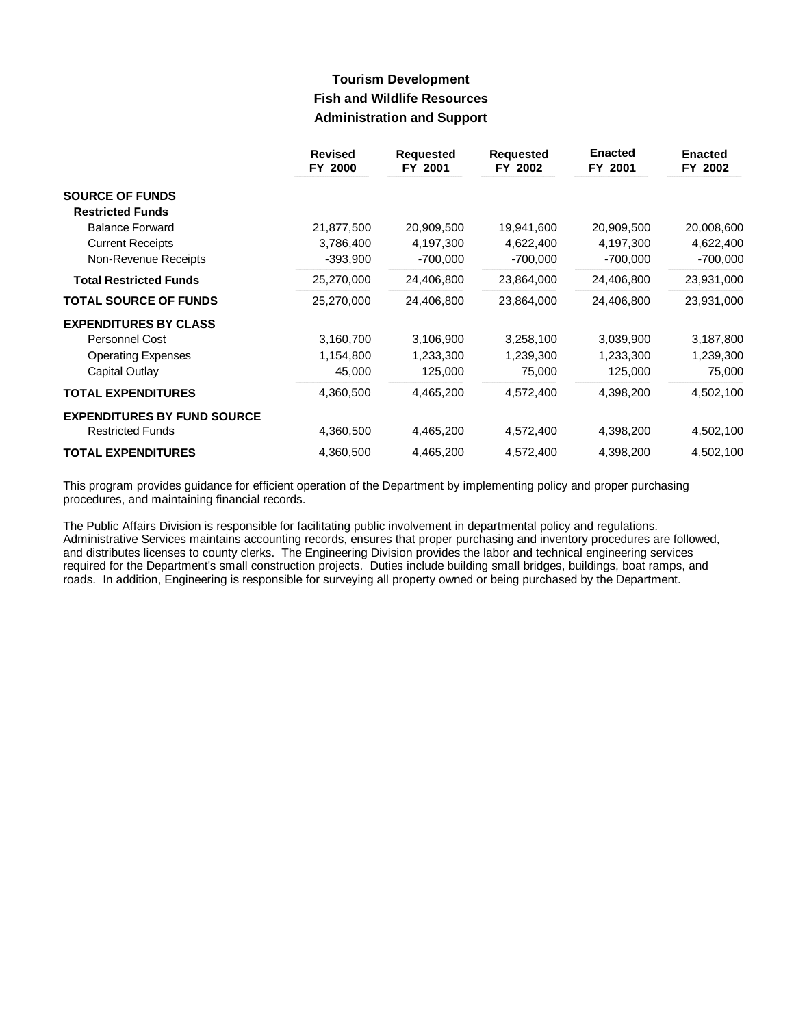# Tourism Development
## Fish and Wildlife Resources
### Administration and Support

| | Revised FY 2000 | Requested FY 2001 | Requested FY 2002 | Enacted FY 2001 | Enacted FY 2002 |
|---|---|---|---|---|---|
| **SOURCE OF FUNDS** | | | | | |
| **Restricted Funds** | | | | | |
| Balance Forward | 21,877,500 | 20,909,500 | 19,941,600 | 20,909,500 | 20,008,600 |
| Current Receipts | 3,786,400 | 4,197,300 | 4,622,400 | 4,197,300 | 4,622,400 |
| Non-Revenue Receipts | -393,900 | -700,000 | -700,000 | -700,000 | -700,000 |
| **Total Restricted Funds** | 25,270,000 | 24,406,800 | 23,864,000 | 24,406,800 | 23,931,000 |
| **TOTAL SOURCE OF FUNDS** | 25,270,000 | 24,406,800 | 23,864,000 | 24,406,800 | 23,931,000 |
| **EXPENDITURES BY CLASS** | | | | | |
| Personnel Cost | 3,160,700 | 3,106,900 | 3,258,100 | 3,039,900 | 3,187,800 |
| Operating Expenses | 1,154,800 | 1,233,300 | 1,239,300 | 1,233,300 | 1,239,300 |
| Capital Outlay | 45,000 | 125,000 | 75,000 | 125,000 | 75,000 |
| **TOTAL EXPENDITURES** | 4,360,500 | 4,465,200 | 4,572,400 | 4,398,200 | 4,502,100 |
| **EXPENDITURES BY FUND SOURCE** | | | | | |
| Restricted Funds | 4,360,500 | 4,465,200 | 4,572,400 | 4,398,200 | 4,502,100 |
| **TOTAL EXPENDITURES** | 4,360,500 | 4,465,200 | 4,572,400 | 4,398,200 | 4,502,100 |

This program provides guidance for efficient operation of the Department by implementing policy and proper purchasing procedures, and maintaining financial records.

The Public Affairs Division is responsible for facilitating public involvement in departmental policy and regulations. Administrative Services maintains accounting records, ensures that proper purchasing and inventory procedures are followed, and distributes licenses to county clerks. The Engineering Division provides the labor and technical engineering services required for the Department's small construction projects. Duties include building small bridges, buildings, boat ramps, and roads. In addition, Engineering is responsible for surveying all property owned or being purchased by the Department.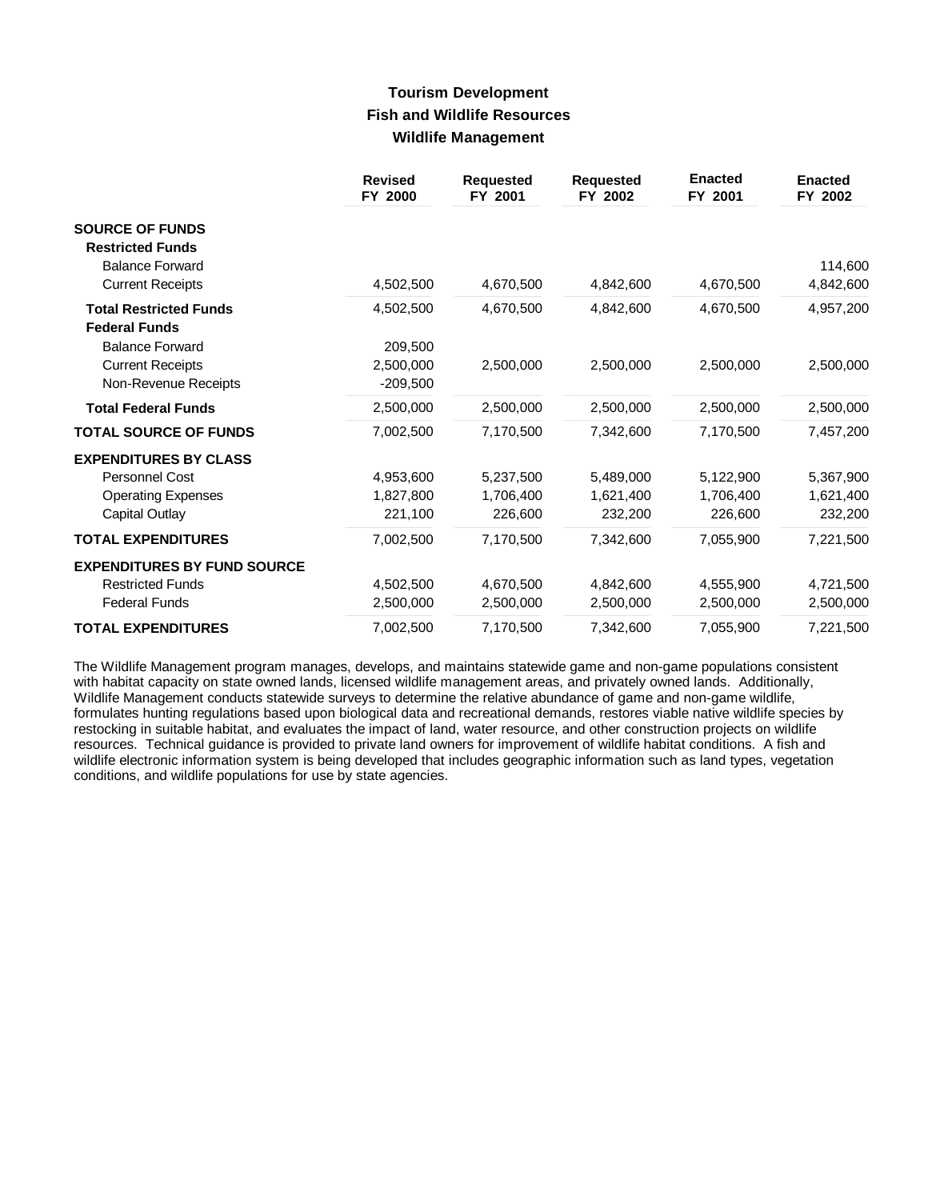# Tourism Development
## Fish and Wildlife Resources
### Wildlife Management

| | Revised FY 2000 | Requested FY 2001 | Requested FY 2002 | Enacted FY 2001 | Enacted FY 2002 |
|---|---|---|---|---|---|
| **SOURCE OF FUNDS** | | | | | |
| **Restricted Funds** | | | | | |
| Balance Forward | | | | | 114,600 |
| Current Receipts | 4,502,500 | 4,670,500 | 4,842,600 | 4,670,500 | 4,842,600 |
| **Total Restricted Funds** | 4,502,500 | 4,670,500 | 4,842,600 | 4,670,500 | 4,957,200 |
| **Federal Funds** | | | | | |
| Balance Forward | 209,500 | | | | |
| Current Receipts | 2,500,000 | 2,500,000 | 2,500,000 | 2,500,000 | 2,500,000 |
| Non-Revenue Receipts | -209,500 | | | | |
| **Total Federal Funds** | 2,500,000 | 2,500,000 | 2,500,000 | 2,500,000 | 2,500,000 |
| **TOTAL SOURCE OF FUNDS** | 7,002,500 | 7,170,500 | 7,342,600 | 7,170,500 | 7,457,200 |
| **EXPENDITURES BY CLASS** | | | | | |
| Personnel Cost | 4,953,600 | 5,237,500 | 5,489,000 | 5,122,900 | 5,367,900 |
| Operating Expenses | 1,827,800 | 1,706,400 | 1,621,400 | 1,706,400 | 1,621,400 |
| Capital Outlay | 221,100 | 226,600 | 232,200 | 226,600 | 232,200 |
| **TOTAL EXPENDITURES** | 7,002,500 | 7,170,500 | 7,342,600 | 7,055,900 | 7,221,500 |
| **EXPENDITURES BY FUND SOURCE** | | | | | |
| Restricted Funds | 4,502,500 | 4,670,500 | 4,842,600 | 4,555,900 | 4,721,500 |
| Federal Funds | 2,500,000 | 2,500,000 | 2,500,000 | 2,500,000 | 2,500,000 |
| **TOTAL EXPENDITURES** | 7,002,500 | 7,170,500 | 7,342,600 | 7,055,900 | 7,221,500 |

The Wildlife Management program manages, develops, and maintains statewide game and non-game populations consistent with habitat capacity on state owned lands, licensed wildlife management areas, and privately owned lands. Additionally, Wildlife Management conducts statewide surveys to determine the relative abundance of game and non-game wildlife, formulates hunting regulations based upon biological data and recreational demands, restores viable native wildlife species by restocking in suitable habitat, and evaluates the impact of land, water resource, and other construction projects on wildlife resources. Technical guidance is provided to private land owners for improvement of wildlife habitat conditions. A fish and wildlife electronic information system is being developed that includes geographic information such as land types, vegetation conditions, and wildlife populations for use by state agencies.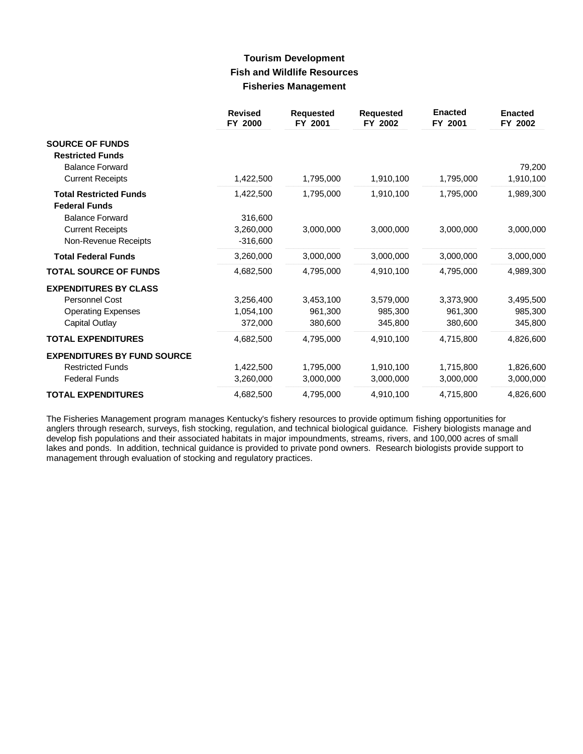# Tourism Development
## Fish and Wildlife Resources
### Fisheries Management

| | Revised FY 2000 | Requested FY 2001 | Requested FY 2002 | Enacted FY 2001 | Enacted FY 2002 |
|---|---|---|---|---|---|
| **SOURCE OF FUNDS** | | | | | |
| **Restricted Funds** | | | | | |
| Balance Forward | | | | | 79,200 |
| Current Receipts | 1,422,500 | 1,795,000 | 1,910,100 | 1,795,000 | 1,910,100 |
| **Total Restricted Funds** | 1,422,500 | 1,795,000 | 1,910,100 | 1,795,000 | 1,989,300 |
| **Federal Funds** | | | | | |
| Balance Forward | 316,600 | | | | |
| Current Receipts | 3,260,000 | 3,000,000 | 3,000,000 | 3,000,000 | 3,000,000 |
| Non-Revenue Receipts | -316,600 | | | | |
| **Total Federal Funds** | 3,260,000 | 3,000,000 | 3,000,000 | 3,000,000 | 3,000,000 |
| **TOTAL SOURCE OF FUNDS** | 4,682,500 | 4,795,000 | 4,910,100 | 4,795,000 | 4,989,300 |
| **EXPENDITURES BY CLASS** | | | | | |
| Personnel Cost | 3,256,400 | 3,453,100 | 3,579,000 | 3,373,900 | 3,495,500 |
| Operating Expenses | 1,054,100 | 961,300 | 985,300 | 961,300 | 985,300 |
| Capital Outlay | 372,000 | 380,600 | 345,800 | 380,600 | 345,800 |
| **TOTAL EXPENDITURES** | 4,682,500 | 4,795,000 | 4,910,100 | 4,715,800 | 4,826,600 |
| **EXPENDITURES BY FUND SOURCE** | | | | | |
| Restricted Funds | 1,422,500 | 1,795,000 | 1,910,100 | 1,715,800 | 1,826,600 |
| Federal Funds | 3,260,000 | 3,000,000 | 3,000,000 | 3,000,000 | 3,000,000 |
| **TOTAL EXPENDITURES** | 4,682,500 | 4,795,000 | 4,910,100 | 4,715,800 | 4,826,600 |

The Fisheries Management program manages Kentucky's fishery resources to provide optimum fishing opportunities for anglers through research, surveys, fish stocking, regulation, and technical biological guidance. Fishery biologists manage and develop fish populations and their associated habitats in major impoundments, streams, rivers, and 100,000 acres of small lakes and ponds. In addition, technical guidance is provided to private pond owners. Research biologists provide support to management through evaluation of stocking and regulatory practices.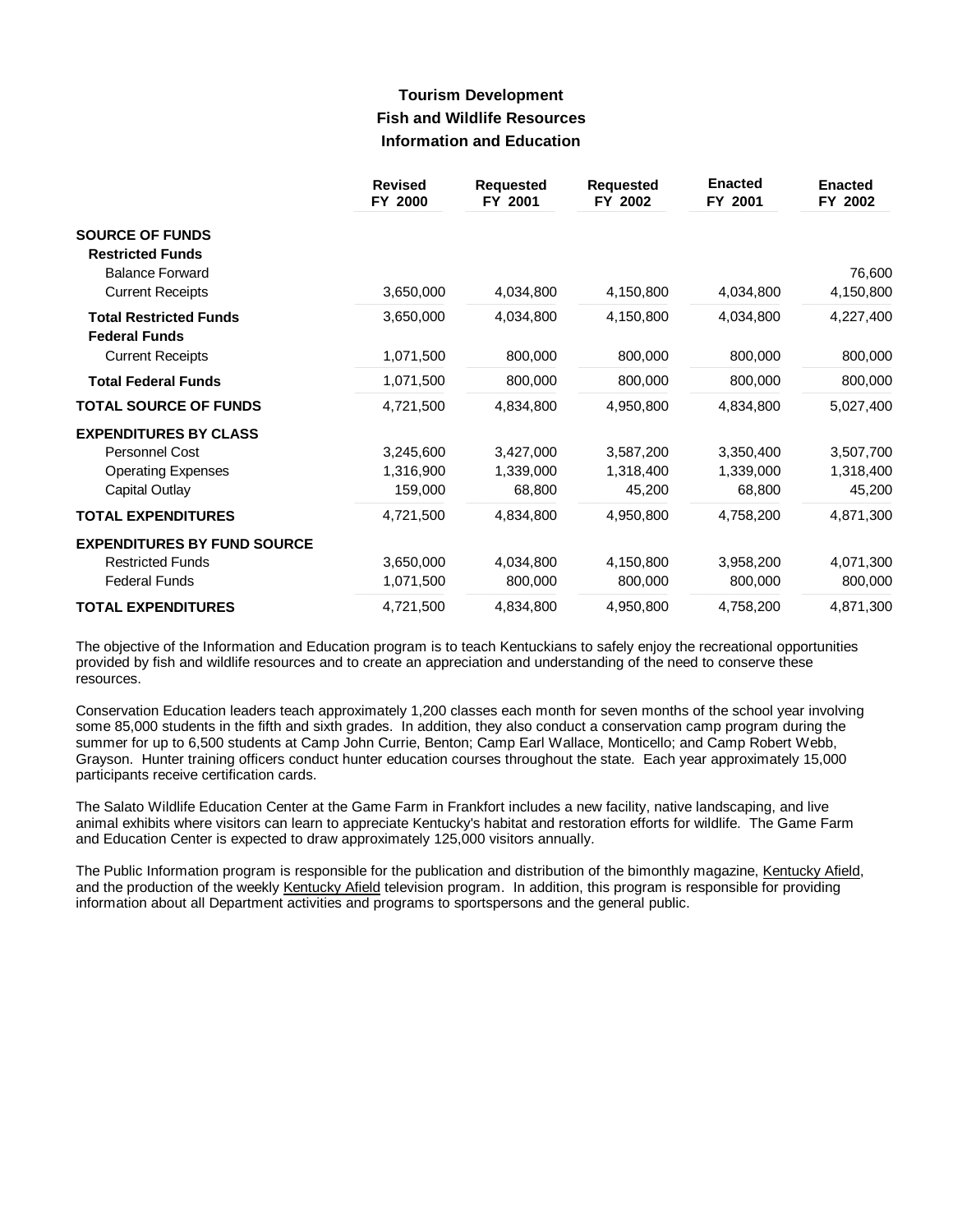# Tourism Development
## Fish and Wildlife Resources
### Information and Education

| | Revised FY 2000 | Requested FY 2001 | Requested FY 2002 | Enacted FY 2001 | Enacted FY 2002 |
|---|---|---|---|---|---|
| **SOURCE OF FUNDS** | | | | | |
| **Restricted Funds** | | | | | |
| Balance Forward | | | | | 76,600 |
| Current Receipts | 3,650,000 | 4,034,800 | 4,150,800 | 4,034,800 | 4,150,800 |
| **Total Restricted Funds** | 3,650,000 | 4,034,800 | 4,150,800 | 4,034,800 | 4,227,400 |
| **Federal Funds** | | | | | |
| Current Receipts | 1,071,500 | 800,000 | 800,000 | 800,000 | 800,000 |
| **Total Federal Funds** | 1,071,500 | 800,000 | 800,000 | 800,000 | 800,000 |
| **TOTAL SOURCE OF FUNDS** | 4,721,500 | 4,834,800 | 4,950,800 | 4,834,800 | 5,027,400 |
| **EXPENDITURES BY CLASS** | | | | | |
| Personnel Cost | 3,245,600 | 3,427,000 | 3,587,200 | 3,350,400 | 3,507,700 |
| Operating Expenses | 1,316,900 | 1,339,000 | 1,318,400 | 1,339,000 | 1,318,400 |
| Capital Outlay | 159,000 | 68,800 | 45,200 | 68,800 | 45,200 |
| **TOTAL EXPENDITURES** | 4,721,500 | 4,834,800 | 4,950,800 | 4,758,200 | 4,871,300 |
| **EXPENDITURES BY FUND SOURCE** | | | | | |
| Restricted Funds | 3,650,000 | 4,034,800 | 4,150,800 | 3,958,200 | 4,071,300 |
| Federal Funds | 1,071,500 | 800,000 | 800,000 | 800,000 | 800,000 |
| **TOTAL EXPENDITURES** | 4,721,500 | 4,834,800 | 4,950,800 | 4,758,200 | 4,871,300 |

The objective of the Information and Education program is to teach Kentuckians to safely enjoy the recreational opportunities provided by fish and wildlife resources and to create an appreciation and understanding of the need to conserve these resources.

Conservation Education leaders teach approximately 1,200 classes each month for seven months of the school year involving some 85,000 students in the fifth and sixth grades. In addition, they also conduct a conservation camp program during the summer for up to 6,500 students at Camp John Currie, Benton; Camp Earl Wallace, Monticello; and Camp Robert Webb, Grayson. Hunter training officers conduct hunter education courses throughout the state. Each year approximately 15,000 participants receive certification cards.

The Salato Wildlife Education Center at the Game Farm in Frankfort includes a new facility, native landscaping, and live animal exhibits where visitors can learn to appreciate Kentucky's habitat and restoration efforts for wildlife. The Game Farm and Education Center is expected to draw approximately 125,000 visitors annually.

The Public Information program is responsible for the publication and distribution of the bimonthly magazine, Kentucky Afield, and the production of the weekly Kentucky Afield television program. In addition, this program is responsible for providing information about all Department activities and programs to sportspersons and the general public.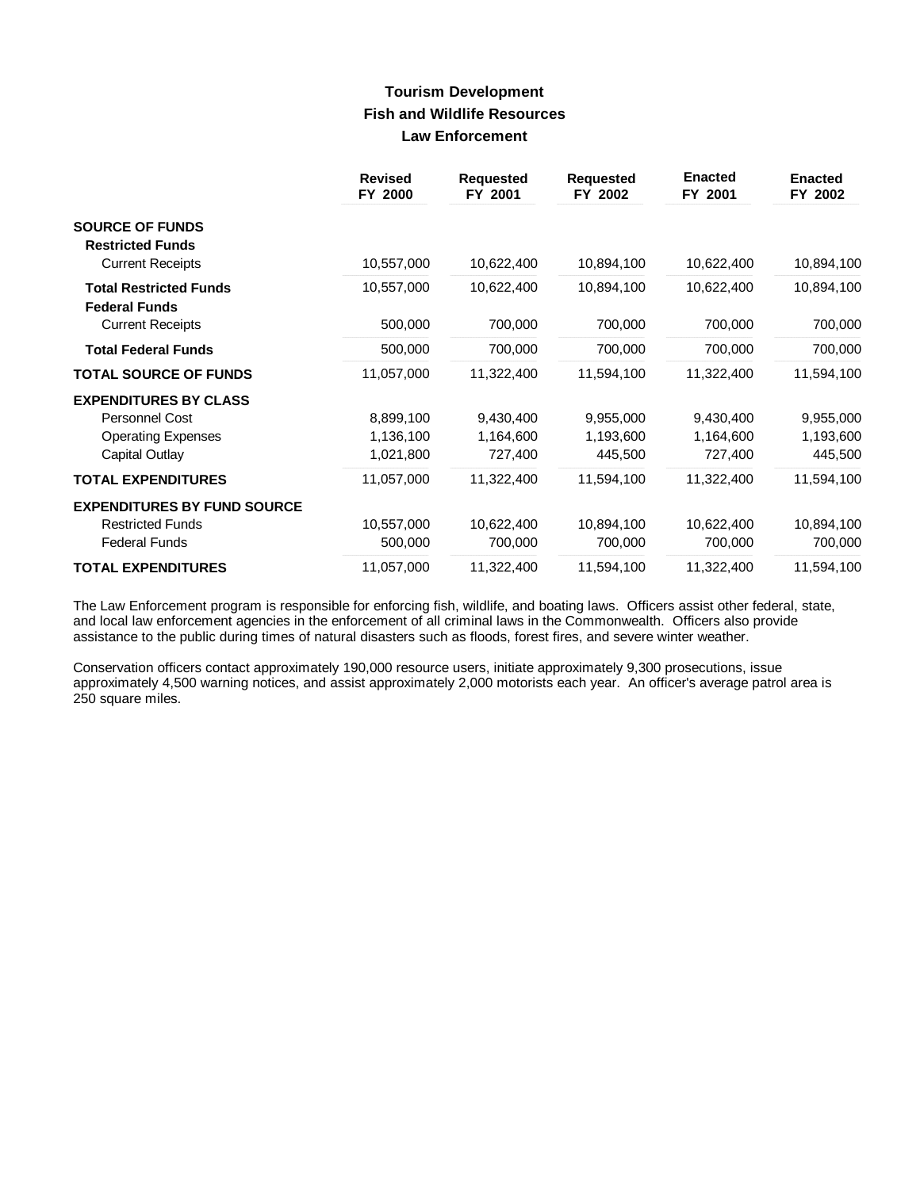# Tourism Development
## Fish and Wildlife Resources
### Law Enforcement

| | Revised FY 2000 | Requested FY 2001 | Requested FY 2002 | Enacted FY 2001 | Enacted FY 2002 |
|---|---|---|---|---|---|
| **SOURCE OF FUNDS** | | | | | |
| **Restricted Funds** | | | | | |
| Current Receipts | 10,557,000 | 10,622,400 | 10,894,100 | 10,622,400 | 10,894,100 |
| **Total Restricted Funds** | 10,557,000 | 10,622,400 | 10,894,100 | 10,622,400 | 10,894,100 |
| **Federal Funds** | | | | | |
| Current Receipts | 500,000 | 700,000 | 700,000 | 700,000 | 700,000 |
| **Total Federal Funds** | 500,000 | 700,000 | 700,000 | 700,000 | 700,000 |
| **TOTAL SOURCE OF FUNDS** | 11,057,000 | 11,322,400 | 11,594,100 | 11,322,400 | 11,594,100 |
| **EXPENDITURES BY CLASS** | | | | | |
| Personnel Cost | 8,899,100 | 9,430,400 | 9,955,000 | 9,430,400 | 9,955,000 |
| Operating Expenses | 1,136,100 | 1,164,600 | 1,193,600 | 1,164,600 | 1,193,600 |
| Capital Outlay | 1,021,800 | 727,400 | 445,500 | 727,400 | 445,500 |
| **TOTAL EXPENDITURES** | 11,057,000 | 11,322,400 | 11,594,100 | 11,322,400 | 11,594,100 |
| **EXPENDITURES BY FUND SOURCE** | | | | | |
| Restricted Funds | 10,557,000 | 10,622,400 | 10,894,100 | 10,622,400 | 10,894,100 |
| Federal Funds | 500,000 | 700,000 | 700,000 | 700,000 | 700,000 |
| **TOTAL EXPENDITURES** | 11,057,000 | 11,322,400 | 11,594,100 | 11,322,400 | 11,594,100 |

The Law Enforcement program is responsible for enforcing fish, wildlife, and boating laws. Officers assist other federal, state, and local law enforcement agencies in the enforcement of all criminal laws in the Commonwealth. Officers also provide assistance to the public during times of natural disasters such as floods, forest fires, and severe winter weather.

Conservation officers contact approximately 190,000 resource users, initiate approximately 9,300 prosecutions, issue approximately 4,500 warning notices, and assist approximately 2,000 motorists each year. An officer's average patrol area is 250 square miles.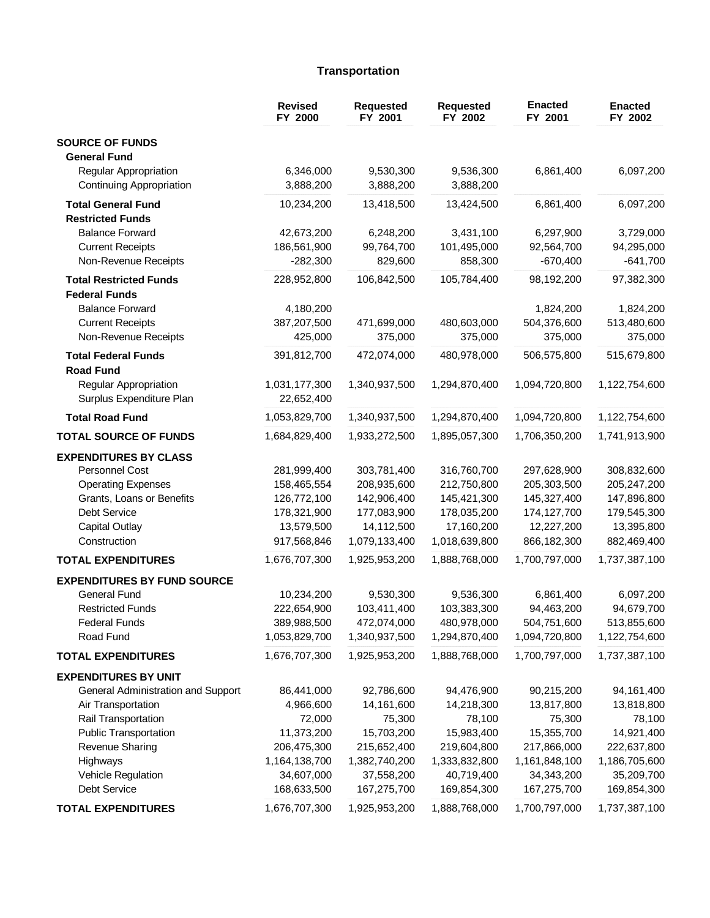# Transportation

| | Revised FY 2000 | Requested FY 2001 | Requested FY 2002 | Enacted FY 2001 | Enacted FY 2002 |
|---|---|---|---|---|---|
| **SOURCE OF FUNDS** | | | | | |
| **General Fund** | | | | | |
| Regular Appropriation | 6,346,000 | 9,530,300 | 9,536,300 | 6,861,400 | 6,097,200 |
| Continuing Appropriation | 3,888,200 | 3,888,200 | 3,888,200 | | |
| **Total General Fund** | 10,234,200 | 13,418,500 | 13,424,500 | 6,861,400 | 6,097,200 |
| **Restricted Funds** | | | | | |
| Balance Forward | 42,673,200 | 6,248,200 | 3,431,100 | 6,297,900 | 3,729,000 |
| Current Receipts | 186,561,900 | 99,764,700 | 101,495,000 | 92,564,700 | 94,295,000 |
| Non-Revenue Receipts | -282,300 | 829,600 | 858,300 | -670,400 | -641,700 |
| **Total Restricted Funds** | 228,952,800 | 106,842,500 | 105,784,400 | 98,192,200 | 97,382,300 |
| **Federal Funds** | | | | | |
| Balance Forward | 4,180,200 | | | 1,824,200 | 1,824,200 |
| Current Receipts | 387,207,500 | 471,699,000 | 480,603,000 | 504,376,600 | 513,480,600 |
| Non-Revenue Receipts | 425,000 | 375,000 | 375,000 | 375,000 | 375,000 |
| **Total Federal Funds** | 391,812,700 | 472,074,000 | 480,978,000 | 506,575,800 | 515,679,800 |
| **Road Fund** | | | | | |
| Regular Appropriation | 1,031,177,300 | 1,340,937,500 | 1,294,870,400 | 1,094,720,800 | 1,122,754,600 |
| Surplus Expenditure Plan | 22,652,400 | | | | |
| **Total Road Fund** | 1,053,829,700 | 1,340,937,500 | 1,294,870,400 | 1,094,720,800 | 1,122,754,600 |
| **TOTAL SOURCE OF FUNDS** | 1,684,829,400 | 1,933,272,500 | 1,895,057,300 | 1,706,350,200 | 1,741,913,900 |
| **EXPENDITURES BY CLASS** | | | | | |
| Personnel Cost | 281,999,400 | 303,781,400 | 316,760,700 | 297,628,900 | 308,832,600 |
| Operating Expenses | 158,465,554 | 208,935,600 | 212,750,800 | 205,303,500 | 205,247,200 |
| Grants, Loans or Benefits | 126,772,100 | 142,906,400 | 145,421,300 | 145,327,400 | 147,896,800 |
| Debt Service | 178,321,900 | 177,083,900 | 178,035,200 | 174,127,700 | 179,545,300 |
| Capital Outlay | 13,579,500 | 14,112,500 | 17,160,200 | 12,227,200 | 13,395,800 |
| Construction | 917,568,846 | 1,079,133,400 | 1,018,639,800 | 866,182,300 | 882,469,400 |
| **TOTAL EXPENDITURES** | 1,676,707,300 | 1,925,953,200 | 1,888,768,000 | 1,700,797,000 | 1,737,387,100 |
| **EXPENDITURES BY FUND SOURCE** | | | | | |
| General Fund | 10,234,200 | 9,530,300 | 9,536,300 | 6,861,400 | 6,097,200 |
| Restricted Funds | 222,654,900 | 103,411,400 | 103,383,300 | 94,463,200 | 94,679,700 |
| Federal Funds | 389,988,500 | 472,074,000 | 480,978,000 | 504,751,600 | 513,855,600 |
| Road Fund | 1,053,829,700 | 1,340,937,500 | 1,294,870,400 | 1,094,720,800 | 1,122,754,600 |
| **TOTAL EXPENDITURES** | 1,676,707,300 | 1,925,953,200 | 1,888,768,000 | 1,700,797,000 | 1,737,387,100 |
| **EXPENDITURES BY UNIT** | | | | | |
| General Administration and Support | 86,441,000 | 92,786,600 | 94,476,900 | 90,215,200 | 94,161,400 |
| Air Transportation | 4,966,600 | 14,161,600 | 14,218,300 | 13,817,800 | 13,818,800 |
| Rail Transportation | 72,000 | 75,300 | 78,100 | 75,300 | 78,100 |
| Public Transportation | 11,373,200 | 15,703,200 | 15,983,400 | 15,355,700 | 14,921,400 |
| Revenue Sharing | 206,475,300 | 215,652,400 | 219,604,800 | 217,866,000 | 222,637,800 |
| Highways | 1,164,138,700 | 1,382,740,200 | 1,333,832,800 | 1,161,848,100 | 1,186,705,600 |
| Vehicle Regulation | 34,607,000 | 37,558,200 | 40,719,400 | 34,343,200 | 35,209,700 |
| Debt Service | 168,633,500 | 167,275,700 | 169,854,300 | 167,275,700 | 169,854,300 |
| **TOTAL EXPENDITURES** | 1,676,707,300 | 1,925,953,200 | 1,888,768,000 | 1,700,797,000 | 1,737,387,100 |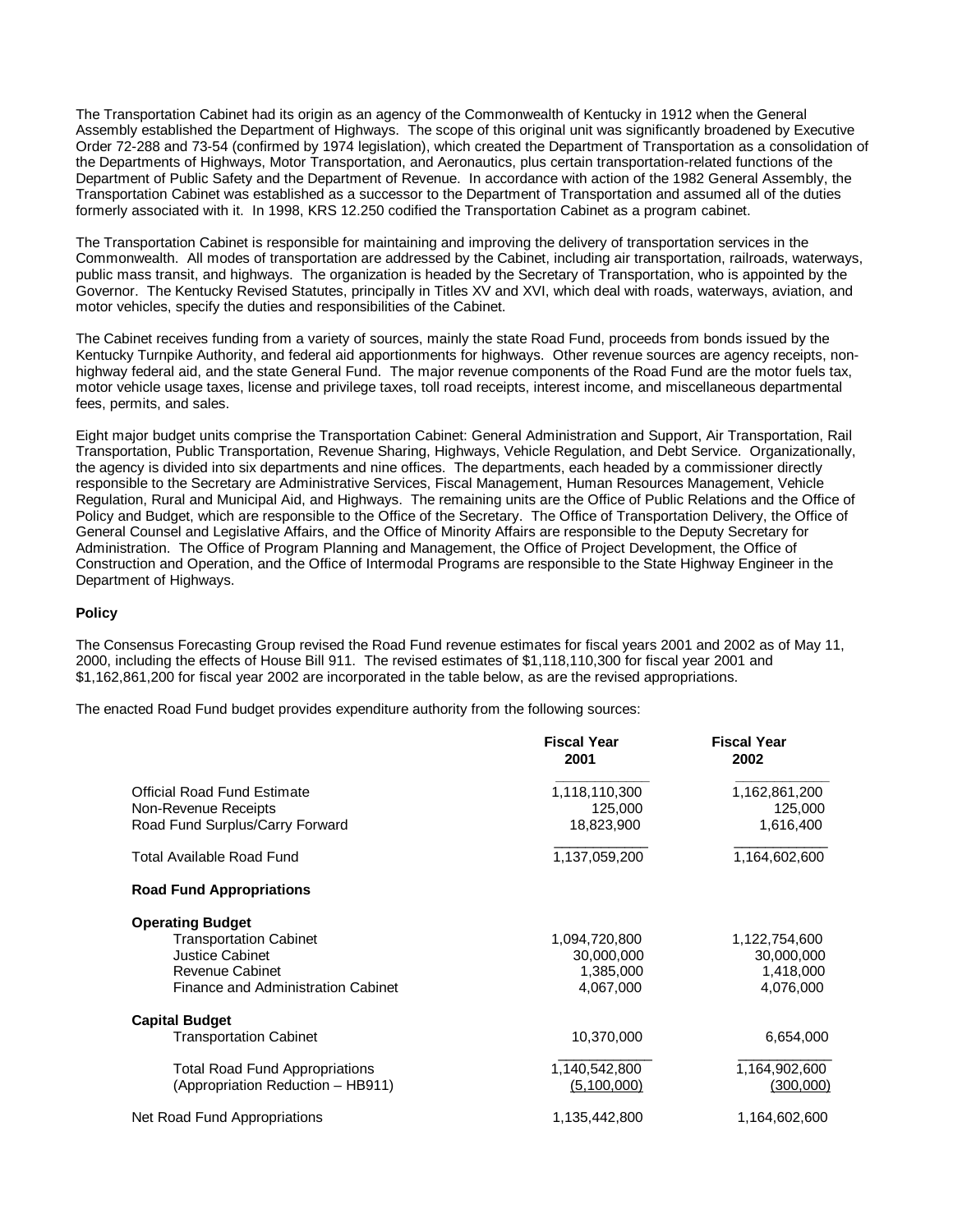The Transportation Cabinet had its origin as an agency of the Commonwealth of Kentucky in 1912 when the General Assembly established the Department of Highways. The scope of this original unit was significantly broadened by Executive Order 72-288 and 73-54 (confirmed by 1974 legislation), which created the Department of Transportation as a consolidation of the Departments of Highways, Motor Transportation, and Aeronautics, plus certain transportation-related functions of the Department of Public Safety and the Department of Revenue. In accordance with action of the 1982 General Assembly, the Transportation Cabinet was established as a successor to the Department of Transportation and assumed all of the duties formerly associated with it. In 1998, KRS 12.250 codified the Transportation Cabinet as a program cabinet.

The Transportation Cabinet is responsible for maintaining and improving the delivery of transportation services in the Commonwealth. All modes of transportation are addressed by the Cabinet, including air transportation, railroads, waterways, public mass transit, and highways. The organization is headed by the Secretary of Transportation, who is appointed by the Governor. The Kentucky Revised Statutes, principally in Titles XV and XVI, which deal with roads, waterways, aviation, and motor vehicles, specify the duties and responsibilities of the Cabinet.

The Cabinet receives funding from a variety of sources, mainly the state Road Fund, proceeds from bonds issued by the Kentucky Turnpike Authority, and federal aid apportionments for highways. Other revenue sources are agency receipts, non-highway federal aid, and the state General Fund. The major revenue components of the Road Fund are the motor fuels tax, motor vehicle usage taxes, license and privilege taxes, toll road receipts, interest income, and miscellaneous departmental fees, permits, and sales.

Eight major budget units comprise the Transportation Cabinet: General Administration and Support, Air Transportation, Rail Transportation, Public Transportation, Revenue Sharing, Highways, Vehicle Regulation, and Debt Service. Organizationally, the agency is divided into six departments and nine offices. The departments, each headed by a commissioner directly responsible to the Secretary are Administrative Services, Fiscal Management, Human Resources Management, Vehicle Regulation, Rural and Municipal Aid, and Highways. The remaining units are the Office of Public Relations and the Office of Policy and Budget, which are responsible to the Office of the Secretary. The Office of Transportation Delivery, the Office of General Counsel and Legislative Affairs, and the Office of Minority Affairs are responsible to the Deputy Secretary for Administration. The Office of Program Planning and Management, the Office of Project Development, the Office of Construction and Operation, and the Office of Intermodal Programs are responsible to the State Highway Engineer in the Department of Highways.

**Policy**

The Consensus Forecasting Group revised the Road Fund revenue estimates for fiscal years 2001 and 2002 as of May 11, 2000, including the effects of House Bill 911. The revised estimates of $1,118,110,300 for fiscal year 2001 and $1,162,861,200 for fiscal year 2002 are incorporated in the table below, as are the revised appropriations.

The enacted Road Fund budget provides expenditure authority from the following sources:

| | Fiscal Year 2001 | Fiscal Year 2002 |
|---|---|---|
| Official Road Fund Estimate | 1,118,110,300 | 1,162,861,200 |
| Non-Revenue Receipts | 125,000 | 125,000 |
| Road Fund Surplus/Carry Forward | 18,823,900 | 1,616,400 |
| Total Available Road Fund | 1,137,059,200 | 1,164,602,600 |
| **Road Fund Appropriations** | | |
| **Operating Budget** | | |
| Transportation Cabinet | 1,094,720,800 | 1,122,754,600 |
| Justice Cabinet | 30,000,000 | 30,000,000 |
| Revenue Cabinet | 1,385,000 | 1,418,000 |
| Finance and Administration Cabinet | 4,067,000 | 4,076,000 |
| **Capital Budget** | | |
| Transportation Cabinet | 10,370,000 | 6,654,000 |
| Total Road Fund Appropriations | 1,140,542,800 | 1,164,902,600 |
| (Appropriation Reduction – HB911) | (5,100,000) | (300,000) |
| Net Road Fund Appropriations | 1,135,442,800 | 1,164,602,600 |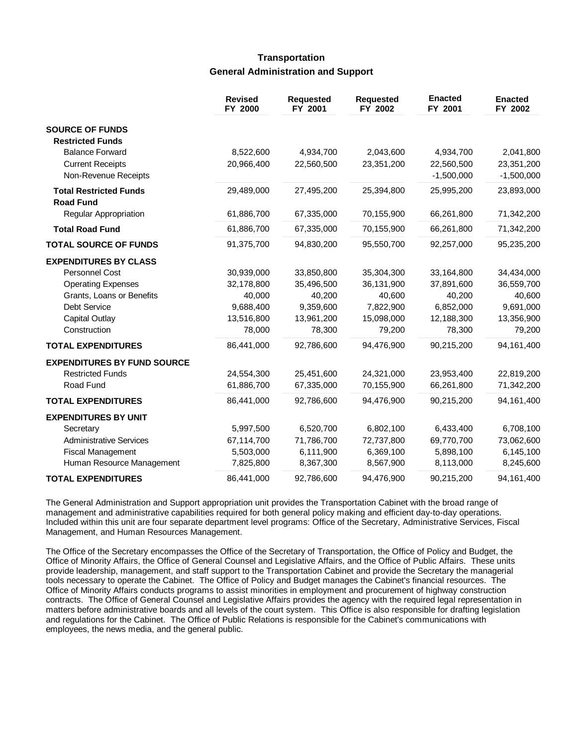# Transportation

## General Administration and Support

| | Revised FY 2000 | Requested FY 2001 | Requested FY 2002 | Enacted FY 2001 | Enacted FY 2002 |
|---|---|---|---|---|---|
| **SOURCE OF FUNDS** | | | | | |
| **Restricted Funds** | | | | | |
| Balance Forward | 8,522,600 | 4,934,700 | 2,043,600 | 4,934,700 | 2,041,800 |
| Current Receipts | 20,966,400 | 22,560,500 | 23,351,200 | 22,560,500 | 23,351,200 |
| Non-Revenue Receipts | | | | -1,500,000 | -1,500,000 |
| **Total Restricted Funds** | 29,489,000 | 27,495,200 | 25,394,800 | 25,995,200 | 23,893,000 |
| **Road Fund** | | | | | |
| Regular Appropriation | 61,886,700 | 67,335,000 | 70,155,900 | 66,261,800 | 71,342,200 |
| **Total Road Fund** | 61,886,700 | 67,335,000 | 70,155,900 | 66,261,800 | 71,342,200 |
| **TOTAL SOURCE OF FUNDS** | 91,375,700 | 94,830,200 | 95,550,700 | 92,257,000 | 95,235,200 |
| **EXPENDITURES BY CLASS** | | | | | |
| Personnel Cost | 30,939,000 | 33,850,800 | 35,304,300 | 33,164,800 | 34,434,000 |
| Operating Expenses | 32,178,800 | 35,496,500 | 36,131,900 | 37,891,600 | 36,559,700 |
| Grants, Loans or Benefits | 40,000 | 40,200 | 40,600 | 40,200 | 40,600 |
| Debt Service | 9,688,400 | 9,359,600 | 7,822,900 | 6,852,000 | 9,691,000 |
| Capital Outlay | 13,516,800 | 13,961,200 | 15,098,000 | 12,188,300 | 13,356,900 |
| Construction | 78,000 | 78,300 | 79,200 | 78,300 | 79,200 |
| **TOTAL EXPENDITURES** | 86,441,000 | 92,786,600 | 94,476,900 | 90,215,200 | 94,161,400 |
| **EXPENDITURES BY FUND SOURCE** | | | | | |
| Restricted Funds | 24,554,300 | 25,451,600 | 24,321,000 | 23,953,400 | 22,819,200 |
| Road Fund | 61,886,700 | 67,335,000 | 70,155,900 | 66,261,800 | 71,342,200 |
| **TOTAL EXPENDITURES** | 86,441,000 | 92,786,600 | 94,476,900 | 90,215,200 | 94,161,400 |
| **EXPENDITURES BY UNIT** | | | | | |
| Secretary | 5,997,500 | 6,520,700 | 6,802,100 | 6,433,400 | 6,708,100 |
| Administrative Services | 67,114,700 | 71,786,700 | 72,737,800 | 69,770,700 | 73,062,600 |
| Fiscal Management | 5,503,000 | 6,111,900 | 6,369,100 | 5,898,100 | 6,145,100 |
| Human Resource Management | 7,825,800 | 8,367,300 | 8,567,900 | 8,113,000 | 8,245,600 |
| **TOTAL EXPENDITURES** | 86,441,000 | 92,786,600 | 94,476,900 | 90,215,200 | 94,161,400 |

The General Administration and Support appropriation unit provides the Transportation Cabinet with the broad range of management and administrative capabilities required for both general policy making and efficient day-to-day operations. Included within this unit are four separate department level programs: Office of the Secretary, Administrative Services, Fiscal Management, and Human Resources Management.

The Office of the Secretary encompasses the Office of the Secretary of Transportation, the Office of Policy and Budget, the Office of Minority Affairs, the Office of General Counsel and Legislative Affairs, and the Office of Public Affairs. These units provide leadership, management, and staff support to the Transportation Cabinet and provide the Secretary the managerial tools necessary to operate the Cabinet. The Office of Policy and Budget manages the Cabinet's financial resources. The Office of Minority Affairs conducts programs to assist minorities in employment and procurement of highway construction contracts. The Office of General Counsel and Legislative Affairs provides the agency with the required legal representation in matters before administrative boards and all levels of the court system. This Office is also responsible for drafting legislation and regulations for the Cabinet. The Office of Public Relations is responsible for the Cabinet's communications with employees, the news media, and the general public.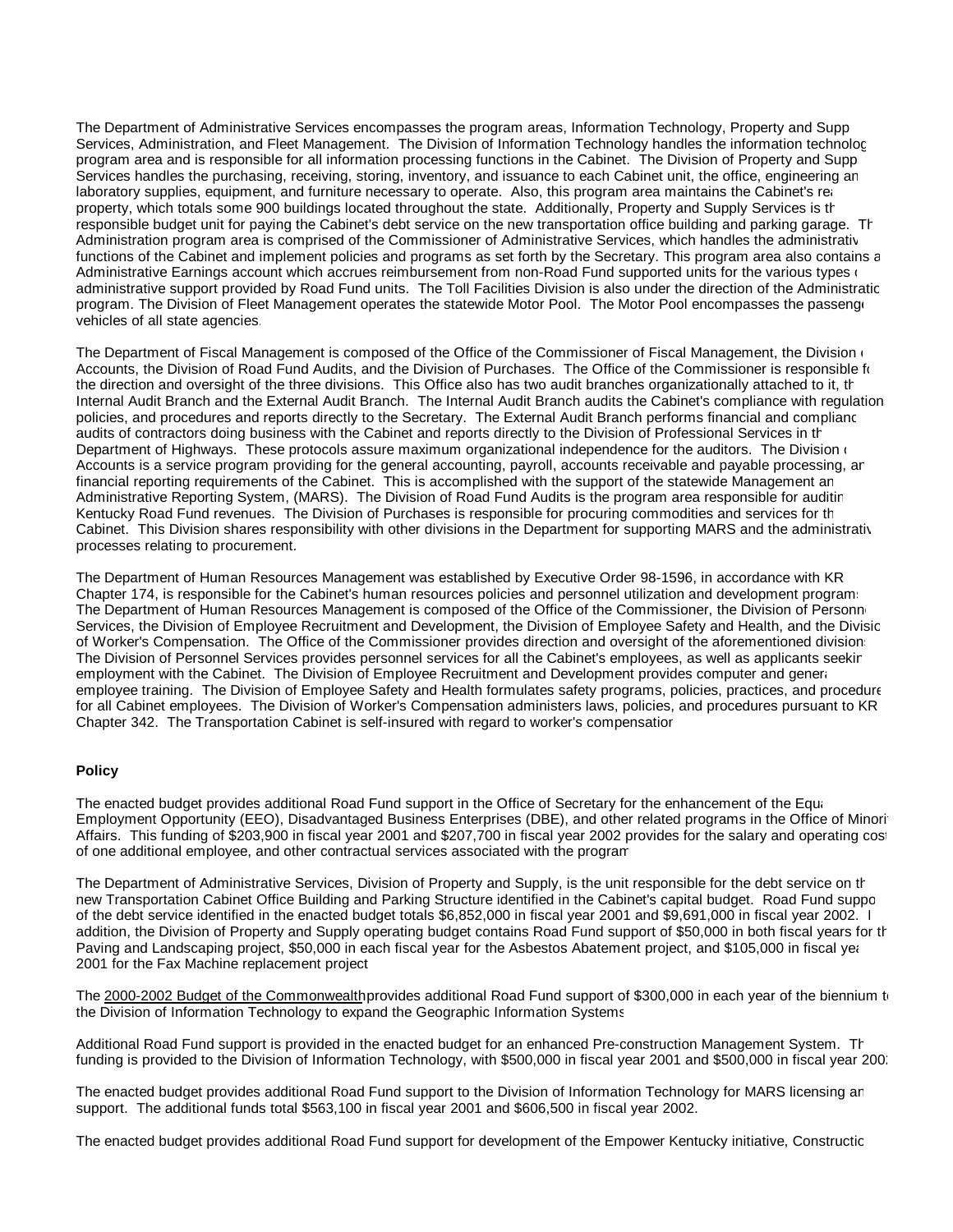The Department of Administrative Services encompasses the program areas, Information Technology, Property and Supp Services, Administration, and Fleet Management. The Division of Information Technology handles the information technolog program area and is responsible for all information processing functions in the Cabinet. The Division of Property and Supp Services handles the purchasing, receiving, storing, inventory, and issuance to each Cabinet unit, the office, engineering an laboratory supplies, equipment, and furniture necessary to operate. Also, this program area maintains the Cabinet's rea property, which totals some 900 buildings located throughout the state. Additionally, Property and Supply Services is th responsible budget unit for paying the Cabinet's debt service on the new transportation office building and parking garage. Th Administration program area is comprised of the Commissioner of Administrative Services, which handles the administrativ functions of the Cabinet and implement policies and programs as set forth by the Secretary. This program area also contains a Administrative Earnings account which accrues reimbursement from non-Road Fund supported units for the various types o administrative support provided by Road Fund units. The Toll Facilities Division is also under the direction of the Administratio program. The Division of Fleet Management operates the statewide Motor Pool. The Motor Pool encompasses the passenge vehicles of all state agencies.

The Department of Fiscal Management is composed of the Office of the Commissioner of Fiscal Management, the Division o Accounts, the Division of Road Fund Audits, and the Division of Purchases. The Office of the Commissioner is responsible fo the direction and oversight of the three divisions. This Office also has two audit branches organizationally attached to it, th Internal Audit Branch and the External Audit Branch. The Internal Audit Branch audits the Cabinet's compliance with regulation policies, and procedures and reports directly to the Secretary. The External Audit Branch performs financial and complianc audits of contractors doing business with the Cabinet and reports directly to the Division of Professional Services in th Department of Highways. These protocols assure maximum organizational independence for the auditors. The Division o Accounts is a service program providing for the general accounting, payroll, accounts receivable and payable processing, an financial reporting requirements of the Cabinet. This is accomplished with the support of the statewide Management an Administrative Reporting System, (MARS). The Division of Road Fund Audits is the program area responsible for auditin Kentucky Road Fund revenues. The Division of Purchases is responsible for procuring commodities and services for th Cabinet. This Division shares responsibility with other divisions in the Department for supporting MARS and the administrativ processes relating to procurement.

The Department of Human Resources Management was established by Executive Order 98-1596, in accordance with KR Chapter 174, is responsible for the Cabinet's human resources policies and personnel utilization and development program The Department of Human Resources Management is composed of the Office of the Commissioner, the Division of Personn Services, the Division of Employee Recruitment and Development, the Division of Employee Safety and Health, and the Divisio of Worker's Compensation. The Office of the Commissioner provides direction and oversight of the aforementioned division The Division of Personnel Services provides personnel services for all the Cabinet's employees, as well as applicants seekin employment with the Cabinet. The Division of Employee Recruitment and Development provides computer and genera employee training. The Division of Employee Safety and Health formulates safety programs, policies, practices, and procedure for all Cabinet employees. The Division of Worker's Compensation administers laws, policies, and procedures pursuant to KR Chapter 342. The Transportation Cabinet is self-insured with regard to worker's compensation

**Policy**

The enacted budget provides additional Road Fund support in the Office of Secretary for the enhancement of the Equa Employment Opportunity (EEO), Disadvantaged Business Enterprises (DBE), and other related programs in the Office of Minori Affairs. This funding of $203,900 in fiscal year 2001 and $207,700 in fiscal year 2002 provides for the salary and operating cost of one additional employee, and other contractual services associated with the program

The Department of Administrative Services, Division of Property and Supply, is the unit responsible for the debt service on th new Transportation Cabinet Office Building and Parking Structure identified in the Cabinet's capital budget. Road Fund suppo of the debt service identified in the enacted budget totals $6,852,000 in fiscal year 2001 and $9,691,000 in fiscal year 2002. I addition, the Division of Property and Supply operating budget contains Road Fund support of $50,000 in both fiscal years for th Paving and Landscaping project, $50,000 in each fiscal year for the Asbestos Abatement project, and $105,000 in fiscal yea 2001 for the Fax Machine replacement project

The 2000-2002 Budget of the Commonwealth provides additional Road Fund support of $300,000 in each year of the biennium t the Division of Information Technology to expand the Geographic Information Systems

Additional Road Fund support is provided in the enacted budget for an enhanced Pre-construction Management System. Th funding is provided to the Division of Information Technology, with $500,000 in fiscal year 2001 and $500,000 in fiscal year 200

The enacted budget provides additional Road Fund support to the Division of Information Technology for MARS licensing an support. The additional funds total $563,100 in fiscal year 2001 and $606,500 in fiscal year 2002.

The enacted budget provides additional Road Fund support for development of the Empower Kentucky initiative, Constructio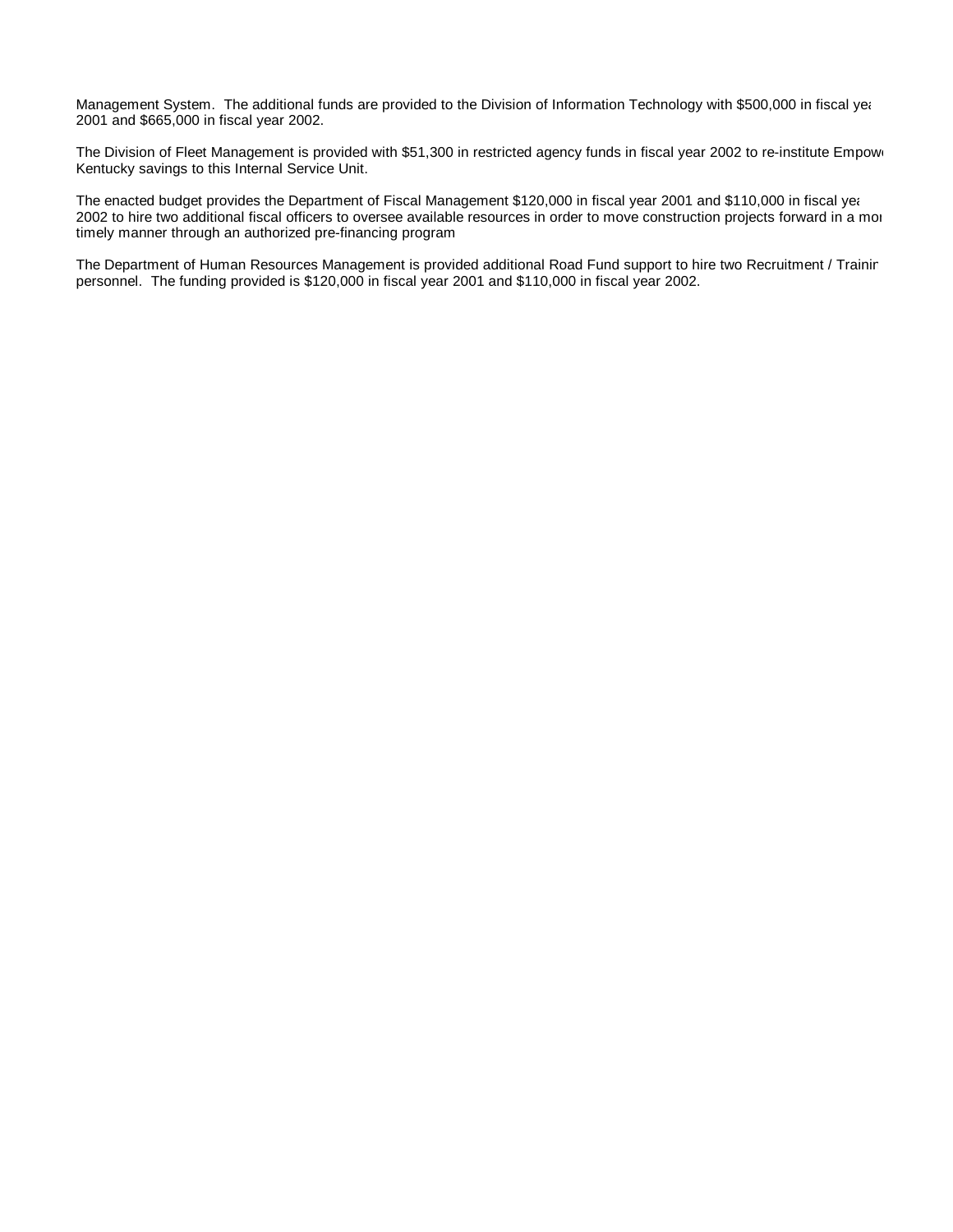Management System. The additional funds are provided to the Division of Information Technology with $500,000 in fiscal yea 2001 and $665,000 in fiscal year 2002.

The Division of Fleet Management is provided with $51,300 in restricted agency funds in fiscal year 2002 to re-institute Empow Kentucky savings to this Internal Service Unit.

The enacted budget provides the Department of Fiscal Management $120,000 in fiscal year 2001 and $110,000 in fiscal yea 2002 to hire two additional fiscal officers to oversee available resources in order to move construction projects forward in a mor timely manner through an authorized pre-financing program

The Department of Human Resources Management is provided additional Road Fund support to hire two Recruitment / Trainin personnel. The funding provided is $120,000 in fiscal year 2001 and $110,000 in fiscal year 2002.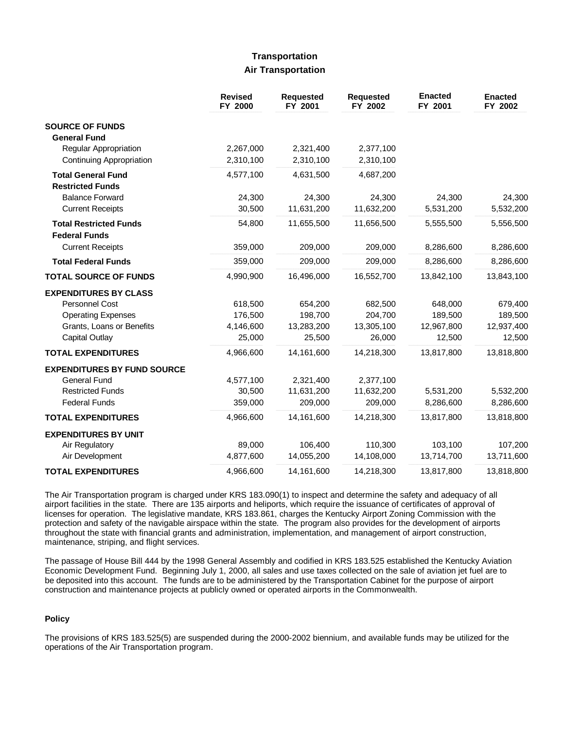# Transportation

## Air Transportation

| | Revised FY 2000 | Requested FY 2001 | Requested FY 2002 | Enacted FY 2001 | Enacted FY 2002 |
|---|---|---|---|---|---|
| **SOURCE OF FUNDS** | | | | | |
| **General Fund** | | | | | |
| Regular Appropriation | 2,267,000 | 2,321,400 | 2,377,100 | | |
| Continuing Appropriation | 2,310,100 | 2,310,100 | 2,310,100 | | |
| **Total General Fund** | 4,577,100 | 4,631,500 | 4,687,200 | | |
| **Restricted Funds** | | | | | |
| Balance Forward | 24,300 | 24,300 | 24,300 | 24,300 | 24,300 |
| Current Receipts | 30,500 | 11,631,200 | 11,632,200 | 5,531,200 | 5,532,200 |
| **Total Restricted Funds** | 54,800 | 11,655,500 | 11,656,500 | 5,555,500 | 5,556,500 |
| **Federal Funds** | | | | | |
| Current Receipts | 359,000 | 209,000 | 209,000 | 8,286,600 | 8,286,600 |
| **Total Federal Funds** | 359,000 | 209,000 | 209,000 | 8,286,600 | 8,286,600 |
| **TOTAL SOURCE OF FUNDS** | 4,990,900 | 16,496,000 | 16,552,700 | 13,842,100 | 13,843,100 |
| **EXPENDITURES BY CLASS** | | | | | |
| Personnel Cost | 618,500 | 654,200 | 682,500 | 648,000 | 679,400 |
| Operating Expenses | 176,500 | 198,700 | 204,700 | 189,500 | 189,500 |
| Grants, Loans or Benefits | 4,146,600 | 13,283,200 | 13,305,100 | 12,967,800 | 12,937,400 |
| Capital Outlay | 25,000 | 25,500 | 26,000 | 12,500 | 12,500 |
| **TOTAL EXPENDITURES** | 4,966,600 | 14,161,600 | 14,218,300 | 13,817,800 | 13,818,800 |
| **EXPENDITURES BY FUND SOURCE** | | | | | |
| General Fund | 4,577,100 | 2,321,400 | 2,377,100 | | |
| Restricted Funds | 30,500 | 11,631,200 | 11,632,200 | 5,531,200 | 5,532,200 |
| Federal Funds | 359,000 | 209,000 | 209,000 | 8,286,600 | 8,286,600 |
| **TOTAL EXPENDITURES** | 4,966,600 | 14,161,600 | 14,218,300 | 13,817,800 | 13,818,800 |
| **EXPENDITURES BY UNIT** | | | | | |
| Air Regulatory | 89,000 | 106,400 | 110,300 | 103,100 | 107,200 |
| Air Development | 4,877,600 | 14,055,200 | 14,108,000 | 13,714,700 | 13,711,600 |
| **TOTAL EXPENDITURES** | 4,966,600 | 14,161,600 | 14,218,300 | 13,817,800 | 13,818,800 |

The Air Transportation program is charged under KRS 183.090(1) to inspect and determine the safety and adequacy of all airport facilities in the state. There are 135 airports and heliports, which require the issuance of certificates of approval of licenses for operation. The legislative mandate, KRS 183.861, charges the Kentucky Airport Zoning Commission with the protection and safety of the navigable airspace within the state. The program also provides for the development of airports throughout the state with financial grants and administration, implementation, and management of airport construction, maintenance, striping, and flight services.

The passage of House Bill 444 by the 1998 General Assembly and codified in KRS 183.525 established the Kentucky Aviation Economic Development Fund. Beginning July 1, 2000, all sales and use taxes collected on the sale of aviation jet fuel are to be deposited into this account. The funds are to be administered by the Transportation Cabinet for the purpose of airport construction and maintenance projects at publicly owned or operated airports in the Commonwealth.

### Policy

The provisions of KRS 183.525(5) are suspended during the 2000-2002 biennium, and available funds may be utilized for the operations of the Air Transportation program.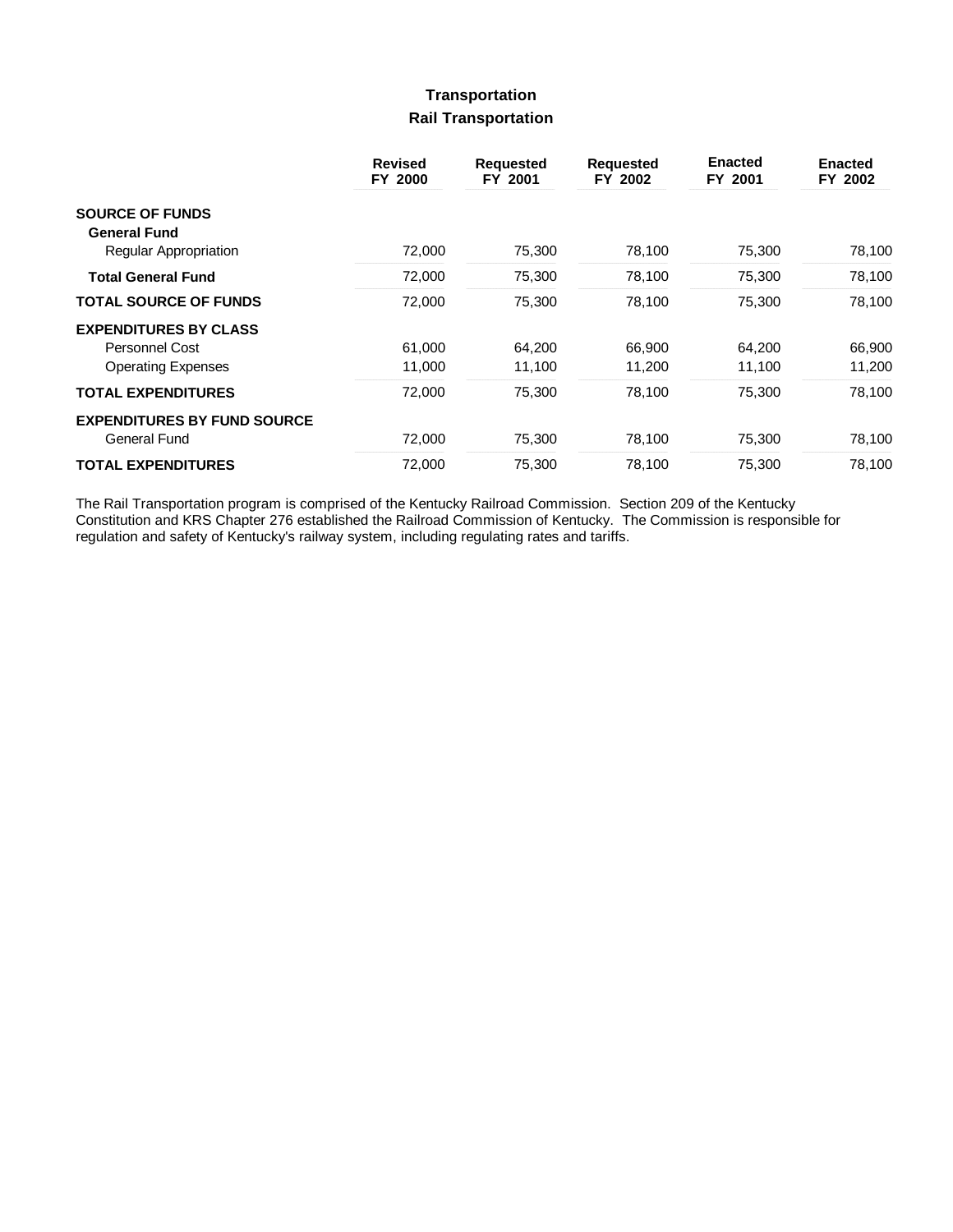# Transportation

## Rail Transportation

| | Revised FY 2000 | Requested FY 2001 | Requested FY 2002 | Enacted FY 2001 | Enacted FY 2002 |
|---|---|---|---|---|---|
| **SOURCE OF FUNDS** | | | | | |
| **General Fund** | | | | | |
| Regular Appropriation | 72,000 | 75,300 | 78,100 | 75,300 | 78,100 |
| **Total General Fund** | 72,000 | 75,300 | 78,100 | 75,300 | 78,100 |
| **TOTAL SOURCE OF FUNDS** | 72,000 | 75,300 | 78,100 | 75,300 | 78,100 |
| **EXPENDITURES BY CLASS** | | | | | |
| Personnel Cost | 61,000 | 64,200 | 66,900 | 64,200 | 66,900 |
| Operating Expenses | 11,000 | 11,100 | 11,200 | 11,100 | 11,200 |
| **TOTAL EXPENDITURES** | 72,000 | 75,300 | 78,100 | 75,300 | 78,100 |
| **EXPENDITURES BY FUND SOURCE** | | | | | |
| General Fund | 72,000 | 75,300 | 78,100 | 75,300 | 78,100 |
| **TOTAL EXPENDITURES** | 72,000 | 75,300 | 78,100 | 75,300 | 78,100 |

The Rail Transportation program is comprised of the Kentucky Railroad Commission. Section 209 of the Kentucky Constitution and KRS Chapter 276 established the Railroad Commission of Kentucky. The Commission is responsible for regulation and safety of Kentucky's railway system, including regulating rates and tariffs.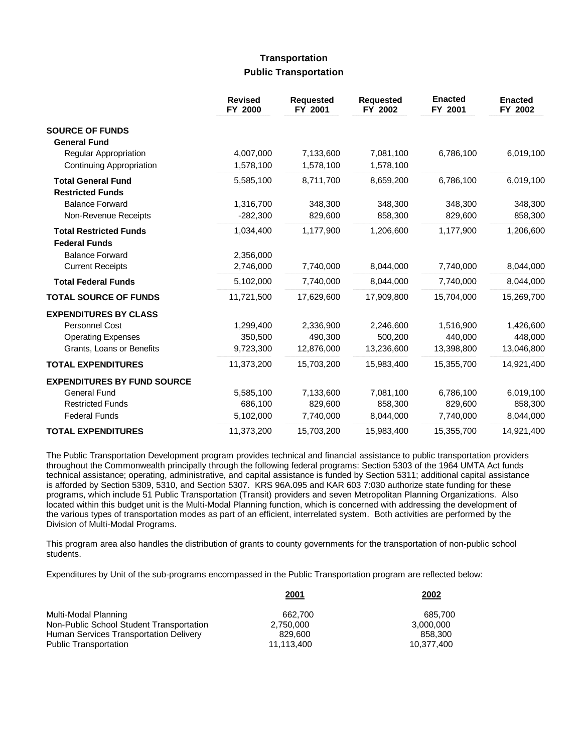# Transportation

## Public Transportation

| | Revised FY 2000 | Requested FY 2001 | Requested FY 2002 | Enacted FY 2001 | Enacted FY 2002 |
|---|---|---|---|---|---|
| **SOURCE OF FUNDS** | | | | | |
| **General Fund** | | | | | |
| Regular Appropriation | 4,007,000 | 7,133,600 | 7,081,100 | 6,786,100 | 6,019,100 |
| Continuing Appropriation | 1,578,100 | 1,578,100 | 1,578,100 | | |
| **Total General Fund** | 5,585,100 | 8,711,700 | 8,659,200 | 6,786,100 | 6,019,100 |
| **Restricted Funds** | | | | | |
| Balance Forward | 1,316,700 | 348,300 | 348,300 | 348,300 | 348,300 |
| Non-Revenue Receipts | -282,300 | 829,600 | 858,300 | 829,600 | 858,300 |
| **Total Restricted Funds** | 1,034,400 | 1,177,900 | 1,206,600 | 1,177,900 | 1,206,600 |
| **Federal Funds** | | | | | |
| Balance Forward | 2,356,000 | | | | |
| Current Receipts | 2,746,000 | 7,740,000 | 8,044,000 | 7,740,000 | 8,044,000 |
| **Total Federal Funds** | 5,102,000 | 7,740,000 | 8,044,000 | 7,740,000 | 8,044,000 |
| **TOTAL SOURCE OF FUNDS** | 11,721,500 | 17,629,600 | 17,909,800 | 15,704,000 | 15,269,700 |
| **EXPENDITURES BY CLASS** | | | | | |
| Personnel Cost | 1,299,400 | 2,336,900 | 2,246,600 | 1,516,900 | 1,426,600 |
| Operating Expenses | 350,500 | 490,300 | 500,200 | 440,000 | 448,000 |
| Grants, Loans or Benefits | 9,723,300 | 12,876,000 | 13,236,600 | 13,398,800 | 13,046,800 |
| **TOTAL EXPENDITURES** | 11,373,200 | 15,703,200 | 15,983,400 | 15,355,700 | 14,921,400 |
| **EXPENDITURES BY FUND SOURCE** | | | | | |
| General Fund | 5,585,100 | 7,133,600 | 7,081,100 | 6,786,100 | 6,019,100 |
| Restricted Funds | 686,100 | 829,600 | 858,300 | 829,600 | 858,300 |
| Federal Funds | 5,102,000 | 7,740,000 | 8,044,000 | 7,740,000 | 8,044,000 |
| **TOTAL EXPENDITURES** | 11,373,200 | 15,703,200 | 15,983,400 | 15,355,700 | 14,921,400 |

The Public Transportation Development program provides technical and financial assistance to public transportation providers throughout the Commonwealth principally through the following federal programs: Section 5303 of the 1964 UMTA Act funds technical assistance; operating, administrative, and capital assistance is funded by Section 5311; additional capital assistance is afforded by Section 5309, 5310, and Section 5307. KRS 96A.095 and KAR 603 7:030 authorize state funding for these programs, which include 51 Public Transportation (Transit) providers and seven Metropolitan Planning Organizations. Also located within this budget unit is the Multi-Modal Planning function, which is concerned with addressing the development of the various types of transportation modes as part of an efficient, interrelated system. Both activities are performed by the Division of Multi-Modal Programs.

This program area also handles the distribution of grants to county governments for the transportation of non-public school students.

Expenditures by Unit of the sub-programs encompassed in the Public Transportation program are reflected below:

| | 2001 | 2002 |
|---|---|---|
| Multi-Modal Planning | 662,700 | 685,700 |
| Non-Public School Student Transportation | 2,750,000 | 3,000,000 |
| Human Services Transportation Delivery | 829,600 | 858,300 |
| Public Transportation | 11,113,400 | 10,377,400 |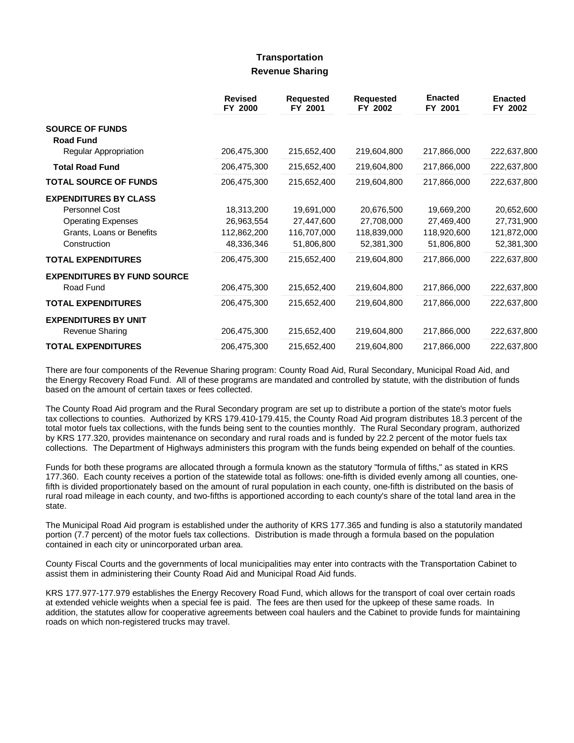# Transportation

## Revenue Sharing

| | Revised FY 2000 | Requested FY 2001 | Requested FY 2002 | Enacted FY 2001 | Enacted FY 2002 |
|---|---|---|---|---|---|
| **SOURCE OF FUNDS** | | | | | |
| **Road Fund** | | | | | |
| Regular Appropriation | 206,475,300 | 215,652,400 | 219,604,800 | 217,866,000 | 222,637,800 |
| **Total Road Fund** | 206,475,300 | 215,652,400 | 219,604,800 | 217,866,000 | 222,637,800 |
| **TOTAL SOURCE OF FUNDS** | 206,475,300 | 215,652,400 | 219,604,800 | 217,866,000 | 222,637,800 |
| **EXPENDITURES BY CLASS** | | | | | |
| Personnel Cost | 18,313,200 | 19,691,000 | 20,676,500 | 19,669,200 | 20,652,600 |
| Operating Expenses | 26,963,554 | 27,447,600 | 27,708,000 | 27,469,400 | 27,731,900 |
| Grants, Loans or Benefits | 112,862,200 | 116,707,000 | 118,839,000 | 118,920,600 | 121,872,000 |
| Construction | 48,336,346 | 51,806,800 | 52,381,300 | 51,806,800 | 52,381,300 |
| **TOTAL EXPENDITURES** | 206,475,300 | 215,652,400 | 219,604,800 | 217,866,000 | 222,637,800 |
| **EXPENDITURES BY FUND SOURCE** | | | | | |
| Road Fund | 206,475,300 | 215,652,400 | 219,604,800 | 217,866,000 | 222,637,800 |
| **TOTAL EXPENDITURES** | 206,475,300 | 215,652,400 | 219,604,800 | 217,866,000 | 222,637,800 |
| **EXPENDITURES BY UNIT** | | | | | |
| Revenue Sharing | 206,475,300 | 215,652,400 | 219,604,800 | 217,866,000 | 222,637,800 |
| **TOTAL EXPENDITURES** | 206,475,300 | 215,652,400 | 219,604,800 | 217,866,000 | 222,637,800 |

There are four components of the Revenue Sharing program: County Road Aid, Rural Secondary, Municipal Road Aid, and the Energy Recovery Road Fund. All of these programs are mandated and controlled by statute, with the distribution of funds based on the amount of certain taxes or fees collected.

The County Road Aid program and the Rural Secondary program are set up to distribute a portion of the state's motor fuels tax collections to counties. Authorized by KRS 179.410-179.415, the County Road Aid program distributes 18.3 percent of the total motor fuels tax collections, with the funds being sent to the counties monthly. The Rural Secondary program, authorized by KRS 177.320, provides maintenance on secondary and rural roads and is funded by 22.2 percent of the motor fuels tax collections. The Department of Highways administers this program with the funds being expended on behalf of the counties.

Funds for both these programs are allocated through a formula known as the statutory "formula of fifths," as stated in KRS 177.360. Each county receives a portion of the statewide total as follows: one-fifth is divided evenly among all counties, one-fifth is divided proportionately based on the amount of rural population in each county, one-fifth is distributed on the basis of rural road mileage in each county, and two-fifths is apportioned according to each county's share of the total land area in the state.

The Municipal Road Aid program is established under the authority of KRS 177.365 and funding is also a statutorily mandated portion (7.7 percent) of the motor fuels tax collections. Distribution is made through a formula based on the population contained in each city or unincorporated urban area.

County Fiscal Courts and the governments of local municipalities may enter into contracts with the Transportation Cabinet to assist them in administering their County Road Aid and Municipal Road Aid funds.

KRS 177.977-177.979 establishes the Energy Recovery Road Fund, which allows for the transport of coal over certain roads at extended vehicle weights when a special fee is paid. The fees are then used for the upkeep of these same roads. In addition, the statutes allow for cooperative agreements between coal haulers and the Cabinet to provide funds for maintaining roads on which non-registered trucks may travel.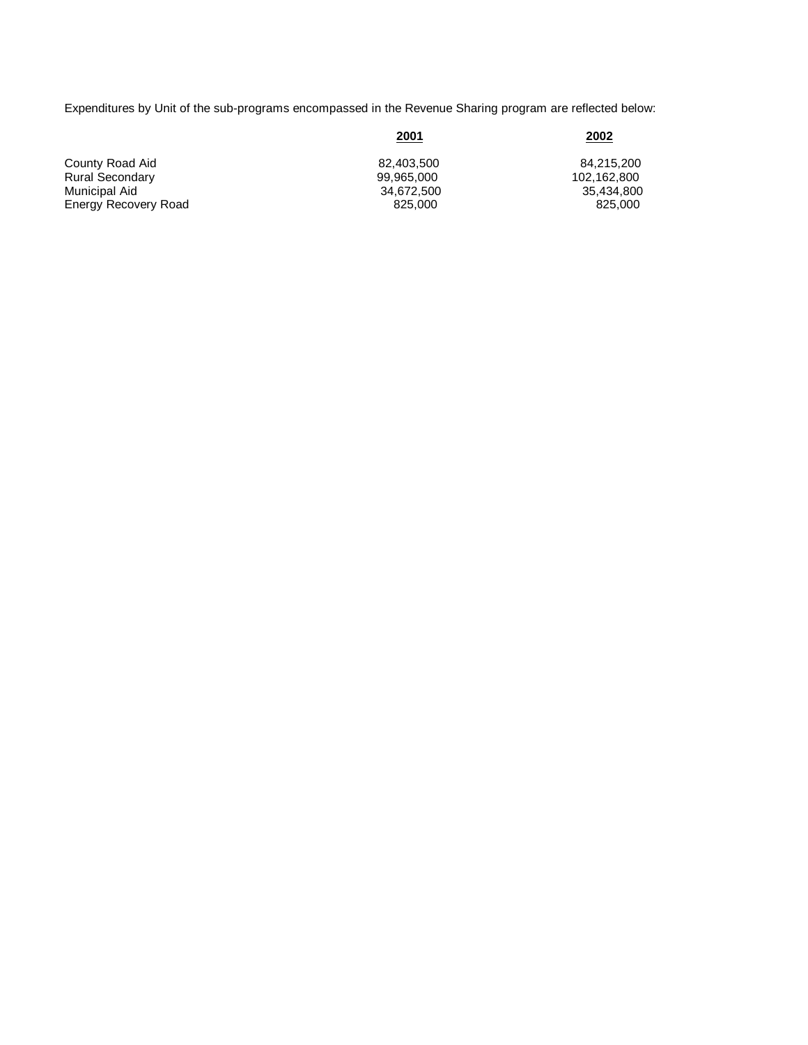Expenditures by Unit of the sub-programs encompassed in the Revenue Sharing program are reflected below:

| | 2001 | 2002 |
| --- | --- | --- |
| County Road Aid | 82,403,500 | 84,215,200 |
| Rural Secondary | 99,965,000 | 102,162,800 |
| Municipal Aid | 34,672,500 | 35,434,800 |
| Energy Recovery Road | 825,000 | 825,000 |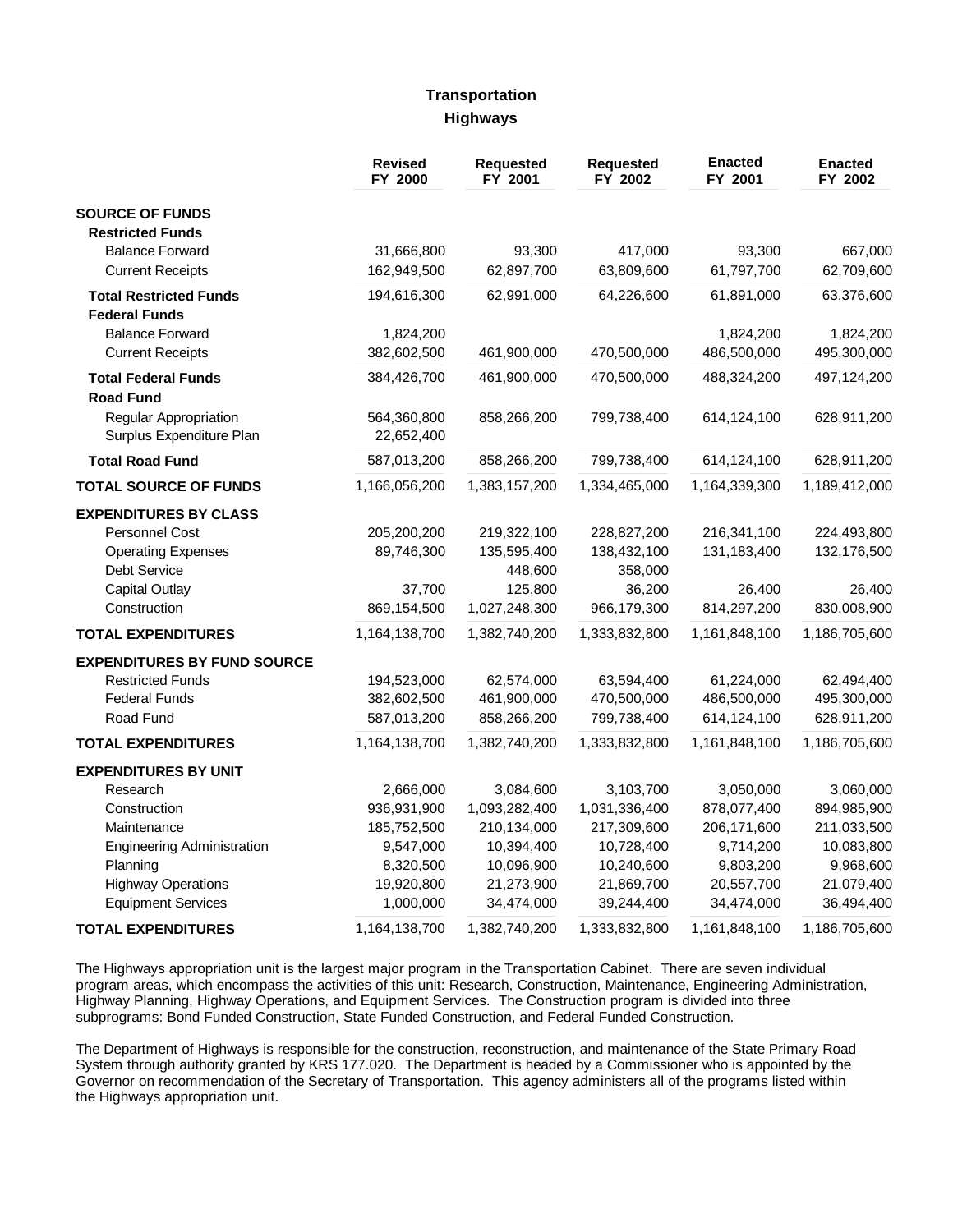# Transportation

## Highways

| | Revised FY 2000 | Requested FY 2001 | Requested FY 2002 | Enacted FY 2001 | Enacted FY 2002 |
|---|---|---|---|---|---|
| **SOURCE OF FUNDS** | | | | | |
| **Restricted Funds** | | | | | |
| Balance Forward | 31,666,800 | 93,300 | 417,000 | 93,300 | 667,000 |
| Current Receipts | 162,949,500 | 62,897,700 | 63,809,600 | 61,797,700 | 62,709,600 |
| **Total Restricted Funds** | 194,616,300 | 62,991,000 | 64,226,600 | 61,891,000 | 63,376,600 |
| **Federal Funds** | | | | | |
| Balance Forward | 1,824,200 | | | 1,824,200 | 1,824,200 |
| Current Receipts | 382,602,500 | 461,900,000 | 470,500,000 | 486,500,000 | 495,300,000 |
| **Total Federal Funds** | 384,426,700 | 461,900,000 | 470,500,000 | 488,324,200 | 497,124,200 |
| **Road Fund** | | | | | |
| Regular Appropriation | 564,360,800 | 858,266,200 | 799,738,400 | 614,124,100 | 628,911,200 |
| Surplus Expenditure Plan | 22,652,400 | | | | |
| **Total Road Fund** | 587,013,200 | 858,266,200 | 799,738,400 | 614,124,100 | 628,911,200 |
| **TOTAL SOURCE OF FUNDS** | 1,166,056,200 | 1,383,157,200 | 1,334,465,000 | 1,164,339,300 | 1,189,412,000 |
| **EXPENDITURES BY CLASS** | | | | | |
| Personnel Cost | 205,200,200 | 219,322,100 | 228,827,200 | 216,341,100 | 224,493,800 |
| Operating Expenses | 89,746,300 | 135,595,400 | 138,432,100 | 131,183,400 | 132,176,500 |
| Debt Service | | 448,600 | 358,000 | | |
| Capital Outlay | 37,700 | 125,800 | 36,200 | 26,400 | 26,400 |
| Construction | 869,154,500 | 1,027,248,300 | 966,179,300 | 814,297,200 | 830,008,900 |
| **TOTAL EXPENDITURES** | 1,164,138,700 | 1,382,740,200 | 1,333,832,800 | 1,161,848,100 | 1,186,705,600 |
| **EXPENDITURES BY FUND SOURCE** | | | | | |
| Restricted Funds | 194,523,000 | 62,574,000 | 63,594,400 | 61,224,000 | 62,494,400 |
| Federal Funds | 382,602,500 | 461,900,000 | 470,500,000 | 486,500,000 | 495,300,000 |
| Road Fund | 587,013,200 | 858,266,200 | 799,738,400 | 614,124,100 | 628,911,200 |
| **TOTAL EXPENDITURES** | 1,164,138,700 | 1,382,740,200 | 1,333,832,800 | 1,161,848,100 | 1,186,705,600 |
| **EXPENDITURES BY UNIT** | | | | | |
| Research | 2,666,000 | 3,084,600 | 3,103,700 | 3,050,000 | 3,060,000 |
| Construction | 936,931,900 | 1,093,282,400 | 1,031,336,400 | 878,077,400 | 894,985,900 |
| Maintenance | 185,752,500 | 210,134,000 | 217,309,600 | 206,171,600 | 211,033,500 |
| Engineering Administration | 9,547,000 | 10,394,400 | 10,728,400 | 9,714,200 | 10,083,800 |
| Planning | 8,320,500 | 10,096,900 | 10,240,600 | 9,803,200 | 9,968,600 |
| Highway Operations | 19,920,800 | 21,273,900 | 21,869,700 | 20,557,700 | 21,079,400 |
| Equipment Services | 1,000,000 | 34,474,000 | 39,244,400 | 34,474,000 | 36,494,400 |
| **TOTAL EXPENDITURES** | 1,164,138,700 | 1,382,740,200 | 1,333,832,800 | 1,161,848,100 | 1,186,705,600 |

The Highways appropriation unit is the largest major program in the Transportation Cabinet. There are seven individual program areas, which encompass the activities of this unit: Research, Construction, Maintenance, Engineering Administration, Highway Planning, Highway Operations, and Equipment Services. The Construction program is divided into three subprograms: Bond Funded Construction, State Funded Construction, and Federal Funded Construction.

The Department of Highways is responsible for the construction, reconstruction, and maintenance of the State Primary Road System through authority granted by KRS 177.020. The Department is headed by a Commissioner who is appointed by the Governor on recommendation of the Secretary of Transportation. This agency administers all of the programs listed within the Highways appropriation unit.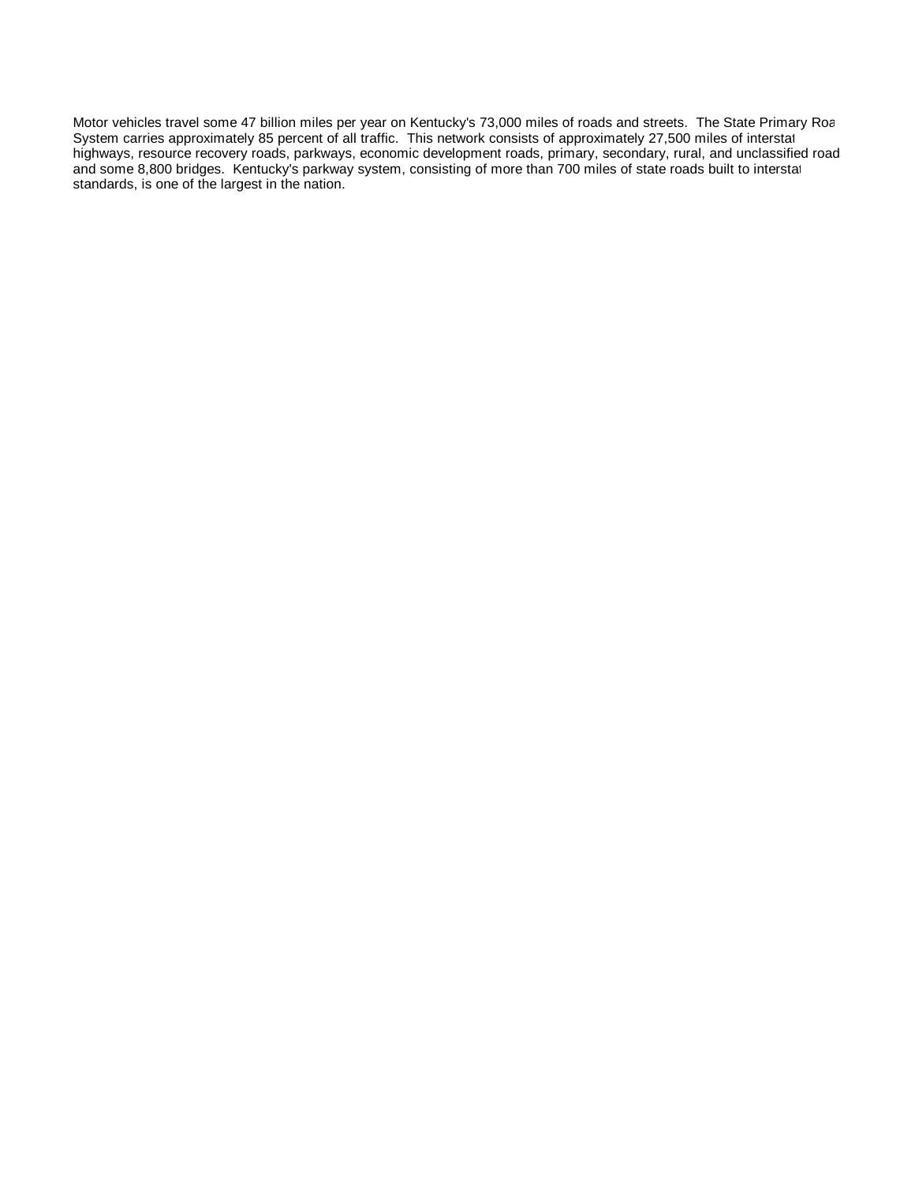Motor vehicles travel some 47 billion miles per year on Kentucky's 73,000 miles of roads and streets. The State Primary Road System carries approximately 85 percent of all traffic. This network consists of approximately 27,500 miles of interstate highways, resource recovery roads, parkways, economic development roads, primary, secondary, rural, and unclassified roads and some 8,800 bridges. Kentucky's parkway system, consisting of more than 700 miles of state roads built to interstate standards, is one of the largest in the nation.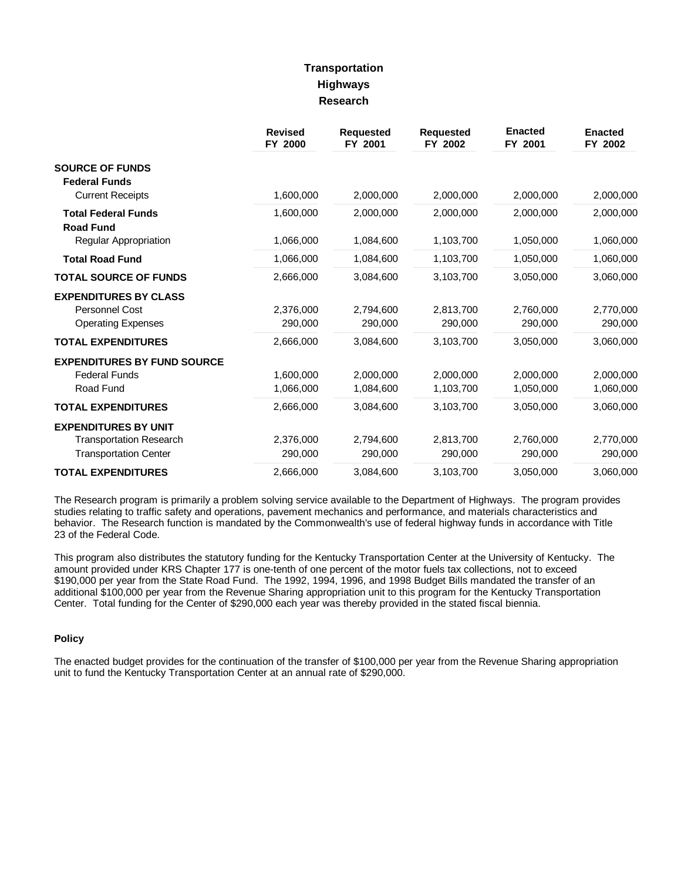# Transportation
## Highways
### Research

| | Revised FY 2000 | Requested FY 2001 | Requested FY 2002 | Enacted FY 2001 | Enacted FY 2002 |
|---|---|---|---|---|---|
| **SOURCE OF FUNDS** | | | | | |
| **Federal Funds** | | | | | |
| Current Receipts | 1,600,000 | 2,000,000 | 2,000,000 | 2,000,000 | 2,000,000 |
| **Total Federal Funds** | 1,600,000 | 2,000,000 | 2,000,000 | 2,000,000 | 2,000,000 |
| **Road Fund** | | | | | |
| Regular Appropriation | 1,066,000 | 1,084,600 | 1,103,700 | 1,050,000 | 1,060,000 |
| **Total Road Fund** | 1,066,000 | 1,084,600 | 1,103,700 | 1,050,000 | 1,060,000 |
| **TOTAL SOURCE OF FUNDS** | 2,666,000 | 3,084,600 | 3,103,700 | 3,050,000 | 3,060,000 |
| **EXPENDITURES BY CLASS** | | | | | |
| Personnel Cost | 2,376,000 | 2,794,600 | 2,813,700 | 2,760,000 | 2,770,000 |
| Operating Expenses | 290,000 | 290,000 | 290,000 | 290,000 | 290,000 |
| **TOTAL EXPENDITURES** | 2,666,000 | 3,084,600 | 3,103,700 | 3,050,000 | 3,060,000 |
| **EXPENDITURES BY FUND SOURCE** | | | | | |
| Federal Funds | 1,600,000 | 2,000,000 | 2,000,000 | 2,000,000 | 2,000,000 |
| Road Fund | 1,066,000 | 1,084,600 | 1,103,700 | 1,050,000 | 1,060,000 |
| **TOTAL EXPENDITURES** | 2,666,000 | 3,084,600 | 3,103,700 | 3,050,000 | 3,060,000 |
| **EXPENDITURES BY UNIT** | | | | | |
| Transportation Research | 2,376,000 | 2,794,600 | 2,813,700 | 2,760,000 | 2,770,000 |
| Transportation Center | 290,000 | 290,000 | 290,000 | 290,000 | 290,000 |
| **TOTAL EXPENDITURES** | 2,666,000 | 3,084,600 | 3,103,700 | 3,050,000 | 3,060,000 |

The Research program is primarily a problem solving service available to the Department of Highways. The program provides studies relating to traffic safety and operations, pavement mechanics and performance, and materials characteristics and behavior. The Research function is mandated by the Commonwealth's use of federal highway funds in accordance with Title 23 of the Federal Code.

This program also distributes the statutory funding for the Kentucky Transportation Center at the University of Kentucky. The amount provided under KRS Chapter 177 is one-tenth of one percent of the motor fuels tax collections, not to exceed $190,000 per year from the State Road Fund. The 1992, 1994, 1996, and 1998 Budget Bills mandated the transfer of an additional $100,000 per year from the Revenue Sharing appropriation unit to this program for the Kentucky Transportation Center. Total funding for the Center of $290,000 each year was thereby provided in the stated fiscal biennia.

#### Policy

The enacted budget provides for the continuation of the transfer of $100,000 per year from the Revenue Sharing appropriation unit to fund the Kentucky Transportation Center at an annual rate of $290,000.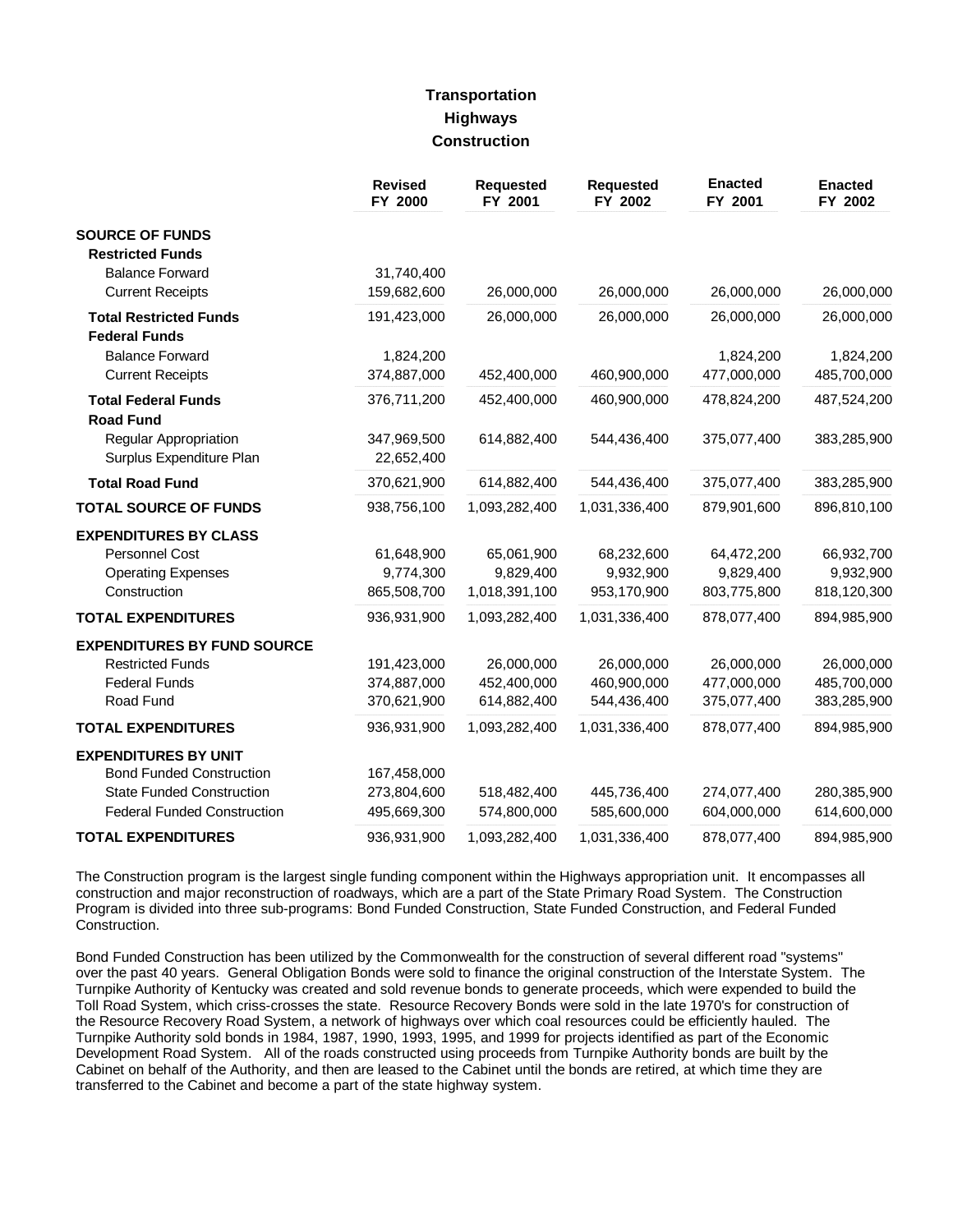# Transportation
## Highways
### Construction

| | Revised FY 2000 | Requested FY 2001 | Requested FY 2002 | Enacted FY 2001 | Enacted FY 2002 |
|---|---|---|---|---|---|
| **SOURCE OF FUNDS** | | | | | |
| **Restricted Funds** | | | | | |
| Balance Forward | 31,740,400 | | | | |
| Current Receipts | 159,682,600 | 26,000,000 | 26,000,000 | 26,000,000 | 26,000,000 |
| **Total Restricted Funds** | 191,423,000 | 26,000,000 | 26,000,000 | 26,000,000 | 26,000,000 |
| **Federal Funds** | | | | | |
| Balance Forward | 1,824,200 | | | 1,824,200 | 1,824,200 |
| Current Receipts | 374,887,000 | 452,400,000 | 460,900,000 | 477,000,000 | 485,700,000 |
| **Total Federal Funds** | 376,711,200 | 452,400,000 | 460,900,000 | 478,824,200 | 487,524,200 |
| **Road Fund** | | | | | |
| Regular Appropriation | 347,969,500 | 614,882,400 | 544,436,400 | 375,077,400 | 383,285,900 |
| Surplus Expenditure Plan | 22,652,400 | | | | |
| **Total Road Fund** | 370,621,900 | 614,882,400 | 544,436,400 | 375,077,400 | 383,285,900 |
| **TOTAL SOURCE OF FUNDS** | 938,756,100 | 1,093,282,400 | 1,031,336,400 | 879,901,600 | 896,810,100 |
| **EXPENDITURES BY CLASS** | | | | | |
| Personnel Cost | 61,648,900 | 65,061,900 | 68,232,600 | 64,472,200 | 66,932,700 |
| Operating Expenses | 9,774,300 | 9,829,400 | 9,932,900 | 9,829,400 | 9,932,900 |
| Construction | 865,508,700 | 1,018,391,100 | 953,170,900 | 803,775,800 | 818,120,300 |
| **TOTAL EXPENDITURES** | 936,931,900 | 1,093,282,400 | 1,031,336,400 | 878,077,400 | 894,985,900 |
| **EXPENDITURES BY FUND SOURCE** | | | | | |
| Restricted Funds | 191,423,000 | 26,000,000 | 26,000,000 | 26,000,000 | 26,000,000 |
| Federal Funds | 374,887,000 | 452,400,000 | 460,900,000 | 477,000,000 | 485,700,000 |
| Road Fund | 370,621,900 | 614,882,400 | 544,436,400 | 375,077,400 | 383,285,900 |
| **TOTAL EXPENDITURES** | 936,931,900 | 1,093,282,400 | 1,031,336,400 | 878,077,400 | 894,985,900 |
| **EXPENDITURES BY UNIT** | | | | | |
| Bond Funded Construction | 167,458,000 | | | | |
| State Funded Construction | 273,804,600 | 518,482,400 | 445,736,400 | 274,077,400 | 280,385,900 |
| Federal Funded Construction | 495,669,300 | 574,800,000 | 585,600,000 | 604,000,000 | 614,600,000 |
| **TOTAL EXPENDITURES** | 936,931,900 | 1,093,282,400 | 1,031,336,400 | 878,077,400 | 894,985,900 |

The Construction program is the largest single funding component within the Highways appropriation unit. It encompasses all construction and major reconstruction of roadways, which are a part of the State Primary Road System. The Construction Program is divided into three sub-programs: Bond Funded Construction, State Funded Construction, and Federal Funded Construction.

Bond Funded Construction has been utilized by the Commonwealth for the construction of several different road "systems" over the past 40 years. General Obligation Bonds were sold to finance the original construction of the Interstate System. The Turnpike Authority of Kentucky was created and sold revenue bonds to generate proceeds, which were expended to build the Toll Road System, which criss-crosses the state. Resource Recovery Bonds were sold in the late 1970's for construction of the Resource Recovery Road System, a network of highways over which coal resources could be efficiently hauled. The Turnpike Authority sold bonds in 1984, 1987, 1990, 1993, 1995, and 1999 for projects identified as part of the Economic Development Road System. All of the roads constructed using proceeds from Turnpike Authority bonds are built by the Cabinet on behalf of the Authority, and then are leased to the Cabinet until the bonds are retired, at which time they are transferred to the Cabinet and become a part of the state highway system.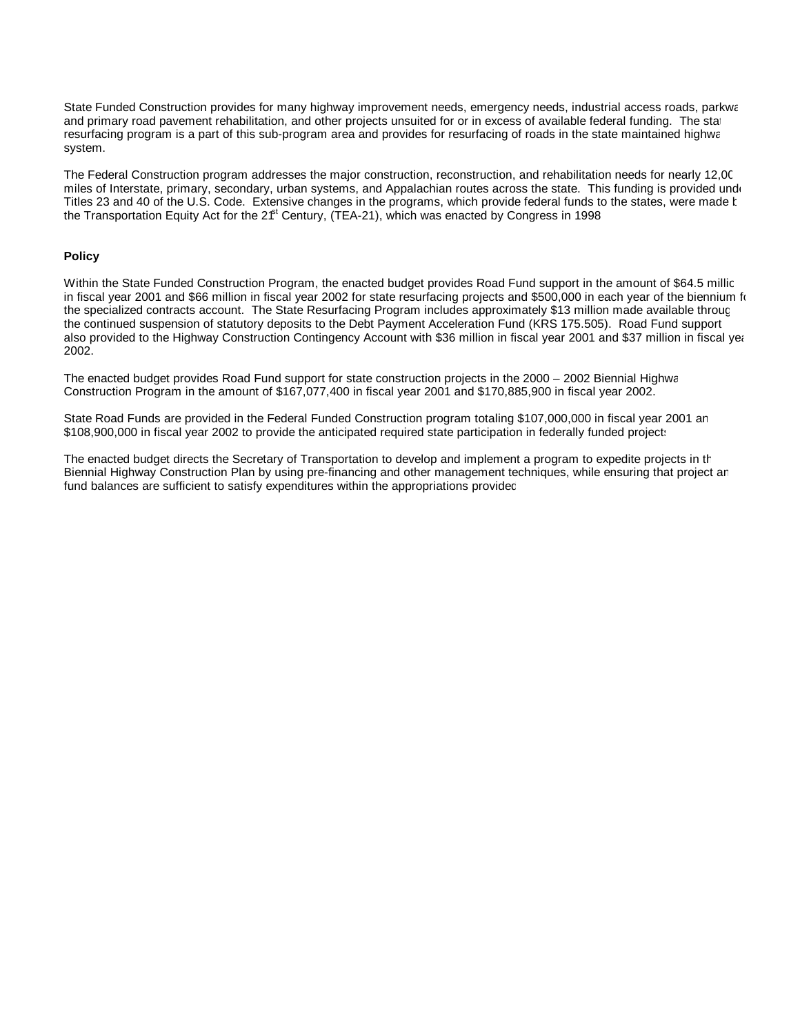State Funded Construction provides for many highway improvement needs, emergency needs, industrial access roads, parkway and primary road pavement rehabilitation, and other projects unsuited for or in excess of available federal funding. The state resurfacing program is a part of this sub-program area and provides for resurfacing of roads in the state maintained highway system.

The Federal Construction program addresses the major construction, reconstruction, and rehabilitation needs for nearly 12,000 miles of Interstate, primary, secondary, urban systems, and Appalachian routes across the state. This funding is provided under Titles 23 and 40 of the U.S. Code. Extensive changes in the programs, which provide federal funds to the states, were made by the Transportation Equity Act for the 21st Century, (TEA-21), which was enacted by Congress in 1998

**Policy**

Within the State Funded Construction Program, the enacted budget provides Road Fund support in the amount of $64.5 million in fiscal year 2001 and $66 million in fiscal year 2002 for state resurfacing projects and $500,000 in each year of the biennium for the specialized contracts account. The State Resurfacing Program includes approximately $13 million made available through the continued suspension of statutory deposits to the Debt Payment Acceleration Fund (KRS 175.505). Road Fund support is also provided to the Highway Construction Contingency Account with $36 million in fiscal year 2001 and $37 million in fiscal year 2002.

The enacted budget provides Road Fund support for state construction projects in the 2000 – 2002 Biennial Highway Construction Program in the amount of $167,077,400 in fiscal year 2001 and $170,885,900 in fiscal year 2002.

State Road Funds are provided in the Federal Funded Construction program totaling $107,000,000 in fiscal year 2001 and $108,900,000 in fiscal year 2002 to provide the anticipated required state participation in federally funded projects.

The enacted budget directs the Secretary of Transportation to develop and implement a program to expedite projects in the Biennial Highway Construction Plan by using pre-financing and other management techniques, while ensuring that project and fund balances are sufficient to satisfy expenditures within the appropriations provided.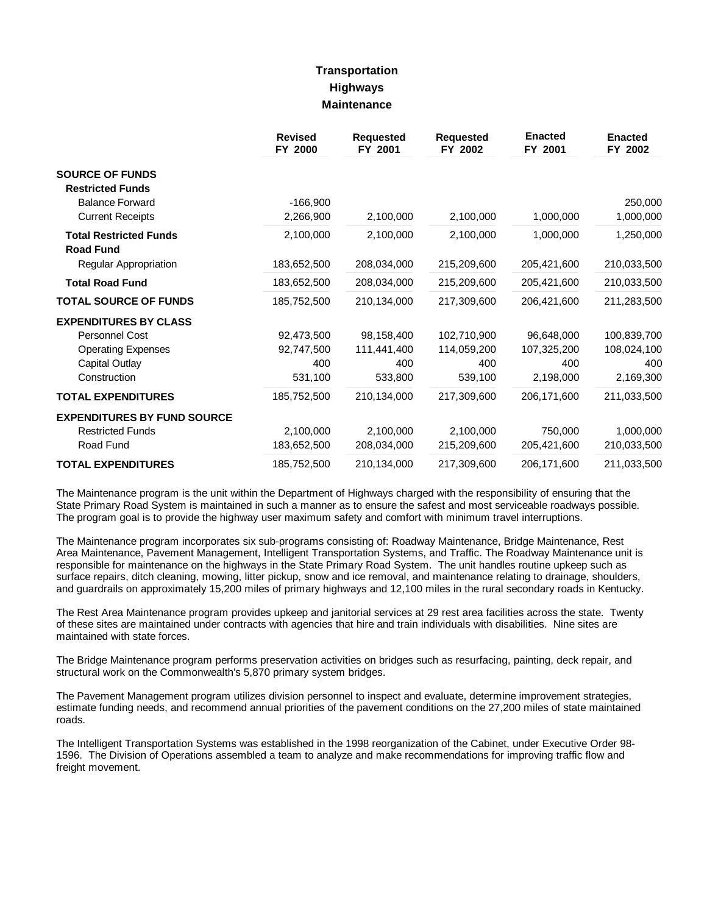# Transportation
## Highways
### Maintenance

| | Revised FY 2000 | Requested FY 2001 | Requested FY 2002 | Enacted FY 2001 | Enacted FY 2002 |
|---|---|---|---|---|---|
| **SOURCE OF FUNDS** | | | | | |
| **Restricted Funds** | | | | | |
| Balance Forward | -166,900 | | | | 250,000 |
| Current Receipts | 2,266,900 | 2,100,000 | 2,100,000 | 1,000,000 | 1,000,000 |
| **Total Restricted Funds** | 2,100,000 | 2,100,000 | 2,100,000 | 1,000,000 | 1,250,000 |
| **Road Fund** | | | | | |
| Regular Appropriation | 183,652,500 | 208,034,000 | 215,209,600 | 205,421,600 | 210,033,500 |
| **Total Road Fund** | 183,652,500 | 208,034,000 | 215,209,600 | 205,421,600 | 210,033,500 |
| **TOTAL SOURCE OF FUNDS** | 185,752,500 | 210,134,000 | 217,309,600 | 206,421,600 | 211,283,500 |
| **EXPENDITURES BY CLASS** | | | | | |
| Personnel Cost | 92,473,500 | 98,158,400 | 102,710,900 | 96,648,000 | 100,839,700 |
| Operating Expenses | 92,747,500 | 111,441,400 | 114,059,200 | 107,325,200 | 108,024,100 |
| Capital Outlay | 400 | 400 | 400 | 400 | 400 |
| Construction | 531,100 | 533,800 | 539,100 | 2,198,000 | 2,169,300 |
| **TOTAL EXPENDITURES** | 185,752,500 | 210,134,000 | 217,309,600 | 206,171,600 | 211,033,500 |
| **EXPENDITURES BY FUND SOURCE** | | | | | |
| Restricted Funds | 2,100,000 | 2,100,000 | 2,100,000 | 750,000 | 1,000,000 |
| Road Fund | 183,652,500 | 208,034,000 | 215,209,600 | 205,421,600 | 210,033,500 |
| **TOTAL EXPENDITURES** | 185,752,500 | 210,134,000 | 217,309,600 | 206,171,600 | 211,033,500 |

The Maintenance program is the unit within the Department of Highways charged with the responsibility of ensuring that the State Primary Road System is maintained in such a manner as to ensure the safest and most serviceable roadways possible. The program goal is to provide the highway user maximum safety and comfort with minimum travel interruptions.

The Maintenance program incorporates six sub-programs consisting of: Roadway Maintenance, Bridge Maintenance, Rest Area Maintenance, Pavement Management, Intelligent Transportation Systems, and Traffic. The Roadway Maintenance unit is responsible for maintenance on the highways in the State Primary Road System. The unit handles routine upkeep such as surface repairs, ditch cleaning, mowing, litter pickup, snow and ice removal, and maintenance relating to drainage, shoulders, and guardrails on approximately 15,200 miles of primary highways and 12,100 miles in the rural secondary roads in Kentucky.

The Rest Area Maintenance program provides upkeep and janitorial services at 29 rest area facilities across the state. Twenty of these sites are maintained under contracts with agencies that hire and train individuals with disabilities. Nine sites are maintained with state forces.

The Bridge Maintenance program performs preservation activities on bridges such as resurfacing, painting, deck repair, and structural work on the Commonwealth's 5,870 primary system bridges.

The Pavement Management program utilizes division personnel to inspect and evaluate, determine improvement strategies, estimate funding needs, and recommend annual priorities of the pavement conditions on the 27,200 miles of state maintained roads.

The Intelligent Transportation Systems was established in the 1998 reorganization of the Cabinet, under Executive Order 98-1596. The Division of Operations assembled a team to analyze and make recommendations for improving traffic flow and freight movement.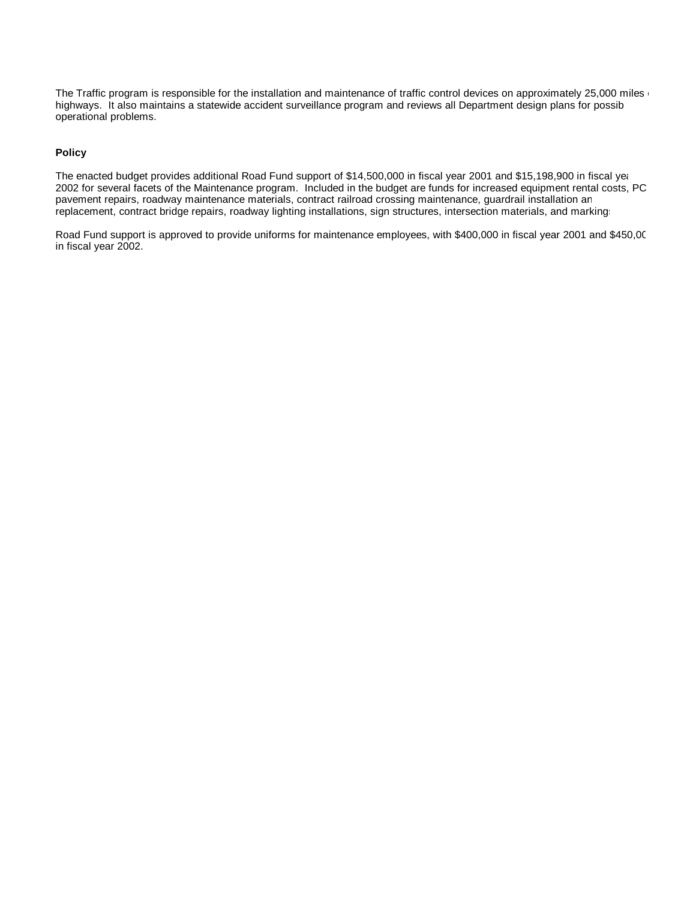The Traffic program is responsible for the installation and maintenance of traffic control devices on approximately 25,000 miles of highways. It also maintains a statewide accident surveillance program and reviews all Department design plans for possible operational problems.

**Policy**

The enacted budget provides additional Road Fund support of $14,500,000 in fiscal year 2001 and $15,198,900 in fiscal year 2002 for several facets of the Maintenance program. Included in the budget are funds for increased equipment rental costs, PC pavement repairs, roadway maintenance materials, contract railroad crossing maintenance, guardrail installation and replacement, contract bridge repairs, roadway lighting installations, sign structures, intersection materials, and markings.

Road Fund support is approved to provide uniforms for maintenance employees, with $400,000 in fiscal year 2001 and $450,000 in fiscal year 2002.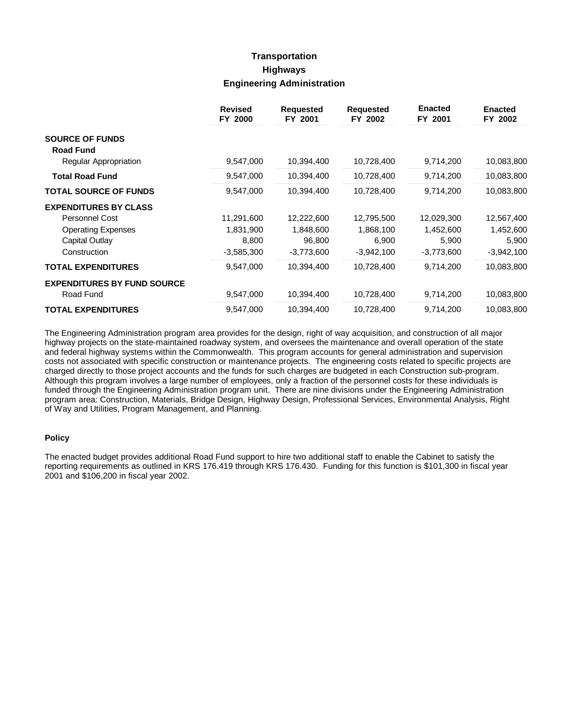# Transportation
## Highways
### Engineering Administration

| | Revised FY 2000 | Requested FY 2001 | Requested FY 2002 | Enacted FY 2001 | Enacted FY 2002 |
|---|---|---|---|---|---|
| **SOURCE OF FUNDS** | | | | | |
| **Road Fund** | | | | | |
| Regular Appropriation | 9,547,000 | 10,394,400 | 10,728,400 | 9,714,200 | 10,083,800 |
| **Total Road Fund** | 9,547,000 | 10,394,400 | 10,728,400 | 9,714,200 | 10,083,800 |
| **TOTAL SOURCE OF FUNDS** | 9,547,000 | 10,394,400 | 10,728,400 | 9,714,200 | 10,083,800 |
| **EXPENDITURES BY CLASS** | | | | | |
| Personnel Cost | 11,291,600 | 12,222,600 | 12,795,500 | 12,029,300 | 12,567,400 |
| Operating Expenses | 1,831,900 | 1,848,600 | 1,868,100 | 1,452,600 | 1,452,600 |
| Capital Outlay | 8,800 | 96,800 | 6,900 | 5,900 | 5,900 |
| Construction | -3,585,300 | -3,773,600 | -3,942,100 | -3,773,600 | -3,942,100 |
| **TOTAL EXPENDITURES** | 9,547,000 | 10,394,400 | 10,728,400 | 9,714,200 | 10,083,800 |
| **EXPENDITURES BY FUND SOURCE** | | | | | |
| Road Fund | 9,547,000 | 10,394,400 | 10,728,400 | 9,714,200 | 10,083,800 |
| **TOTAL EXPENDITURES** | 9,547,000 | 10,394,400 | 10,728,400 | 9,714,200 | 10,083,800 |

The Engineering Administration program area provides for the design, right of way acquisition, and construction of all major highway projects on the state-maintained roadway system, and oversees the maintenance and overall operation of the state and federal highway systems within the Commonwealth. This program accounts for general administration and supervision costs not associated with specific construction or maintenance projects. The engineering costs related to specific projects are charged directly to those project accounts and the funds for such charges are budgeted in each Construction sub-program. Although this program involves a large number of employees, only a fraction of the personnel costs for these individuals is funded through the Engineering Administration program unit. There are nine divisions under the Engineering Administration program area: Construction, Materials, Bridge Design, Highway Design, Professional Services, Environmental Analysis, Right of Way and Utilities, Program Management, and Planning.

**Policy**

The enacted budget provides additional Road Fund support to hire two additional staff to enable the Cabinet to satisfy the reporting requirements as outlined in KRS 176.419 through KRS 176.430. Funding for this function is $101,300 in fiscal year 2001 and $106,200 in fiscal year 2002.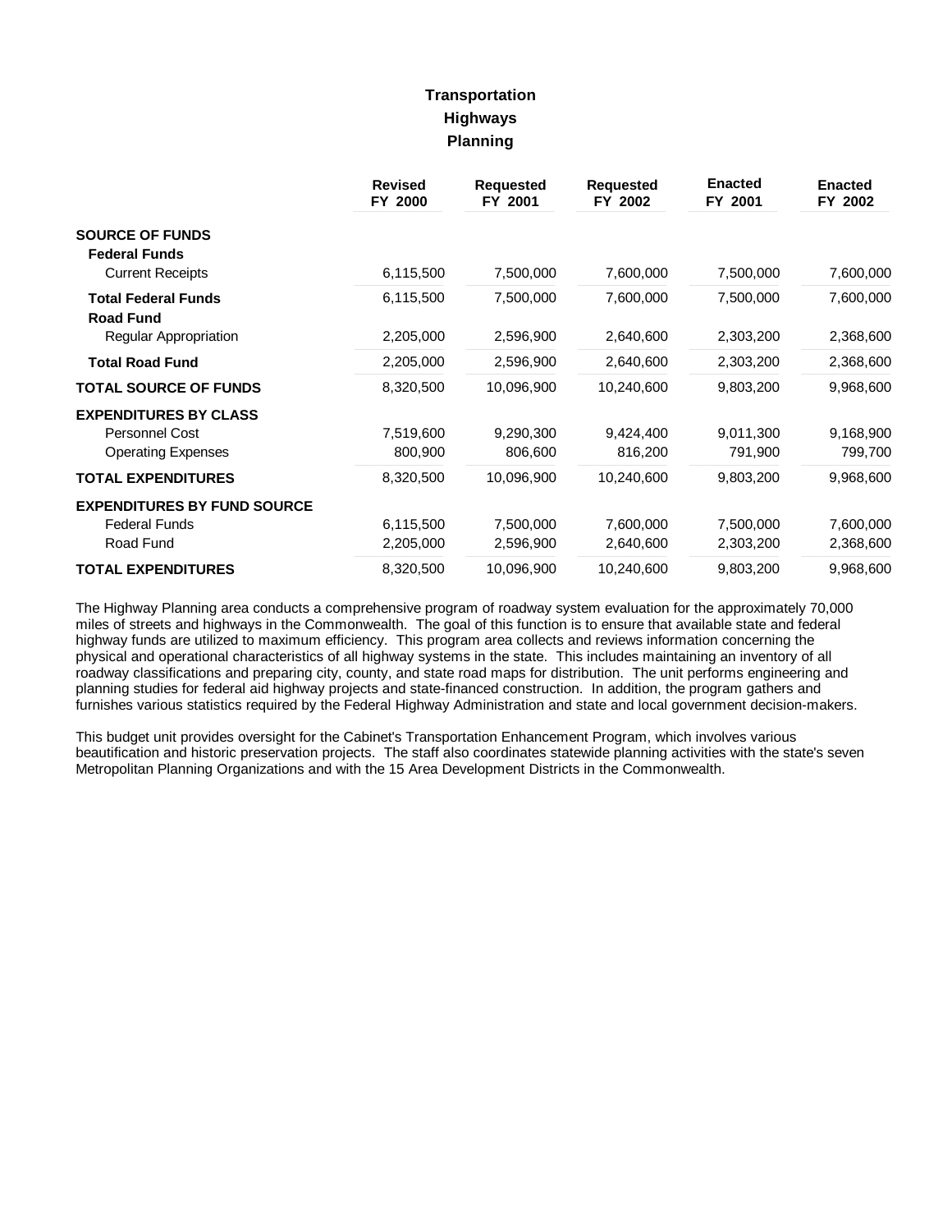# Transportation
## Highways
### Planning

| | Revised FY 2000 | Requested FY 2001 | Requested FY 2002 | Enacted FY 2001 | Enacted FY 2002 |
|---|---|---|---|---|---|
| **SOURCE OF FUNDS** | | | | | |
| **Federal Funds** | | | | | |
| Current Receipts | 6,115,500 | 7,500,000 | 7,600,000 | 7,500,000 | 7,600,000 |
| **Total Federal Funds** | 6,115,500 | 7,500,000 | 7,600,000 | 7,500,000 | 7,600,000 |
| **Road Fund** | | | | | |
| Regular Appropriation | 2,205,000 | 2,596,900 | 2,640,600 | 2,303,200 | 2,368,600 |
| **Total Road Fund** | 2,205,000 | 2,596,900 | 2,640,600 | 2,303,200 | 2,368,600 |
| **TOTAL SOURCE OF FUNDS** | 8,320,500 | 10,096,900 | 10,240,600 | 9,803,200 | 9,968,600 |
| **EXPENDITURES BY CLASS** | | | | | |
| Personnel Cost | 7,519,600 | 9,290,300 | 9,424,400 | 9,011,300 | 9,168,900 |
| Operating Expenses | 800,900 | 806,600 | 816,200 | 791,900 | 799,700 |
| **TOTAL EXPENDITURES** | 8,320,500 | 10,096,900 | 10,240,600 | 9,803,200 | 9,968,600 |
| **EXPENDITURES BY FUND SOURCE** | | | | | |
| Federal Funds | 6,115,500 | 7,500,000 | 7,600,000 | 7,500,000 | 7,600,000 |
| Road Fund | 2,205,000 | 2,596,900 | 2,640,600 | 2,303,200 | 2,368,600 |
| **TOTAL EXPENDITURES** | 8,320,500 | 10,096,900 | 10,240,600 | 9,803,200 | 9,968,600 |

The Highway Planning area conducts a comprehensive program of roadway system evaluation for the approximately 70,000 miles of streets and highways in the Commonwealth. The goal of this function is to ensure that available state and federal highway funds are utilized to maximum efficiency. This program area collects and reviews information concerning the physical and operational characteristics of all highway systems in the state. This includes maintaining an inventory of all roadway classifications and preparing city, county, and state road maps for distribution. The unit performs engineering and planning studies for federal aid highway projects and state-financed construction. In addition, the program gathers and furnishes various statistics required by the Federal Highway Administration and state and local government decision-makers.

This budget unit provides oversight for the Cabinet's Transportation Enhancement Program, which involves various beautification and historic preservation projects. The staff also coordinates statewide planning activities with the state's seven Metropolitan Planning Organizations and with the 15 Area Development Districts in the Commonwealth.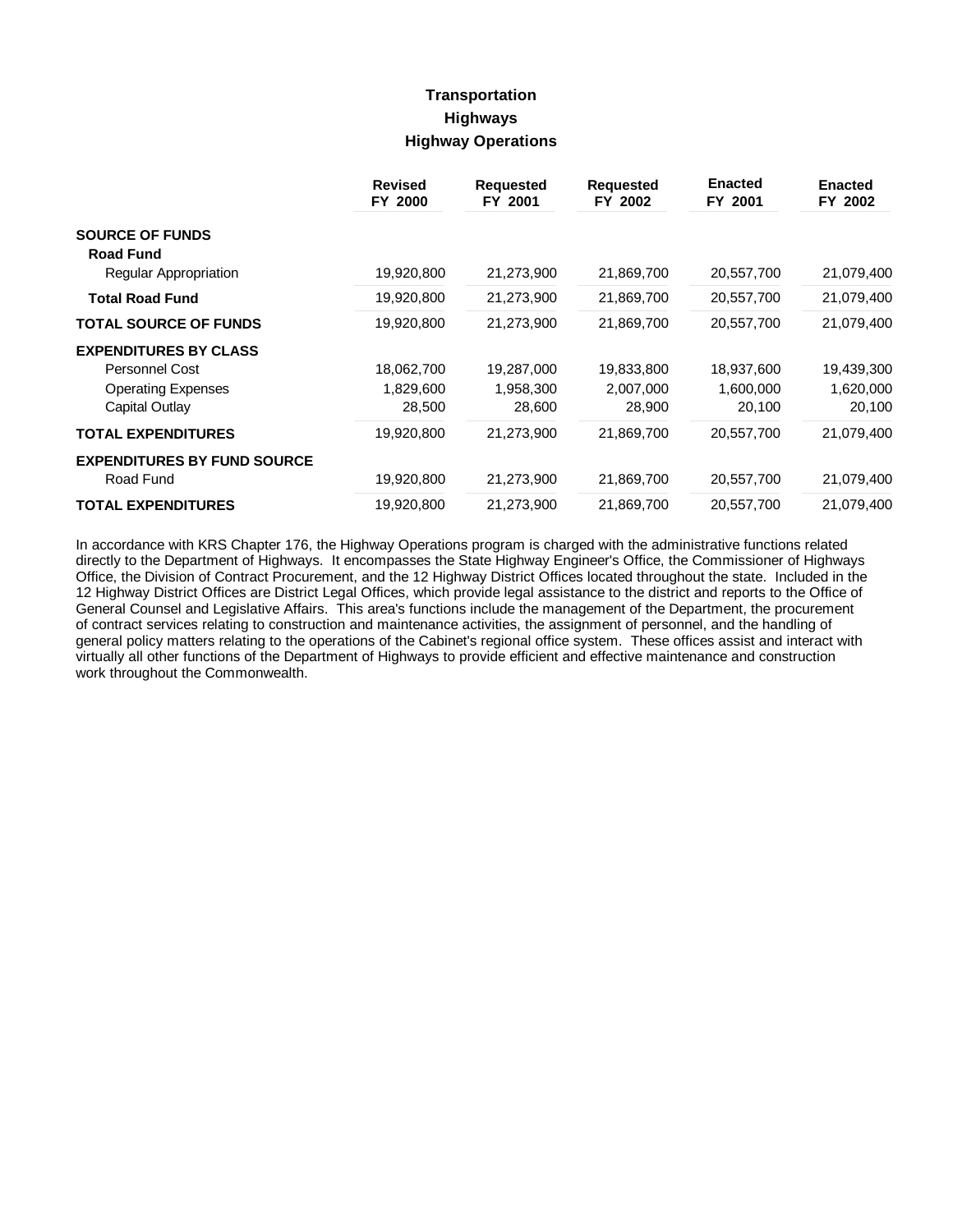# Transportation

## Highways

### Highway Operations

| | Revised FY 2000 | Requested FY 2001 | Requested FY 2002 | Enacted FY 2001 | Enacted FY 2002 |
|---|---|---|---|---|---|
| **SOURCE OF FUNDS** | | | | | |
| **Road Fund** | | | | | |
| Regular Appropriation | 19,920,800 | 21,273,900 | 21,869,700 | 20,557,700 | 21,079,400 |
| **Total Road Fund** | 19,920,800 | 21,273,900 | 21,869,700 | 20,557,700 | 21,079,400 |
| **TOTAL SOURCE OF FUNDS** | 19,920,800 | 21,273,900 | 21,869,700 | 20,557,700 | 21,079,400 |
| **EXPENDITURES BY CLASS** | | | | | |
| Personnel Cost | 18,062,700 | 19,287,000 | 19,833,800 | 18,937,600 | 19,439,300 |
| Operating Expenses | 1,829,600 | 1,958,300 | 2,007,000 | 1,600,000 | 1,620,000 |
| Capital Outlay | 28,500 | 28,600 | 28,900 | 20,100 | 20,100 |
| **TOTAL EXPENDITURES** | 19,920,800 | 21,273,900 | 21,869,700 | 20,557,700 | 21,079,400 |
| **EXPENDITURES BY FUND SOURCE** | | | | | |
| Road Fund | 19,920,800 | 21,273,900 | 21,869,700 | 20,557,700 | 21,079,400 |
| **TOTAL EXPENDITURES** | 19,920,800 | 21,273,900 | 21,869,700 | 20,557,700 | 21,079,400 |

In accordance with KRS Chapter 176, the Highway Operations program is charged with the administrative functions related directly to the Department of Highways. It encompasses the State Highway Engineer's Office, the Commissioner of Highways Office, the Division of Contract Procurement, and the 12 Highway District Offices located throughout the state. Included in the 12 Highway District Offices are District Legal Offices, which provide legal assistance to the district and reports to the Office of General Counsel and Legislative Affairs. This area's functions include the management of the Department, the procurement of contract services relating to construction and maintenance activities, the assignment of personnel, and the handling of general policy matters relating to the operations of the Cabinet's regional office system. These offices assist and interact with virtually all other functions of the Department of Highways to provide efficient and effective maintenance and construction work throughout the Commonwealth.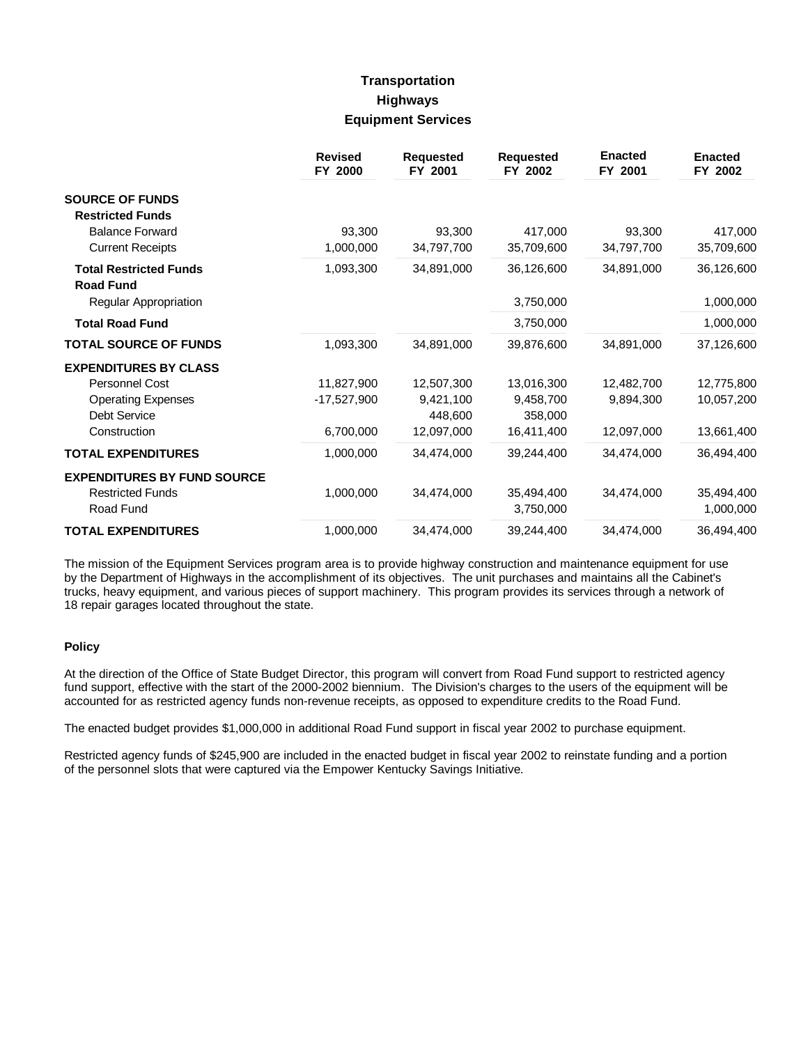# Transportation
## Highways
### Equipment Services

| | Revised FY 2000 | Requested FY 2001 | Requested FY 2002 | Enacted FY 2001 | Enacted FY 2002 |
|---|---|---|---|---|---|
| **SOURCE OF FUNDS** | | | | | |
| **Restricted Funds** | | | | | |
| Balance Forward | 93,300 | 93,300 | 417,000 | 93,300 | 417,000 |
| Current Receipts | 1,000,000 | 34,797,700 | 35,709,600 | 34,797,700 | 35,709,600 |
| **Total Restricted Funds** | 1,093,300 | 34,891,000 | 36,126,600 | 34,891,000 | 36,126,600 |
| **Road Fund** | | | | | |
| Regular Appropriation | | | 3,750,000 | | 1,000,000 |
| **Total Road Fund** | | | 3,750,000 | | 1,000,000 |
| **TOTAL SOURCE OF FUNDS** | 1,093,300 | 34,891,000 | 39,876,600 | 34,891,000 | 37,126,600 |
| **EXPENDITURES BY CLASS** | | | | | |
| Personnel Cost | 11,827,900 | 12,507,300 | 13,016,300 | 12,482,700 | 12,775,800 |
| Operating Expenses | -17,527,900 | 9,421,100 | 9,458,700 | 9,894,300 | 10,057,200 |
| Debt Service | | 448,600 | 358,000 | | |
| Construction | 6,700,000 | 12,097,000 | 16,411,400 | 12,097,000 | 13,661,400 |
| **TOTAL EXPENDITURES** | 1,000,000 | 34,474,000 | 39,244,400 | 34,474,000 | 36,494,400 |
| **EXPENDITURES BY FUND SOURCE** | | | | | |
| Restricted Funds | 1,000,000 | 34,474,000 | 35,494,400 | 34,474,000 | 35,494,400 |
| Road Fund | | | 3,750,000 | | 1,000,000 |
| **TOTAL EXPENDITURES** | 1,000,000 | 34,474,000 | 39,244,400 | 34,474,000 | 36,494,400 |

The mission of the Equipment Services program area is to provide highway construction and maintenance equipment for use by the Department of Highways in the accomplishment of its objectives. The unit purchases and maintains all the Cabinet's trucks, heavy equipment, and various pieces of support machinery. This program provides its services through a network of 18 repair garages located throughout the state.

**Policy**

At the direction of the Office of State Budget Director, this program will convert from Road Fund support to restricted agency fund support, effective with the start of the 2000-2002 biennium. The Division's charges to the users of the equipment will be accounted for as restricted agency funds non-revenue receipts, as opposed to expenditure credits to the Road Fund.

The enacted budget provides $1,000,000 in additional Road Fund support in fiscal year 2002 to purchase equipment.

Restricted agency funds of $245,900 are included in the enacted budget in fiscal year 2002 to reinstate funding and a portion of the personnel slots that were captured via the Empower Kentucky Savings Initiative.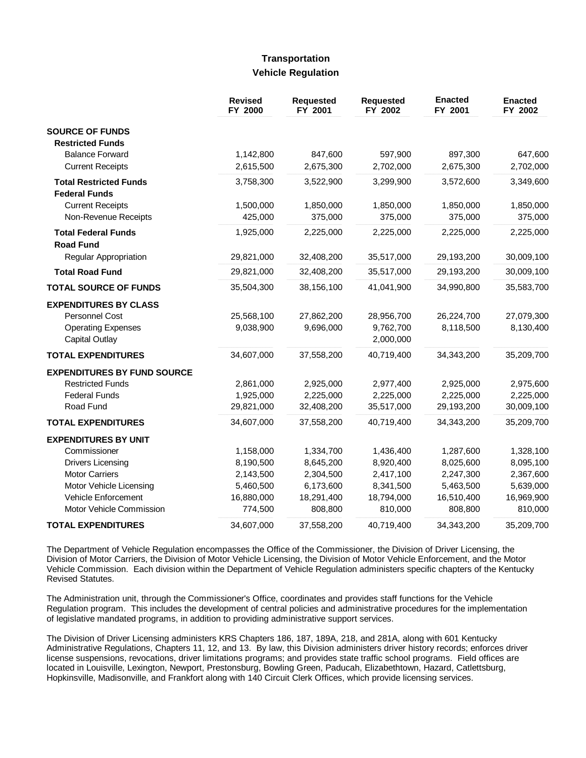# Transportation
## Vehicle Regulation

| | Revised FY 2000 | Requested FY 2001 | Requested FY 2002 | Enacted FY 2001 | Enacted FY 2002 |
|---|---|---|---|---|---|
| **SOURCE OF FUNDS** | | | | | |
| **Restricted Funds** | | | | | |
| Balance Forward | 1,142,800 | 847,600 | 597,900 | 897,300 | 647,600 |
| Current Receipts | 2,615,500 | 2,675,300 | 2,702,000 | 2,675,300 | 2,702,000 |
| **Total Restricted Funds** | 3,758,300 | 3,522,900 | 3,299,900 | 3,572,600 | 3,349,600 |
| **Federal Funds** | | | | | |
| Current Receipts | 1,500,000 | 1,850,000 | 1,850,000 | 1,850,000 | 1,850,000 |
| Non-Revenue Receipts | 425,000 | 375,000 | 375,000 | 375,000 | 375,000 |
| **Total Federal Funds** | 1,925,000 | 2,225,000 | 2,225,000 | 2,225,000 | 2,225,000 |
| **Road Fund** | | | | | |
| Regular Appropriation | 29,821,000 | 32,408,200 | 35,517,000 | 29,193,200 | 30,009,100 |
| **Total Road Fund** | 29,821,000 | 32,408,200 | 35,517,000 | 29,193,200 | 30,009,100 |
| **TOTAL SOURCE OF FUNDS** | 35,504,300 | 38,156,100 | 41,041,900 | 34,990,800 | 35,583,700 |
| **EXPENDITURES BY CLASS** | | | | | |
| Personnel Cost | 25,568,100 | 27,862,200 | 28,956,700 | 26,224,700 | 27,079,300 |
| Operating Expenses | 9,038,900 | 9,696,000 | 9,762,700 | 8,118,500 | 8,130,400 |
| Capital Outlay | | | 2,000,000 | | |
| **TOTAL EXPENDITURES** | 34,607,000 | 37,558,200 | 40,719,400 | 34,343,200 | 35,209,700 |
| **EXPENDITURES BY FUND SOURCE** | | | | | |
| Restricted Funds | 2,861,000 | 2,925,000 | 2,977,400 | 2,925,000 | 2,975,600 |
| Federal Funds | 1,925,000 | 2,225,000 | 2,225,000 | 2,225,000 | 2,225,000 |
| Road Fund | 29,821,000 | 32,408,200 | 35,517,000 | 29,193,200 | 30,009,100 |
| **TOTAL EXPENDITURES** | 34,607,000 | 37,558,200 | 40,719,400 | 34,343,200 | 35,209,700 |
| **EXPENDITURES BY UNIT** | | | | | |
| Commissioner | 1,158,000 | 1,334,700 | 1,436,400 | 1,287,600 | 1,328,100 |
| Drivers Licensing | 8,190,500 | 8,645,200 | 8,920,400 | 8,025,600 | 8,095,100 |
| Motor Carriers | 2,143,500 | 2,304,500 | 2,417,100 | 2,247,300 | 2,367,600 |
| Motor Vehicle Licensing | 5,460,500 | 6,173,600 | 8,341,500 | 5,463,500 | 5,639,000 |
| Vehicle Enforcement | 16,880,000 | 18,291,400 | 18,794,000 | 16,510,400 | 16,969,900 |
| Motor Vehicle Commission | 774,500 | 808,800 | 810,000 | 808,800 | 810,000 |
| **TOTAL EXPENDITURES** | 34,607,000 | 37,558,200 | 40,719,400 | 34,343,200 | 35,209,700 |

The Department of Vehicle Regulation encompasses the Office of the Commissioner, the Division of Driver Licensing, the Division of Motor Carriers, the Division of Motor Vehicle Licensing, the Division of Motor Vehicle Enforcement, and the Motor Vehicle Commission. Each division within the Department of Vehicle Regulation administers specific chapters of the Kentucky Revised Statutes.

The Administration unit, through the Commissioner's Office, coordinates and provides staff functions for the Vehicle Regulation program. This includes the development of central policies and administrative procedures for the implementation of legislative mandated programs, in addition to providing administrative support services.

The Division of Driver Licensing administers KRS Chapters 186, 187, 189A, 218, and 281A, along with 601 Kentucky Administrative Regulations, Chapters 11, 12, and 13. By law, this Division administers driver history records; enforces driver license suspensions, revocations, driver limitations programs; and provides state traffic school programs. Field offices are located in Louisville, Lexington, Newport, Prestonsburg, Bowling Green, Paducah, Elizabethtown, Hazard, Catlettsburg, Hopkinsville, Madisonville, and Frankfort along with 140 Circuit Clerk Offices, which provide licensing services.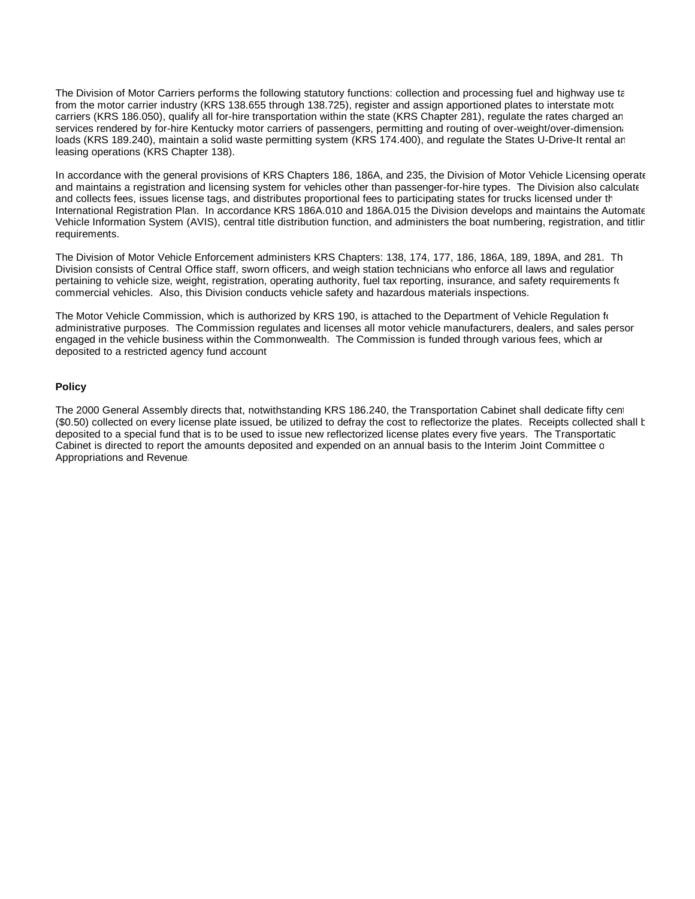The Division of Motor Carriers performs the following statutory functions: collection and processing fuel and highway use ta from the motor carrier industry (KRS 138.655 through 138.725), register and assign apportioned plates to interstate moto carriers (KRS 186.050), qualify all for-hire transportation within the state (KRS Chapter 281), regulate the rates charged an services rendered by for-hire Kentucky motor carriers of passengers, permitting and routing of over-weight/over-dimensiona loads (KRS 189.240), maintain a solid waste permitting system (KRS 174.400), and regulate the States U-Drive-It rental an leasing operations (KRS Chapter 138).

In accordance with the general provisions of KRS Chapters 186, 186A, and 235, the Division of Motor Vehicle Licensing operate and maintains a registration and licensing system for vehicles other than passenger-for-hire types. The Division also calculate and collects fees, issues license tags, and distributes proportional fees to participating states for trucks licensed under th International Registration Plan. In accordance KRS 186A.010 and 186A.015 the Division develops and maintains the Automate Vehicle Information System (AVIS), central title distribution function, and administers the boat numbering, registration, and titlin requirements.

The Division of Motor Vehicle Enforcement administers KRS Chapters: 138, 174, 177, 186, 186A, 189, 189A, and 281. Th Division consists of Central Office staff, sworn officers, and weigh station technicians who enforce all laws and regulation pertaining to vehicle size, weight, registration, operating authority, fuel tax reporting, insurance, and safety requirements fo commercial vehicles. Also, this Division conducts vehicle safety and hazardous materials inspections.

The Motor Vehicle Commission, which is authorized by KRS 190, is attached to the Department of Vehicle Regulation fo administrative purposes. The Commission regulates and licenses all motor vehicle manufacturers, dealers, and sales person engaged in the vehicle business within the Commonwealth. The Commission is funded through various fees, which ar deposited to a restricted agency fund account

**Policy**

The 2000 General Assembly directs that, notwithstanding KRS 186.240, the Transportation Cabinet shall dedicate fifty cent ($0.50) collected on every license plate issued, be utilized to defray the cost to reflectorize the plates. Receipts collected shall b deposited to a special fund that is to be used to issue new reflectorized license plates every five years. The Transportatio Cabinet is directed to report the amounts deposited and expended on an annual basis to the Interim Joint Committee o Appropriations and Revenue.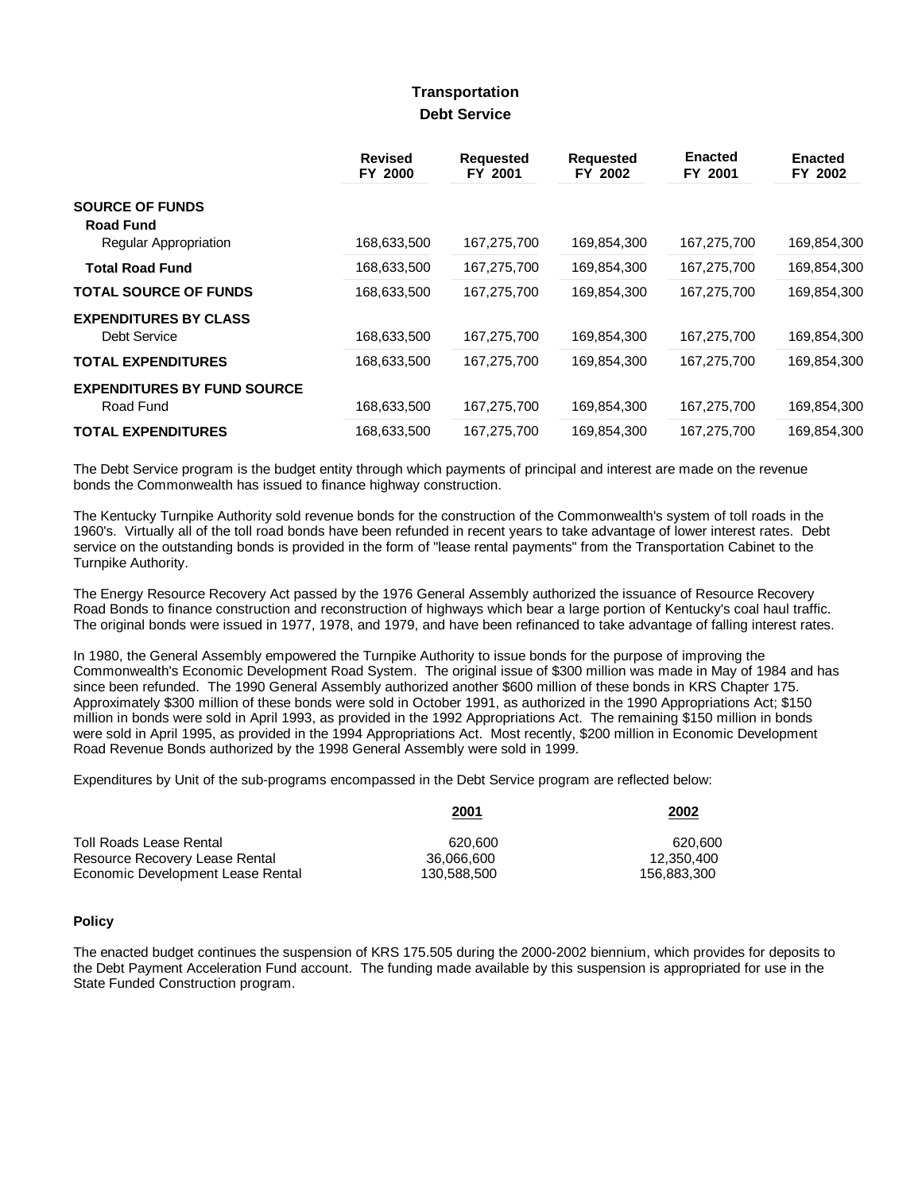# Transportation

## Debt Service

| | Revised FY 2000 | Requested FY 2001 | Requested FY 2002 | Enacted FY 2001 | Enacted FY 2002 |
|---|---|---|---|---|---|
| **SOURCE OF FUNDS** | | | | | |
| **Road Fund** | | | | | |
| Regular Appropriation | 168,633,500 | 167,275,700 | 169,854,300 | 167,275,700 | 169,854,300 |
| **Total Road Fund** | 168,633,500 | 167,275,700 | 169,854,300 | 167,275,700 | 169,854,300 |
| **TOTAL SOURCE OF FUNDS** | 168,633,500 | 167,275,700 | 169,854,300 | 167,275,700 | 169,854,300 |
| **EXPENDITURES BY CLASS** | | | | | |
| Debt Service | 168,633,500 | 167,275,700 | 169,854,300 | 167,275,700 | 169,854,300 |
| **TOTAL EXPENDITURES** | 168,633,500 | 167,275,700 | 169,854,300 | 167,275,700 | 169,854,300 |
| **EXPENDITURES BY FUND SOURCE** | | | | | |
| Road Fund | 168,633,500 | 167,275,700 | 169,854,300 | 167,275,700 | 169,854,300 |
| **TOTAL EXPENDITURES** | 168,633,500 | 167,275,700 | 169,854,300 | 167,275,700 | 169,854,300 |

The Debt Service program is the budget entity through which payments of principal and interest are made on the revenue bonds the Commonwealth has issued to finance highway construction.

The Kentucky Turnpike Authority sold revenue bonds for the construction of the Commonwealth's system of toll roads in the 1960's. Virtually all of the toll road bonds have been refunded in recent years to take advantage of lower interest rates. Debt service on the outstanding bonds is provided in the form of "lease rental payments" from the Transportation Cabinet to the Turnpike Authority.

The Energy Resource Recovery Act passed by the 1976 General Assembly authorized the issuance of Resource Recovery Road Bonds to finance construction and reconstruction of highways which bear a large portion of Kentucky's coal haul traffic. The original bonds were issued in 1977, 1978, and 1979, and have been refinanced to take advantage of falling interest rates.

In 1980, the General Assembly empowered the Turnpike Authority to issue bonds for the purpose of improving the Commonwealth's Economic Development Road System. The original issue of $300 million was made in May of 1984 and has since been refunded. The 1990 General Assembly authorized another $600 million of these bonds in KRS Chapter 175. Approximately $300 million of these bonds were sold in October 1991, as authorized in the 1990 Appropriations Act; $150 million in bonds were sold in April 1993, as provided in the 1992 Appropriations Act. The remaining $150 million in bonds were sold in April 1995, as provided in the 1994 Appropriations Act. Most recently, $200 million in Economic Development Road Revenue Bonds authorized by the 1998 General Assembly were sold in 1999.

Expenditures by Unit of the sub-programs encompassed in the Debt Service program are reflected below:

| | 2001 | 2002 |
|---|---|---|
| Toll Roads Lease Rental | 620,600 | 620,600 |
| Resource Recovery Lease Rental | 36,066,600 | 12,350,400 |
| Economic Development Lease Rental | 130,588,500 | 156,883,300 |

### Policy

The enacted budget continues the suspension of KRS 175.505 during the 2000-2002 biennium, which provides for deposits to the Debt Payment Acceleration Fund account. The funding made available by this suspension is appropriated for use in the State Funded Construction program.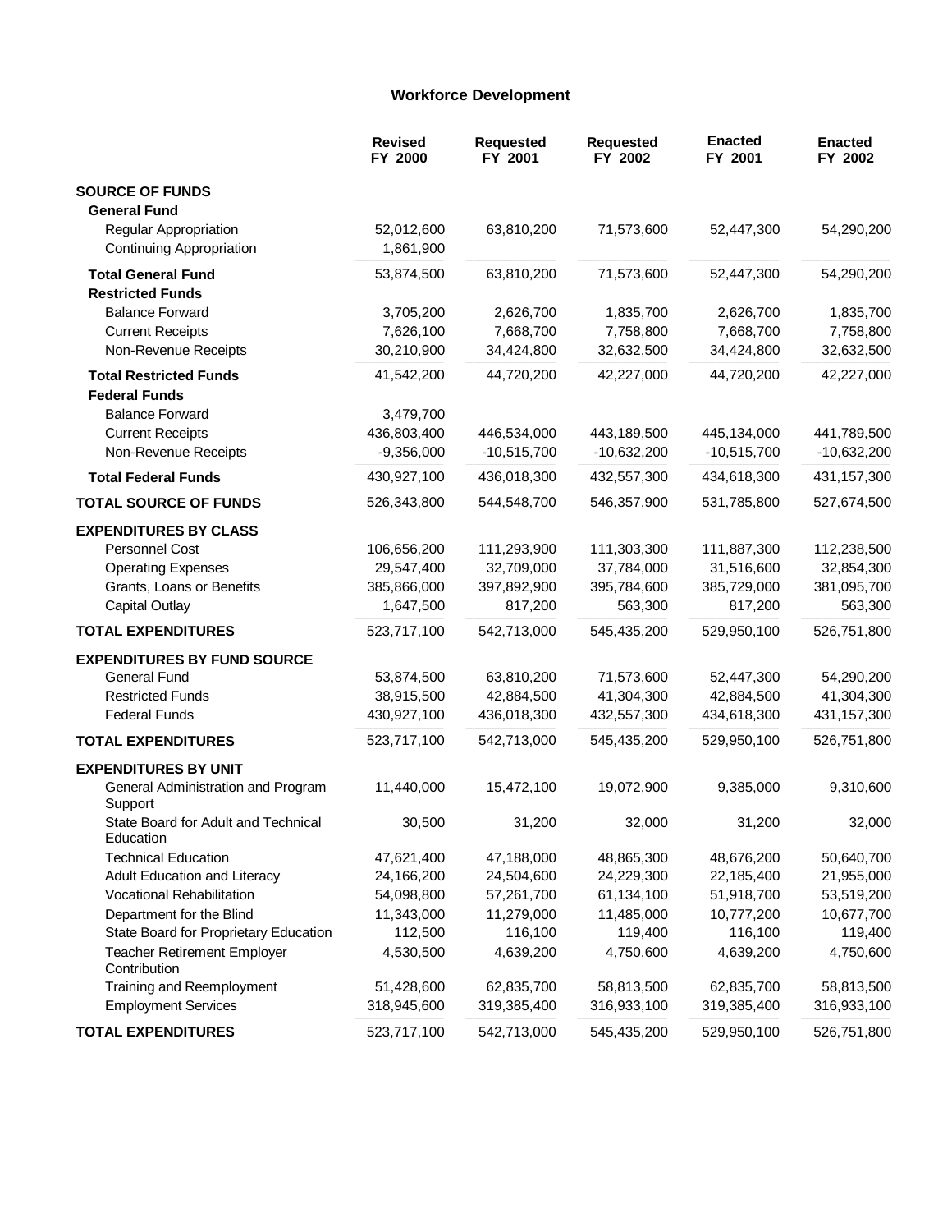## Workforce Development

| | Revised FY 2000 | Requested FY 2001 | Requested FY 2002 | Enacted FY 2001 | Enacted FY 2002 |
|---|---|---|---|---|---|
| **SOURCE OF FUNDS** | | | | | |
| **General Fund** | | | | | |
| Regular Appropriation | 52,012,600 | 63,810,200 | 71,573,600 | 52,447,300 | 54,290,200 |
| Continuing Appropriation | 1,861,900 | | | | |
| **Total General Fund** | 53,874,500 | 63,810,200 | 71,573,600 | 52,447,300 | 54,290,200 |
| **Restricted Funds** | | | | | |
| Balance Forward | 3,705,200 | 2,626,700 | 1,835,700 | 2,626,700 | 1,835,700 |
| Current Receipts | 7,626,100 | 7,668,700 | 7,758,800 | 7,668,700 | 7,758,800 |
| Non-Revenue Receipts | 30,210,900 | 34,424,800 | 32,632,500 | 34,424,800 | 32,632,500 |
| **Total Restricted Funds** | 41,542,200 | 44,720,200 | 42,227,000 | 44,720,200 | 42,227,000 |
| **Federal Funds** | | | | | |
| Balance Forward | 3,479,700 | | | | |
| Current Receipts | 436,803,400 | 446,534,000 | 443,189,500 | 445,134,000 | 441,789,500 |
| Non-Revenue Receipts | -9,356,000 | -10,515,700 | -10,632,200 | -10,515,700 | -10,632,200 |
| **Total Federal Funds** | 430,927,100 | 436,018,300 | 432,557,300 | 434,618,300 | 431,157,300 |
| **TOTAL SOURCE OF FUNDS** | 526,343,800 | 544,548,700 | 546,357,900 | 531,785,800 | 527,674,500 |
| **EXPENDITURES BY CLASS** | | | | | |
| Personnel Cost | 106,656,200 | 111,293,900 | 111,303,300 | 111,887,300 | 112,238,500 |
| Operating Expenses | 29,547,400 | 32,709,000 | 37,784,000 | 31,516,600 | 32,854,300 |
| Grants, Loans or Benefits | 385,866,000 | 397,892,900 | 395,784,600 | 385,729,000 | 381,095,700 |
| Capital Outlay | 1,647,500 | 817,200 | 563,300 | 817,200 | 563,300 |
| **TOTAL EXPENDITURES** | 523,717,100 | 542,713,000 | 545,435,200 | 529,950,100 | 526,751,800 |
| **EXPENDITURES BY FUND SOURCE** | | | | | |
| General Fund | 53,874,500 | 63,810,200 | 71,573,600 | 52,447,300 | 54,290,200 |
| Restricted Funds | 38,915,500 | 42,884,500 | 41,304,300 | 42,884,500 | 41,304,300 |
| Federal Funds | 430,927,100 | 436,018,300 | 432,557,300 | 434,618,300 | 431,157,300 |
| **TOTAL EXPENDITURES** | 523,717,100 | 542,713,000 | 545,435,200 | 529,950,100 | 526,751,800 |
| **EXPENDITURES BY UNIT** | | | | | |
| General Administration and Program Support | 11,440,000 | 15,472,100 | 19,072,900 | 9,385,000 | 9,310,600 |
| State Board for Adult and Technical Education | 30,500 | 31,200 | 32,000 | 31,200 | 32,000 |
| Technical Education | 47,621,400 | 47,188,000 | 48,865,300 | 48,676,200 | 50,640,700 |
| Adult Education and Literacy | 24,166,200 | 24,504,600 | 24,229,300 | 22,185,400 | 21,955,000 |
| Vocational Rehabilitation | 54,098,800 | 57,261,700 | 61,134,100 | 51,918,700 | 53,519,200 |
| Department for the Blind | 11,343,000 | 11,279,000 | 11,485,000 | 10,777,200 | 10,677,700 |
| State Board for Proprietary Education | 112,500 | 116,100 | 119,400 | 116,100 | 119,400 |
| Teacher Retirement Employer Contribution | 4,530,500 | 4,639,200 | 4,750,600 | 4,639,200 | 4,750,600 |
| Training and Reemployment | 51,428,600 | 62,835,700 | 58,813,500 | 62,835,700 | 58,813,500 |
| Employment Services | 318,945,600 | 319,385,400 | 316,933,100 | 319,385,400 | 316,933,100 |
| **TOTAL EXPENDITURES** | 523,717,100 | 542,713,000 | 545,435,200 | 529,950,100 | 526,751,800 |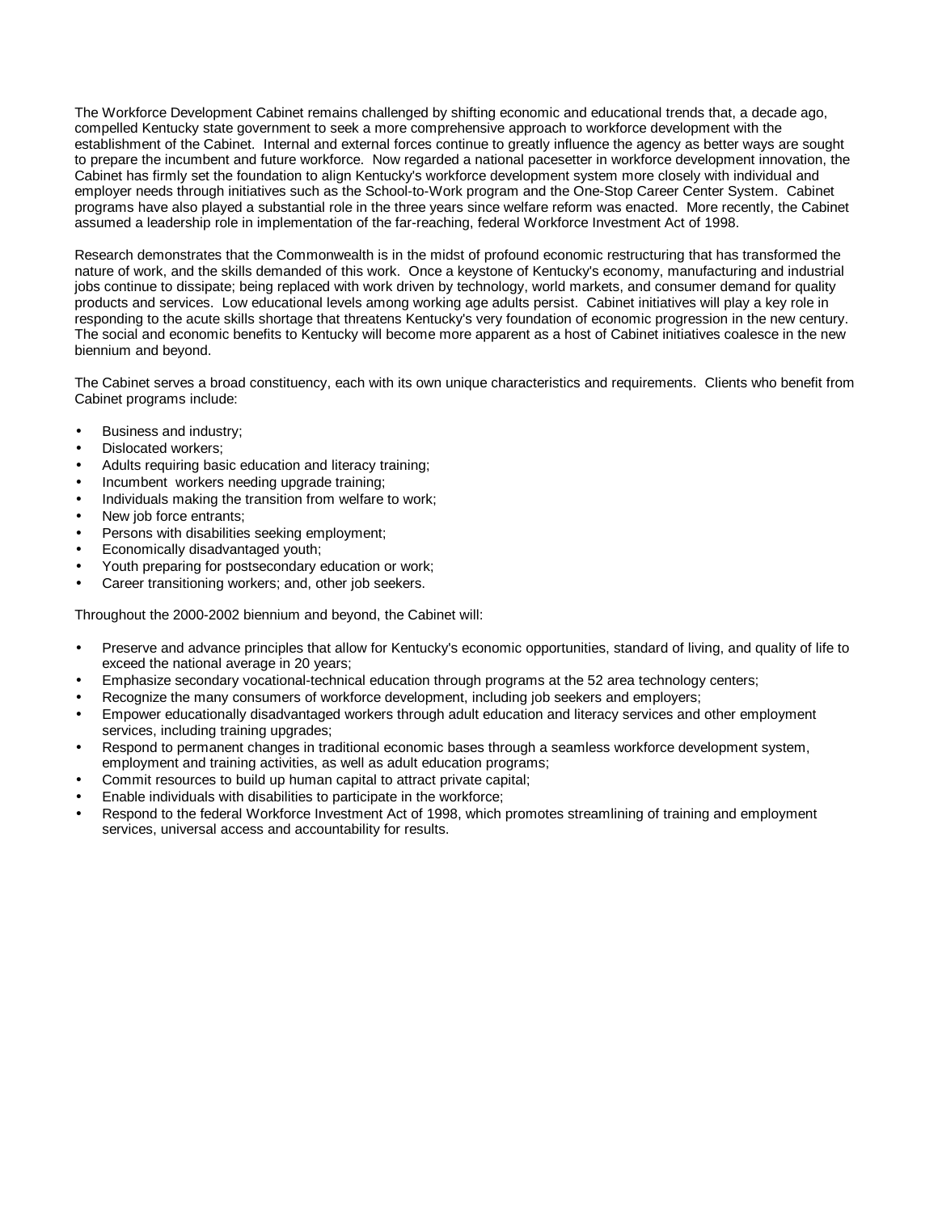The Workforce Development Cabinet remains challenged by shifting economic and educational trends that, a decade ago, compelled Kentucky state government to seek a more comprehensive approach to workforce development with the establishment of the Cabinet. Internal and external forces continue to greatly influence the agency as better ways are sought to prepare the incumbent and future workforce. Now regarded a national pacesetter in workforce development innovation, the Cabinet has firmly set the foundation to align Kentucky's workforce development system more closely with individual and employer needs through initiatives such as the School-to-Work program and the One-Stop Career Center System. Cabinet programs have also played a substantial role in the three years since welfare reform was enacted. More recently, the Cabinet assumed a leadership role in implementation of the far-reaching, federal Workforce Investment Act of 1998.

Research demonstrates that the Commonwealth is in the midst of profound economic restructuring that has transformed the nature of work, and the skills demanded of this work. Once a keystone of Kentucky's economy, manufacturing and industrial jobs continue to dissipate; being replaced with work driven by technology, world markets, and consumer demand for quality products and services. Low educational levels among working age adults persist. Cabinet initiatives will play a key role in responding to the acute skills shortage that threatens Kentucky's very foundation of economic progression in the new century. The social and economic benefits to Kentucky will become more apparent as a host of Cabinet initiatives coalesce in the new biennium and beyond.

The Cabinet serves a broad constituency, each with its own unique characteristics and requirements. Clients who benefit from Cabinet programs include:

- Business and industry;
- Dislocated workers;
- Adults requiring basic education and literacy training;
- Incumbent workers needing upgrade training;
- Individuals making the transition from welfare to work;
- New job force entrants;
- Persons with disabilities seeking employment;
- Economically disadvantaged youth;
- Youth preparing for postsecondary education or work;
- Career transitioning workers; and, other job seekers.

Throughout the 2000-2002 biennium and beyond, the Cabinet will:

- Preserve and advance principles that allow for Kentucky's economic opportunities, standard of living, and quality of life to exceed the national average in 20 years;
- Emphasize secondary vocational-technical education through programs at the 52 area technology centers;
- Recognize the many consumers of workforce development, including job seekers and employers;
- Empower educationally disadvantaged workers through adult education and literacy services and other employment services, including training upgrades;
- Respond to permanent changes in traditional economic bases through a seamless workforce development system, employment and training activities, as well as adult education programs;
- Commit resources to build up human capital to attract private capital;
- Enable individuals with disabilities to participate in the workforce;
- Respond to the federal Workforce Investment Act of 1998, which promotes streamlining of training and employment services, universal access and accountability for results.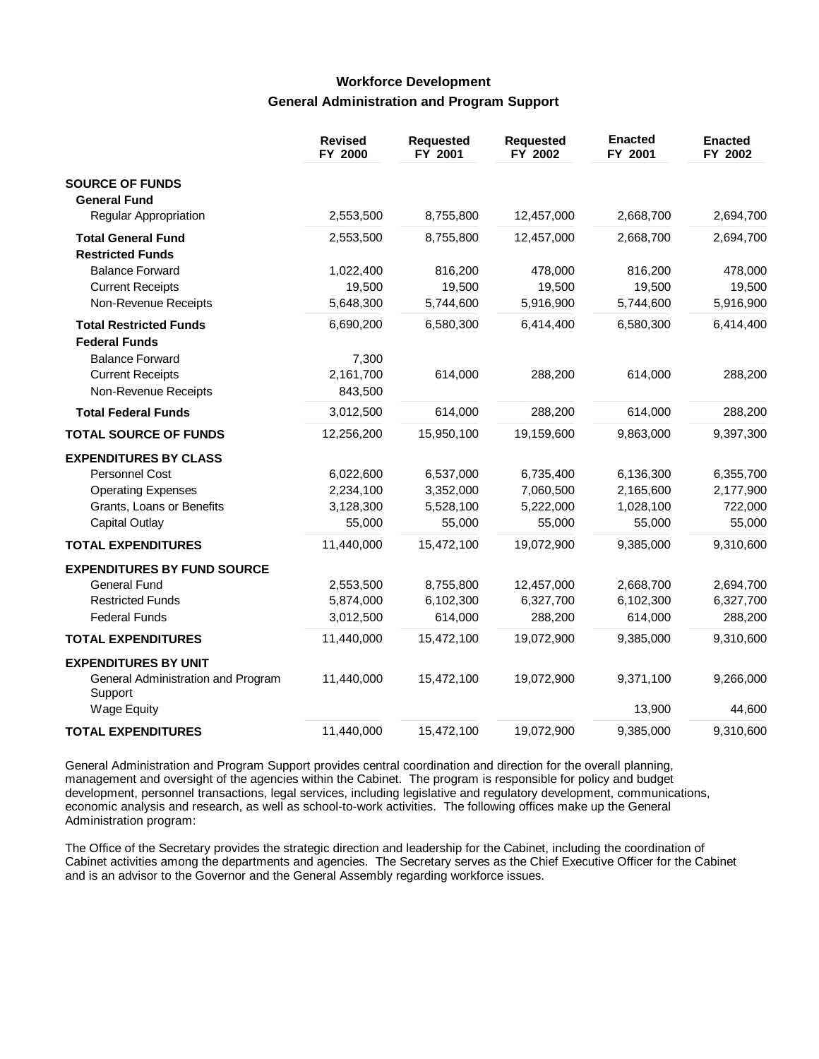# Workforce Development

## General Administration and Program Support

| | Revised FY 2000 | Requested FY 2001 | Requested FY 2002 | Enacted FY 2001 | Enacted FY 2002 |
|---|---|---|---|---|---|
| **SOURCE OF FUNDS** | | | | | |
| **General Fund** | | | | | |
| Regular Appropriation | 2,553,500 | 8,755,800 | 12,457,000 | 2,668,700 | 2,694,700 |
| **Total General Fund** | 2,553,500 | 8,755,800 | 12,457,000 | 2,668,700 | 2,694,700 |
| **Restricted Funds** | | | | | |
| Balance Forward | 1,022,400 | 816,200 | 478,000 | 816,200 | 478,000 |
| Current Receipts | 19,500 | 19,500 | 19,500 | 19,500 | 19,500 |
| Non-Revenue Receipts | 5,648,300 | 5,744,600 | 5,916,900 | 5,744,600 | 5,916,900 |
| **Total Restricted Funds** | 6,690,200 | 6,580,300 | 6,414,400 | 6,580,300 | 6,414,400 |
| **Federal Funds** | | | | | |
| Balance Forward | 7,300 | | | | |
| Current Receipts | 2,161,700 | 614,000 | 288,200 | 614,000 | 288,200 |
| Non-Revenue Receipts | 843,500 | | | | |
| **Total Federal Funds** | 3,012,500 | 614,000 | 288,200 | 614,000 | 288,200 |
| **TOTAL SOURCE OF FUNDS** | 12,256,200 | 15,950,100 | 19,159,600 | 9,863,000 | 9,397,300 |
| **EXPENDITURES BY CLASS** | | | | | |
| Personnel Cost | 6,022,600 | 6,537,000 | 6,735,400 | 6,136,300 | 6,355,700 |
| Operating Expenses | 2,234,100 | 3,352,000 | 7,060,500 | 2,165,600 | 2,177,900 |
| Grants, Loans or Benefits | 3,128,300 | 5,528,100 | 5,222,000 | 1,028,100 | 722,000 |
| Capital Outlay | 55,000 | 55,000 | 55,000 | 55,000 | 55,000 |
| **TOTAL EXPENDITURES** | 11,440,000 | 15,472,100 | 19,072,900 | 9,385,000 | 9,310,600 |
| **EXPENDITURES BY FUND SOURCE** | | | | | |
| General Fund | 2,553,500 | 8,755,800 | 12,457,000 | 2,668,700 | 2,694,700 |
| Restricted Funds | 5,874,000 | 6,102,300 | 6,327,700 | 6,102,300 | 6,327,700 |
| Federal Funds | 3,012,500 | 614,000 | 288,200 | 614,000 | 288,200 |
| **TOTAL EXPENDITURES** | 11,440,000 | 15,472,100 | 19,072,900 | 9,385,000 | 9,310,600 |
| **EXPENDITURES BY UNIT** | | | | | |
| General Administration and Program Support | 11,440,000 | 15,472,100 | 19,072,900 | 9,371,100 | 9,266,000 |
| Wage Equity | | | | 13,900 | 44,600 |
| **TOTAL EXPENDITURES** | 11,440,000 | 15,472,100 | 19,072,900 | 9,385,000 | 9,310,600 |

General Administration and Program Support provides central coordination and direction for the overall planning, management and oversight of the agencies within the Cabinet. The program is responsible for policy and budget development, personnel transactions, legal services, including legislative and regulatory development, communications, economic analysis and research, as well as school-to-work activities. The following offices make up the General Administration program:

The Office of the Secretary provides the strategic direction and leadership for the Cabinet, including the coordination of Cabinet activities among the departments and agencies. The Secretary serves as the Chief Executive Officer for the Cabinet and is an advisor to the Governor and the General Assembly regarding workforce issues.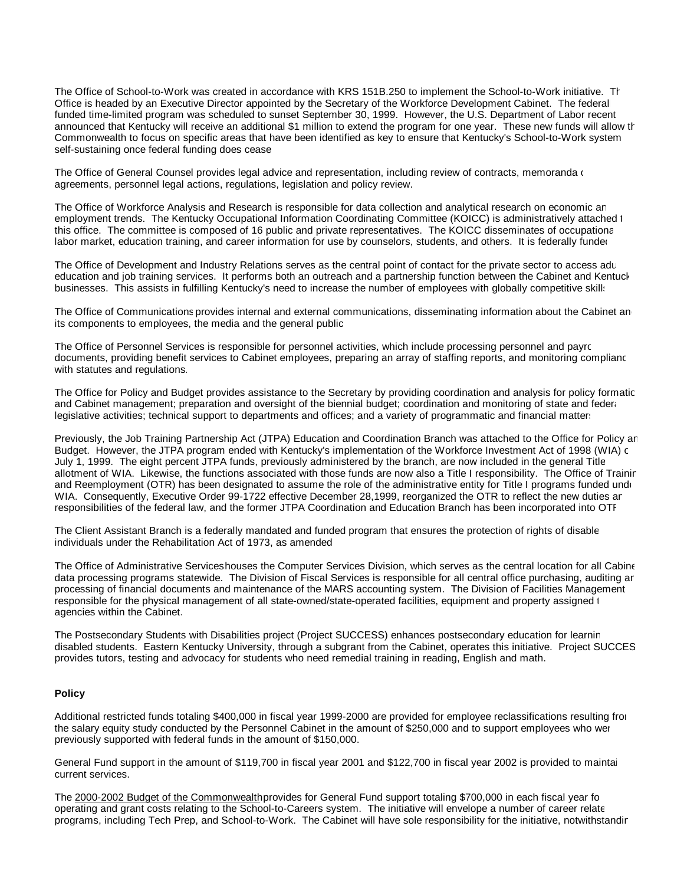The Office of School-to-Work was created in accordance with KRS 151B.250 to implement the School-to-Work initiative. Th Office is headed by an Executive Director appointed by the Secretary of the Workforce Development Cabinet. The federal funded time-limited program was scheduled to sunset September 30, 1999. However, the U.S. Department of Labor recent announced that Kentucky will receive an additional $1 million to extend the program for one year. These new funds will allow th Commonwealth to focus on specific areas that have been identified as key to ensure that Kentucky's School-to-Work system self-sustaining once federal funding does cease

The Office of General Counsel provides legal advice and representation, including review of contracts, memoranda o agreements, personnel legal actions, regulations, legislation and policy review.

The Office of Workforce Analysis and Research is responsible for data collection and analytical research on economic an employment trends. The Kentucky Occupational Information Coordinating Committee (KOICC) is administratively attached t this office. The committee is composed of 16 public and private representatives. The KOICC disseminates of occupationa labor market, education training, and career information for use by counselors, students, and others. It is federally funde

The Office of Development and Industry Relations serves as the central point of contact for the private sector to access adu education and job training services. It performs both an outreach and a partnership function between the Cabinet and Kentuck businesses. This assists in fulfilling Kentucky's need to increase the number of employees with globally competitive skills

The Office of Communications provides internal and external communications, disseminating information about the Cabinet an its components to employees, the media and the general public

The Office of Personnel Services is responsible for personnel activities, which include processing personnel and payro documents, providing benefit services to Cabinet employees, preparing an array of staffing reports, and monitoring complianc with statutes and regulations.

The Office for Policy and Budget provides assistance to the Secretary by providing coordination and analysis for policy formatio and Cabinet management; preparation and oversight of the biennial budget; coordination and monitoring of state and federa legislative activities; technical support to departments and offices; and a variety of programmatic and financial matters

Previously, the Job Training Partnership Act (JTPA) Education and Coordination Branch was attached to the Office for Policy an Budget. However, the JTPA program ended with Kentucky's implementation of the Workforce Investment Act of 1998 (WIA) o July 1, 1999. The eight percent JTPA funds, previously administered by the branch, are now included in the general Title allotment of WIA. Likewise, the functions associated with those funds are now also a Title I responsibility. The Office of Trainin and Reemployment (OTR) has been designated to assume the role of the administrative entity for Title I programs funded unde WIA. Consequently, Executive Order 99-1722 effective December 28,1999, reorganized the OTR to reflect the new duties an responsibilities of the federal law, and the former JTPA Coordination and Education Branch has been incorporated into OTR

The Client Assistant Branch is a federally mandated and funded program that ensures the protection of rights of disable individuals under the Rehabilitation Act of 1973, as amended

The Office of Administrative Services houses the Computer Services Division, which serves as the central location for all Cabine data processing programs statewide. The Division of Fiscal Services is responsible for all central office purchasing, auditing an processing of financial documents and maintenance of the MARS accounting system. The Division of Facilities Management responsible for the physical management of all state-owned/state-operated facilities, equipment and property assigned t agencies within the Cabinet.

The Postsecondary Students with Disabilities project (Project SUCCESS) enhances postsecondary education for learnin disabled students. Eastern Kentucky University, through a subgrant from the Cabinet, operates this initiative. Project SUCCES provides tutors, testing and advocacy for students who need remedial training in reading, English and math.

**Policy**

Additional restricted funds totaling $400,000 in fiscal year 1999-2000 are provided for employee reclassifications resulting fro the salary equity study conducted by the Personnel Cabinet in the amount of $250,000 and to support employees who wer previously supported with federal funds in the amount of $150,000.

General Fund support in the amount of $119,700 in fiscal year 2001 and $122,700 in fiscal year 2002 is provided to maintai current services.

The 2000-2002 Budget of the Commonwealth provides for General Fund support totaling $700,000 in each fiscal year fo operating and grant costs relating to the School-to-Careers system. The initiative will envelope a number of career relate programs, including Tech Prep, and School-to-Work. The Cabinet will have sole responsibility for the initiative, notwithstandin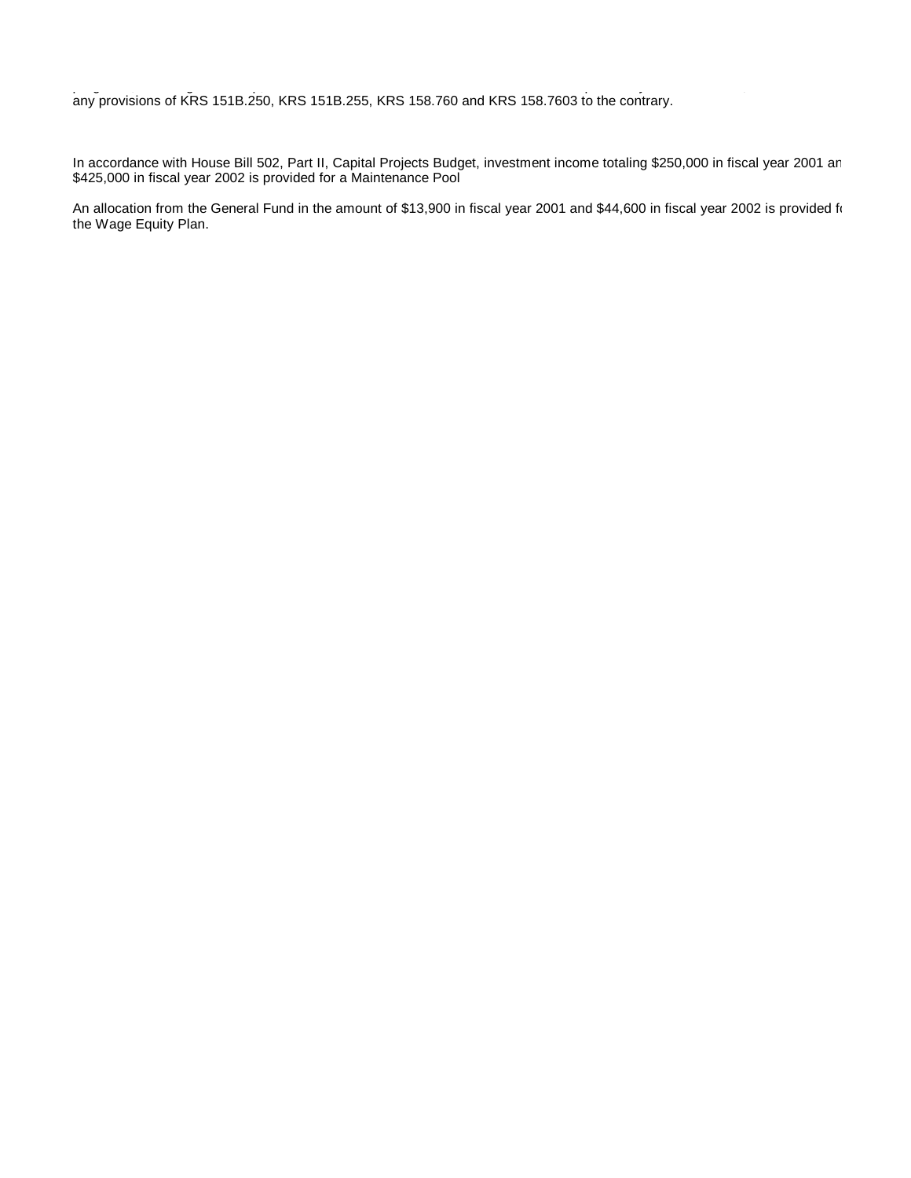any provisions of KRS 151B.250, KRS 151B.255, KRS 158.760 and KRS 158.7603 to the contrary.

In accordance with House Bill 502, Part II, Capital Projects Budget, investment income totaling $250,000 in fiscal year 2001 an
$425,000 in fiscal year 2002 is provided for a Maintenance Pool

An allocation from the General Fund in the amount of $13,900 in fiscal year 2001 and $44,600 in fiscal year 2002 is provided f
the Wage Equity Plan.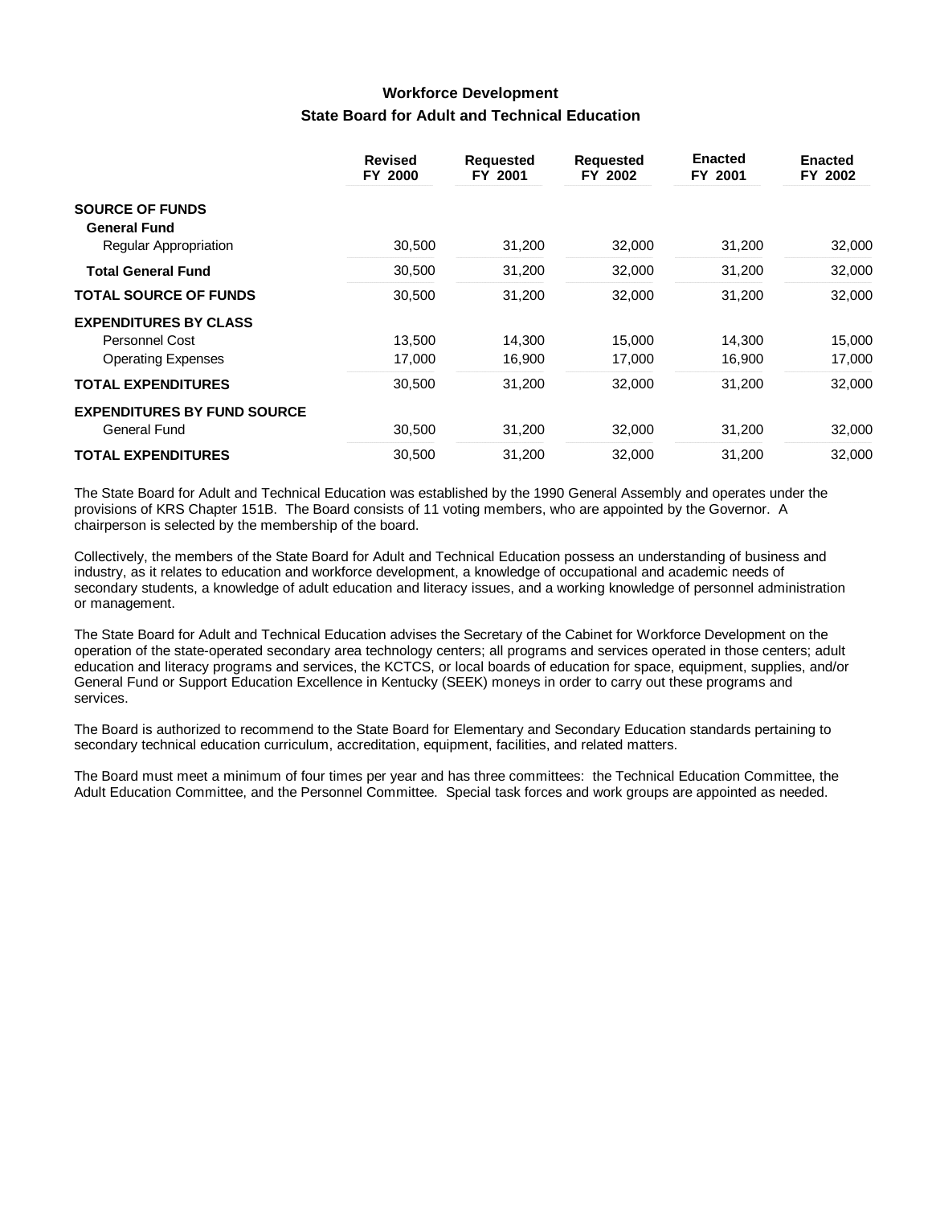## Workforce Development

### State Board for Adult and Technical Education

| | Revised FY 2000 | Requested FY 2001 | Requested FY 2002 | Enacted FY 2001 | Enacted FY 2002 |
|---|---|---|---|---|---|
| **SOURCE OF FUNDS** | | | | | |
| **General Fund** | | | | | |
| Regular Appropriation | 30,500 | 31,200 | 32,000 | 31,200 | 32,000 |
| **Total General Fund** | 30,500 | 31,200 | 32,000 | 31,200 | 32,000 |
| **TOTAL SOURCE OF FUNDS** | 30,500 | 31,200 | 32,000 | 31,200 | 32,000 |
| **EXPENDITURES BY CLASS** | | | | | |
| Personnel Cost | 13,500 | 14,300 | 15,000 | 14,300 | 15,000 |
| Operating Expenses | 17,000 | 16,900 | 17,000 | 16,900 | 17,000 |
| **TOTAL EXPENDITURES** | 30,500 | 31,200 | 32,000 | 31,200 | 32,000 |
| **EXPENDITURES BY FUND SOURCE** | | | | | |
| General Fund | 30,500 | 31,200 | 32,000 | 31,200 | 32,000 |
| **TOTAL EXPENDITURES** | 30,500 | 31,200 | 32,000 | 31,200 | 32,000 |

The State Board for Adult and Technical Education was established by the 1990 General Assembly and operates under the provisions of KRS Chapter 151B. The Board consists of 11 voting members, who are appointed by the Governor. A chairperson is selected by the membership of the board.

Collectively, the members of the State Board for Adult and Technical Education possess an understanding of business and industry, as it relates to education and workforce development, a knowledge of occupational and academic needs of secondary students, a knowledge of adult education and literacy issues, and a working knowledge of personnel administration or management.

The State Board for Adult and Technical Education advises the Secretary of the Cabinet for Workforce Development on the operation of the state-operated secondary area technology centers; all programs and services operated in those centers; adult education and literacy programs and services, the KCTCS, or local boards of education for space, equipment, supplies, and/or General Fund or Support Education Excellence in Kentucky (SEEK) moneys in order to carry out these programs and services.

The Board is authorized to recommend to the State Board for Elementary and Secondary Education standards pertaining to secondary technical education curriculum, accreditation, equipment, facilities, and related matters.

The Board must meet a minimum of four times per year and has three committees: the Technical Education Committee, the Adult Education Committee, and the Personnel Committee. Special task forces and work groups are appointed as needed.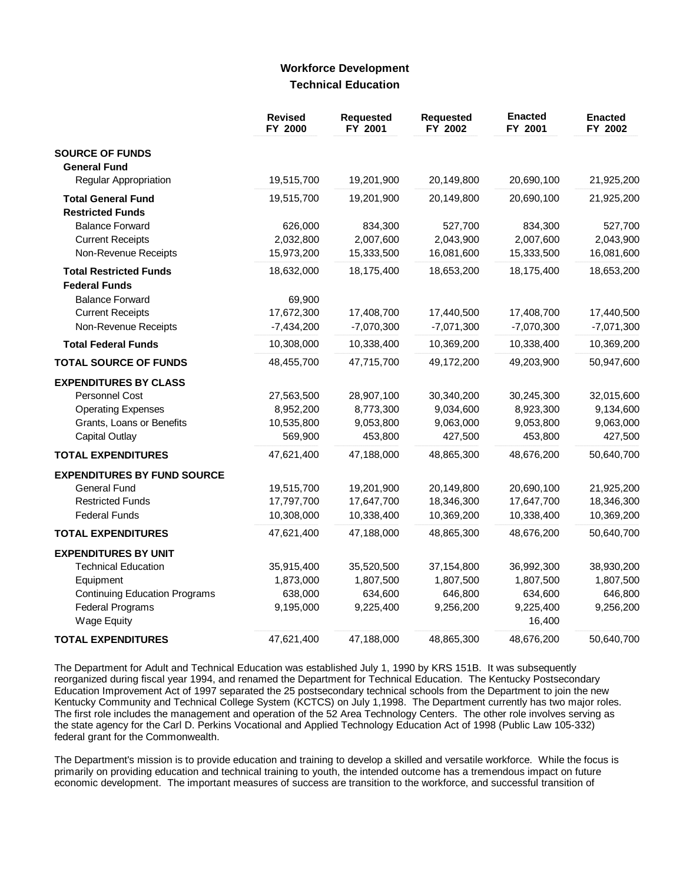## Workforce Development

### Technical Education

| | Revised FY 2000 | Requested FY 2001 | Requested FY 2002 | Enacted FY 2001 | Enacted FY 2002 |
|---|---|---|---|---|---|
| **SOURCE OF FUNDS** | | | | | |
| **General Fund** | | | | | |
| Regular Appropriation | 19,515,700 | 19,201,900 | 20,149,800 | 20,690,100 | 21,925,200 |
| **Total General Fund** | 19,515,700 | 19,201,900 | 20,149,800 | 20,690,100 | 21,925,200 |
| **Restricted Funds** | | | | | |
| Balance Forward | 626,000 | 834,300 | 527,700 | 834,300 | 527,700 |
| Current Receipts | 2,032,800 | 2,007,600 | 2,043,900 | 2,007,600 | 2,043,900 |
| Non-Revenue Receipts | 15,973,200 | 15,333,500 | 16,081,600 | 15,333,500 | 16,081,600 |
| **Total Restricted Funds** | 18,632,000 | 18,175,400 | 18,653,200 | 18,175,400 | 18,653,200 |
| **Federal Funds** | | | | | |
| Balance Forward | 69,900 | | | | |
| Current Receipts | 17,672,300 | 17,408,700 | 17,440,500 | 17,408,700 | 17,440,500 |
| Non-Revenue Receipts | -7,434,200 | -7,070,300 | -7,071,300 | -7,070,300 | -7,071,300 |
| **Total Federal Funds** | 10,308,000 | 10,338,400 | 10,369,200 | 10,338,400 | 10,369,200 |
| **TOTAL SOURCE OF FUNDS** | 48,455,700 | 47,715,700 | 49,172,200 | 49,203,900 | 50,947,600 |
| **EXPENDITURES BY CLASS** | | | | | |
| Personnel Cost | 27,563,500 | 28,907,100 | 30,340,200 | 30,245,300 | 32,015,600 |
| Operating Expenses | 8,952,200 | 8,773,300 | 9,034,600 | 8,923,300 | 9,134,600 |
| Grants, Loans or Benefits | 10,535,800 | 9,053,800 | 9,063,000 | 9,053,800 | 9,063,000 |
| Capital Outlay | 569,900 | 453,800 | 427,500 | 453,800 | 427,500 |
| **TOTAL EXPENDITURES** | 47,621,400 | 47,188,000 | 48,865,300 | 48,676,200 | 50,640,700 |
| **EXPENDITURES BY FUND SOURCE** | | | | | |
| General Fund | 19,515,700 | 19,201,900 | 20,149,800 | 20,690,100 | 21,925,200 |
| Restricted Funds | 17,797,700 | 17,647,700 | 18,346,300 | 17,647,700 | 18,346,300 |
| Federal Funds | 10,308,000 | 10,338,400 | 10,369,200 | 10,338,400 | 10,369,200 |
| **TOTAL EXPENDITURES** | 47,621,400 | 47,188,000 | 48,865,300 | 48,676,200 | 50,640,700 |
| **EXPENDITURES BY UNIT** | | | | | |
| Technical Education | 35,915,400 | 35,520,500 | 37,154,800 | 36,992,300 | 38,930,200 |
| Equipment | 1,873,000 | 1,807,500 | 1,807,500 | 1,807,500 | 1,807,500 |
| Continuing Education Programs | 638,000 | 634,600 | 646,800 | 634,600 | 646,800 |
| Federal Programs | 9,195,000 | 9,225,400 | 9,256,200 | 9,225,400 | 9,256,200 |
| Wage Equity | | | | 16,400 | |
| **TOTAL EXPENDITURES** | 47,621,400 | 47,188,000 | 48,865,300 | 48,676,200 | 50,640,700 |

The Department for Adult and Technical Education was established July 1, 1990 by KRS 151B. It was subsequently reorganized during fiscal year 1994, and renamed the Department for Technical Education. The Kentucky Postsecondary Education Improvement Act of 1997 separated the 25 postsecondary technical schools from the Department to join the new Kentucky Community and Technical College System (KCTCS) on July 1,1998. The Department currently has two major roles. The first role includes the management and operation of the 52 Area Technology Centers. The other role involves serving as the state agency for the Carl D. Perkins Vocational and Applied Technology Education Act of 1998 (Public Law 105-332) federal grant for the Commonwealth.

The Department's mission is to provide education and training to develop a skilled and versatile workforce. While the focus is primarily on providing education and technical training to youth, the intended outcome has a tremendous impact on future economic development. The important measures of success are transition to the workforce, and successful transition of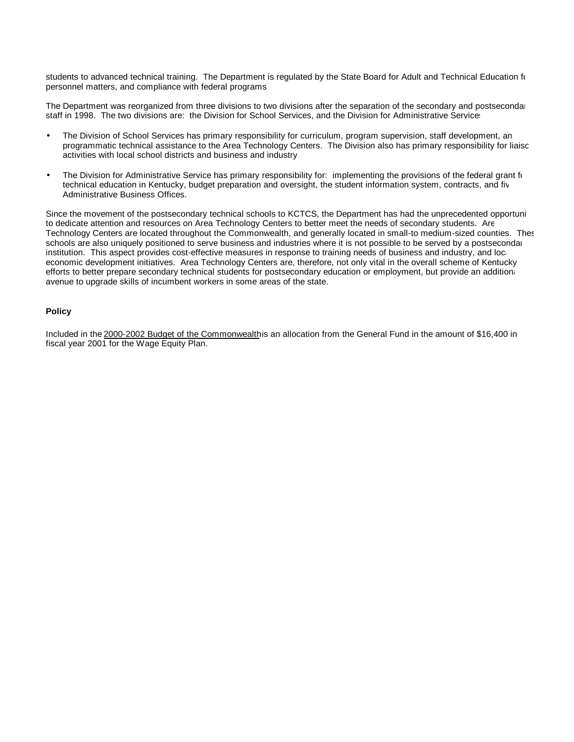students to advanced technical training. The Department is regulated by the State Board for Adult and Technical Education for personnel matters, and compliance with federal programs.

The Department was reorganized from three divisions to two divisions after the separation of the secondary and postsecondary staff in 1998. The two divisions are: the Division for School Services, and the Division for Administrative Services.

- The Division of School Services has primary responsibility for curriculum, program supervision, staff development, and programmatic technical assistance to the Area Technology Centers. The Division also has primary responsibility for liaison activities with local school districts and business and industry.

- The Division for Administrative Service has primary responsibility for: implementing the provisions of the federal grant for technical education in Kentucky, budget preparation and oversight, the student information system, contracts, and five Administrative Business Offices.

Since the movement of the postsecondary technical schools to KCTCS, the Department has had the unprecedented opportunity to dedicate attention and resources on Area Technology Centers to better meet the needs of secondary students. Area Technology Centers are located throughout the Commonwealth, and generally located in small-to medium-sized counties. These schools are also uniquely positioned to serve business and industries where it is not possible to be served by a postsecondary institution. This aspect provides cost-effective measures in response to training needs of business and industry, and local economic development initiatives. Area Technology Centers are, therefore, not only vital in the overall scheme of Kentucky's efforts to better prepare secondary technical students for postsecondary education or employment, but provide an additional avenue to upgrade skills of incumbent workers in some areas of the state.

**Policy**

Included in the 2000-2002 Budget of the Commonwealth is an allocation from the General Fund in the amount of $16,400 in fiscal year 2001 for the Wage Equity Plan.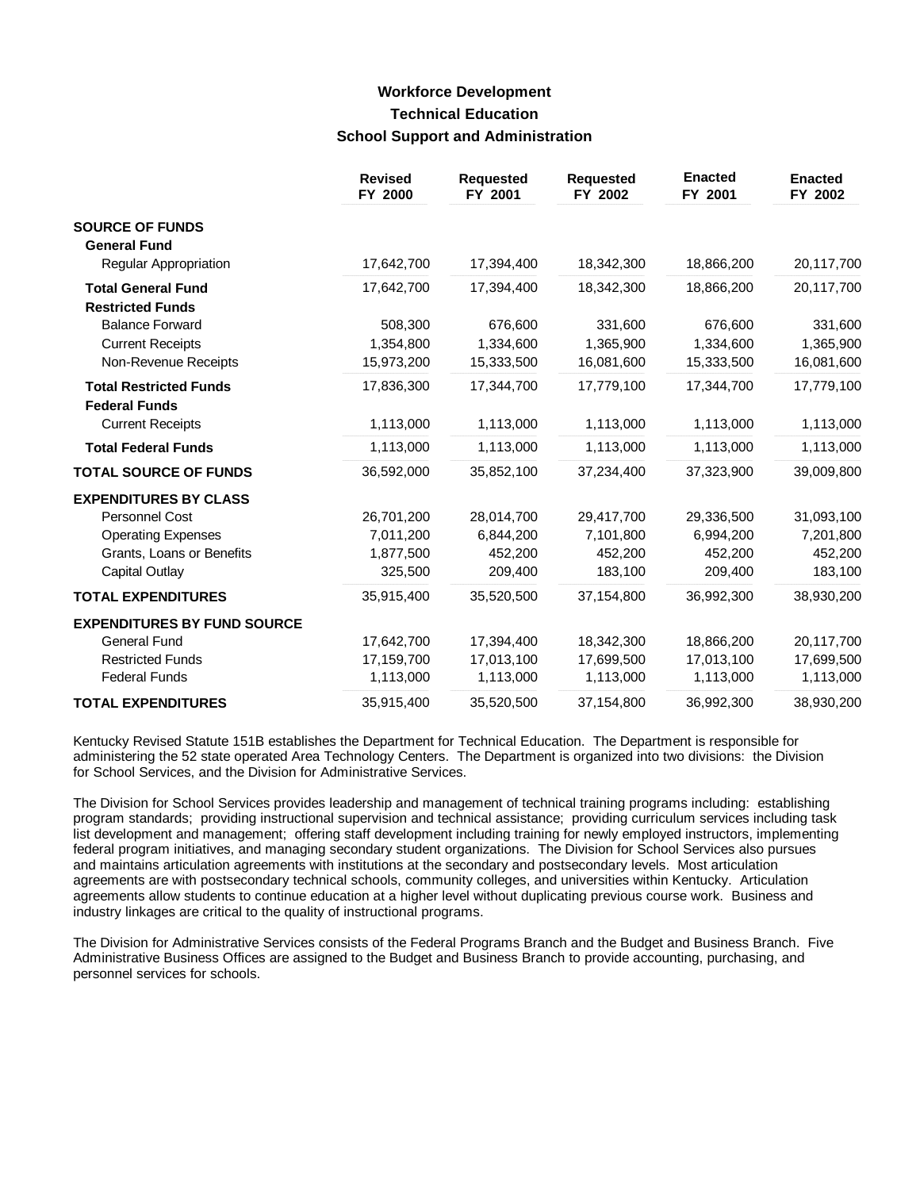## Workforce Development
## Technical Education
## School Support and Administration

| | Revised FY 2000 | Requested FY 2001 | Requested FY 2002 | Enacted FY 2001 | Enacted FY 2002 |
|---|---|---|---|---|---|
| **SOURCE OF FUNDS** | | | | | |
| **General Fund** | | | | | |
| Regular Appropriation | 17,642,700 | 17,394,400 | 18,342,300 | 18,866,200 | 20,117,700 |
| **Total General Fund** | 17,642,700 | 17,394,400 | 18,342,300 | 18,866,200 | 20,117,700 |
| **Restricted Funds** | | | | | |
| Balance Forward | 508,300 | 676,600 | 331,600 | 676,600 | 331,600 |
| Current Receipts | 1,354,800 | 1,334,600 | 1,365,900 | 1,334,600 | 1,365,900 |
| Non-Revenue Receipts | 15,973,200 | 15,333,500 | 16,081,600 | 15,333,500 | 16,081,600 |
| **Total Restricted Funds** | 17,836,300 | 17,344,700 | 17,779,100 | 17,344,700 | 17,779,100 |
| **Federal Funds** | | | | | |
| Current Receipts | 1,113,000 | 1,113,000 | 1,113,000 | 1,113,000 | 1,113,000 |
| **Total Federal Funds** | 1,113,000 | 1,113,000 | 1,113,000 | 1,113,000 | 1,113,000 |
| **TOTAL SOURCE OF FUNDS** | 36,592,000 | 35,852,100 | 37,234,400 | 37,323,900 | 39,009,800 |
| **EXPENDITURES BY CLASS** | | | | | |
| Personnel Cost | 26,701,200 | 28,014,700 | 29,417,700 | 29,336,500 | 31,093,100 |
| Operating Expenses | 7,011,200 | 6,844,200 | 7,101,800 | 6,994,200 | 7,201,800 |
| Grants, Loans or Benefits | 1,877,500 | 452,200 | 452,200 | 452,200 | 452,200 |
| Capital Outlay | 325,500 | 209,400 | 183,100 | 209,400 | 183,100 |
| **TOTAL EXPENDITURES** | 35,915,400 | 35,520,500 | 37,154,800 | 36,992,300 | 38,930,200 |
| **EXPENDITURES BY FUND SOURCE** | | | | | |
| General Fund | 17,642,700 | 17,394,400 | 18,342,300 | 18,866,200 | 20,117,700 |
| Restricted Funds | 17,159,700 | 17,013,100 | 17,699,500 | 17,013,100 | 17,699,500 |
| Federal Funds | 1,113,000 | 1,113,000 | 1,113,000 | 1,113,000 | 1,113,000 |
| **TOTAL EXPENDITURES** | 35,915,400 | 35,520,500 | 37,154,800 | 36,992,300 | 38,930,200 |

Kentucky Revised Statute 151B establishes the Department for Technical Education. The Department is responsible for administering the 52 state operated Area Technology Centers. The Department is organized into two divisions: the Division for School Services, and the Division for Administrative Services.

The Division for School Services provides leadership and management of technical training programs including: establishing program standards; providing instructional supervision and technical assistance; providing curriculum services including task list development and management; offering staff development including training for newly employed instructors, implementing federal program initiatives, and managing secondary student organizations. The Division for School Services also pursues and maintains articulation agreements with institutions at the secondary and postsecondary levels. Most articulation agreements are with postsecondary technical schools, community colleges, and universities within Kentucky. Articulation agreements allow students to continue education at a higher level without duplicating previous course work. Business and industry linkages are critical to the quality of instructional programs.

The Division for Administrative Services consists of the Federal Programs Branch and the Budget and Business Branch. Five Administrative Business Offices are assigned to the Budget and Business Branch to provide accounting, purchasing, and personnel services for schools.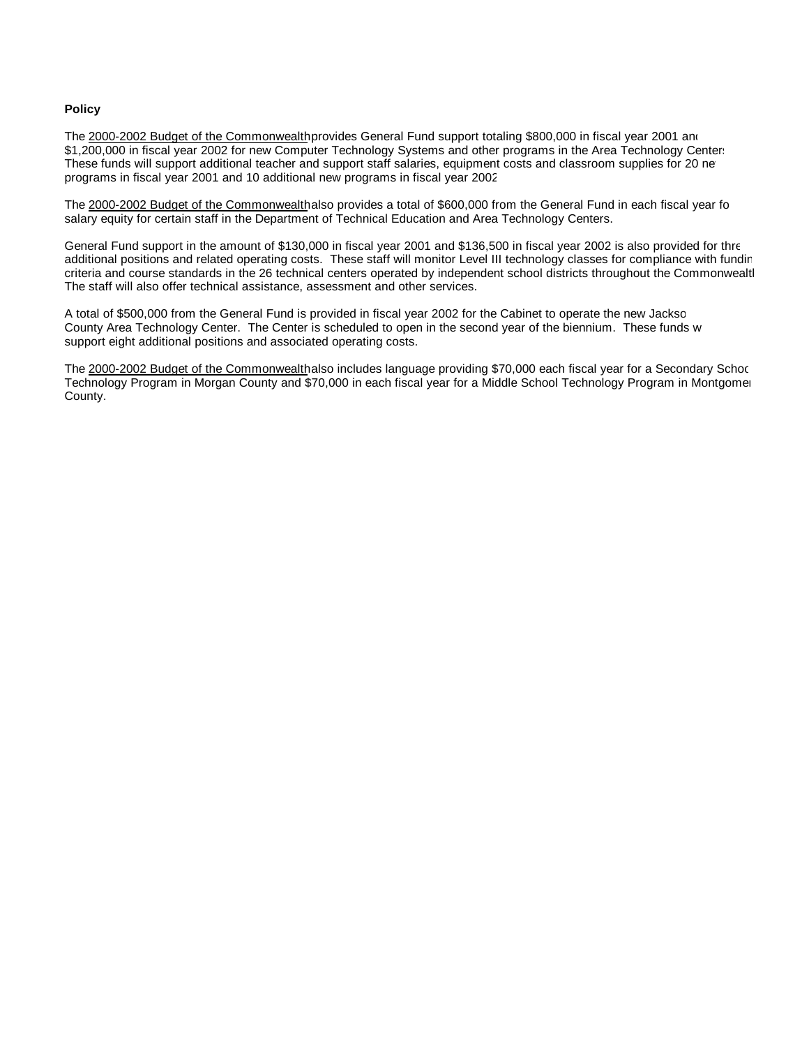**Policy**

The 2000-2002 Budget of the Commonwealth provides General Fund support totaling $800,000 in fiscal year 2001 and $1,200,000 in fiscal year 2002 for new Computer Technology Systems and other programs in the Area Technology Centers. These funds will support additional teacher and support staff salaries, equipment costs and classroom supplies for 20 new programs in fiscal year 2001 and 10 additional new programs in fiscal year 2002.

The 2000-2002 Budget of the Commonwealth also provides a total of $600,000 from the General Fund in each fiscal year for salary equity for certain staff in the Department of Technical Education and Area Technology Centers.

General Fund support in the amount of $130,000 in fiscal year 2001 and $136,500 in fiscal year 2002 is also provided for three additional positions and related operating costs. These staff will monitor Level III technology classes for compliance with funding criteria and course standards in the 26 technical centers operated by independent school districts throughout the Commonwealth. The staff will also offer technical assistance, assessment and other services.

A total of $500,000 from the General Fund is provided in fiscal year 2002 for the Cabinet to operate the new Jackson County Area Technology Center. The Center is scheduled to open in the second year of the biennium. These funds will support eight additional positions and associated operating costs.

The 2000-2002 Budget of the Commonwealth also includes language providing $70,000 each fiscal year for a Secondary School Technology Program in Morgan County and $70,000 in each fiscal year for a Middle School Technology Program in Montgomery County.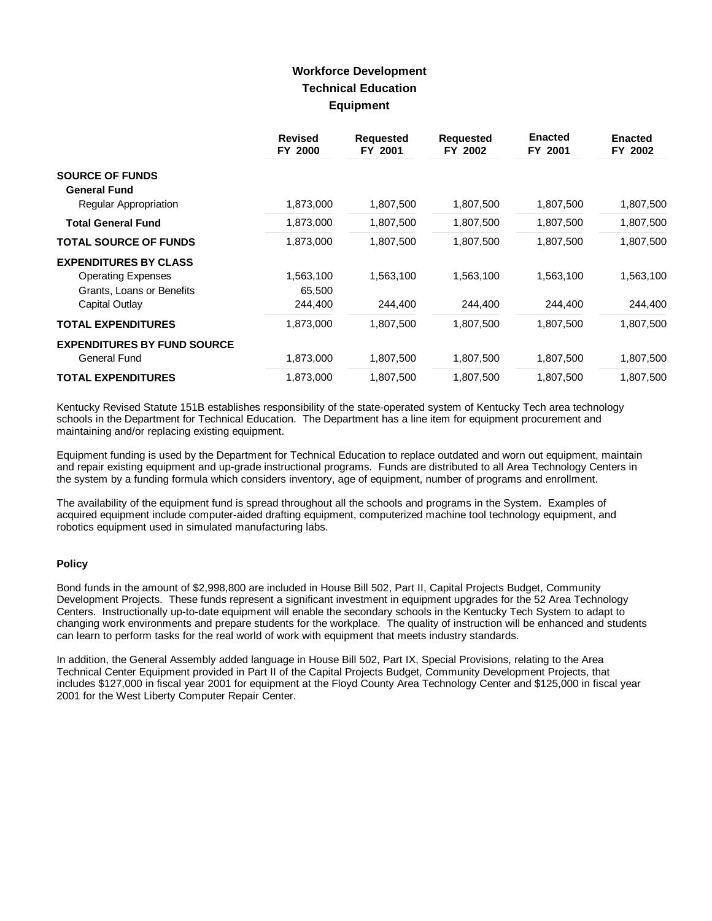# Workforce Development
## Technical Education
### Equipment

| | Revised FY 2000 | Requested FY 2001 | Requested FY 2002 | Enacted FY 2001 | Enacted FY 2002 |
|---|---|---|---|---|---|
| **SOURCE OF FUNDS** | | | | | |
| **General Fund** | | | | | |
| Regular Appropriation | 1,873,000 | 1,807,500 | 1,807,500 | 1,807,500 | 1,807,500 |
| **Total General Fund** | 1,873,000 | 1,807,500 | 1,807,500 | 1,807,500 | 1,807,500 |
| **TOTAL SOURCE OF FUNDS** | 1,873,000 | 1,807,500 | 1,807,500 | 1,807,500 | 1,807,500 |
| **EXPENDITURES BY CLASS** | | | | | |
| Operating Expenses | 1,563,100 | 1,563,100 | 1,563,100 | 1,563,100 | 1,563,100 |
| Grants, Loans or Benefits | 65,500 | | | | |
| Capital Outlay | 244,400 | 244,400 | 244,400 | 244,400 | 244,400 |
| **TOTAL EXPENDITURES** | 1,873,000 | 1,807,500 | 1,807,500 | 1,807,500 | 1,807,500 |
| **EXPENDITURES BY FUND SOURCE** | | | | | |
| General Fund | 1,873,000 | 1,807,500 | 1,807,500 | 1,807,500 | 1,807,500 |
| **TOTAL EXPENDITURES** | 1,873,000 | 1,807,500 | 1,807,500 | 1,807,500 | 1,807,500 |

Kentucky Revised Statute 151B establishes responsibility of the state-operated system of Kentucky Tech area technology schools in the Department for Technical Education. The Department has a line item for equipment procurement and maintaining and/or replacing existing equipment.

Equipment funding is used by the Department for Technical Education to replace outdated and worn out equipment, maintain and repair existing equipment and up-grade instructional programs. Funds are distributed to all Area Technology Centers in the system by a funding formula which considers inventory, age of equipment, number of programs and enrollment.

The availability of the equipment fund is spread throughout all the schools and programs in the System. Examples of acquired equipment include computer-aided drafting equipment, computerized machine tool technology equipment, and robotics equipment used in simulated manufacturing labs.

**Policy**

Bond funds in the amount of $2,998,800 are included in House Bill 502, Part II, Capital Projects Budget, Community Development Projects. These funds represent a significant investment in equipment upgrades for the 52 Area Technology Centers. Instructionally up-to-date equipment will enable the secondary schools in the Kentucky Tech System to adapt to changing work environments and prepare students for the workplace. The quality of instruction will be enhanced and students can learn to perform tasks for the real world of work with equipment that meets industry standards.

In addition, the General Assembly added language in House Bill 502, Part IX, Special Provisions, relating to the Area Technical Center Equipment provided in Part II of the Capital Projects Budget, Community Development Projects, that includes $127,000 in fiscal year 2001 for equipment at the Floyd County Area Technology Center and $125,000 in fiscal year 2001 for the West Liberty Computer Repair Center.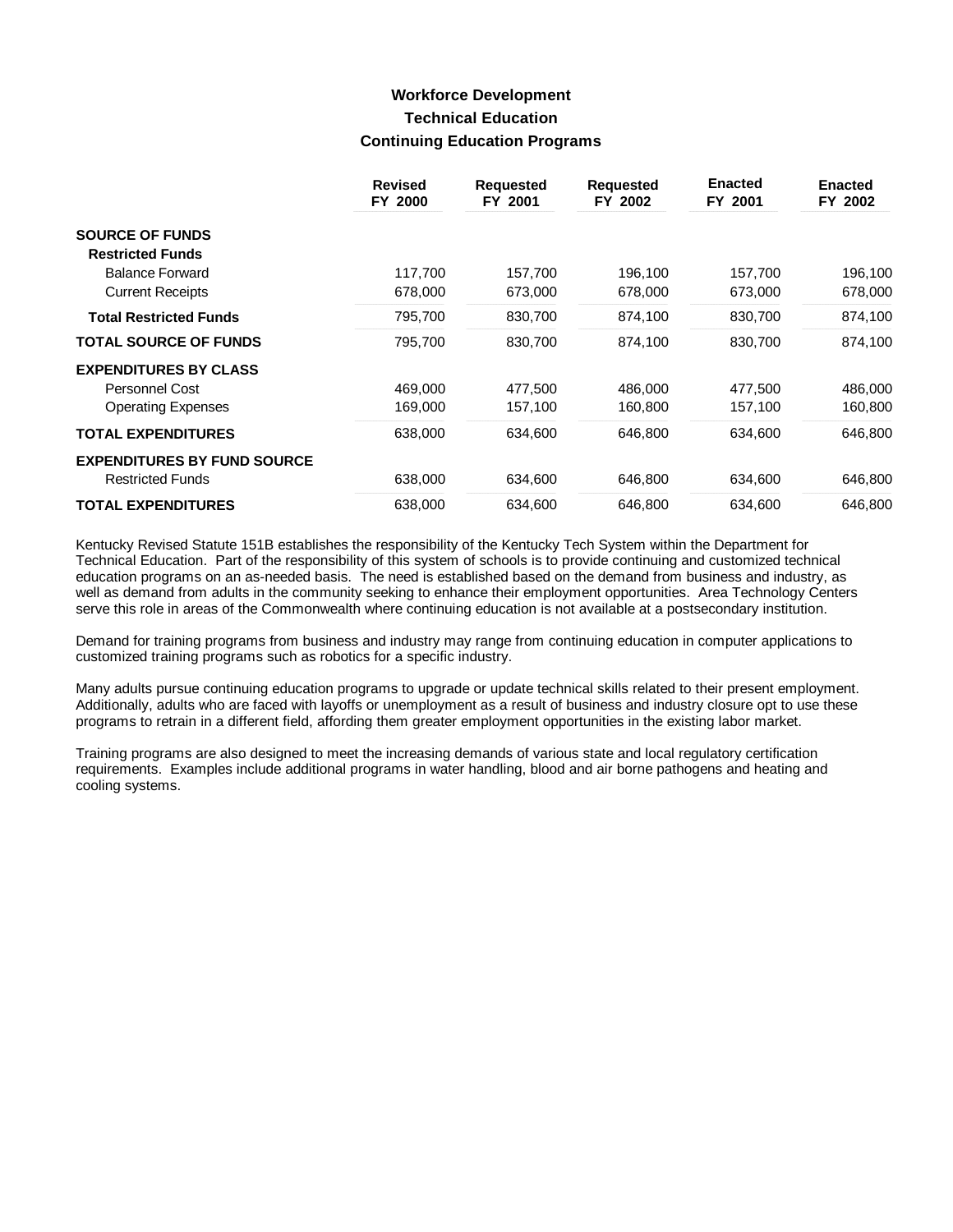# Workforce Development

## Technical Education

### Continuing Education Programs

| | Revised FY 2000 | Requested FY 2001 | Requested FY 2002 | Enacted FY 2001 | Enacted FY 2002 |
|---|---|---|---|---|---|
| **SOURCE OF FUNDS** | | | | | |
| **Restricted Funds** | | | | | |
| Balance Forward | 117,700 | 157,700 | 196,100 | 157,700 | 196,100 |
| Current Receipts | 678,000 | 673,000 | 678,000 | 673,000 | 678,000 |
| **Total Restricted Funds** | 795,700 | 830,700 | 874,100 | 830,700 | 874,100 |
| **TOTAL SOURCE OF FUNDS** | 795,700 | 830,700 | 874,100 | 830,700 | 874,100 |
| **EXPENDITURES BY CLASS** | | | | | |
| Personnel Cost | 469,000 | 477,500 | 486,000 | 477,500 | 486,000 |
| Operating Expenses | 169,000 | 157,100 | 160,800 | 157,100 | 160,800 |
| **TOTAL EXPENDITURES** | 638,000 | 634,600 | 646,800 | 634,600 | 646,800 |
| **EXPENDITURES BY FUND SOURCE** | | | | | |
| Restricted Funds | 638,000 | 634,600 | 646,800 | 634,600 | 646,800 |
| **TOTAL EXPENDITURES** | 638,000 | 634,600 | 646,800 | 634,600 | 646,800 |

Kentucky Revised Statute 151B establishes the responsibility of the Kentucky Tech System within the Department for Technical Education. Part of the responsibility of this system of schools is to provide continuing and customized technical education programs on an as-needed basis. The need is established based on the demand from business and industry, as well as demand from adults in the community seeking to enhance their employment opportunities. Area Technology Centers serve this role in areas of the Commonwealth where continuing education is not available at a postsecondary institution.

Demand for training programs from business and industry may range from continuing education in computer applications to customized training programs such as robotics for a specific industry.

Many adults pursue continuing education programs to upgrade or update technical skills related to their present employment. Additionally, adults who are faced with layoffs or unemployment as a result of business and industry closure opt to use these programs to retrain in a different field, affording them greater employment opportunities in the existing labor market.

Training programs are also designed to meet the increasing demands of various state and local regulatory certification requirements. Examples include additional programs in water handling, blood and air borne pathogens and heating and cooling systems.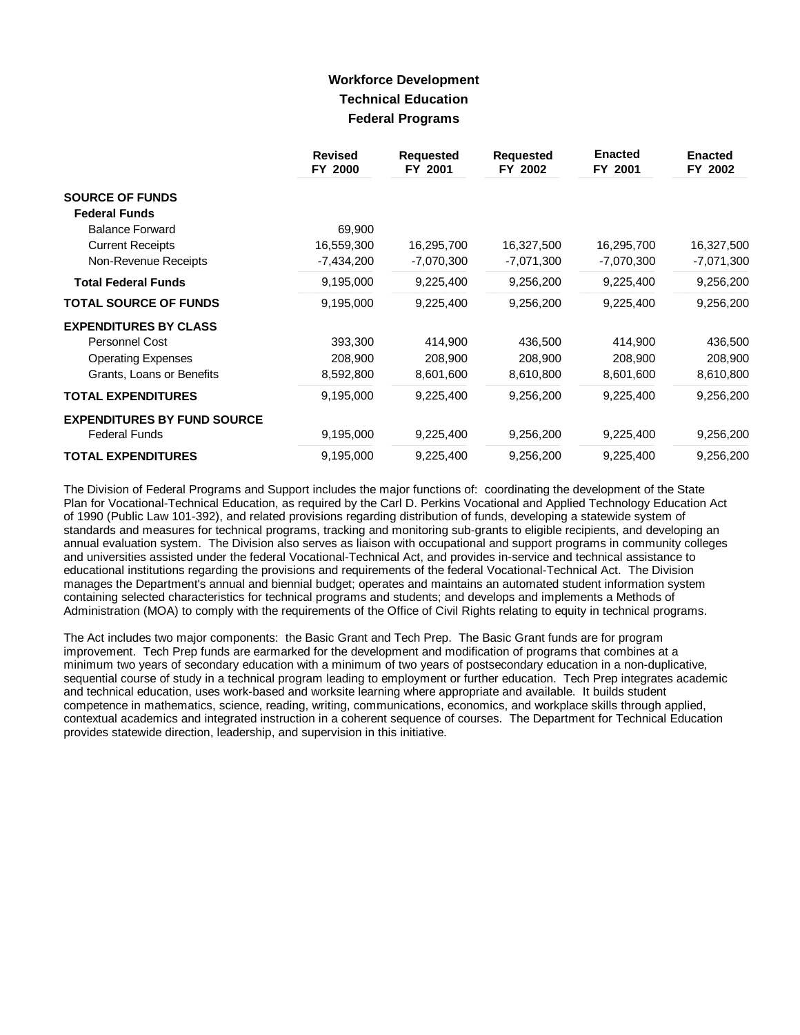# Workforce Development
## Technical Education
### Federal Programs

| | Revised FY 2000 | Requested FY 2001 | Requested FY 2002 | Enacted FY 2001 | Enacted FY 2002 |
|---|---|---|---|---|---|
| **SOURCE OF FUNDS** | | | | | |
| **Federal Funds** | | | | | |
| Balance Forward | 69,900 | | | | |
| Current Receipts | 16,559,300 | 16,295,700 | 16,327,500 | 16,295,700 | 16,327,500 |
| Non-Revenue Receipts | -7,434,200 | -7,070,300 | -7,071,300 | -7,070,300 | -7,071,300 |
| **Total Federal Funds** | 9,195,000 | 9,225,400 | 9,256,200 | 9,225,400 | 9,256,200 |
| **TOTAL SOURCE OF FUNDS** | 9,195,000 | 9,225,400 | 9,256,200 | 9,225,400 | 9,256,200 |
| **EXPENDITURES BY CLASS** | | | | | |
| Personnel Cost | 393,300 | 414,900 | 436,500 | 414,900 | 436,500 |
| Operating Expenses | 208,900 | 208,900 | 208,900 | 208,900 | 208,900 |
| Grants, Loans or Benefits | 8,592,800 | 8,601,600 | 8,610,800 | 8,601,600 | 8,610,800 |
| **TOTAL EXPENDITURES** | 9,195,000 | 9,225,400 | 9,256,200 | 9,225,400 | 9,256,200 |
| **EXPENDITURES BY FUND SOURCE** | | | | | |
| Federal Funds | 9,195,000 | 9,225,400 | 9,256,200 | 9,225,400 | 9,256,200 |
| **TOTAL EXPENDITURES** | 9,195,000 | 9,225,400 | 9,256,200 | 9,225,400 | 9,256,200 |

The Division of Federal Programs and Support includes the major functions of: coordinating the development of the State Plan for Vocational-Technical Education, as required by the Carl D. Perkins Vocational and Applied Technology Education Act of 1990 (Public Law 101-392), and related provisions regarding distribution of funds, developing a statewide system of standards and measures for technical programs, tracking and monitoring sub-grants to eligible recipients, and developing an annual evaluation system. The Division also serves as liaison with occupational and support programs in community colleges and universities assisted under the federal Vocational-Technical Act, and provides in-service and technical assistance to educational institutions regarding the provisions and requirements of the federal Vocational-Technical Act. The Division manages the Department's annual and biennial budget; operates and maintains an automated student information system containing selected characteristics for technical programs and students; and develops and implements a Methods of Administration (MOA) to comply with the requirements of the Office of Civil Rights relating to equity in technical programs.

The Act includes two major components: the Basic Grant and Tech Prep. The Basic Grant funds are for program improvement. Tech Prep funds are earmarked for the development and modification of programs that combines at a minimum two years of secondary education with a minimum of two years of postsecondary education in a non-duplicative, sequential course of study in a technical program leading to employment or further education. Tech Prep integrates academic and technical education, uses work-based and worksite learning where appropriate and available. It builds student competence in mathematics, science, reading, writing, communications, economics, and workplace skills through applied, contextual academics and integrated instruction in a coherent sequence of courses. The Department for Technical Education provides statewide direction, leadership, and supervision in this initiative.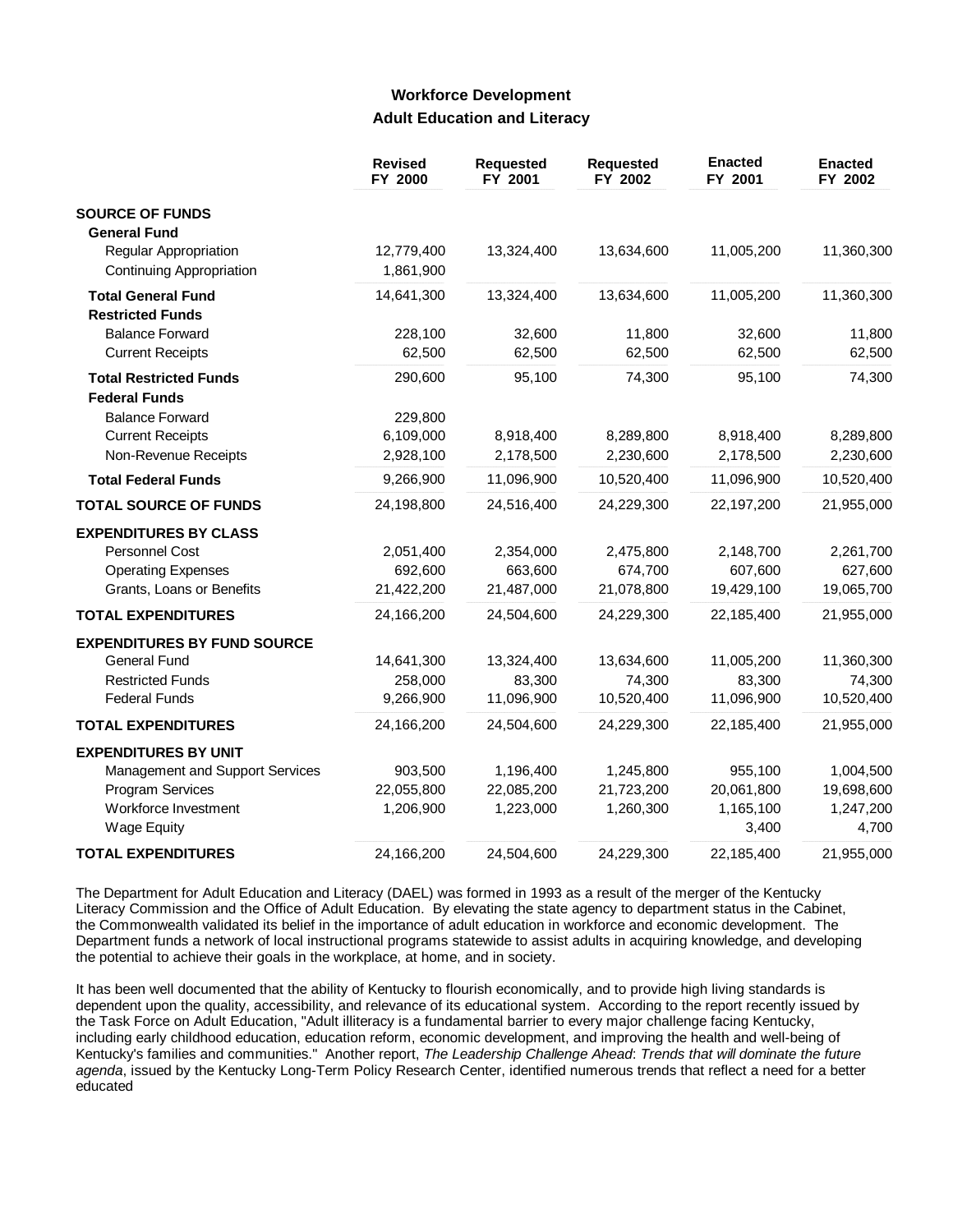## Workforce Development

### Adult Education and Literacy

| | Revised FY 2000 | Requested FY 2001 | Requested FY 2002 | Enacted FY 2001 | Enacted FY 2002 |
|---|---|---|---|---|---|
| **SOURCE OF FUNDS** | | | | | |
| **General Fund** | | | | | |
| Regular Appropriation | 12,779,400 | 13,324,400 | 13,634,600 | 11,005,200 | 11,360,300 |
| Continuing Appropriation | 1,861,900 | | | | |
| **Total General Fund** | 14,641,300 | 13,324,400 | 13,634,600 | 11,005,200 | 11,360,300 |
| **Restricted Funds** | | | | | |
| Balance Forward | 228,100 | 32,600 | 11,800 | 32,600 | 11,800 |
| Current Receipts | 62,500 | 62,500 | 62,500 | 62,500 | 62,500 |
| **Total Restricted Funds** | 290,600 | 95,100 | 74,300 | 95,100 | 74,300 |
| **Federal Funds** | | | | | |
| Balance Forward | 229,800 | | | | |
| Current Receipts | 6,109,000 | 8,918,400 | 8,289,800 | 8,918,400 | 8,289,800 |
| Non-Revenue Receipts | 2,928,100 | 2,178,500 | 2,230,600 | 2,178,500 | 2,230,600 |
| **Total Federal Funds** | 9,266,900 | 11,096,900 | 10,520,400 | 11,096,900 | 10,520,400 |
| **TOTAL SOURCE OF FUNDS** | 24,198,800 | 24,516,400 | 24,229,300 | 22,197,200 | 21,955,000 |
| **EXPENDITURES BY CLASS** | | | | | |
| Personnel Cost | 2,051,400 | 2,354,000 | 2,475,800 | 2,148,700 | 2,261,700 |
| Operating Expenses | 692,600 | 663,600 | 674,700 | 607,600 | 627,600 |
| Grants, Loans or Benefits | 21,422,200 | 21,487,000 | 21,078,800 | 19,429,100 | 19,065,700 |
| **TOTAL EXPENDITURES** | 24,166,200 | 24,504,600 | 24,229,300 | 22,185,400 | 21,955,000 |
| **EXPENDITURES BY FUND SOURCE** | | | | | |
| General Fund | 14,641,300 | 13,324,400 | 13,634,600 | 11,005,200 | 11,360,300 |
| Restricted Funds | 258,000 | 83,300 | 74,300 | 83,300 | 74,300 |
| Federal Funds | 9,266,900 | 11,096,900 | 10,520,400 | 11,096,900 | 10,520,400 |
| **TOTAL EXPENDITURES** | 24,166,200 | 24,504,600 | 24,229,300 | 22,185,400 | 21,955,000 |
| **EXPENDITURES BY UNIT** | | | | | |
| Management and Support Services | 903,500 | 1,196,400 | 1,245,800 | 955,100 | 1,004,500 |
| Program Services | 22,055,800 | 22,085,200 | 21,723,200 | 20,061,800 | 19,698,600 |
| Workforce Investment | 1,206,900 | 1,223,000 | 1,260,300 | 1,165,100 | 1,247,200 |
| Wage Equity | | | | 3,400 | 4,700 |
| **TOTAL EXPENDITURES** | 24,166,200 | 24,504,600 | 24,229,300 | 22,185,400 | 21,955,000 |

The Department for Adult Education and Literacy (DAEL) was formed in 1993 as a result of the merger of the Kentucky Literacy Commission and the Office of Adult Education. By elevating the state agency to department status in the Cabinet, the Commonwealth validated its belief in the importance of adult education in workforce and economic development. The Department funds a network of local instructional programs statewide to assist adults in acquiring knowledge, and developing the potential to achieve their goals in the workplace, at home, and in society.

It has been well documented that the ability of Kentucky to flourish economically, and to provide high living standards is dependent upon the quality, accessibility, and relevance of its educational system. According to the report recently issued by the Task Force on Adult Education, "Adult illiteracy is a fundamental barrier to every major challenge facing Kentucky, including early childhood education, education reform, economic development, and improving the health and well-being of Kentucky's families and communities." Another report, *The Leadership Challenge Ahead*: *Trends that will dominate the future agenda*, issued by the Kentucky Long-Term Policy Research Center, identified numerous trends that reflect a need for a better educated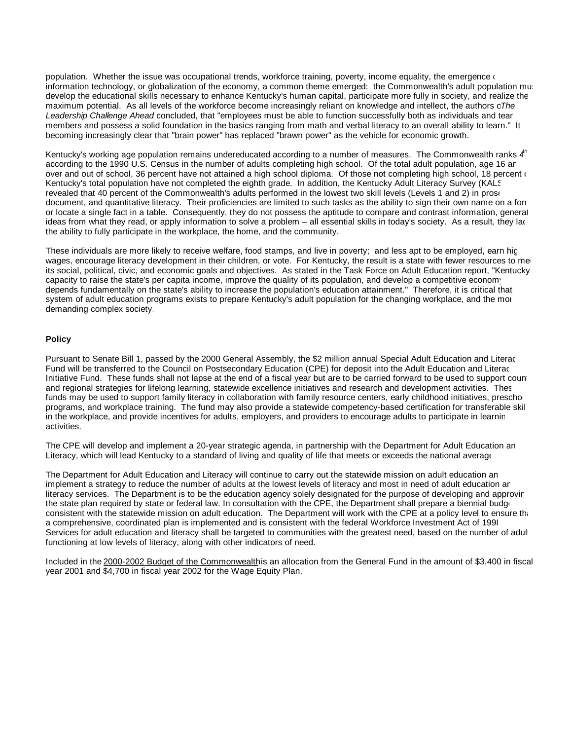population. Whether the issue was occupational trends, workforce training, poverty, income equality, the emergence of information technology, or globalization of the economy, a common theme emerged: the Commonwealth's adult population must develop the educational skills necessary to enhance Kentucky's human capital, participate more fully in society, and realize their maximum potential. As all levels of the workforce become increasingly reliant on knowledge and intellect, the authors of *The Leadership Challenge Ahead* concluded, that "employees must be able to function successfully both as individuals and team members and possess a solid foundation in the basics ranging from math and verbal literacy to an overall ability to learn." It is becoming increasingly clear that "brain power" has replaced "brawn power" as the vehicle for economic growth.

Kentucky's working age population remains undereducated according to a number of measures. The Commonwealth ranks 4th according to the 1990 U.S. Census in the number of adults completing high school. Of the total adult population, age 16 and over and out of school, 36 percent have not attained a high school diploma. Of those not completing high school, 18 percent of Kentucky's total population have not completed the eighth grade. In addition, the Kentucky Adult Literacy Survey (KALS) revealed that 40 percent of the Commonwealth's adults performed in the lowest two skill levels (Levels 1 and 2) in prose, document, and quantitative literacy. Their proficiencies are limited to such tasks as the ability to sign their own name on a form or locate a single fact in a table. Consequently, they do not possess the aptitude to compare and contrast information, generate ideas from what they read, or apply information to solve a problem – all essential skills in today's society. As a result, they lack the ability to fully participate in the workplace, the home, and the community.

These individuals are more likely to receive welfare, food stamps, and live in poverty; and less apt to be employed, earn high wages, encourage literacy development in their children, or vote. For Kentucky, the result is a state with fewer resources to meet its social, political, civic, and economic goals and objectives. As stated in the Task Force on Adult Education report, "Kentucky's capacity to raise the state's per capita income, improve the quality of its population, and develop a competitive economy depends fundamentally on the state's ability to increase the population's education attainment." Therefore, it is critical that a system of adult education programs exists to prepare Kentucky's adult population for the changing workplace, and the more demanding complex society.

**Policy**

Pursuant to Senate Bill 1, passed by the 2000 General Assembly, the $2 million annual Special Adult Education and Literacy Fund will be transferred to the Council on Postsecondary Education (CPE) for deposit into the Adult Education and Literacy Initiative Fund. These funds shall not lapse at the end of a fiscal year but are to be carried forward to be used to support county and regional strategies for lifelong learning, statewide excellence initiatives and research and development activities. These funds may be used to support family literacy in collaboration with family resource centers, early childhood initiatives, preschool programs, and workplace training. The fund may also provide a statewide competency-based certification for transferable skills in the workplace, and provide incentives for adults, employers, and providers to encourage adults to participate in learning activities.

The CPE will develop and implement a 20-year strategic agenda, in partnership with the Department for Adult Education and Literacy, which will lead Kentucky to a standard of living and quality of life that meets or exceeds the national average.

The Department for Adult Education and Literacy will continue to carry out the statewide mission on adult education and implement a strategy to reduce the number of adults at the lowest levels of literacy and most in need of adult education and literacy services. The Department is to be the education agency solely designated for the purpose of developing and approving the state plan required by state or federal law. In consultation with the CPE, the Department shall prepare a biennial budget consistent with the statewide mission on adult education. The Department will work with the CPE at a policy level to ensure that a comprehensive, coordinated plan is implemented and is consistent with the federal Workforce Investment Act of 1998. Services for adult education and literacy shall be targeted to communities with the greatest need, based on the number of adults functioning at low levels of literacy, along with other indicators of need.

Included in the 2000-2002 Budget of the Commonwealth is an allocation from the General Fund in the amount of $3,400 in fiscal year 2001 and $4,700 in fiscal year 2002 for the Wage Equity Plan.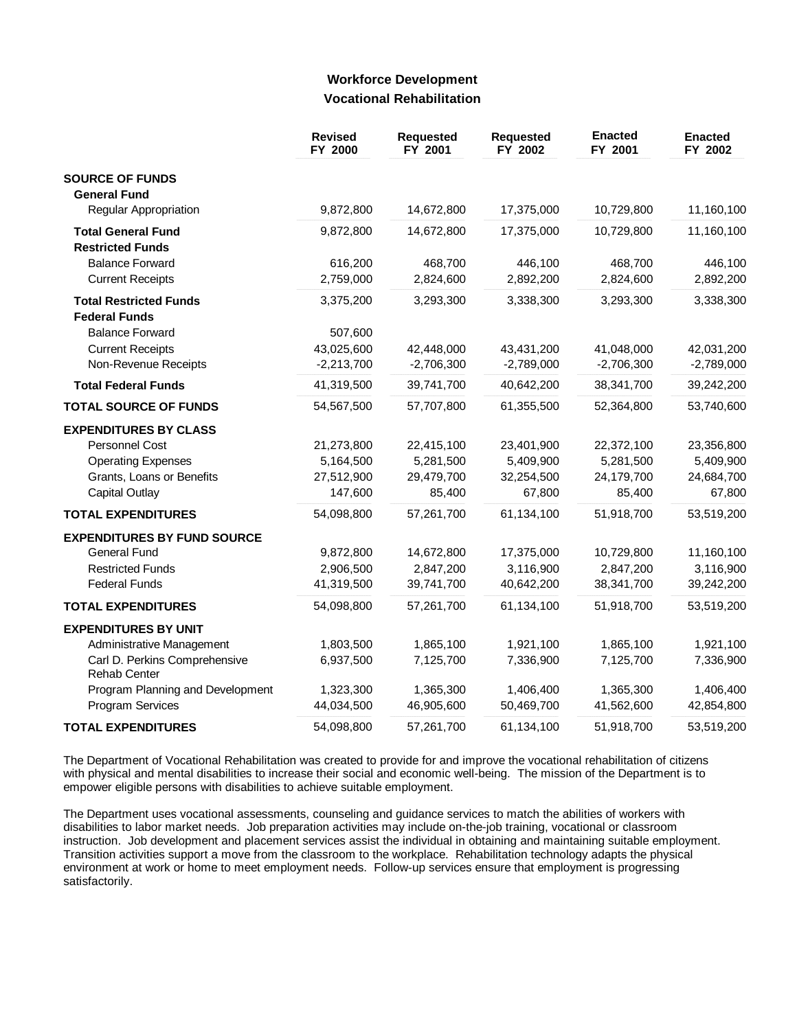## Workforce Development

### Vocational Rehabilitation

| | Revised FY 2000 | Requested FY 2001 | Requested FY 2002 | Enacted FY 2001 | Enacted FY 2002 |
|---|---|---|---|---|---|
| **SOURCE OF FUNDS** | | | | | |
| **General Fund** | | | | | |
| Regular Appropriation | 9,872,800 | 14,672,800 | 17,375,000 | 10,729,800 | 11,160,100 |
| **Total General Fund** | 9,872,800 | 14,672,800 | 17,375,000 | 10,729,800 | 11,160,100 |
| **Restricted Funds** | | | | | |
| Balance Forward | 616,200 | 468,700 | 446,100 | 468,700 | 446,100 |
| Current Receipts | 2,759,000 | 2,824,600 | 2,892,200 | 2,824,600 | 2,892,200 |
| **Total Restricted Funds** | 3,375,200 | 3,293,300 | 3,338,300 | 3,293,300 | 3,338,300 |
| **Federal Funds** | | | | | |
| Balance Forward | 507,600 | | | | |
| Current Receipts | 43,025,600 | 42,448,000 | 43,431,200 | 41,048,000 | 42,031,200 |
| Non-Revenue Receipts | -2,213,700 | -2,706,300 | -2,789,000 | -2,706,300 | -2,789,000 |
| **Total Federal Funds** | 41,319,500 | 39,741,700 | 40,642,200 | 38,341,700 | 39,242,200 |
| **TOTAL SOURCE OF FUNDS** | 54,567,500 | 57,707,800 | 61,355,500 | 52,364,800 | 53,740,600 |
| **EXPENDITURES BY CLASS** | | | | | |
| Personnel Cost | 21,273,800 | 22,415,100 | 23,401,900 | 22,372,100 | 23,356,800 |
| Operating Expenses | 5,164,500 | 5,281,500 | 5,409,900 | 5,281,500 | 5,409,900 |
| Grants, Loans or Benefits | 27,512,900 | 29,479,700 | 32,254,500 | 24,179,700 | 24,684,700 |
| Capital Outlay | 147,600 | 85,400 | 67,800 | 85,400 | 67,800 |
| **TOTAL EXPENDITURES** | 54,098,800 | 57,261,700 | 61,134,100 | 51,918,700 | 53,519,200 |
| **EXPENDITURES BY FUND SOURCE** | | | | | |
| General Fund | 9,872,800 | 14,672,800 | 17,375,000 | 10,729,800 | 11,160,100 |
| Restricted Funds | 2,906,500 | 2,847,200 | 3,116,900 | 2,847,200 | 3,116,900 |
| Federal Funds | 41,319,500 | 39,741,700 | 40,642,200 | 38,341,700 | 39,242,200 |
| **TOTAL EXPENDITURES** | 54,098,800 | 57,261,700 | 61,134,100 | 51,918,700 | 53,519,200 |
| **EXPENDITURES BY UNIT** | | | | | |
| Administrative Management | 1,803,500 | 1,865,100 | 1,921,100 | 1,865,100 | 1,921,100 |
| Carl D. Perkins Comprehensive Rehab Center | 6,937,500 | 7,125,700 | 7,336,900 | 7,125,700 | 7,336,900 |
| Program Planning and Development | 1,323,300 | 1,365,300 | 1,406,400 | 1,365,300 | 1,406,400 |
| Program Services | 44,034,500 | 46,905,600 | 50,469,700 | 41,562,600 | 42,854,800 |
| **TOTAL EXPENDITURES** | 54,098,800 | 57,261,700 | 61,134,100 | 51,918,700 | 53,519,200 |

The Department of Vocational Rehabilitation was created to provide for and improve the vocational rehabilitation of citizens with physical and mental disabilities to increase their social and economic well-being. The mission of the Department is to empower eligible persons with disabilities to achieve suitable employment.

The Department uses vocational assessments, counseling and guidance services to match the abilities of workers with disabilities to labor market needs. Job preparation activities may include on-the-job training, vocational or classroom instruction. Job development and placement services assist the individual in obtaining and maintaining suitable employment. Transition activities support a move from the classroom to the workplace. Rehabilitation technology adapts the physical environment at work or home to meet employment needs. Follow-up services ensure that employment is progressing satisfactorily.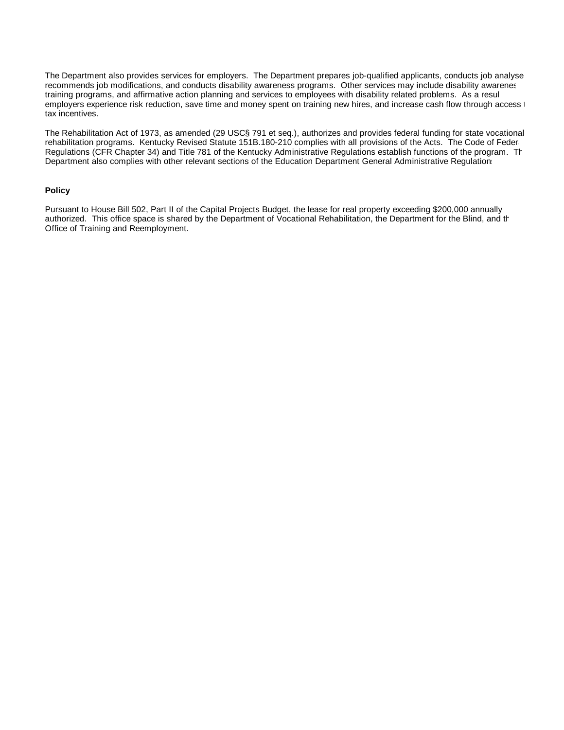The Department also provides services for employers. The Department prepares job-qualified applicants, conducts job analyse recommends job modifications, and conducts disability awareness programs. Other services may include disability awarenes training programs, and affirmative action planning and services to employees with disability related problems. As a resul employers experience risk reduction, save time and money spent on training new hires, and increase cash flow through access t tax incentives.

The Rehabilitation Act of 1973, as amended (29 USC§ 791 et seq.), authorizes and provides federal funding for state vocational rehabilitation programs. Kentucky Revised Statute 151B.180-210 complies with all provisions of the Acts. The Code of Feder Regulations (CFR Chapter 34) and Title 781 of the Kentucky Administrative Regulations establish functions of the program. Th Department also complies with other relevant sections of the Education Department General Administrative Regulations

**Policy**

Pursuant to House Bill 502, Part II of the Capital Projects Budget, the lease for real property exceeding $200,000 annually authorized. This office space is shared by the Department of Vocational Rehabilitation, the Department for the Blind, and th Office of Training and Reemployment.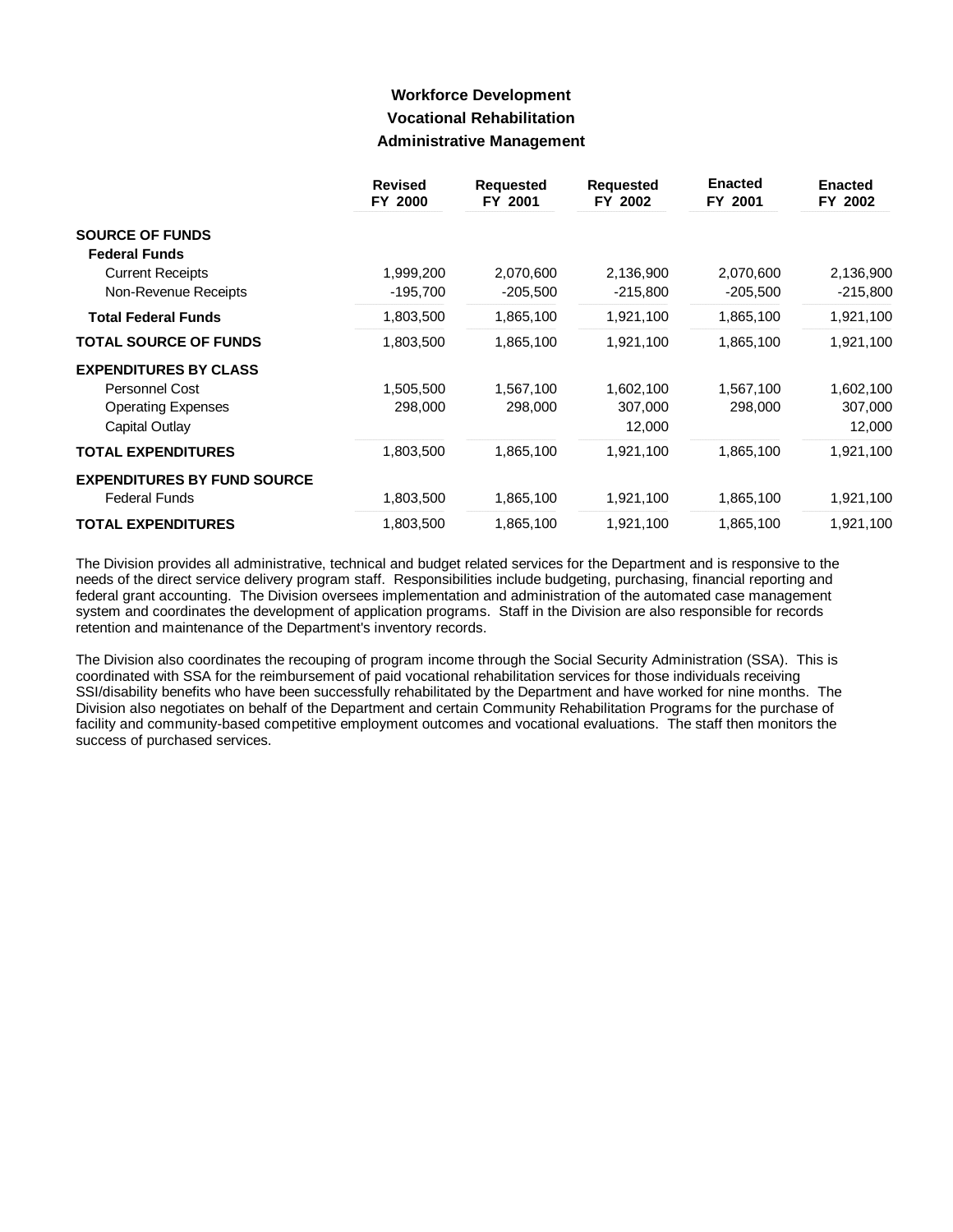# Workforce Development
## Vocational Rehabilitation
### Administrative Management

| | Revised FY 2000 | Requested FY 2001 | Requested FY 2002 | Enacted FY 2001 | Enacted FY 2002 |
|---|---|---|---|---|---|
| **SOURCE OF FUNDS** | | | | | |
| **Federal Funds** | | | | | |
| Current Receipts | 1,999,200 | 2,070,600 | 2,136,900 | 2,070,600 | 2,136,900 |
| Non-Revenue Receipts | -195,700 | -205,500 | -215,800 | -205,500 | -215,800 |
| **Total Federal Funds** | 1,803,500 | 1,865,100 | 1,921,100 | 1,865,100 | 1,921,100 |
| **TOTAL SOURCE OF FUNDS** | 1,803,500 | 1,865,100 | 1,921,100 | 1,865,100 | 1,921,100 |
| **EXPENDITURES BY CLASS** | | | | | |
| Personnel Cost | 1,505,500 | 1,567,100 | 1,602,100 | 1,567,100 | 1,602,100 |
| Operating Expenses | 298,000 | 298,000 | 307,000 | 298,000 | 307,000 |
| Capital Outlay | | | 12,000 | | 12,000 |
| **TOTAL EXPENDITURES** | 1,803,500 | 1,865,100 | 1,921,100 | 1,865,100 | 1,921,100 |
| **EXPENDITURES BY FUND SOURCE** | | | | | |
| Federal Funds | 1,803,500 | 1,865,100 | 1,921,100 | 1,865,100 | 1,921,100 |
| **TOTAL EXPENDITURES** | 1,803,500 | 1,865,100 | 1,921,100 | 1,865,100 | 1,921,100 |

The Division provides all administrative, technical and budget related services for the Department and is responsive to the needs of the direct service delivery program staff. Responsibilities include budgeting, purchasing, financial reporting and federal grant accounting. The Division oversees implementation and administration of the automated case management system and coordinates the development of application programs. Staff in the Division are also responsible for records retention and maintenance of the Department's inventory records.

The Division also coordinates the recouping of program income through the Social Security Administration (SSA). This is coordinated with SSA for the reimbursement of paid vocational rehabilitation services for those individuals receiving SSI/disability benefits who have been successfully rehabilitated by the Department and have worked for nine months. The Division also negotiates on behalf of the Department and certain Community Rehabilitation Programs for the purchase of facility and community-based competitive employment outcomes and vocational evaluations. The staff then monitors the success of purchased services.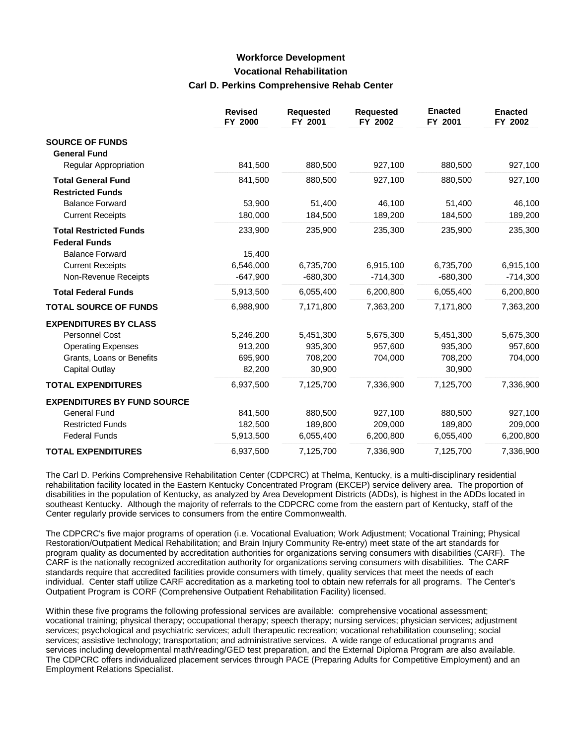### Workforce Development
### Vocational Rehabilitation
### Carl D. Perkins Comprehensive Rehab Center

| | Revised FY 2000 | Requested FY 2001 | Requested FY 2002 | Enacted FY 2001 | Enacted FY 2002 |
|---|---|---|---|---|---|
| **SOURCE OF FUNDS** | | | | | |
| **General Fund** | | | | | |
| Regular Appropriation | 841,500 | 880,500 | 927,100 | 880,500 | 927,100 |
| **Total General Fund** | 841,500 | 880,500 | 927,100 | 880,500 | 927,100 |
| **Restricted Funds** | | | | | |
| Balance Forward | 53,900 | 51,400 | 46,100 | 51,400 | 46,100 |
| Current Receipts | 180,000 | 184,500 | 189,200 | 184,500 | 189,200 |
| **Total Restricted Funds** | 233,900 | 235,900 | 235,300 | 235,900 | 235,300 |
| **Federal Funds** | | | | | |
| Balance Forward | 15,400 | | | | |
| Current Receipts | 6,546,000 | 6,735,700 | 6,915,100 | 6,735,700 | 6,915,100 |
| Non-Revenue Receipts | -647,900 | -680,300 | -714,300 | -680,300 | -714,300 |
| **Total Federal Funds** | 5,913,500 | 6,055,400 | 6,200,800 | 6,055,400 | 6,200,800 |
| **TOTAL SOURCE OF FUNDS** | 6,988,900 | 7,171,800 | 7,363,200 | 7,171,800 | 7,363,200 |
| **EXPENDITURES BY CLASS** | | | | | |
| Personnel Cost | 5,246,200 | 5,451,300 | 5,675,300 | 5,451,300 | 5,675,300 |
| Operating Expenses | 913,200 | 935,300 | 957,600 | 935,300 | 957,600 |
| Grants, Loans or Benefits | 695,900 | 708,200 | 704,000 | 708,200 | 704,000 |
| Capital Outlay | 82,200 | 30,900 | | 30,900 | |
| **TOTAL EXPENDITURES** | 6,937,500 | 7,125,700 | 7,336,900 | 7,125,700 | 7,336,900 |
| **EXPENDITURES BY FUND SOURCE** | | | | | |
| General Fund | 841,500 | 880,500 | 927,100 | 880,500 | 927,100 |
| Restricted Funds | 182,500 | 189,800 | 209,000 | 189,800 | 209,000 |
| Federal Funds | 5,913,500 | 6,055,400 | 6,200,800 | 6,055,400 | 6,200,800 |
| **TOTAL EXPENDITURES** | 6,937,500 | 7,125,700 | 7,336,900 | 7,125,700 | 7,336,900 |

The Carl D. Perkins Comprehensive Rehabilitation Center (CDPCRC) at Thelma, Kentucky, is a multi-disciplinary residential rehabilitation facility located in the Eastern Kentucky Concentrated Program (EKCEP) service delivery area. The proportion of disabilities in the population of Kentucky, as analyzed by Area Development Districts (ADDs), is highest in the ADDs located in southeast Kentucky. Although the majority of referrals to the CDPCRC come from the eastern part of Kentucky, staff of the Center regularly provide services to consumers from the entire Commonwealth.

The CDPCRC's five major programs of operation (i.e. Vocational Evaluation; Work Adjustment; Vocational Training; Physical Restoration/Outpatient Medical Rehabilitation; and Brain Injury Community Re-entry) meet state of the art standards for program quality as documented by accreditation authorities for organizations serving consumers with disabilities (CARF). The CARF is the nationally recognized accreditation authority for organizations serving consumers with disabilities. The CARF standards require that accredited facilities provide consumers with timely, quality services that meet the needs of each individual. Center staff utilize CARF accreditation as a marketing tool to obtain new referrals for all programs. The Center's Outpatient Program is CORF (Comprehensive Outpatient Rehabilitation Facility) licensed.

Within these five programs the following professional services are available: comprehensive vocational assessment; vocational training; physical therapy; occupational therapy; speech therapy; nursing services; physician services; adjustment services; psychological and psychiatric services; adult therapeutic recreation; vocational rehabilitation counseling; social services; assistive technology; transportation; and administrative services. A wide range of educational programs and services including developmental math/reading/GED test preparation, and the External Diploma Program are also available. The CDPCRC offers individualized placement services through PACE (Preparing Adults for Competitive Employment) and an Employment Relations Specialist.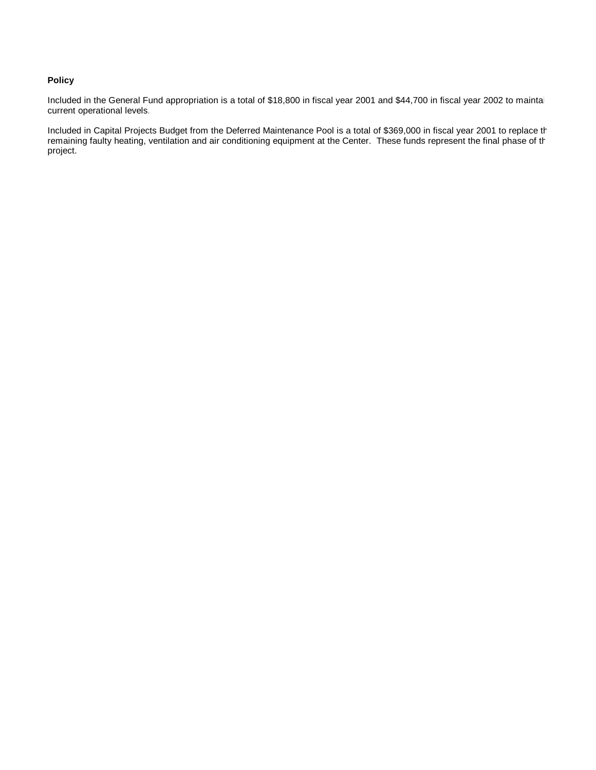**Policy**

Included in the General Fund appropriation is a total of $18,800 in fiscal year 2001 and $44,700 in fiscal year 2002 to maintai current operational levels.

Included in Capital Projects Budget from the Deferred Maintenance Pool is a total of $369,000 in fiscal year 2001 to replace th remaining faulty heating, ventilation and air conditioning equipment at the Center. These funds represent the final phase of th project.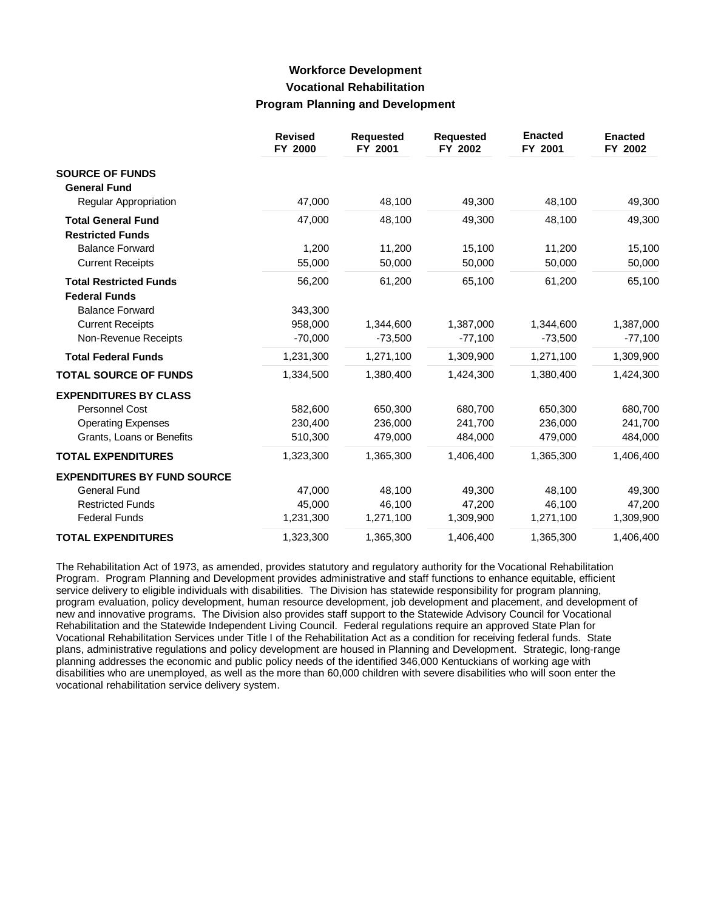# Workforce Development
## Vocational Rehabilitation
### Program Planning and Development

| | Revised FY 2000 | Requested FY 2001 | Requested FY 2002 | Enacted FY 2001 | Enacted FY 2002 |
|---|---|---|---|---|---|
| **SOURCE OF FUNDS** | | | | | |
| **General Fund** | | | | | |
| Regular Appropriation | 47,000 | 48,100 | 49,300 | 48,100 | 49,300 |
| **Total General Fund** | 47,000 | 48,100 | 49,300 | 48,100 | 49,300 |
| **Restricted Funds** | | | | | |
| Balance Forward | 1,200 | 11,200 | 15,100 | 11,200 | 15,100 |
| Current Receipts | 55,000 | 50,000 | 50,000 | 50,000 | 50,000 |
| **Total Restricted Funds** | 56,200 | 61,200 | 65,100 | 61,200 | 65,100 |
| **Federal Funds** | | | | | |
| Balance Forward | 343,300 | | | | |
| Current Receipts | 958,000 | 1,344,600 | 1,387,000 | 1,344,600 | 1,387,000 |
| Non-Revenue Receipts | -70,000 | -73,500 | -77,100 | -73,500 | -77,100 |
| **Total Federal Funds** | 1,231,300 | 1,271,100 | 1,309,900 | 1,271,100 | 1,309,900 |
| **TOTAL SOURCE OF FUNDS** | 1,334,500 | 1,380,400 | 1,424,300 | 1,380,400 | 1,424,300 |
| **EXPENDITURES BY CLASS** | | | | | |
| Personnel Cost | 582,600 | 650,300 | 680,700 | 650,300 | 680,700 |
| Operating Expenses | 230,400 | 236,000 | 241,700 | 236,000 | 241,700 |
| Grants, Loans or Benefits | 510,300 | 479,000 | 484,000 | 479,000 | 484,000 |
| **TOTAL EXPENDITURES** | 1,323,300 | 1,365,300 | 1,406,400 | 1,365,300 | 1,406,400 |
| **EXPENDITURES BY FUND SOURCE** | | | | | |
| General Fund | 47,000 | 48,100 | 49,300 | 48,100 | 49,300 |
| Restricted Funds | 45,000 | 46,100 | 47,200 | 46,100 | 47,200 |
| Federal Funds | 1,231,300 | 1,271,100 | 1,309,900 | 1,271,100 | 1,309,900 |
| **TOTAL EXPENDITURES** | 1,323,300 | 1,365,300 | 1,406,400 | 1,365,300 | 1,406,400 |

The Rehabilitation Act of 1973, as amended, provides statutory and regulatory authority for the Vocational Rehabilitation Program. Program Planning and Development provides administrative and staff functions to enhance equitable, efficient service delivery to eligible individuals with disabilities. The Division has statewide responsibility for program planning, program evaluation, policy development, human resource development, job development and placement, and development of new and innovative programs. The Division also provides staff support to the Statewide Advisory Council for Vocational Rehabilitation and the Statewide Independent Living Council. Federal regulations require an approved State Plan for Vocational Rehabilitation Services under Title I of the Rehabilitation Act as a condition for receiving federal funds. State plans, administrative regulations and policy development are housed in Planning and Development. Strategic, long-range planning addresses the economic and public policy needs of the identified 346,000 Kentuckians of working age with disabilities who are unemployed, as well as the more than 60,000 children with severe disabilities who will soon enter the vocational rehabilitation service delivery system.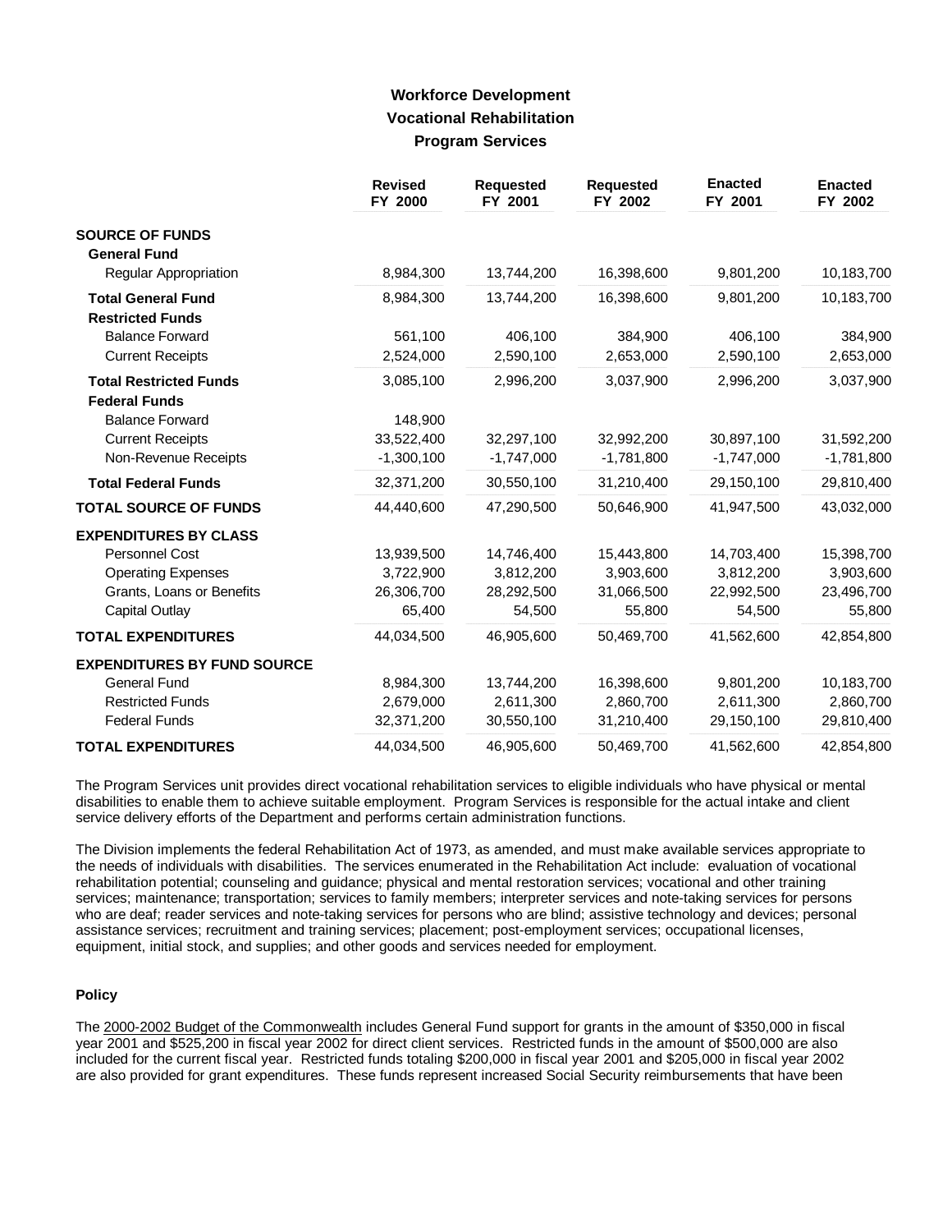# Workforce Development
## Vocational Rehabilitation
### Program Services

| | Revised FY 2000 | Requested FY 2001 | Requested FY 2002 | Enacted FY 2001 | Enacted FY 2002 |
|---|---|---|---|---|---|
| **SOURCE OF FUNDS** | | | | | |
| **General Fund** | | | | | |
| Regular Appropriation | 8,984,300 | 13,744,200 | 16,398,600 | 9,801,200 | 10,183,700 |
| **Total General Fund** | 8,984,300 | 13,744,200 | 16,398,600 | 9,801,200 | 10,183,700 |
| **Restricted Funds** | | | | | |
| Balance Forward | 561,100 | 406,100 | 384,900 | 406,100 | 384,900 |
| Current Receipts | 2,524,000 | 2,590,100 | 2,653,000 | 2,590,100 | 2,653,000 |
| **Total Restricted Funds** | 3,085,100 | 2,996,200 | 3,037,900 | 2,996,200 | 3,037,900 |
| **Federal Funds** | | | | | |
| Balance Forward | 148,900 | | | | |
| Current Receipts | 33,522,400 | 32,297,100 | 32,992,200 | 30,897,100 | 31,592,200 |
| Non-Revenue Receipts | -1,300,100 | -1,747,000 | -1,781,800 | -1,747,000 | -1,781,800 |
| **Total Federal Funds** | 32,371,200 | 30,550,100 | 31,210,400 | 29,150,100 | 29,810,400 |
| **TOTAL SOURCE OF FUNDS** | 44,440,600 | 47,290,500 | 50,646,900 | 41,947,500 | 43,032,000 |
| **EXPENDITURES BY CLASS** | | | | | |
| Personnel Cost | 13,939,500 | 14,746,400 | 15,443,800 | 14,703,400 | 15,398,700 |
| Operating Expenses | 3,722,900 | 3,812,200 | 3,903,600 | 3,812,200 | 3,903,600 |
| Grants, Loans or Benefits | 26,306,700 | 28,292,500 | 31,066,500 | 22,992,500 | 23,496,700 |
| Capital Outlay | 65,400 | 54,500 | 55,800 | 54,500 | 55,800 |
| **TOTAL EXPENDITURES** | 44,034,500 | 46,905,600 | 50,469,700 | 41,562,600 | 42,854,800 |
| **EXPENDITURES BY FUND SOURCE** | | | | | |
| General Fund | 8,984,300 | 13,744,200 | 16,398,600 | 9,801,200 | 10,183,700 |
| Restricted Funds | 2,679,000 | 2,611,300 | 2,860,700 | 2,611,300 | 2,860,700 |
| Federal Funds | 32,371,200 | 30,550,100 | 31,210,400 | 29,150,100 | 29,810,400 |
| **TOTAL EXPENDITURES** | 44,034,500 | 46,905,600 | 50,469,700 | 41,562,600 | 42,854,800 |

The Program Services unit provides direct vocational rehabilitation services to eligible individuals who have physical or mental disabilities to enable them to achieve suitable employment. Program Services is responsible for the actual intake and client service delivery efforts of the Department and performs certain administration functions.

The Division implements the federal Rehabilitation Act of 1973, as amended, and must make available services appropriate to the needs of individuals with disabilities. The services enumerated in the Rehabilitation Act include: evaluation of vocational rehabilitation potential; counseling and guidance; physical and mental restoration services; vocational and other training services; maintenance; transportation; services to family members; interpreter services and note-taking services for persons who are deaf; reader services and note-taking services for persons who are blind; assistive technology and devices; personal assistance services; recruitment and training services; placement; post-employment services; occupational licenses, equipment, initial stock, and supplies; and other goods and services needed for employment.

**Policy**

The 2000-2002 Budget of the Commonwealth includes General Fund support for grants in the amount of $350,000 in fiscal year 2001 and $525,200 in fiscal year 2002 for direct client services. Restricted funds in the amount of $500,000 are also included for the current fiscal year. Restricted funds totaling $200,000 in fiscal year 2001 and $205,000 in fiscal year 2002 are also provided for grant expenditures. These funds represent increased Social Security reimbursements that have been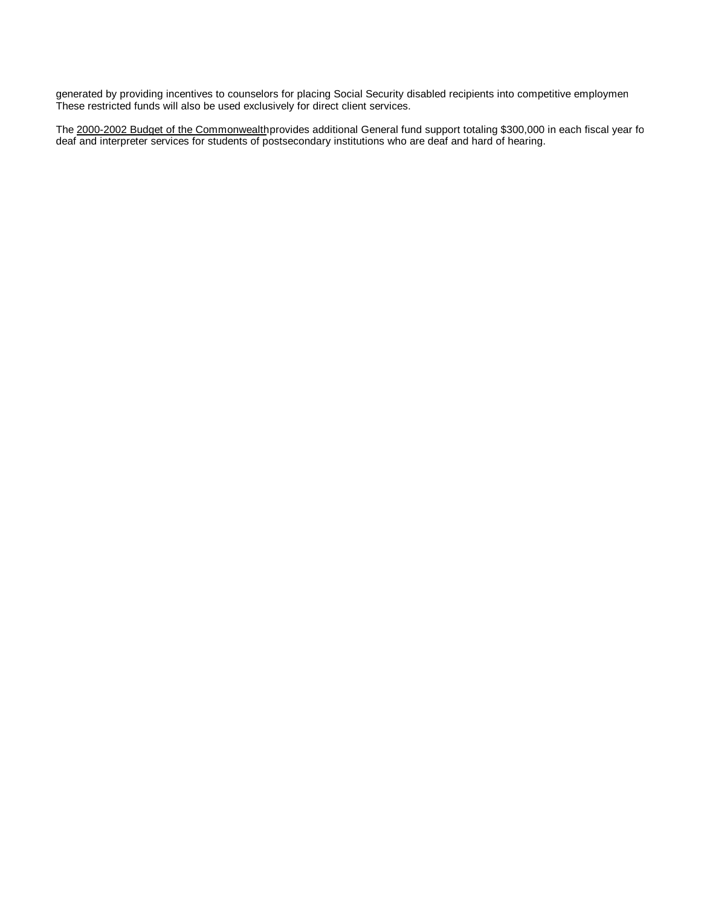generated by providing incentives to counselors for placing Social Security disabled recipients into competitive employmen These restricted funds will also be used exclusively for direct client services.

The 2000-2002 Budget of the Commonwealth provides additional General fund support totaling $300,000 in each fiscal year fo deaf and interpreter services for students of postsecondary institutions who are deaf and hard of hearing.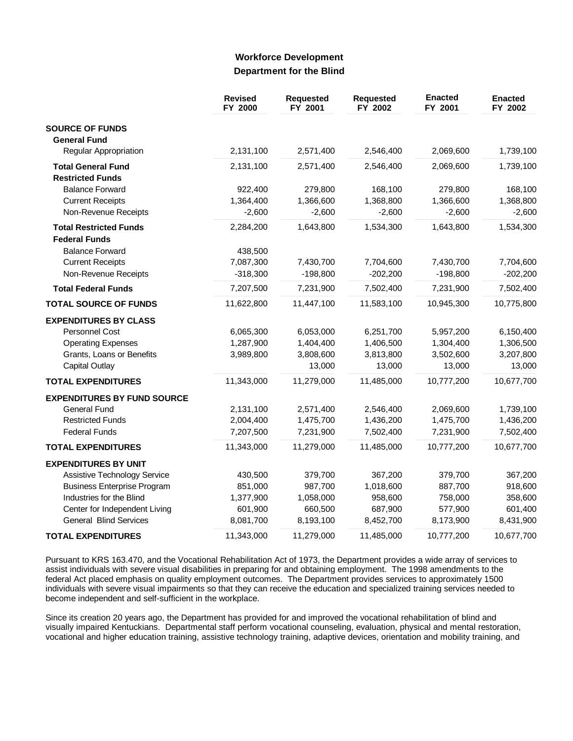## Workforce Development
### Department for the Blind

| | Revised FY 2000 | Requested FY 2001 | Requested FY 2002 | Enacted FY 2001 | Enacted FY 2002 |
|---|---|---|---|---|---|
| **SOURCE OF FUNDS** | | | | | |
| **General Fund** | | | | | |
| Regular Appropriation | 2,131,100 | 2,571,400 | 2,546,400 | 2,069,600 | 1,739,100 |
| **Total General Fund** | 2,131,100 | 2,571,400 | 2,546,400 | 2,069,600 | 1,739,100 |
| **Restricted Funds** | | | | | |
| Balance Forward | 922,400 | 279,800 | 168,100 | 279,800 | 168,100 |
| Current Receipts | 1,364,400 | 1,366,600 | 1,368,800 | 1,366,600 | 1,368,800 |
| Non-Revenue Receipts | -2,600 | -2,600 | -2,600 | -2,600 | -2,600 |
| **Total Restricted Funds** | 2,284,200 | 1,643,800 | 1,534,300 | 1,643,800 | 1,534,300 |
| **Federal Funds** | | | | | |
| Balance Forward | 438,500 | | | | |
| Current Receipts | 7,087,300 | 7,430,700 | 7,704,600 | 7,430,700 | 7,704,600 |
| Non-Revenue Receipts | -318,300 | -198,800 | -202,200 | -198,800 | -202,200 |
| **Total Federal Funds** | 7,207,500 | 7,231,900 | 7,502,400 | 7,231,900 | 7,502,400 |
| **TOTAL SOURCE OF FUNDS** | 11,622,800 | 11,447,100 | 11,583,100 | 10,945,300 | 10,775,800 |
| **EXPENDITURES BY CLASS** | | | | | |
| Personnel Cost | 6,065,300 | 6,053,000 | 6,251,700 | 5,957,200 | 6,150,400 |
| Operating Expenses | 1,287,900 | 1,404,400 | 1,406,500 | 1,304,400 | 1,306,500 |
| Grants, Loans or Benefits | 3,989,800 | 3,808,600 | 3,813,800 | 3,502,600 | 3,207,800 |
| Capital Outlay | | 13,000 | 13,000 | 13,000 | 13,000 |
| **TOTAL EXPENDITURES** | 11,343,000 | 11,279,000 | 11,485,000 | 10,777,200 | 10,677,700 |
| **EXPENDITURES BY FUND SOURCE** | | | | | |
| General Fund | 2,131,100 | 2,571,400 | 2,546,400 | 2,069,600 | 1,739,100 |
| Restricted Funds | 2,004,400 | 1,475,700 | 1,436,200 | 1,475,700 | 1,436,200 |
| Federal Funds | 7,207,500 | 7,231,900 | 7,502,400 | 7,231,900 | 7,502,400 |
| **TOTAL EXPENDITURES** | 11,343,000 | 11,279,000 | 11,485,000 | 10,777,200 | 10,677,700 |
| **EXPENDITURES BY UNIT** | | | | | |
| Assistive Technology Service | 430,500 | 379,700 | 367,200 | 379,700 | 367,200 |
| Business Enterprise Program | 851,000 | 987,700 | 1,018,600 | 887,700 | 918,600 |
| Industries for the Blind | 1,377,900 | 1,058,000 | 958,600 | 758,000 | 358,600 |
| Center for Independent Living | 601,900 | 660,500 | 687,900 | 577,900 | 601,400 |
| General Blind Services | 8,081,700 | 8,193,100 | 8,452,700 | 8,173,900 | 8,431,900 |
| **TOTAL EXPENDITURES** | 11,343,000 | 11,279,000 | 11,485,000 | 10,777,200 | 10,677,700 |

Pursuant to KRS 163.470, and the Vocational Rehabilitation Act of 1973, the Department provides a wide array of services to assist individuals with severe visual disabilities in preparing for and obtaining employment. The 1998 amendments to the federal Act placed emphasis on quality employment outcomes. The Department provides services to approximately 1500 individuals with severe visual impairments so that they can receive the education and specialized training services needed to become independent and self-sufficient in the workplace.

Since its creation 20 years ago, the Department has provided for and improved the vocational rehabilitation of blind and visually impaired Kentuckians. Departmental staff perform vocational counseling, evaluation, physical and mental restoration, vocational and higher education training, assistive technology training, adaptive devices, orientation and mobility training, and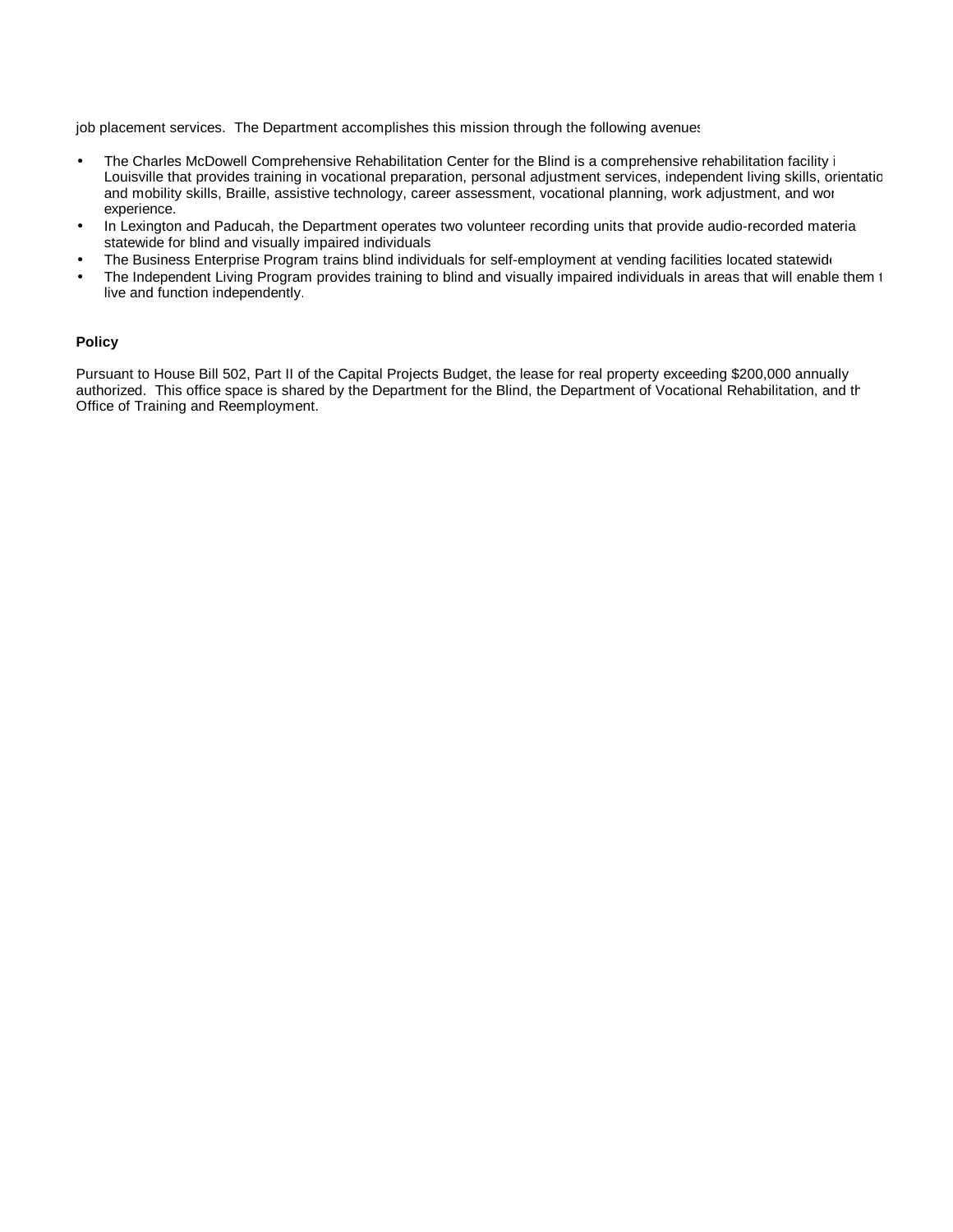job placement services. The Department accomplishes this mission through the following avenues

- The Charles McDowell Comprehensive Rehabilitation Center for the Blind is a comprehensive rehabilitation facility i Louisville that provides training in vocational preparation, personal adjustment services, independent living skills, orientatio and mobility skills, Braille, assistive technology, career assessment, vocational planning, work adjustment, and wor experience.
- In Lexington and Paducah, the Department operates two volunteer recording units that provide audio-recorded materia statewide for blind and visually impaired individuals
- The Business Enterprise Program trains blind individuals for self-employment at vending facilities located statewid
- The Independent Living Program provides training to blind and visually impaired individuals in areas that will enable them t live and function independently.

**Policy**

Pursuant to House Bill 502, Part II of the Capital Projects Budget, the lease for real property exceeding $200,000 annually authorized. This office space is shared by the Department for the Blind, the Department of Vocational Rehabilitation, and th Office of Training and Reemployment.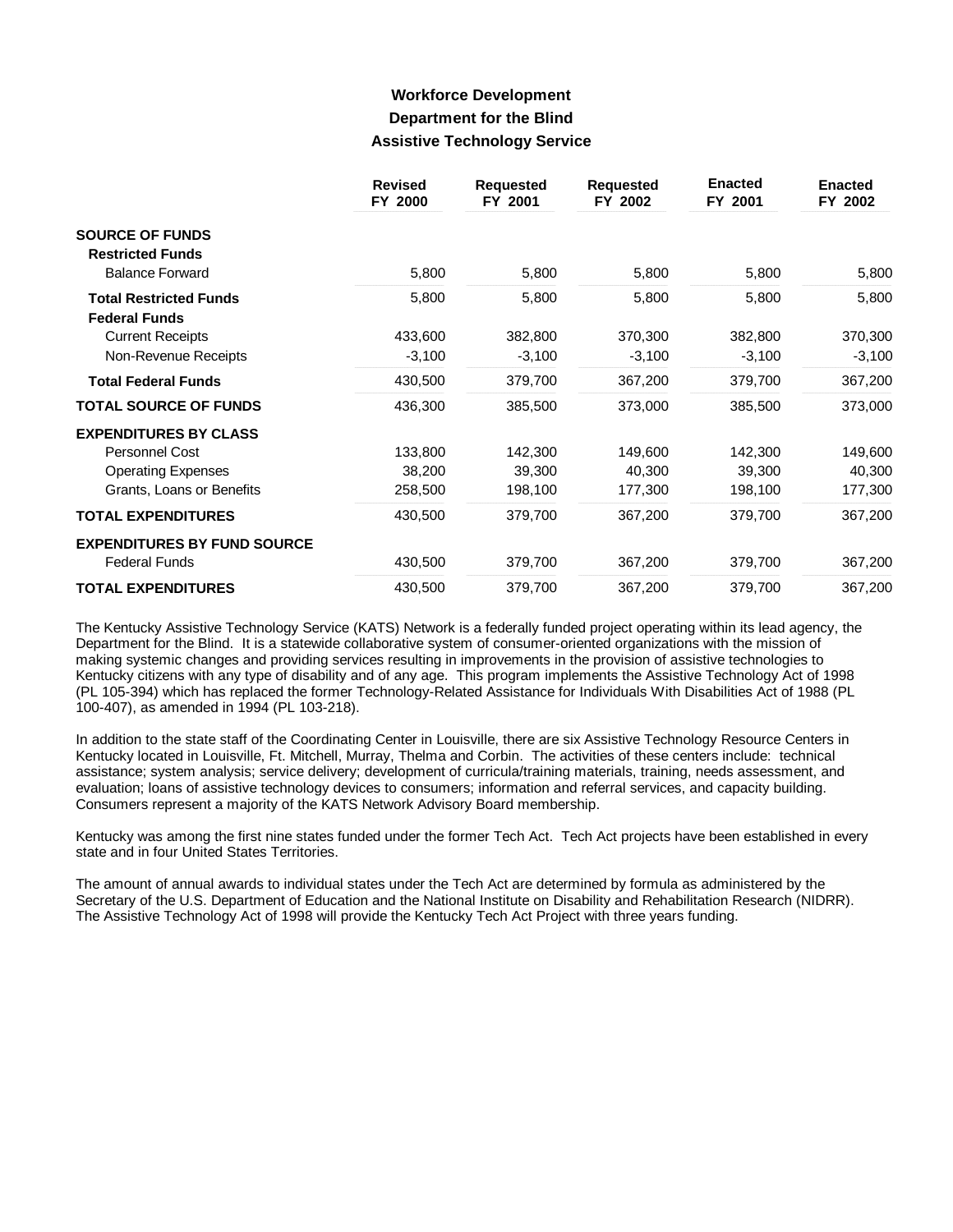## Workforce Development
## Department for the Blind
## Assistive Technology Service

| | Revised FY 2000 | Requested FY 2001 | Requested FY 2002 | Enacted FY 2001 | Enacted FY 2002 |
|---|---|---|---|---|---|
| **SOURCE OF FUNDS** | | | | | |
| **Restricted Funds** | | | | | |
| Balance Forward | 5,800 | 5,800 | 5,800 | 5,800 | 5,800 |
| **Total Restricted Funds** | 5,800 | 5,800 | 5,800 | 5,800 | 5,800 |
| **Federal Funds** | | | | | |
| Current Receipts | 433,600 | 382,800 | 370,300 | 382,800 | 370,300 |
| Non-Revenue Receipts | -3,100 | -3,100 | -3,100 | -3,100 | -3,100 |
| **Total Federal Funds** | 430,500 | 379,700 | 367,200 | 379,700 | 367,200 |
| **TOTAL SOURCE OF FUNDS** | 436,300 | 385,500 | 373,000 | 385,500 | 373,000 |
| **EXPENDITURES BY CLASS** | | | | | |
| Personnel Cost | 133,800 | 142,300 | 149,600 | 142,300 | 149,600 |
| Operating Expenses | 38,200 | 39,300 | 40,300 | 39,300 | 40,300 |
| Grants, Loans or Benefits | 258,500 | 198,100 | 177,300 | 198,100 | 177,300 |
| **TOTAL EXPENDITURES** | 430,500 | 379,700 | 367,200 | 379,700 | 367,200 |
| **EXPENDITURES BY FUND SOURCE** | | | | | |
| Federal Funds | 430,500 | 379,700 | 367,200 | 379,700 | 367,200 |
| **TOTAL EXPENDITURES** | 430,500 | 379,700 | 367,200 | 379,700 | 367,200 |

The Kentucky Assistive Technology Service (KATS) Network is a federally funded project operating within its lead agency, the Department for the Blind. It is a statewide collaborative system of consumer-oriented organizations with the mission of making systemic changes and providing services resulting in improvements in the provision of assistive technologies to Kentucky citizens with any type of disability and of any age. This program implements the Assistive Technology Act of 1998 (PL 105-394) which has replaced the former Technology-Related Assistance for Individuals With Disabilities Act of 1988 (PL 100-407), as amended in 1994 (PL 103-218).

In addition to the state staff of the Coordinating Center in Louisville, there are six Assistive Technology Resource Centers in Kentucky located in Louisville, Ft. Mitchell, Murray, Thelma and Corbin. The activities of these centers include: technical assistance; system analysis; service delivery; development of curricula/training materials, training, needs assessment, and evaluation; loans of assistive technology devices to consumers; information and referral services, and capacity building. Consumers represent a majority of the KATS Network Advisory Board membership.

Kentucky was among the first nine states funded under the former Tech Act. Tech Act projects have been established in every state and in four United States Territories.

The amount of annual awards to individual states under the Tech Act are determined by formula as administered by the Secretary of the U.S. Department of Education and the National Institute on Disability and Rehabilitation Research (NIDRR). The Assistive Technology Act of 1998 will provide the Kentucky Tech Act Project with three years funding.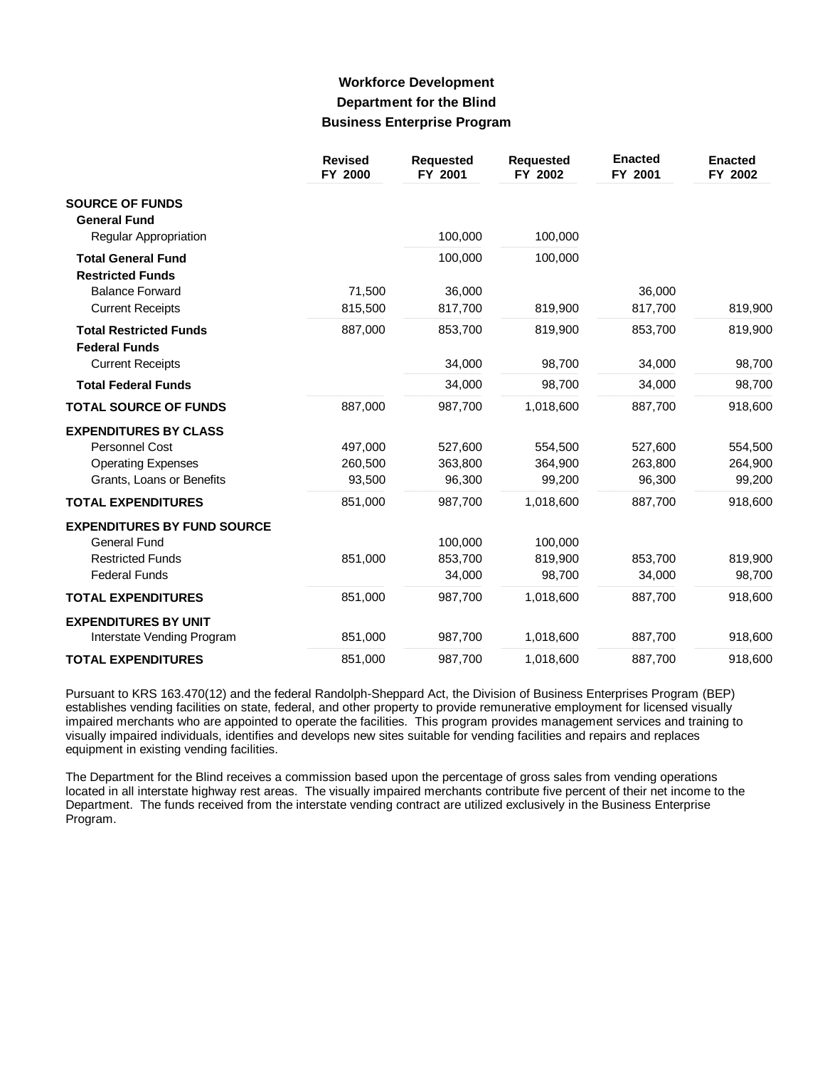# Workforce Development
## Department for the Blind
### Business Enterprise Program

| | Revised FY 2000 | Requested FY 2001 | Requested FY 2002 | Enacted FY 2001 | Enacted FY 2002 |
|---|---|---|---|---|---|
| **SOURCE OF FUNDS** | | | | | |
| **General Fund** | | | | | |
| Regular Appropriation | | 100,000 | 100,000 | | |
| **Total General Fund** | | 100,000 | 100,000 | | |
| **Restricted Funds** | | | | | |
| Balance Forward | 71,500 | 36,000 | | 36,000 | |
| Current Receipts | 815,500 | 817,700 | 819,900 | 817,700 | 819,900 |
| **Total Restricted Funds** | 887,000 | 853,700 | 819,900 | 853,700 | 819,900 |
| **Federal Funds** | | | | | |
| Current Receipts | | 34,000 | 98,700 | 34,000 | 98,700 |
| **Total Federal Funds** | | 34,000 | 98,700 | 34,000 | 98,700 |
| **TOTAL SOURCE OF FUNDS** | 887,000 | 987,700 | 1,018,600 | 887,700 | 918,600 |
| **EXPENDITURES BY CLASS** | | | | | |
| Personnel Cost | 497,000 | 527,600 | 554,500 | 527,600 | 554,500 |
| Operating Expenses | 260,500 | 363,800 | 364,900 | 263,800 | 264,900 |
| Grants, Loans or Benefits | 93,500 | 96,300 | 99,200 | 96,300 | 99,200 |
| **TOTAL EXPENDITURES** | 851,000 | 987,700 | 1,018,600 | 887,700 | 918,600 |
| **EXPENDITURES BY FUND SOURCE** | | | | | |
| General Fund | | 100,000 | 100,000 | | |
| Restricted Funds | 851,000 | 853,700 | 819,900 | 853,700 | 819,900 |
| Federal Funds | | 34,000 | 98,700 | 34,000 | 98,700 |
| **TOTAL EXPENDITURES** | 851,000 | 987,700 | 1,018,600 | 887,700 | 918,600 |
| **EXPENDITURES BY UNIT** | | | | | |
| Interstate Vending Program | 851,000 | 987,700 | 1,018,600 | 887,700 | 918,600 |
| **TOTAL EXPENDITURES** | 851,000 | 987,700 | 1,018,600 | 887,700 | 918,600 |

Pursuant to KRS 163.470(12) and the federal Randolph-Sheppard Act, the Division of Business Enterprises Program (BEP) establishes vending facilities on state, federal, and other property to provide remunerative employment for licensed visually impaired merchants who are appointed to operate the facilities. This program provides management services and training to visually impaired individuals, identifies and develops new sites suitable for vending facilities and repairs and replaces equipment in existing vending facilities.

The Department for the Blind receives a commission based upon the percentage of gross sales from vending operations located in all interstate highway rest areas. The visually impaired merchants contribute five percent of their net income to the Department. The funds received from the interstate vending contract are utilized exclusively in the Business Enterprise Program.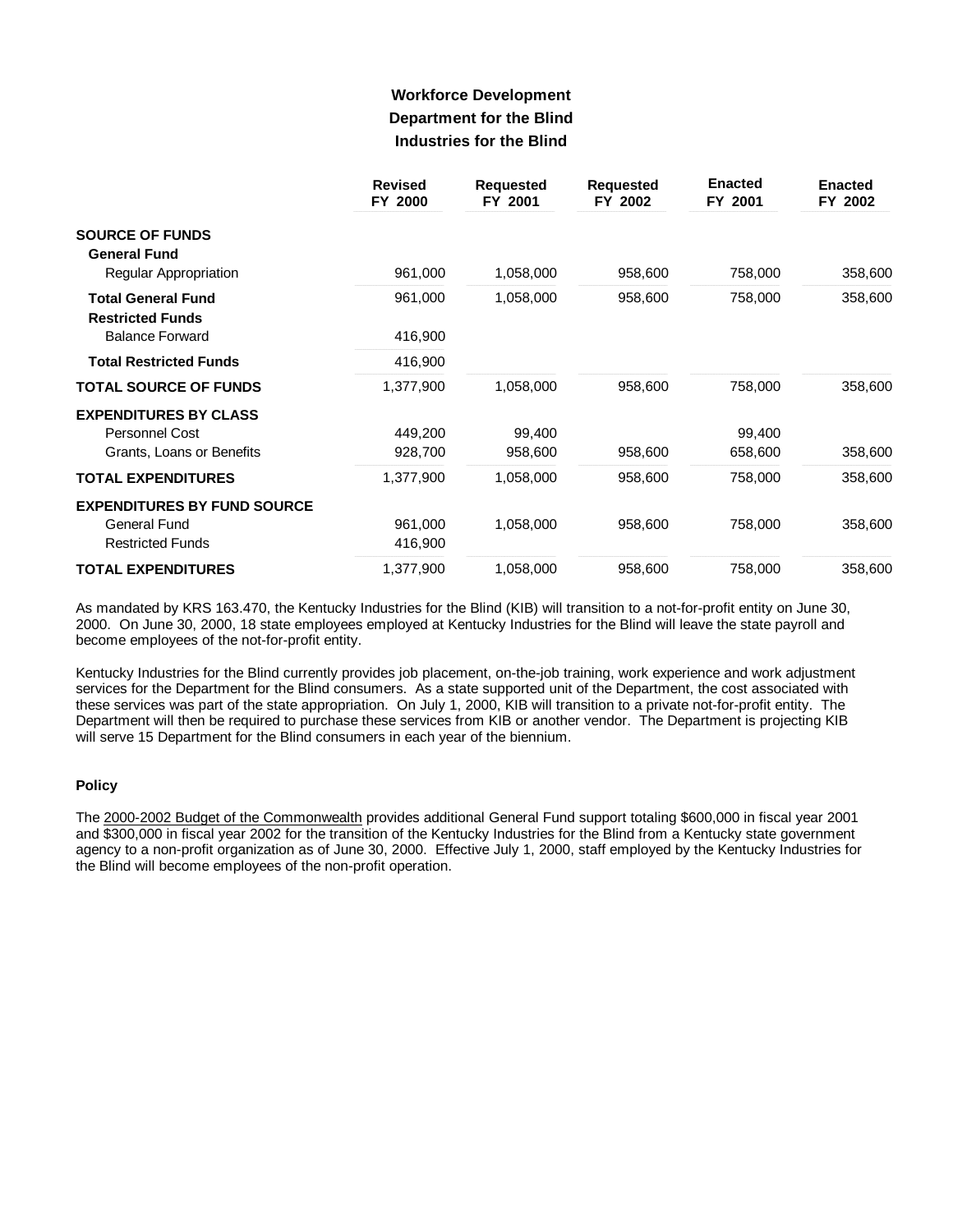# Workforce Development
## Department for the Blind
### Industries for the Blind

| | Revised FY 2000 | Requested FY 2001 | Requested FY 2002 | Enacted FY 2001 | Enacted FY 2002 |
|---|---|---|---|---|---|
| **SOURCE OF FUNDS** | | | | | |
| **General Fund** | | | | | |
| Regular Appropriation | 961,000 | 1,058,000 | 958,600 | 758,000 | 358,600 |
| **Total General Fund** | 961,000 | 1,058,000 | 958,600 | 758,000 | 358,600 |
| **Restricted Funds** | | | | | |
| Balance Forward | 416,900 | | | | |
| **Total Restricted Funds** | 416,900 | | | | |
| **TOTAL SOURCE OF FUNDS** | 1,377,900 | 1,058,000 | 958,600 | 758,000 | 358,600 |
| **EXPENDITURES BY CLASS** | | | | | |
| Personnel Cost | 449,200 | 99,400 | | 99,400 | |
| Grants, Loans or Benefits | 928,700 | 958,600 | 958,600 | 658,600 | 358,600 |
| **TOTAL EXPENDITURES** | 1,377,900 | 1,058,000 | 958,600 | 758,000 | 358,600 |
| **EXPENDITURES BY FUND SOURCE** | | | | | |
| General Fund | 961,000 | 1,058,000 | 958,600 | 758,000 | 358,600 |
| Restricted Funds | 416,900 | | | | |
| **TOTAL EXPENDITURES** | 1,377,900 | 1,058,000 | 958,600 | 758,000 | 358,600 |

As mandated by KRS 163.470, the Kentucky Industries for the Blind (KIB) will transition to a not-for-profit entity on June 30, 2000. On June 30, 2000, 18 state employees employed at Kentucky Industries for the Blind will leave the state payroll and become employees of the not-for-profit entity.

Kentucky Industries for the Blind currently provides job placement, on-the-job training, work experience and work adjustment services for the Department for the Blind consumers. As a state supported unit of the Department, the cost associated with these services was part of the state appropriation. On July 1, 2000, KIB will transition to a private not-for-profit entity. The Department will then be required to purchase these services from KIB or another vendor. The Department is projecting KIB will serve 15 Department for the Blind consumers in each year of the biennium.

**Policy**

The 2000-2002 Budget of the Commonwealth provides additional General Fund support totaling $600,000 in fiscal year 2001 and $300,000 in fiscal year 2002 for the transition of the Kentucky Industries for the Blind from a Kentucky state government agency to a non-profit organization as of June 30, 2000. Effective July 1, 2000, staff employed by the Kentucky Industries for the Blind will become employees of the non-profit operation.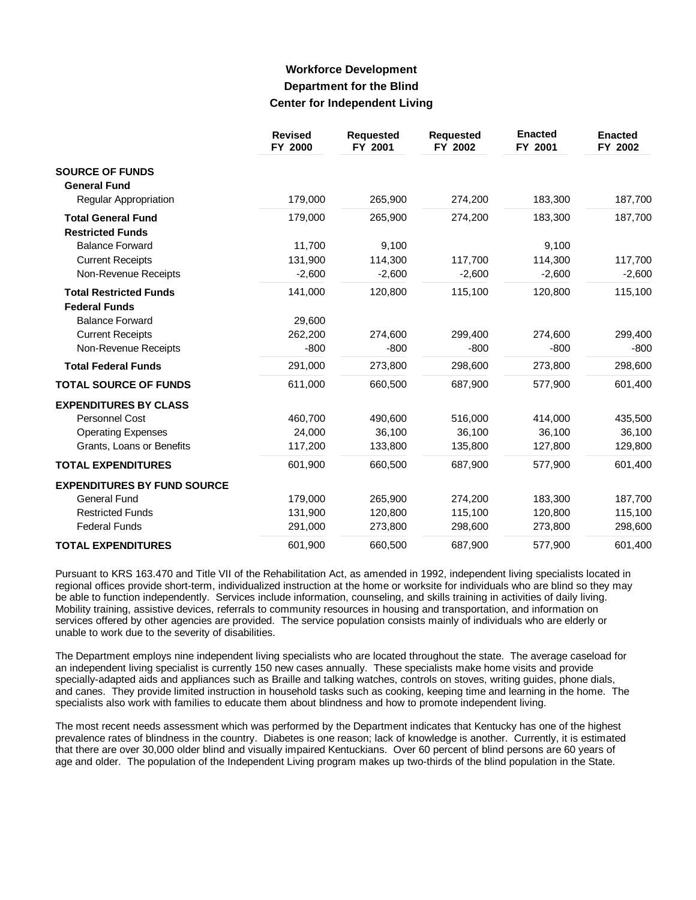# Workforce Development
## Department for the Blind
### Center for Independent Living

| | Revised FY 2000 | Requested FY 2001 | Requested FY 2002 | Enacted FY 2001 | Enacted FY 2002 |
|---|---|---|---|---|---|
| **SOURCE OF FUNDS** | | | | | |
| **General Fund** | | | | | |
| Regular Appropriation | 179,000 | 265,900 | 274,200 | 183,300 | 187,700 |
| **Total General Fund** | 179,000 | 265,900 | 274,200 | 183,300 | 187,700 |
| **Restricted Funds** | | | | | |
| Balance Forward | 11,700 | 9,100 | | 9,100 | |
| Current Receipts | 131,900 | 114,300 | 117,700 | 114,300 | 117,700 |
| Non-Revenue Receipts | -2,600 | -2,600 | -2,600 | -2,600 | -2,600 |
| **Total Restricted Funds** | 141,000 | 120,800 | 115,100 | 120,800 | 115,100 |
| **Federal Funds** | | | | | |
| Balance Forward | 29,600 | | | | |
| Current Receipts | 262,200 | 274,600 | 299,400 | 274,600 | 299,400 |
| Non-Revenue Receipts | -800 | -800 | -800 | -800 | -800 |
| **Total Federal Funds** | 291,000 | 273,800 | 298,600 | 273,800 | 298,600 |
| **TOTAL SOURCE OF FUNDS** | 611,000 | 660,500 | 687,900 | 577,900 | 601,400 |
| **EXPENDITURES BY CLASS** | | | | | |
| Personnel Cost | 460,700 | 490,600 | 516,000 | 414,000 | 435,500 |
| Operating Expenses | 24,000 | 36,100 | 36,100 | 36,100 | 36,100 |
| Grants, Loans or Benefits | 117,200 | 133,800 | 135,800 | 127,800 | 129,800 |
| **TOTAL EXPENDITURES** | 601,900 | 660,500 | 687,900 | 577,900 | 601,400 |
| **EXPENDITURES BY FUND SOURCE** | | | | | |
| General Fund | 179,000 | 265,900 | 274,200 | 183,300 | 187,700 |
| Restricted Funds | 131,900 | 120,800 | 115,100 | 120,800 | 115,100 |
| Federal Funds | 291,000 | 273,800 | 298,600 | 273,800 | 298,600 |
| **TOTAL EXPENDITURES** | 601,900 | 660,500 | 687,900 | 577,900 | 601,400 |

Pursuant to KRS 163.470 and Title VII of the Rehabilitation Act, as amended in 1992, independent living specialists located in regional offices provide short-term, individualized instruction at the home or worksite for individuals who are blind so they may be able to function independently. Services include information, counseling, and skills training in activities of daily living. Mobility training, assistive devices, referrals to community resources in housing and transportation, and information on services offered by other agencies are provided. The service population consists mainly of individuals who are elderly or unable to work due to the severity of disabilities.

The Department employs nine independent living specialists who are located throughout the state. The average caseload for an independent living specialist is currently 150 new cases annually. These specialists make home visits and provide specially-adapted aids and appliances such as Braille and talking watches, controls on stoves, writing guides, phone dials, and canes. They provide limited instruction in household tasks such as cooking, keeping time and learning in the home. The specialists also work with families to educate them about blindness and how to promote independent living.

The most recent needs assessment which was performed by the Department indicates that Kentucky has one of the highest prevalence rates of blindness in the country. Diabetes is one reason; lack of knowledge is another. Currently, it is estimated that there are over 30,000 older blind and visually impaired Kentuckians. Over 60 percent of blind persons are 60 years of age and older. The population of the Independent Living program makes up two-thirds of the blind population in the State.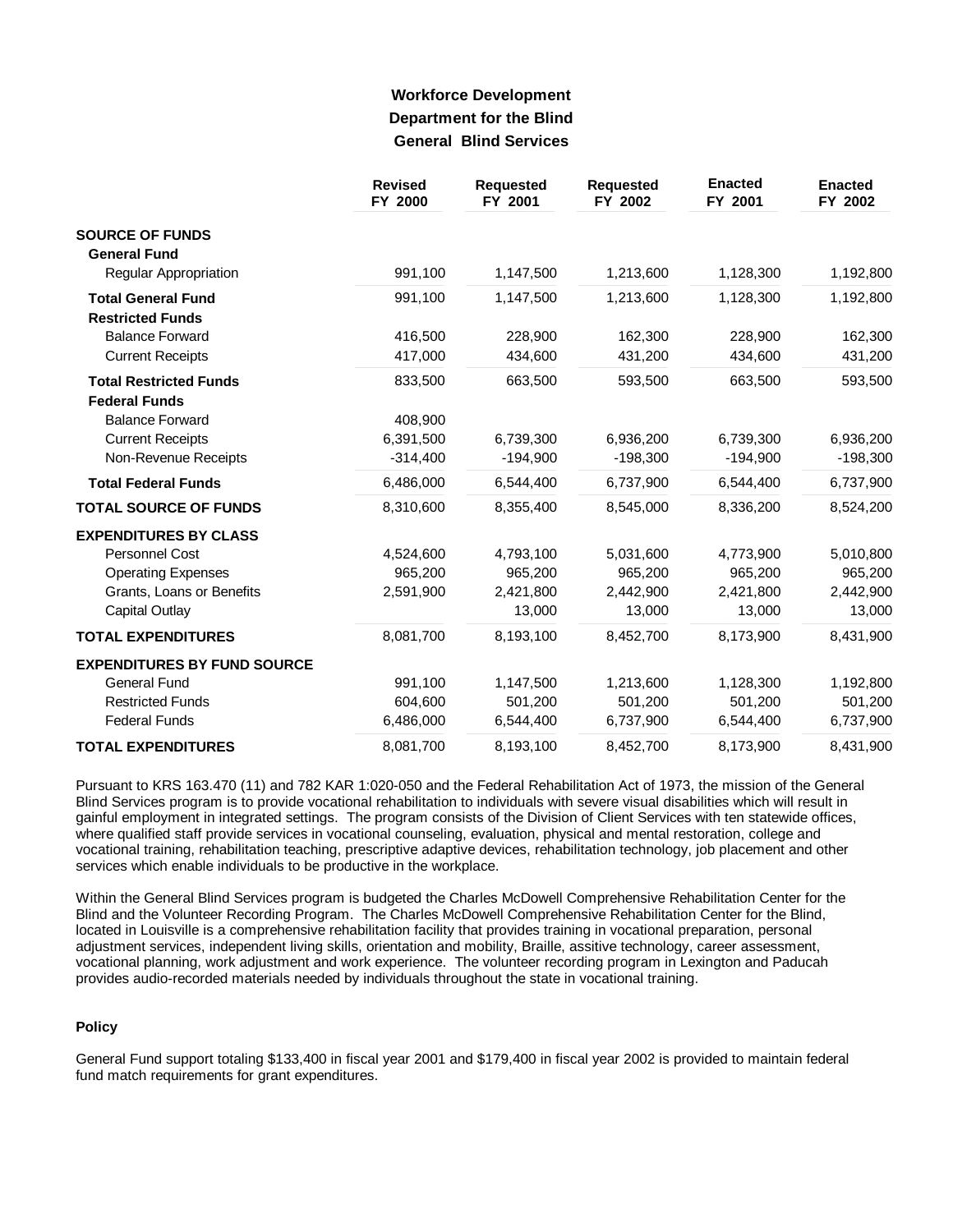# Workforce Development
## Department for the Blind
### General Blind Services

| | Revised FY 2000 | Requested FY 2001 | Requested FY 2002 | Enacted FY 2001 | Enacted FY 2002 |
|---|---|---|---|---|---|
| **SOURCE OF FUNDS** | | | | | |
| **General Fund** | | | | | |
| Regular Appropriation | 991,100 | 1,147,500 | 1,213,600 | 1,128,300 | 1,192,800 |
| **Total General Fund** | 991,100 | 1,147,500 | 1,213,600 | 1,128,300 | 1,192,800 |
| **Restricted Funds** | | | | | |
| Balance Forward | 416,500 | 228,900 | 162,300 | 228,900 | 162,300 |
| Current Receipts | 417,000 | 434,600 | 431,200 | 434,600 | 431,200 |
| **Total Restricted Funds** | 833,500 | 663,500 | 593,500 | 663,500 | 593,500 |
| **Federal Funds** | | | | | |
| Balance Forward | 408,900 | | | | |
| Current Receipts | 6,391,500 | 6,739,300 | 6,936,200 | 6,739,300 | 6,936,200 |
| Non-Revenue Receipts | -314,400 | -194,900 | -198,300 | -194,900 | -198,300 |
| **Total Federal Funds** | 6,486,000 | 6,544,400 | 6,737,900 | 6,544,400 | 6,737,900 |
| **TOTAL SOURCE OF FUNDS** | 8,310,600 | 8,355,400 | 8,545,000 | 8,336,200 | 8,524,200 |
| **EXPENDITURES BY CLASS** | | | | | |
| Personnel Cost | 4,524,600 | 4,793,100 | 5,031,600 | 4,773,900 | 5,010,800 |
| Operating Expenses | 965,200 | 965,200 | 965,200 | 965,200 | 965,200 |
| Grants, Loans or Benefits | 2,591,900 | 2,421,800 | 2,442,900 | 2,421,800 | 2,442,900 |
| Capital Outlay | | 13,000 | 13,000 | 13,000 | 13,000 |
| **TOTAL EXPENDITURES** | 8,081,700 | 8,193,100 | 8,452,700 | 8,173,900 | 8,431,900 |
| **EXPENDITURES BY FUND SOURCE** | | | | | |
| General Fund | 991,100 | 1,147,500 | 1,213,600 | 1,128,300 | 1,192,800 |
| Restricted Funds | 604,600 | 501,200 | 501,200 | 501,200 | 501,200 |
| Federal Funds | 6,486,000 | 6,544,400 | 6,737,900 | 6,544,400 | 6,737,900 |
| **TOTAL EXPENDITURES** | 8,081,700 | 8,193,100 | 8,452,700 | 8,173,900 | 8,431,900 |

Pursuant to KRS 163.470 (11) and 782 KAR 1:020-050 and the Federal Rehabilitation Act of 1973, the mission of the General Blind Services program is to provide vocational rehabilitation to individuals with severe visual disabilities which will result in gainful employment in integrated settings. The program consists of the Division of Client Services with ten statewide offices, where qualified staff provide services in vocational counseling, evaluation, physical and mental restoration, college and vocational training, rehabilitation teaching, prescriptive adaptive devices, rehabilitation technology, job placement and other services which enable individuals to be productive in the workplace.

Within the General Blind Services program is budgeted the Charles McDowell Comprehensive Rehabilitation Center for the Blind and the Volunteer Recording Program. The Charles McDowell Comprehensive Rehabilitation Center for the Blind, located in Louisville is a comprehensive rehabilitation facility that provides training in vocational preparation, personal adjustment services, independent living skills, orientation and mobility, Braille, assitive technology, career assessment, vocational planning, work adjustment and work experience. The volunteer recording program in Lexington and Paducah provides audio-recorded materials needed by individuals throughout the state in vocational training.

#### Policy

General Fund support totaling $133,400 in fiscal year 2001 and $179,400 in fiscal year 2002 is provided to maintain federal fund match requirements for grant expenditures.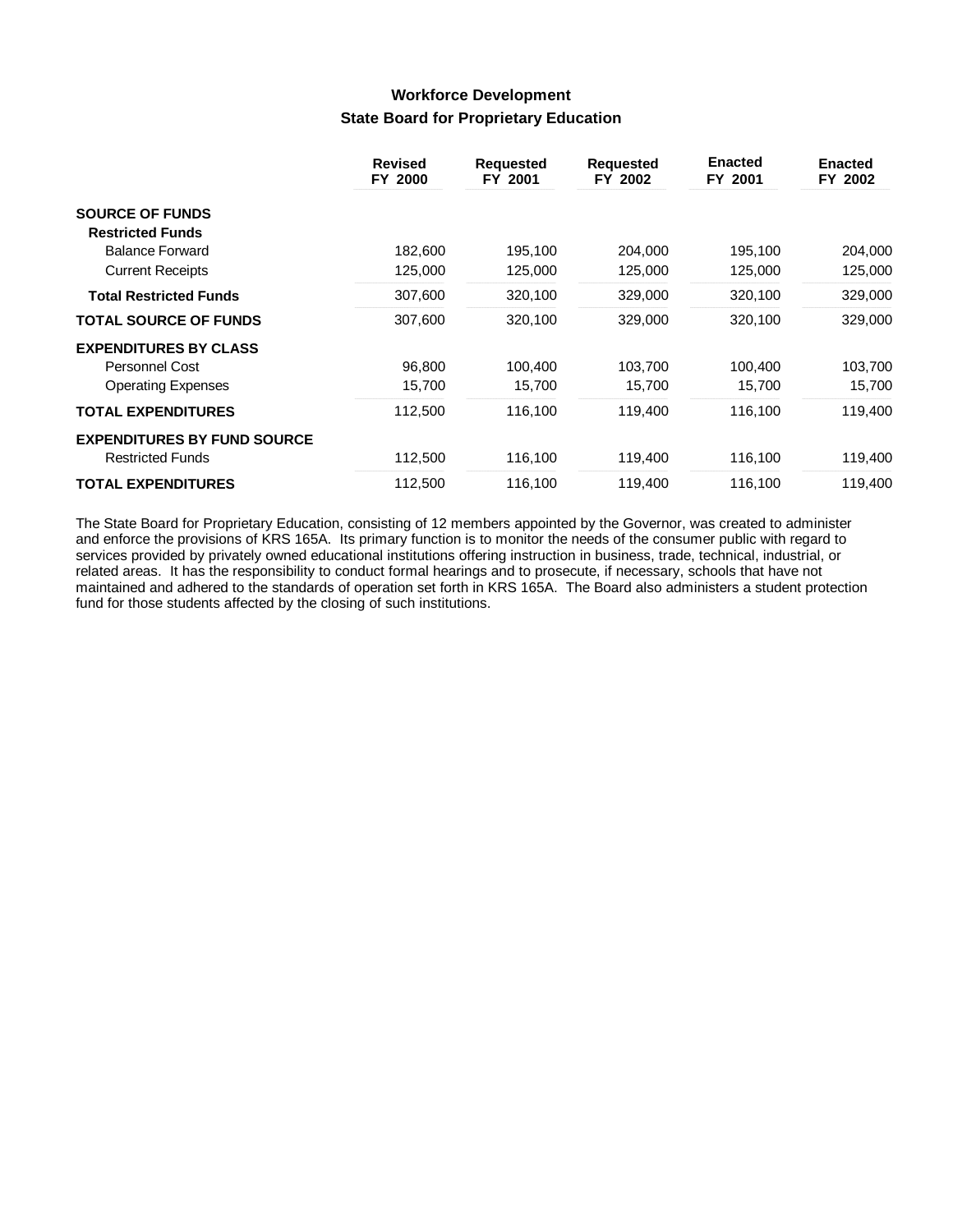## Workforce Development

### State Board for Proprietary Education

| | Revised FY 2000 | Requested FY 2001 | Requested FY 2002 | Enacted FY 2001 | Enacted FY 2002 |
|---|---|---|---|---|---|
| **SOURCE OF FUNDS** | | | | | |
| **Restricted Funds** | | | | | |
| Balance Forward | 182,600 | 195,100 | 204,000 | 195,100 | 204,000 |
| Current Receipts | 125,000 | 125,000 | 125,000 | 125,000 | 125,000 |
| **Total Restricted Funds** | 307,600 | 320,100 | 329,000 | 320,100 | 329,000 |
| **TOTAL SOURCE OF FUNDS** | 307,600 | 320,100 | 329,000 | 320,100 | 329,000 |
| **EXPENDITURES BY CLASS** | | | | | |
| Personnel Cost | 96,800 | 100,400 | 103,700 | 100,400 | 103,700 |
| Operating Expenses | 15,700 | 15,700 | 15,700 | 15,700 | 15,700 |
| **TOTAL EXPENDITURES** | 112,500 | 116,100 | 119,400 | 116,100 | 119,400 |
| **EXPENDITURES BY FUND SOURCE** | | | | | |
| Restricted Funds | 112,500 | 116,100 | 119,400 | 116,100 | 119,400 |
| **TOTAL EXPENDITURES** | 112,500 | 116,100 | 119,400 | 116,100 | 119,400 |

The State Board for Proprietary Education, consisting of 12 members appointed by the Governor, was created to administer and enforce the provisions of KRS 165A. Its primary function is to monitor the needs of the consumer public with regard to services provided by privately owned educational institutions offering instruction in business, trade, technical, industrial, or related areas. It has the responsibility to conduct formal hearings and to prosecute, if necessary, schools that have not maintained and adhered to the standards of operation set forth in KRS 165A. The Board also administers a student protection fund for those students affected by the closing of such institutions.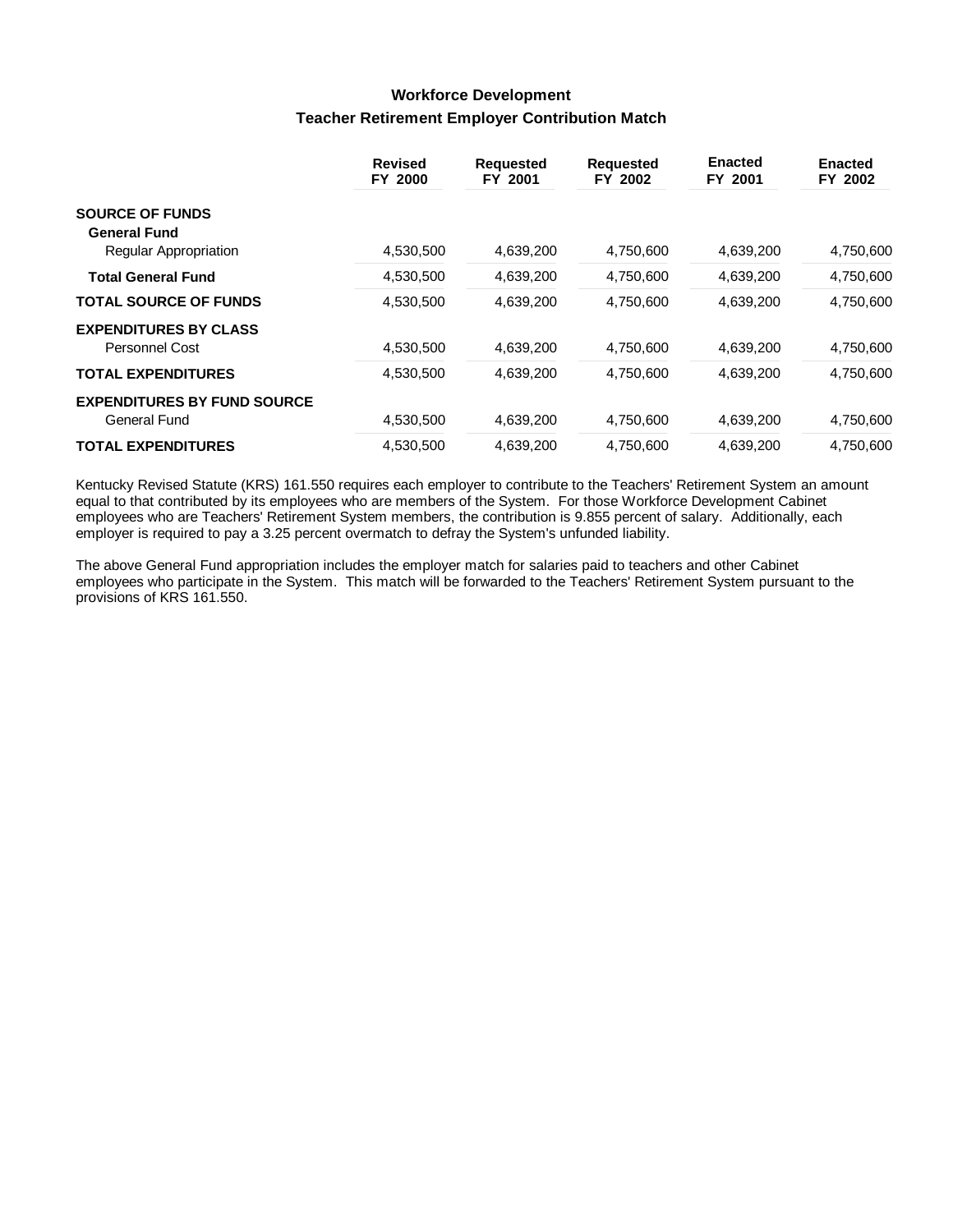## Workforce Development

### Teacher Retirement Employer Contribution Match

| | Revised FY 2000 | Requested FY 2001 | Requested FY 2002 | Enacted FY 2001 | Enacted FY 2002 |
|---|---|---|---|---|---|
| **SOURCE OF FUNDS** | | | | | |
| **General Fund** | | | | | |
| Regular Appropriation | 4,530,500 | 4,639,200 | 4,750,600 | 4,639,200 | 4,750,600 |
| **Total General Fund** | 4,530,500 | 4,639,200 | 4,750,600 | 4,639,200 | 4,750,600 |
| **TOTAL SOURCE OF FUNDS** | 4,530,500 | 4,639,200 | 4,750,600 | 4,639,200 | 4,750,600 |
| **EXPENDITURES BY CLASS** | | | | | |
| Personnel Cost | 4,530,500 | 4,639,200 | 4,750,600 | 4,639,200 | 4,750,600 |
| **TOTAL EXPENDITURES** | 4,530,500 | 4,639,200 | 4,750,600 | 4,639,200 | 4,750,600 |
| **EXPENDITURES BY FUND SOURCE** | | | | | |
| General Fund | 4,530,500 | 4,639,200 | 4,750,600 | 4,639,200 | 4,750,600 |
| **TOTAL EXPENDITURES** | 4,530,500 | 4,639,200 | 4,750,600 | 4,639,200 | 4,750,600 |

Kentucky Revised Statute (KRS) 161.550 requires each employer to contribute to the Teachers' Retirement System an amount equal to that contributed by its employees who are members of the System. For those Workforce Development Cabinet employees who are Teachers' Retirement System members, the contribution is 9.855 percent of salary. Additionally, each employer is required to pay a 3.25 percent overmatch to defray the System's unfunded liability.

The above General Fund appropriation includes the employer match for salaries paid to teachers and other Cabinet employees who participate in the System. This match will be forwarded to the Teachers' Retirement System pursuant to the provisions of KRS 161.550.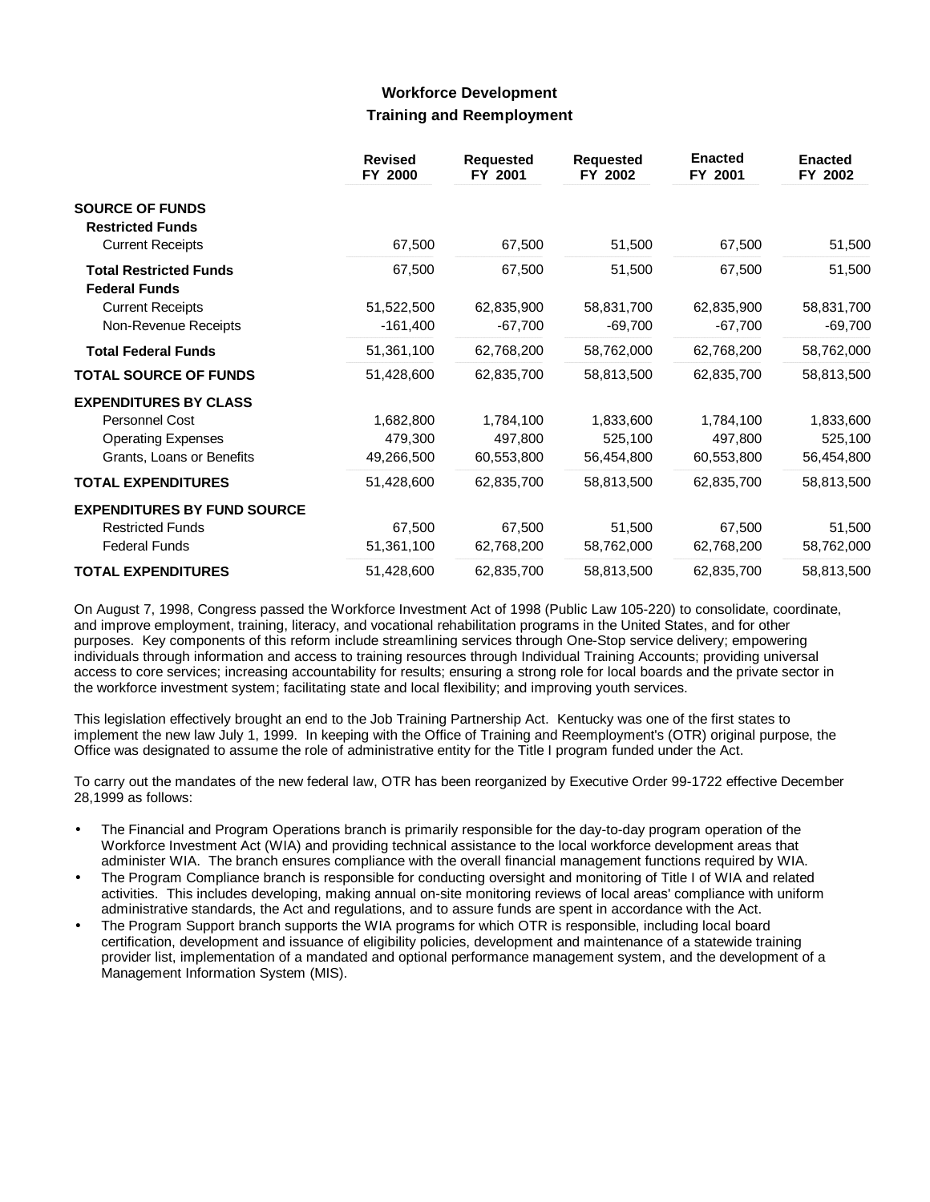## Workforce Development

### Training and Reemployment

| | Revised FY 2000 | Requested FY 2001 | Requested FY 2002 | Enacted FY 2001 | Enacted FY 2002 |
|---|---|---|---|---|---|
| **SOURCE OF FUNDS** | | | | | |
| **Restricted Funds** | | | | | |
| Current Receipts | 67,500 | 67,500 | 51,500 | 67,500 | 51,500 |
| **Total Restricted Funds** | 67,500 | 67,500 | 51,500 | 67,500 | 51,500 |
| **Federal Funds** | | | | | |
| Current Receipts | 51,522,500 | 62,835,900 | 58,831,700 | 62,835,900 | 58,831,700 |
| Non-Revenue Receipts | -161,400 | -67,700 | -69,700 | -67,700 | -69,700 |
| **Total Federal Funds** | 51,361,100 | 62,768,200 | 58,762,000 | 62,768,200 | 58,762,000 |
| **TOTAL SOURCE OF FUNDS** | 51,428,600 | 62,835,700 | 58,813,500 | 62,835,700 | 58,813,500 |
| **EXPENDITURES BY CLASS** | | | | | |
| Personnel Cost | 1,682,800 | 1,784,100 | 1,833,600 | 1,784,100 | 1,833,600 |
| Operating Expenses | 479,300 | 497,800 | 525,100 | 497,800 | 525,100 |
| Grants, Loans or Benefits | 49,266,500 | 60,553,800 | 56,454,800 | 60,553,800 | 56,454,800 |
| **TOTAL EXPENDITURES** | 51,428,600 | 62,835,700 | 58,813,500 | 62,835,700 | 58,813,500 |
| **EXPENDITURES BY FUND SOURCE** | | | | | |
| Restricted Funds | 67,500 | 67,500 | 51,500 | 67,500 | 51,500 |
| Federal Funds | 51,361,100 | 62,768,200 | 58,762,000 | 62,768,200 | 58,762,000 |
| **TOTAL EXPENDITURES** | 51,428,600 | 62,835,700 | 58,813,500 | 62,835,700 | 58,813,500 |

On August 7, 1998, Congress passed the Workforce Investment Act of 1998 (Public Law 105-220) to consolidate, coordinate, and improve employment, training, literacy, and vocational rehabilitation programs in the United States, and for other purposes. Key components of this reform include streamlining services through One-Stop service delivery; empowering individuals through information and access to training resources through Individual Training Accounts; providing universal access to core services; increasing accountability for results; ensuring a strong role for local boards and the private sector in the workforce investment system; facilitating state and local flexibility; and improving youth services.

This legislation effectively brought an end to the Job Training Partnership Act. Kentucky was one of the first states to implement the new law July 1, 1999. In keeping with the Office of Training and Reemployment's (OTR) original purpose, the Office was designated to assume the role of administrative entity for the Title I program funded under the Act.

To carry out the mandates of the new federal law, OTR has been reorganized by Executive Order 99-1722 effective December 28,1999 as follows:

- The Financial and Program Operations branch is primarily responsible for the day-to-day program operation of the Workforce Investment Act (WIA) and providing technical assistance to the local workforce development areas that administer WIA. The branch ensures compliance with the overall financial management functions required by WIA.
- The Program Compliance branch is responsible for conducting oversight and monitoring of Title I of WIA and related activities. This includes developing, making annual on-site monitoring reviews of local areas' compliance with uniform administrative standards, the Act and regulations, and to assure funds are spent in accordance with the Act.
- The Program Support branch supports the WIA programs for which OTR is responsible, including local board certification, development and issuance of eligibility policies, development and maintenance of a statewide training provider list, implementation of a mandated and optional performance management system, and the development of a Management Information System (MIS).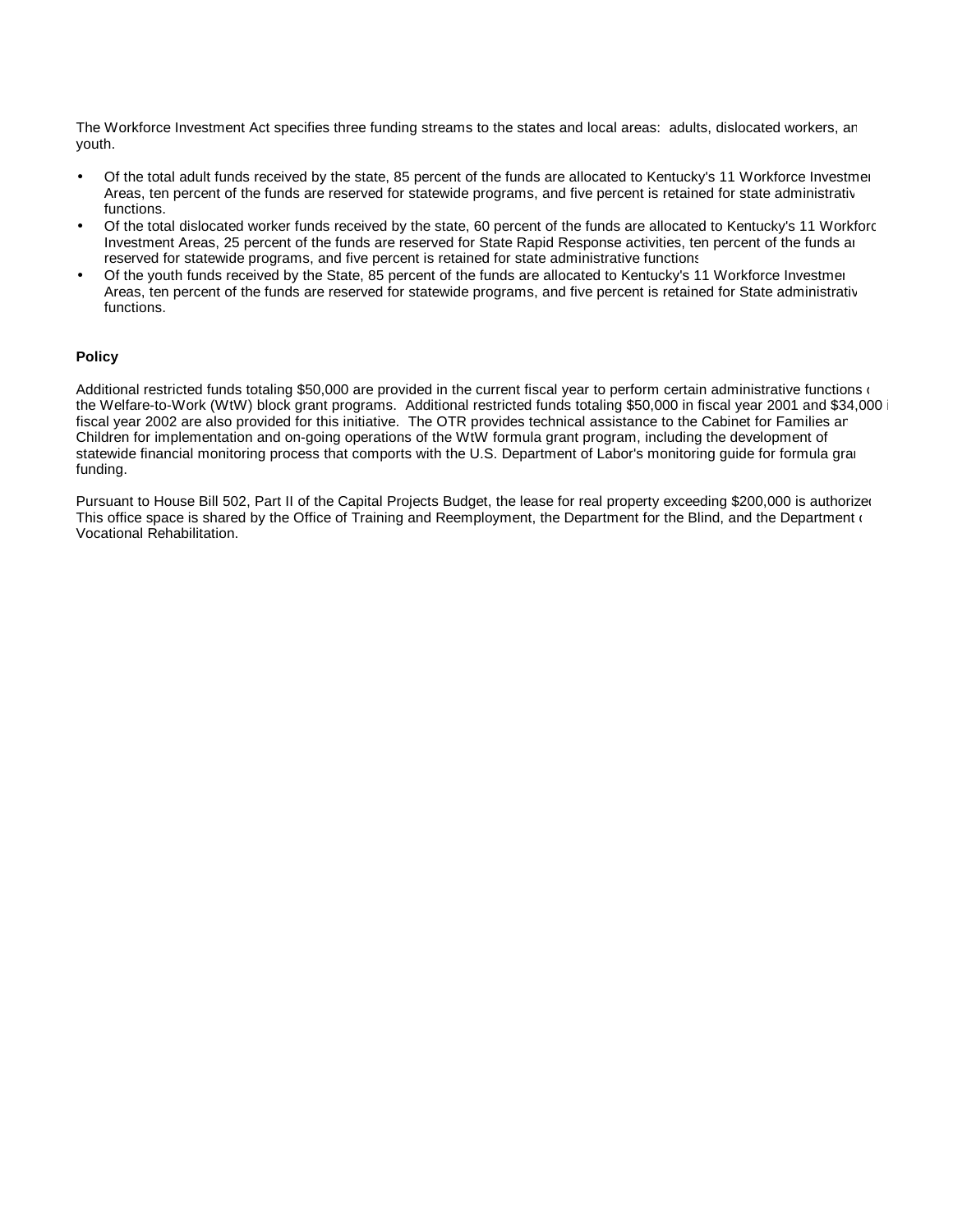The Workforce Investment Act specifies three funding streams to the states and local areas: adults, dislocated workers, an youth.

- Of the total adult funds received by the state, 85 percent of the funds are allocated to Kentucky's 11 Workforce Investmen Areas, ten percent of the funds are reserved for statewide programs, and five percent is retained for state administrativ functions.
- Of the total dislocated worker funds received by the state, 60 percent of the funds are allocated to Kentucky's 11 Workforc Investment Areas, 25 percent of the funds are reserved for State Rapid Response activities, ten percent of the funds ar reserved for statewide programs, and five percent is retained for state administrative functions
- Of the youth funds received by the State, 85 percent of the funds are allocated to Kentucky's 11 Workforce Investmen Areas, ten percent of the funds are reserved for statewide programs, and five percent is retained for State administrativ functions.

**Policy**

Additional restricted funds totaling $50,000 are provided in the current fiscal year to perform certain administrative functions o the Welfare-to-Work (WtW) block grant programs. Additional restricted funds totaling $50,000 in fiscal year 2001 and $34,000 i fiscal year 2002 are also provided for this initiative. The OTR provides technical assistance to the Cabinet for Families an Children for implementation and on-going operations of the WtW formula grant program, including the development of statewide financial monitoring process that comports with the U.S. Department of Labor's monitoring guide for formula gran funding.

Pursuant to House Bill 502, Part II of the Capital Projects Budget, the lease for real property exceeding $200,000 is authorize This office space is shared by the Office of Training and Reemployment, the Department for the Blind, and the Department o Vocational Rehabilitation.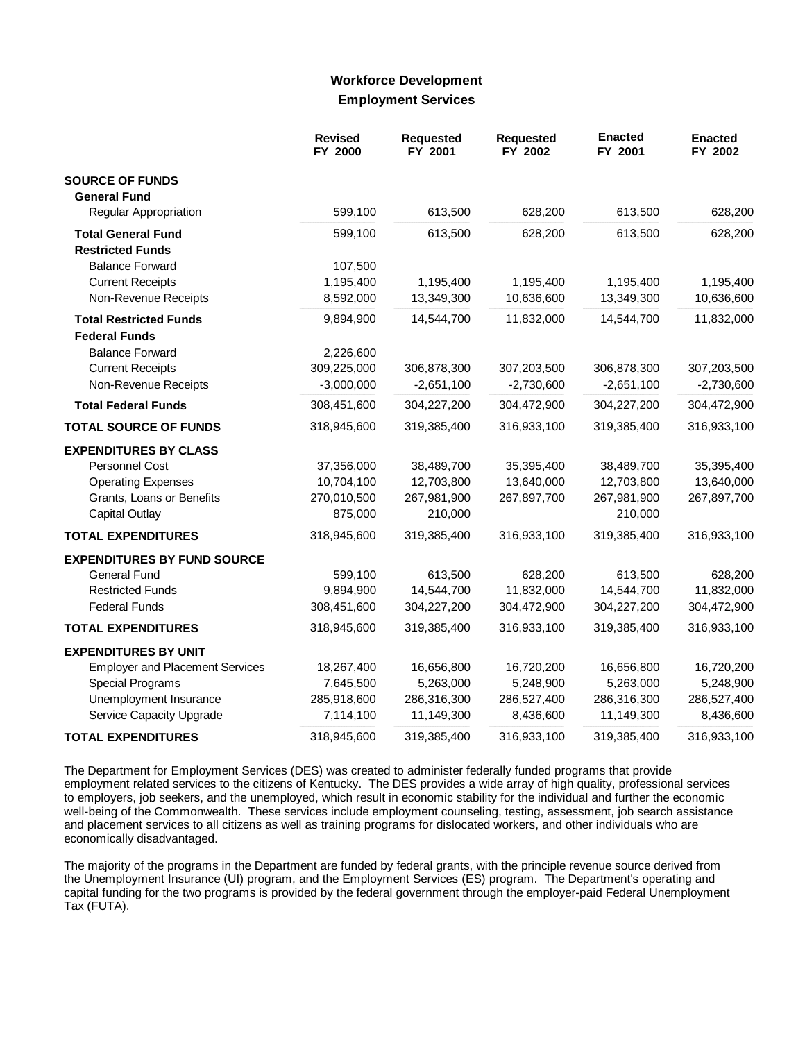## Workforce Development

### Employment Services

| | Revised FY 2000 | Requested FY 2001 | Requested FY 2002 | Enacted FY 2001 | Enacted FY 2002 |
|---|---|---|---|---|---|
| **SOURCE OF FUNDS** | | | | | |
| **General Fund** | | | | | |
| Regular Appropriation | 599,100 | 613,500 | 628,200 | 613,500 | 628,200 |
| **Total General Fund** | 599,100 | 613,500 | 628,200 | 613,500 | 628,200 |
| **Restricted Funds** | | | | | |
| Balance Forward | 107,500 | | | | |
| Current Receipts | 1,195,400 | 1,195,400 | 1,195,400 | 1,195,400 | 1,195,400 |
| Non-Revenue Receipts | 8,592,000 | 13,349,300 | 10,636,600 | 13,349,300 | 10,636,600 |
| **Total Restricted Funds** | 9,894,900 | 14,544,700 | 11,832,000 | 14,544,700 | 11,832,000 |
| **Federal Funds** | | | | | |
| Balance Forward | 2,226,600 | | | | |
| Current Receipts | 309,225,000 | 306,878,300 | 307,203,500 | 306,878,300 | 307,203,500 |
| Non-Revenue Receipts | -3,000,000 | -2,651,100 | -2,730,600 | -2,651,100 | -2,730,600 |
| **Total Federal Funds** | 308,451,600 | 304,227,200 | 304,472,900 | 304,227,200 | 304,472,900 |
| **TOTAL SOURCE OF FUNDS** | 318,945,600 | 319,385,400 | 316,933,100 | 319,385,400 | 316,933,100 |
| **EXPENDITURES BY CLASS** | | | | | |
| Personnel Cost | 37,356,000 | 38,489,700 | 35,395,400 | 38,489,700 | 35,395,400 |
| Operating Expenses | 10,704,100 | 12,703,800 | 13,640,000 | 12,703,800 | 13,640,000 |
| Grants, Loans or Benefits | 270,010,500 | 267,981,900 | 267,897,700 | 267,981,900 | 267,897,700 |
| Capital Outlay | 875,000 | 210,000 | | 210,000 | |
| **TOTAL EXPENDITURES** | 318,945,600 | 319,385,400 | 316,933,100 | 319,385,400 | 316,933,100 |
| **EXPENDITURES BY FUND SOURCE** | | | | | |
| General Fund | 599,100 | 613,500 | 628,200 | 613,500 | 628,200 |
| Restricted Funds | 9,894,900 | 14,544,700 | 11,832,000 | 14,544,700 | 11,832,000 |
| Federal Funds | 308,451,600 | 304,227,200 | 304,472,900 | 304,227,200 | 304,472,900 |
| **TOTAL EXPENDITURES** | 318,945,600 | 319,385,400 | 316,933,100 | 319,385,400 | 316,933,100 |
| **EXPENDITURES BY UNIT** | | | | | |
| Employer and Placement Services | 18,267,400 | 16,656,800 | 16,720,200 | 16,656,800 | 16,720,200 |
| Special Programs | 7,645,500 | 5,263,000 | 5,248,900 | 5,263,000 | 5,248,900 |
| Unemployment Insurance | 285,918,600 | 286,316,300 | 286,527,400 | 286,316,300 | 286,527,400 |
| Service Capacity Upgrade | 7,114,100 | 11,149,300 | 8,436,600 | 11,149,300 | 8,436,600 |
| **TOTAL EXPENDITURES** | 318,945,600 | 319,385,400 | 316,933,100 | 319,385,400 | 316,933,100 |

The Department for Employment Services (DES) was created to administer federally funded programs that provide employment related services to the citizens of Kentucky. The DES provides a wide array of high quality, professional services to employers, job seekers, and the unemployed, which result in economic stability for the individual and further the economic well-being of the Commonwealth. These services include employment counseling, testing, assessment, job search assistance and placement services to all citizens as well as training programs for dislocated workers, and other individuals who are economically disadvantaged.

The majority of the programs in the Department are funded by federal grants, with the principle revenue source derived from the Unemployment Insurance (UI) program, and the Employment Services (ES) program. The Department's operating and capital funding for the two programs is provided by the federal government through the employer-paid Federal Unemployment Tax (FUTA).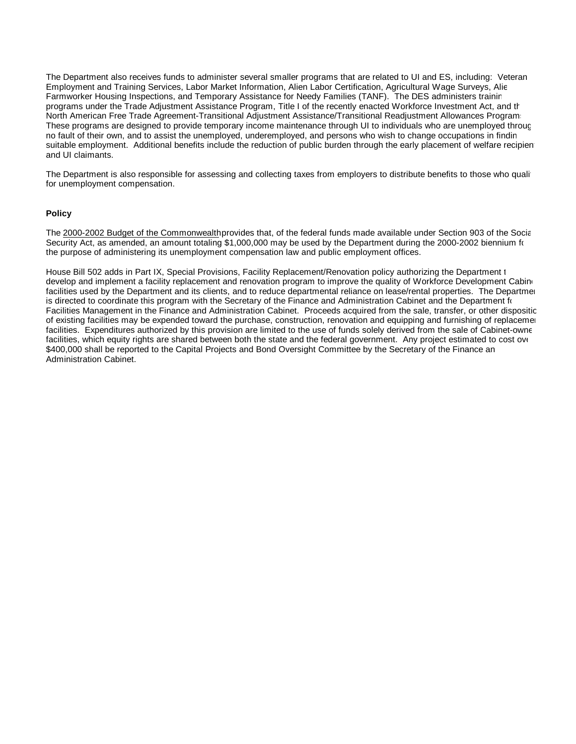The Department also receives funds to administer several smaller programs that are related to UI and ES, including: Veteran Employment and Training Services, Labor Market Information, Alien Labor Certification, Agricultural Wage Surveys, Alien Farmworker Housing Inspections, and Temporary Assistance for Needy Families (TANF). The DES administers training programs under the Trade Adjustment Assistance Program, Title I of the recently enacted Workforce Investment Act, and the North American Free Trade Agreement-Transitional Adjustment Assistance/Transitional Readjustment Allowances Programs. These programs are designed to provide temporary income maintenance through UI to individuals who are unemployed through no fault of their own, and to assist the unemployed, underemployed, and persons who wish to change occupations in finding suitable employment. Additional benefits include the reduction of public burden through the early placement of welfare recipients and UI claimants.

The Department is also responsible for assessing and collecting taxes from employers to distribute benefits to those who qualify for unemployment compensation.

**Policy**

The 2000-2002 Budget of the Commonwealth provides that, of the federal funds made available under Section 903 of the Social Security Act, as amended, an amount totaling $1,000,000 may be used by the Department during the 2000-2002 biennium for the purpose of administering its unemployment compensation law and public employment offices.

House Bill 502 adds in Part IX, Special Provisions, Facility Replacement/Renovation policy authorizing the Department to develop and implement a facility replacement and renovation program to improve the quality of Workforce Development Cabinet facilities used by the Department and its clients, and to reduce departmental reliance on lease/rental properties. The Department is directed to coordinate this program with the Secretary of the Finance and Administration Cabinet and the Department for Facilities Management in the Finance and Administration Cabinet. Proceeds acquired from the sale, transfer, or other disposition of existing facilities may be expended toward the purchase, construction, renovation and equipping and furnishing of replacement facilities. Expenditures authorized by this provision are limited to the use of funds solely derived from the sale of Cabinet-owned facilities, which equity rights are shared between both the state and the federal government. Any project estimated to cost over $400,000 shall be reported to the Capital Projects and Bond Oversight Committee by the Secretary of the Finance and Administration Cabinet.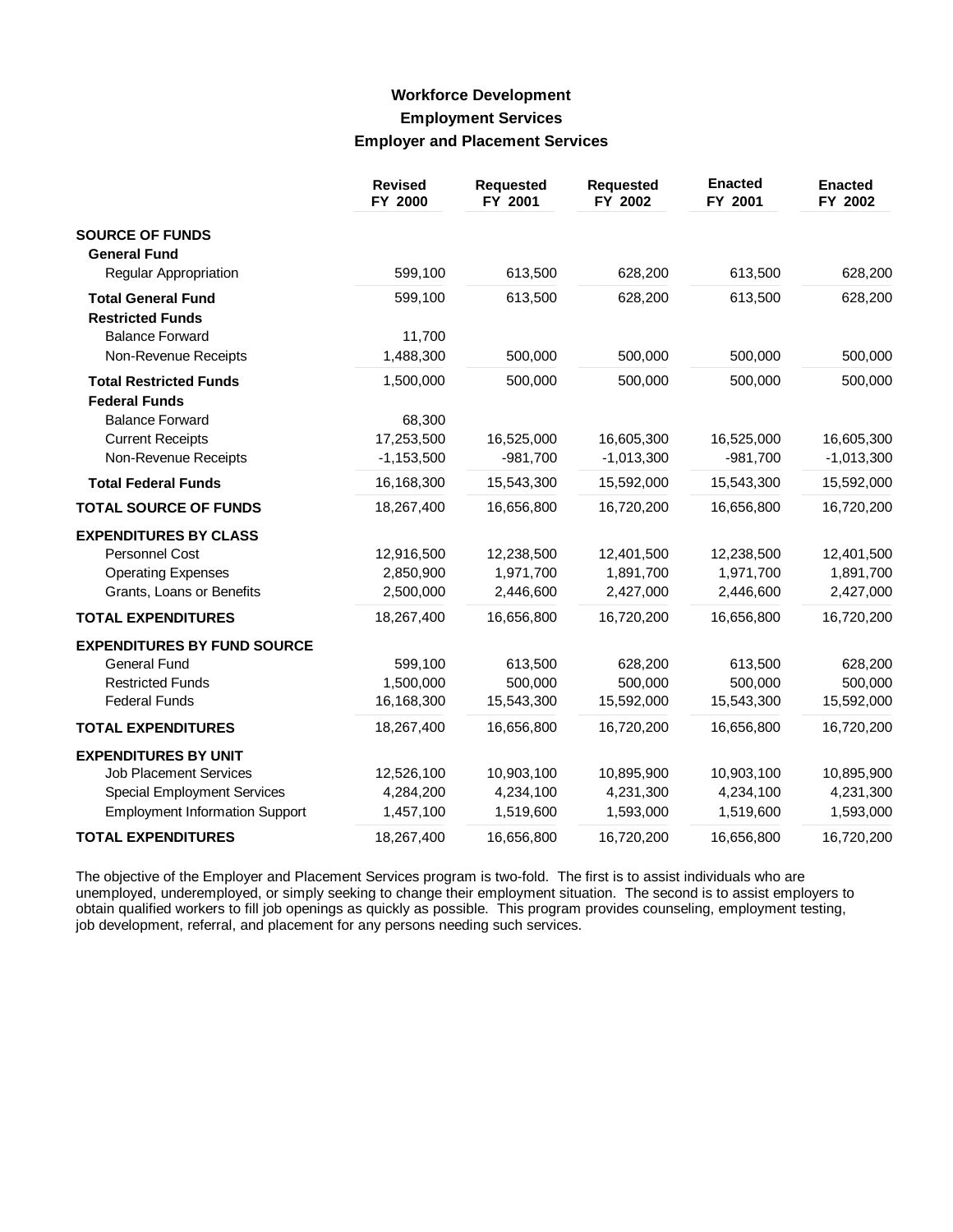## Workforce Development
### Employment Services
### Employer and Placement Services

| | Revised FY 2000 | Requested FY 2001 | Requested FY 2002 | Enacted FY 2001 | Enacted FY 2002 |
|---|---|---|---|---|---|
| **SOURCE OF FUNDS** | | | | | |
| **General Fund** | | | | | |
| Regular Appropriation | 599,100 | 613,500 | 628,200 | 613,500 | 628,200 |
| **Total General Fund** | 599,100 | 613,500 | 628,200 | 613,500 | 628,200 |
| **Restricted Funds** | | | | | |
| Balance Forward | 11,700 | | | | |
| Non-Revenue Receipts | 1,488,300 | 500,000 | 500,000 | 500,000 | 500,000 |
| **Total Restricted Funds** | 1,500,000 | 500,000 | 500,000 | 500,000 | 500,000 |
| **Federal Funds** | | | | | |
| Balance Forward | 68,300 | | | | |
| Current Receipts | 17,253,500 | 16,525,000 | 16,605,300 | 16,525,000 | 16,605,300 |
| Non-Revenue Receipts | -1,153,500 | -981,700 | -1,013,300 | -981,700 | -1,013,300 |
| **Total Federal Funds** | 16,168,300 | 15,543,300 | 15,592,000 | 15,543,300 | 15,592,000 |
| **TOTAL SOURCE OF FUNDS** | 18,267,400 | 16,656,800 | 16,720,200 | 16,656,800 | 16,720,200 |
| **EXPENDITURES BY CLASS** | | | | | |
| Personnel Cost | 12,916,500 | 12,238,500 | 12,401,500 | 12,238,500 | 12,401,500 |
| Operating Expenses | 2,850,900 | 1,971,700 | 1,891,700 | 1,971,700 | 1,891,700 |
| Grants, Loans or Benefits | 2,500,000 | 2,446,600 | 2,427,000 | 2,446,600 | 2,427,000 |
| **TOTAL EXPENDITURES** | 18,267,400 | 16,656,800 | 16,720,200 | 16,656,800 | 16,720,200 |
| **EXPENDITURES BY FUND SOURCE** | | | | | |
| General Fund | 599,100 | 613,500 | 628,200 | 613,500 | 628,200 |
| Restricted Funds | 1,500,000 | 500,000 | 500,000 | 500,000 | 500,000 |
| Federal Funds | 16,168,300 | 15,543,300 | 15,592,000 | 15,543,300 | 15,592,000 |
| **TOTAL EXPENDITURES** | 18,267,400 | 16,656,800 | 16,720,200 | 16,656,800 | 16,720,200 |
| **EXPENDITURES BY UNIT** | | | | | |
| Job Placement Services | 12,526,100 | 10,903,100 | 10,895,900 | 10,903,100 | 10,895,900 |
| Special Employment Services | 4,284,200 | 4,234,100 | 4,231,300 | 4,234,100 | 4,231,300 |
| Employment Information Support | 1,457,100 | 1,519,600 | 1,593,000 | 1,519,600 | 1,593,000 |
| **TOTAL EXPENDITURES** | 18,267,400 | 16,656,800 | 16,720,200 | 16,656,800 | 16,720,200 |

The objective of the Employer and Placement Services program is two-fold. The first is to assist individuals who are unemployed, underemployed, or simply seeking to change their employment situation. The second is to assist employers to obtain qualified workers to fill job openings as quickly as possible. This program provides counseling, employment testing, job development, referral, and placement for any persons needing such services.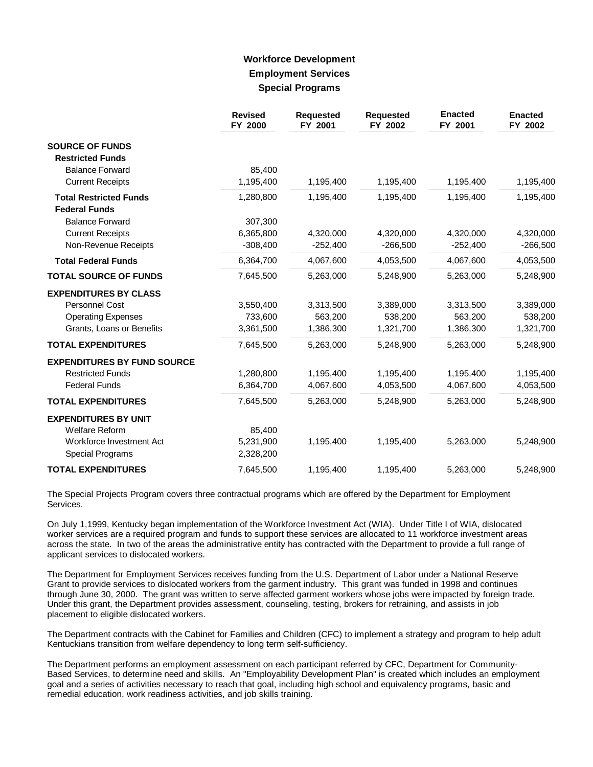# Workforce Development
## Employment Services
### Special Programs

| | Revised FY 2000 | Requested FY 2001 | Requested FY 2002 | Enacted FY 2001 | Enacted FY 2002 |
|---|---|---|---|---|---|
| **SOURCE OF FUNDS** | | | | | |
| **Restricted Funds** | | | | | |
| Balance Forward | 85,400 | | | | |
| Current Receipts | 1,195,400 | 1,195,400 | 1,195,400 | 1,195,400 | 1,195,400 |
| **Total Restricted Funds** | 1,280,800 | 1,195,400 | 1,195,400 | 1,195,400 | 1,195,400 |
| **Federal Funds** | | | | | |
| Balance Forward | 307,300 | | | | |
| Current Receipts | 6,365,800 | 4,320,000 | 4,320,000 | 4,320,000 | 4,320,000 |
| Non-Revenue Receipts | -308,400 | -252,400 | -266,500 | -252,400 | -266,500 |
| **Total Federal Funds** | 6,364,700 | 4,067,600 | 4,053,500 | 4,067,600 | 4,053,500 |
| **TOTAL SOURCE OF FUNDS** | 7,645,500 | 5,263,000 | 5,248,900 | 5,263,000 | 5,248,900 |
| **EXPENDITURES BY CLASS** | | | | | |
| Personnel Cost | 3,550,400 | 3,313,500 | 3,389,000 | 3,313,500 | 3,389,000 |
| Operating Expenses | 733,600 | 563,200 | 538,200 | 563,200 | 538,200 |
| Grants, Loans or Benefits | 3,361,500 | 1,386,300 | 1,321,700 | 1,386,300 | 1,321,700 |
| **TOTAL EXPENDITURES** | 7,645,500 | 5,263,000 | 5,248,900 | 5,263,000 | 5,248,900 |
| **EXPENDITURES BY FUND SOURCE** | | | | | |
| Restricted Funds | 1,280,800 | 1,195,400 | 1,195,400 | 1,195,400 | 1,195,400 |
| Federal Funds | 6,364,700 | 4,067,600 | 4,053,500 | 4,067,600 | 4,053,500 |
| **TOTAL EXPENDITURES** | 7,645,500 | 5,263,000 | 5,248,900 | 5,263,000 | 5,248,900 |
| **EXPENDITURES BY UNIT** | | | | | |
| Welfare Reform | 85,400 | | | | |
| Workforce Investment Act | 5,231,900 | 1,195,400 | 1,195,400 | 5,263,000 | 5,248,900 |
| Special Programs | 2,328,200 | | | | |
| **TOTAL EXPENDITURES** | 7,645,500 | 1,195,400 | 1,195,400 | 5,263,000 | 5,248,900 |

The Special Projects Program covers three contractual programs which are offered by the Department for Employment Services.

On July 1,1999, Kentucky began implementation of the Workforce Investment Act (WIA). Under Title I of WIA, dislocated worker services are a required program and funds to support these services are allocated to 11 workforce investment areas across the state. In two of the areas the administrative entity has contracted with the Department to provide a full range of applicant services to dislocated workers.

The Department for Employment Services receives funding from the U.S. Department of Labor under a National Reserve Grant to provide services to dislocated workers from the garment industry. This grant was funded in 1998 and continues through June 30, 2000. The grant was written to serve affected garment workers whose jobs were impacted by foreign trade. Under this grant, the Department provides assessment, counseling, testing, brokers for retraining, and assists in job placement to eligible dislocated workers.

The Department contracts with the Cabinet for Families and Children (CFC) to implement a strategy and program to help adult Kentuckians transition from welfare dependency to long term self-sufficiency.

The Department performs an employment assessment on each participant referred by CFC, Department for Community-Based Services, to determine need and skills. An "Employability Development Plan" is created which includes an employment goal and a series of activities necessary to reach that goal, including high school and equivalency programs, basic and remedial education, work readiness activities, and job skills training.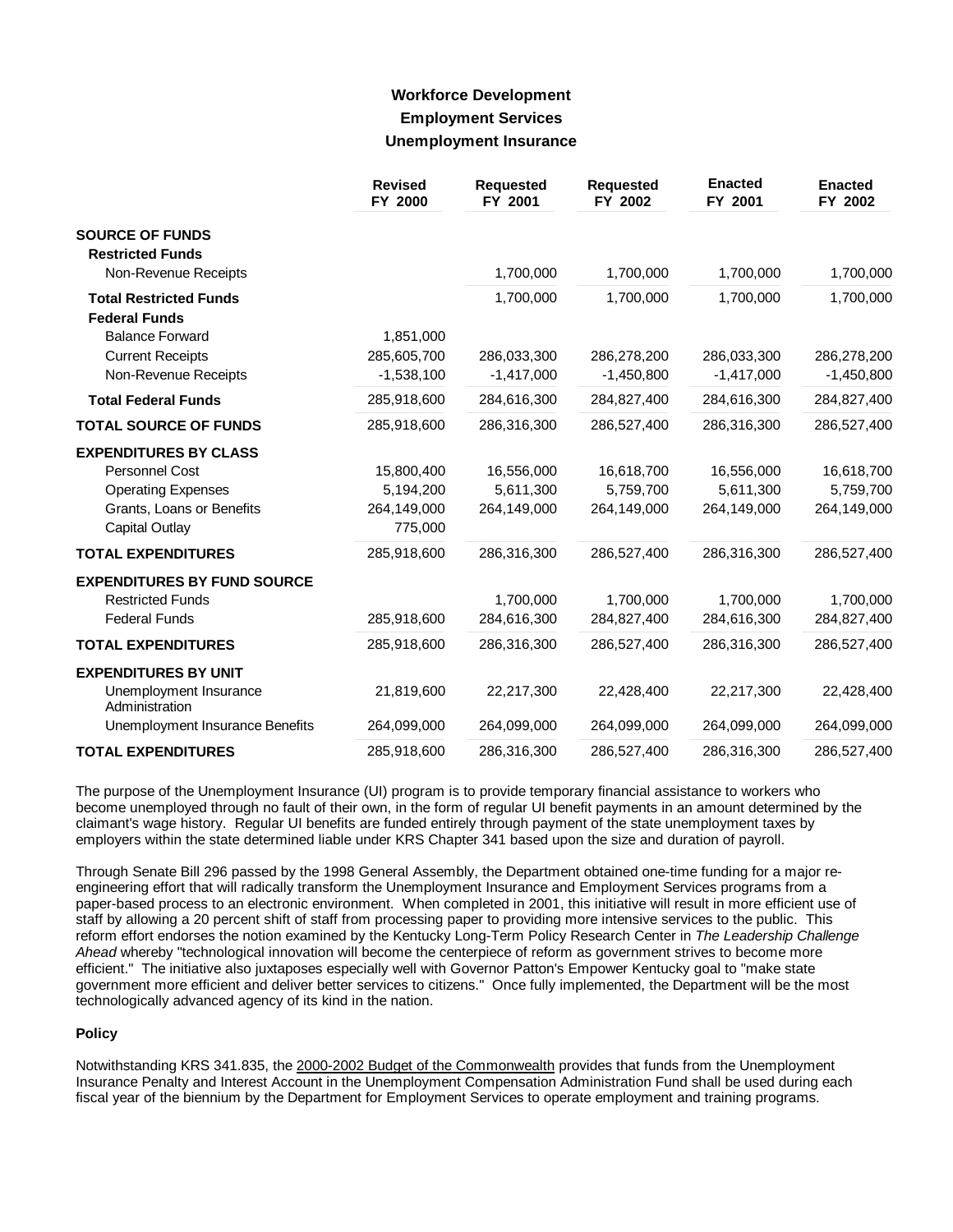# Workforce Development
## Employment Services
### Unemployment Insurance

| | Revised FY 2000 | Requested FY 2001 | Requested FY 2002 | Enacted FY 2001 | Enacted FY 2002 |
|---|---|---|---|---|---|
| **SOURCE OF FUNDS** | | | | | |
| **Restricted Funds** | | | | | |
| Non-Revenue Receipts | | 1,700,000 | 1,700,000 | 1,700,000 | 1,700,000 |
| **Total Restricted Funds** | | 1,700,000 | 1,700,000 | 1,700,000 | 1,700,000 |
| **Federal Funds** | | | | | |
| Balance Forward | 1,851,000 | | | | |
| Current Receipts | 285,605,700 | 286,033,300 | 286,278,200 | 286,033,300 | 286,278,200 |
| Non-Revenue Receipts | -1,538,100 | -1,417,000 | -1,450,800 | -1,417,000 | -1,450,800 |
| **Total Federal Funds** | 285,918,600 | 284,616,300 | 284,827,400 | 284,616,300 | 284,827,400 |
| **TOTAL SOURCE OF FUNDS** | 285,918,600 | 286,316,300 | 286,527,400 | 286,316,300 | 286,527,400 |
| **EXPENDITURES BY CLASS** | | | | | |
| Personnel Cost | 15,800,400 | 16,556,000 | 16,618,700 | 16,556,000 | 16,618,700 |
| Operating Expenses | 5,194,200 | 5,611,300 | 5,759,700 | 5,611,300 | 5,759,700 |
| Grants, Loans or Benefits | 264,149,000 | 264,149,000 | 264,149,000 | 264,149,000 | 264,149,000 |
| Capital Outlay | 775,000 | | | | |
| **TOTAL EXPENDITURES** | 285,918,600 | 286,316,300 | 286,527,400 | 286,316,300 | 286,527,400 |
| **EXPENDITURES BY FUND SOURCE** | | | | | |
| Restricted Funds | | 1,700,000 | 1,700,000 | 1,700,000 | 1,700,000 |
| Federal Funds | 285,918,600 | 284,616,300 | 284,827,400 | 284,616,300 | 284,827,400 |
| **TOTAL EXPENDITURES** | 285,918,600 | 286,316,300 | 286,527,400 | 286,316,300 | 286,527,400 |
| **EXPENDITURES BY UNIT** | | | | | |
| Unemployment Insurance Administration | 21,819,600 | 22,217,300 | 22,428,400 | 22,217,300 | 22,428,400 |
| Unemployment Insurance Benefits | 264,099,000 | 264,099,000 | 264,099,000 | 264,099,000 | 264,099,000 |
| **TOTAL EXPENDITURES** | 285,918,600 | 286,316,300 | 286,527,400 | 286,316,300 | 286,527,400 |

The purpose of the Unemployment Insurance (UI) program is to provide temporary financial assistance to workers who become unemployed through no fault of their own, in the form of regular UI benefit payments in an amount determined by the claimant's wage history. Regular UI benefits are funded entirely through payment of the state unemployment taxes by employers within the state determined liable under KRS Chapter 341 based upon the size and duration of payroll.

Through Senate Bill 296 passed by the 1998 General Assembly, the Department obtained one-time funding for a major re-engineering effort that will radically transform the Unemployment Insurance and Employment Services programs from a paper-based process to an electronic environment. When completed in 2001, this initiative will result in more efficient use of staff by allowing a 20 percent shift of staff from processing paper to providing more intensive services to the public. This reform effort endorses the notion examined by the Kentucky Long-Term Policy Research Center in *The Leadership Challenge Ahead* whereby "technological innovation will become the centerpiece of reform as government strives to become more efficient." The initiative also juxtaposes especially well with Governor Patton's Empower Kentucky goal to "make state government more efficient and deliver better services to citizens." Once fully implemented, the Department will be the most technologically advanced agency of its kind in the nation.

**Policy**

Notwithstanding KRS 341.835, the 2000-2002 Budget of the Commonwealth provides that funds from the Unemployment Insurance Penalty and Interest Account in the Unemployment Compensation Administration Fund shall be used during each fiscal year of the biennium by the Department for Employment Services to operate employment and training programs.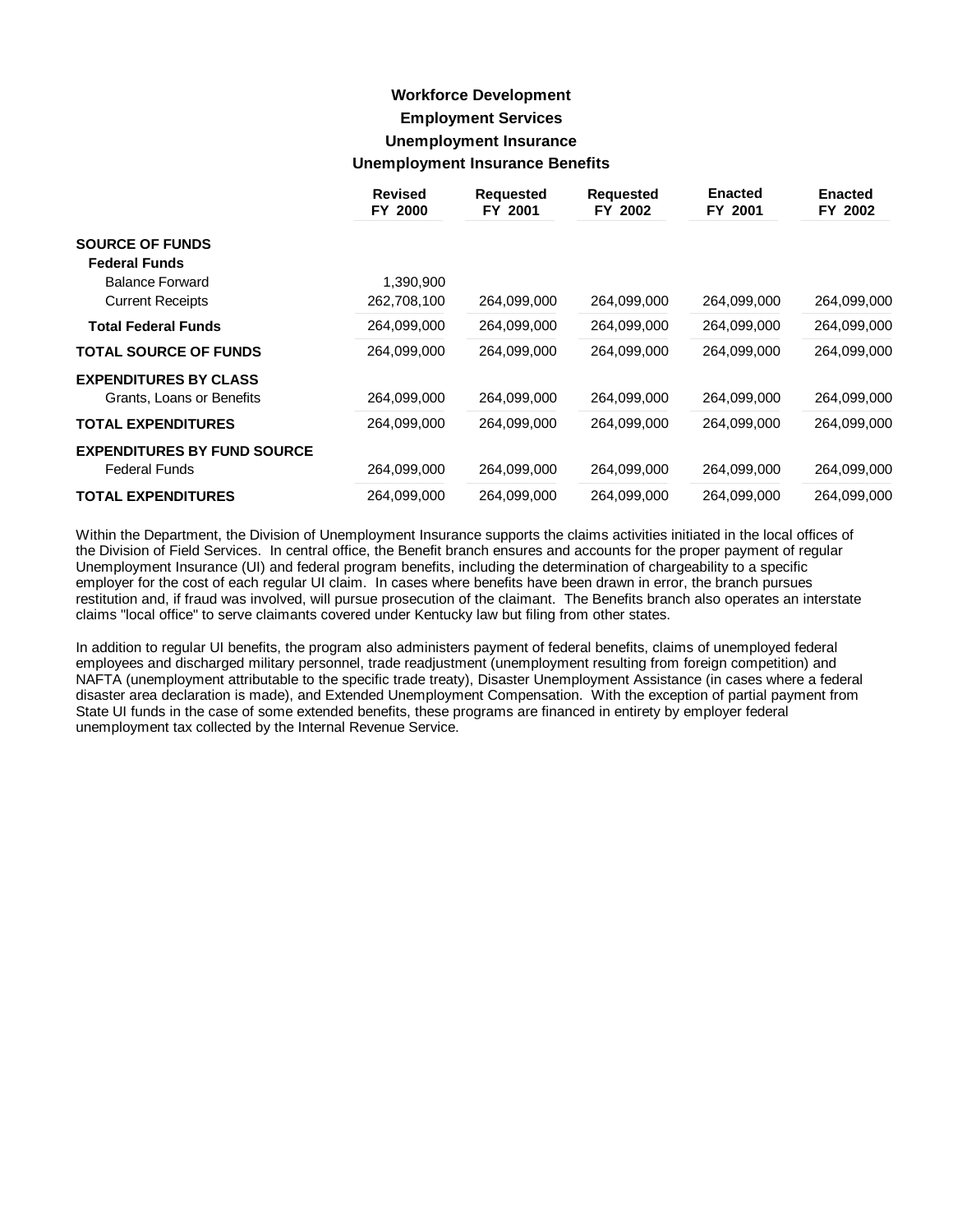# Workforce Development

## Employment Services

### Unemployment Insurance

### Unemployment Insurance Benefits

| | Revised FY 2000 | Requested FY 2001 | Requested FY 2002 | Enacted FY 2001 | Enacted FY 2002 |
|---|---|---|---|---|---|
| **SOURCE OF FUNDS** | | | | | |
| **Federal Funds** | | | | | |
| Balance Forward | 1,390,900 | | | | |
| Current Receipts | 262,708,100 | 264,099,000 | 264,099,000 | 264,099,000 | 264,099,000 |
| **Total Federal Funds** | 264,099,000 | 264,099,000 | 264,099,000 | 264,099,000 | 264,099,000 |
| **TOTAL SOURCE OF FUNDS** | 264,099,000 | 264,099,000 | 264,099,000 | 264,099,000 | 264,099,000 |
| **EXPENDITURES BY CLASS** | | | | | |
| Grants, Loans or Benefits | 264,099,000 | 264,099,000 | 264,099,000 | 264,099,000 | 264,099,000 |
| **TOTAL EXPENDITURES** | 264,099,000 | 264,099,000 | 264,099,000 | 264,099,000 | 264,099,000 |
| **EXPENDITURES BY FUND SOURCE** | | | | | |
| Federal Funds | 264,099,000 | 264,099,000 | 264,099,000 | 264,099,000 | 264,099,000 |
| **TOTAL EXPENDITURES** | 264,099,000 | 264,099,000 | 264,099,000 | 264,099,000 | 264,099,000 |

Within the Department, the Division of Unemployment Insurance supports the claims activities initiated in the local offices of the Division of Field Services. In central office, the Benefit branch ensures and accounts for the proper payment of regular Unemployment Insurance (UI) and federal program benefits, including the determination of chargeability to a specific employer for the cost of each regular UI claim. In cases where benefits have been drawn in error, the branch pursues restitution and, if fraud was involved, will pursue prosecution of the claimant. The Benefits branch also operates an interstate claims "local office" to serve claimants covered under Kentucky law but filing from other states.

In addition to regular UI benefits, the program also administers payment of federal benefits, claims of unemployed federal employees and discharged military personnel, trade readjustment (unemployment resulting from foreign competition) and NAFTA (unemployment attributable to the specific trade treaty), Disaster Unemployment Assistance (in cases where a federal disaster area declaration is made), and Extended Unemployment Compensation. With the exception of partial payment from State UI funds in the case of some extended benefits, these programs are financed in entirety by employer federal unemployment tax collected by the Internal Revenue Service.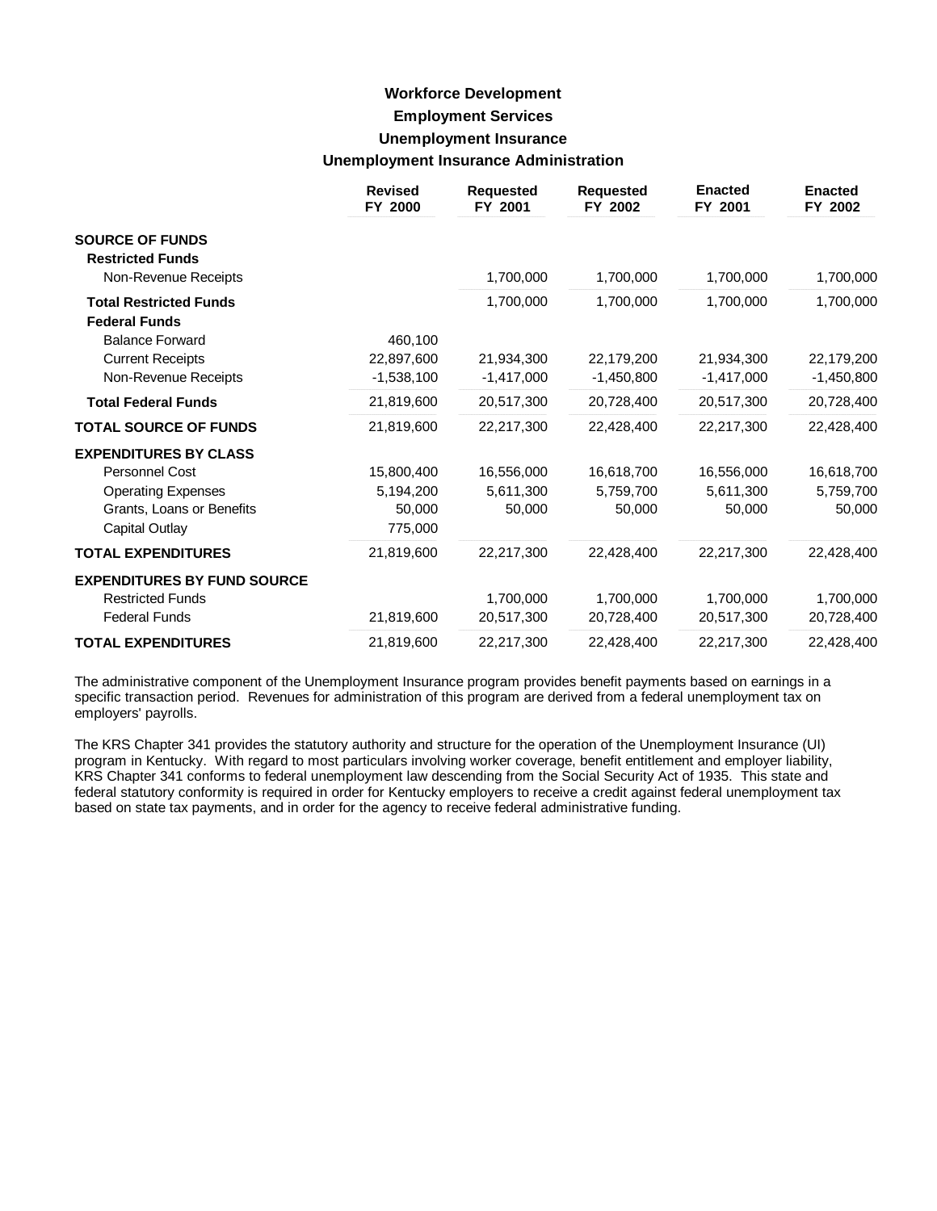# Workforce Development
## Employment Services
## Unemployment Insurance
## Unemployment Insurance Administration

| | Revised FY 2000 | Requested FY 2001 | Requested FY 2002 | Enacted FY 2001 | Enacted FY 2002 |
|---|---|---|---|---|---|
| **SOURCE OF FUNDS** | | | | | |
| **Restricted Funds** | | | | | |
| Non-Revenue Receipts | | 1,700,000 | 1,700,000 | 1,700,000 | 1,700,000 |
| **Total Restricted Funds** | | 1,700,000 | 1,700,000 | 1,700,000 | 1,700,000 |
| **Federal Funds** | | | | | |
| Balance Forward | 460,100 | | | | |
| Current Receipts | 22,897,600 | 21,934,300 | 22,179,200 | 21,934,300 | 22,179,200 |
| Non-Revenue Receipts | -1,538,100 | -1,417,000 | -1,450,800 | -1,417,000 | -1,450,800 |
| **Total Federal Funds** | 21,819,600 | 20,517,300 | 20,728,400 | 20,517,300 | 20,728,400 |
| **TOTAL SOURCE OF FUNDS** | 21,819,600 | 22,217,300 | 22,428,400 | 22,217,300 | 22,428,400 |
| **EXPENDITURES BY CLASS** | | | | | |
| Personnel Cost | 15,800,400 | 16,556,000 | 16,618,700 | 16,556,000 | 16,618,700 |
| Operating Expenses | 5,194,200 | 5,611,300 | 5,759,700 | 5,611,300 | 5,759,700 |
| Grants, Loans or Benefits | 50,000 | 50,000 | 50,000 | 50,000 | 50,000 |
| Capital Outlay | 775,000 | | | | |
| **TOTAL EXPENDITURES** | 21,819,600 | 22,217,300 | 22,428,400 | 22,217,300 | 22,428,400 |
| **EXPENDITURES BY FUND SOURCE** | | | | | |
| Restricted Funds | | 1,700,000 | 1,700,000 | 1,700,000 | 1,700,000 |
| Federal Funds | 21,819,600 | 20,517,300 | 20,728,400 | 20,517,300 | 20,728,400 |
| **TOTAL EXPENDITURES** | 21,819,600 | 22,217,300 | 22,428,400 | 22,217,300 | 22,428,400 |

The administrative component of the Unemployment Insurance program provides benefit payments based on earnings in a specific transaction period. Revenues for administration of this program are derived from a federal unemployment tax on employers' payrolls.

The KRS Chapter 341 provides the statutory authority and structure for the operation of the Unemployment Insurance (UI) program in Kentucky. With regard to most particulars involving worker coverage, benefit entitlement and employer liability, KRS Chapter 341 conforms to federal unemployment law descending from the Social Security Act of 1935. This state and federal statutory conformity is required in order for Kentucky employers to receive a credit against federal unemployment tax based on state tax payments, and in order for the agency to receive federal administrative funding.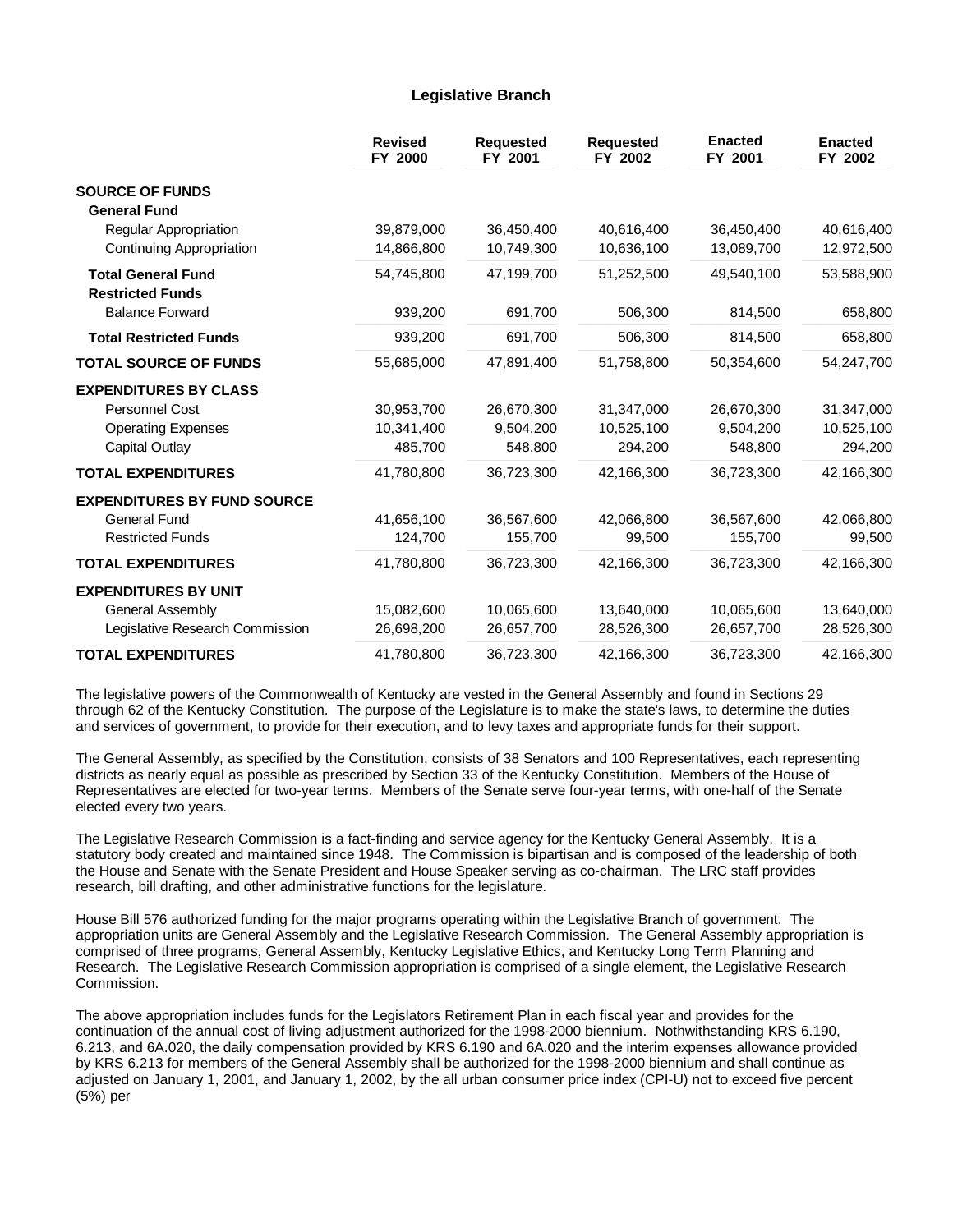## Legislative Branch

| | Revised FY 2000 | Requested FY 2001 | Requested FY 2002 | Enacted FY 2001 | Enacted FY 2002 |
|---|---|---|---|---|---|
| **SOURCE OF FUNDS** | | | | | |
| **General Fund** | | | | | |
| Regular Appropriation | 39,879,000 | 36,450,400 | 40,616,400 | 36,450,400 | 40,616,400 |
| Continuing Appropriation | 14,866,800 | 10,749,300 | 10,636,100 | 13,089,700 | 12,972,500 |
| **Total General Fund** | 54,745,800 | 47,199,700 | 51,252,500 | 49,540,100 | 53,588,900 |
| **Restricted Funds** | | | | | |
| Balance Forward | 939,200 | 691,700 | 506,300 | 814,500 | 658,800 |
| **Total Restricted Funds** | 939,200 | 691,700 | 506,300 | 814,500 | 658,800 |
| **TOTAL SOURCE OF FUNDS** | 55,685,000 | 47,891,400 | 51,758,800 | 50,354,600 | 54,247,700 |
| **EXPENDITURES BY CLASS** | | | | | |
| Personnel Cost | 30,953,700 | 26,670,300 | 31,347,000 | 26,670,300 | 31,347,000 |
| Operating Expenses | 10,341,400 | 9,504,200 | 10,525,100 | 9,504,200 | 10,525,100 |
| Capital Outlay | 485,700 | 548,800 | 294,200 | 548,800 | 294,200 |
| **TOTAL EXPENDITURES** | 41,780,800 | 36,723,300 | 42,166,300 | 36,723,300 | 42,166,300 |
| **EXPENDITURES BY FUND SOURCE** | | | | | |
| General Fund | 41,656,100 | 36,567,600 | 42,066,800 | 36,567,600 | 42,066,800 |
| Restricted Funds | 124,700 | 155,700 | 99,500 | 155,700 | 99,500 |
| **TOTAL EXPENDITURES** | 41,780,800 | 36,723,300 | 42,166,300 | 36,723,300 | 42,166,300 |
| **EXPENDITURES BY UNIT** | | | | | |
| General Assembly | 15,082,600 | 10,065,600 | 13,640,000 | 10,065,600 | 13,640,000 |
| Legislative Research Commission | 26,698,200 | 26,657,700 | 28,526,300 | 26,657,700 | 28,526,300 |
| **TOTAL EXPENDITURES** | 41,780,800 | 36,723,300 | 42,166,300 | 36,723,300 | 42,166,300 |

The legislative powers of the Commonwealth of Kentucky are vested in the General Assembly and found in Sections 29 through 62 of the Kentucky Constitution. The purpose of the Legislature is to make the state's laws, to determine the duties and services of government, to provide for their execution, and to levy taxes and appropriate funds for their support.

The General Assembly, as specified by the Constitution, consists of 38 Senators and 100 Representatives, each representing districts as nearly equal as possible as prescribed by Section 33 of the Kentucky Constitution. Members of the House of Representatives are elected for two-year terms. Members of the Senate serve four-year terms, with one-half of the Senate elected every two years.

The Legislative Research Commission is a fact-finding and service agency for the Kentucky General Assembly. It is a statutory body created and maintained since 1948. The Commission is bipartisan and is composed of the leadership of both the House and Senate with the Senate President and House Speaker serving as co-chairman. The LRC staff provides research, bill drafting, and other administrative functions for the legislature.

House Bill 576 authorized funding for the major programs operating within the Legislative Branch of government. The appropriation units are General Assembly and the Legislative Research Commission. The General Assembly appropriation is comprised of three programs, General Assembly, Kentucky Legislative Ethics, and Kentucky Long Term Planning and Research. The Legislative Research Commission appropriation is comprised of a single element, the Legislative Research Commission.

The above appropriation includes funds for the Legislators Retirement Plan in each fiscal year and provides for the continuation of the annual cost of living adjustment authorized for the 1998-2000 biennium. Nothwithstanding KRS 6.190, 6.213, and 6A.020, the daily compensation provided by KRS 6.190 and 6A.020 and the interim expenses allowance provided by KRS 6.213 for members of the General Assembly shall be authorized for the 1998-2000 biennium and shall continue as adjusted on January 1, 2001, and January 1, 2002, by the all urban consumer price index (CPI-U) not to exceed five percent (5%) per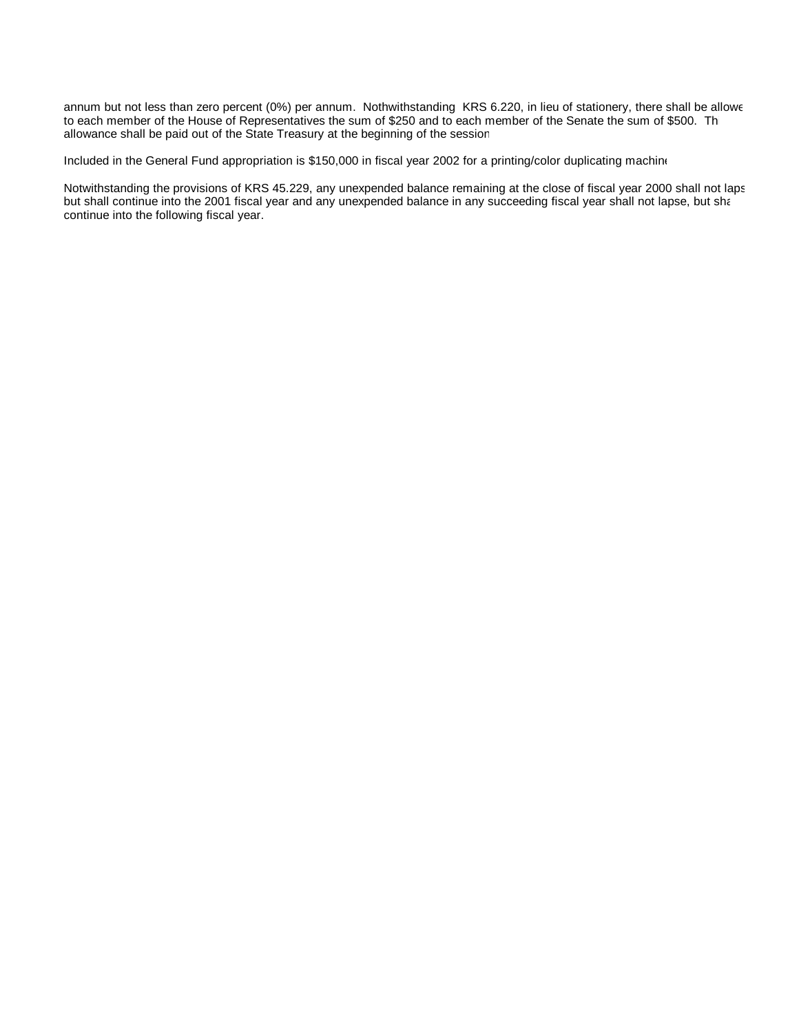annum but not less than zero percent (0%) per annum. Nothwithstanding KRS 6.220, in lieu of stationery, there shall be allowe to each member of the House of Representatives the sum of $250 and to each member of the Senate the sum of $500. Th allowance shall be paid out of the State Treasury at the beginning of the session

Included in the General Fund appropriation is $150,000 in fiscal year 2002 for a printing/color duplicating machine

Notwithstanding the provisions of KRS 45.229, any unexpended balance remaining at the close of fiscal year 2000 shall not laps but shall continue into the 2001 fiscal year and any unexpended balance in any succeeding fiscal year shall not lapse, but sha continue into the following fiscal year.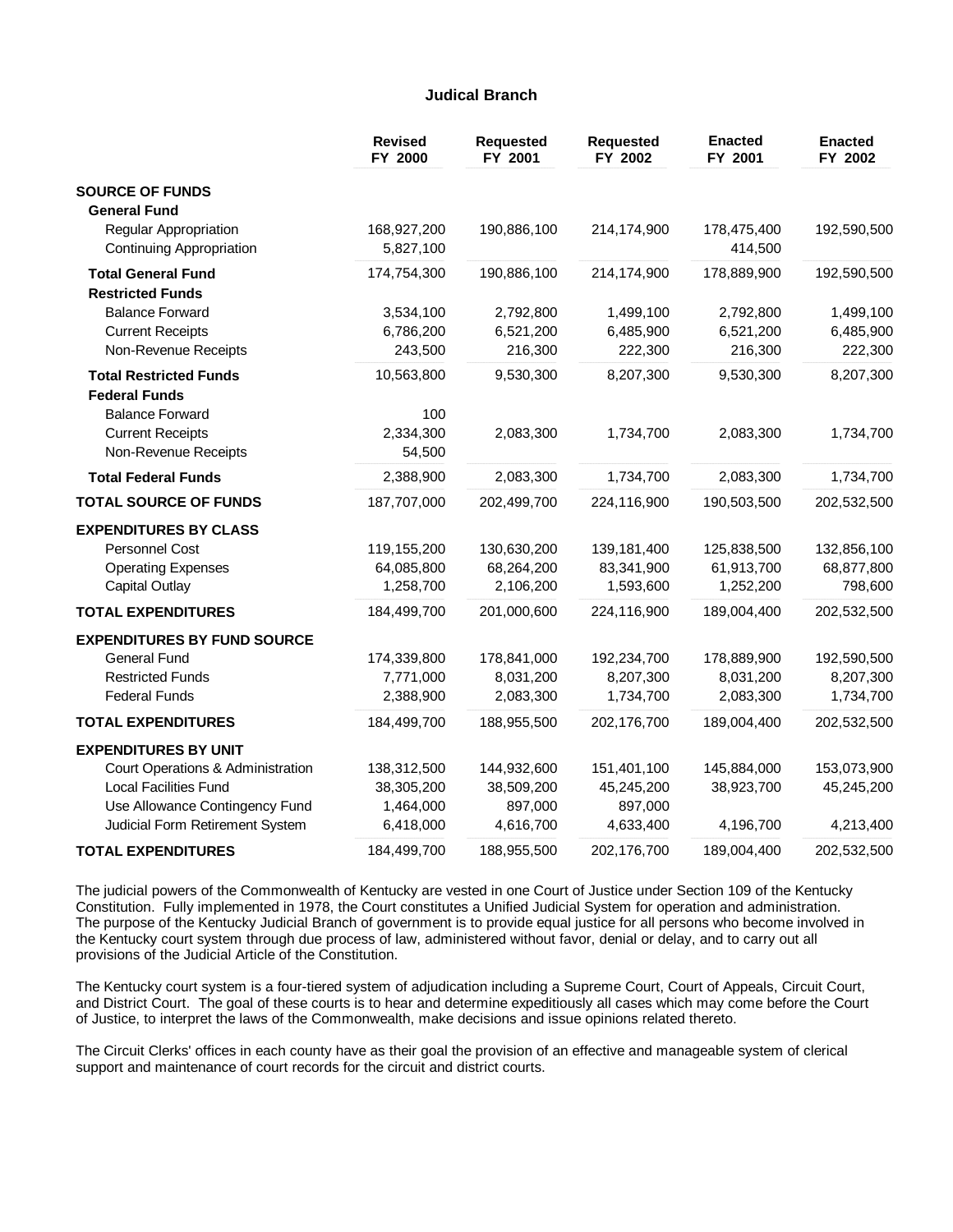## Judical Branch

| | Revised FY 2000 | Requested FY 2001 | Requested FY 2002 | Enacted FY 2001 | Enacted FY 2002 |
|---|---|---|---|---|---|
| **SOURCE OF FUNDS** | | | | | |
| **General Fund** | | | | | |
| Regular Appropriation | 168,927,200 | 190,886,100 | 214,174,900 | 178,475,400 | 192,590,500 |
| Continuing Appropriation | 5,827,100 | | | 414,500 | |
| **Total General Fund** | 174,754,300 | 190,886,100 | 214,174,900 | 178,889,900 | 192,590,500 |
| **Restricted Funds** | | | | | |
| Balance Forward | 3,534,100 | 2,792,800 | 1,499,100 | 2,792,800 | 1,499,100 |
| Current Receipts | 6,786,200 | 6,521,200 | 6,485,900 | 6,521,200 | 6,485,900 |
| Non-Revenue Receipts | 243,500 | 216,300 | 222,300 | 216,300 | 222,300 |
| **Total Restricted Funds** | 10,563,800 | 9,530,300 | 8,207,300 | 9,530,300 | 8,207,300 |
| **Federal Funds** | | | | | |
| Balance Forward | 100 | | | | |
| Current Receipts | 2,334,300 | 2,083,300 | 1,734,700 | 2,083,300 | 1,734,700 |
| Non-Revenue Receipts | 54,500 | | | | |
| **Total Federal Funds** | 2,388,900 | 2,083,300 | 1,734,700 | 2,083,300 | 1,734,700 |
| **TOTAL SOURCE OF FUNDS** | 187,707,000 | 202,499,700 | 224,116,900 | 190,503,500 | 202,532,500 |
| **EXPENDITURES BY CLASS** | | | | | |
| Personnel Cost | 119,155,200 | 130,630,200 | 139,181,400 | 125,838,500 | 132,856,100 |
| Operating Expenses | 64,085,800 | 68,264,200 | 83,341,900 | 61,913,700 | 68,877,800 |
| Capital Outlay | 1,258,700 | 2,106,200 | 1,593,600 | 1,252,200 | 798,600 |
| **TOTAL EXPENDITURES** | 184,499,700 | 201,000,600 | 224,116,900 | 189,004,400 | 202,532,500 |
| **EXPENDITURES BY FUND SOURCE** | | | | | |
| General Fund | 174,339,800 | 178,841,000 | 192,234,700 | 178,889,900 | 192,590,500 |
| Restricted Funds | 7,771,000 | 8,031,200 | 8,207,300 | 8,031,200 | 8,207,300 |
| Federal Funds | 2,388,900 | 2,083,300 | 1,734,700 | 2,083,300 | 1,734,700 |
| **TOTAL EXPENDITURES** | 184,499,700 | 188,955,500 | 202,176,700 | 189,004,400 | 202,532,500 |
| **EXPENDITURES BY UNIT** | | | | | |
| Court Operations & Administration | 138,312,500 | 144,932,600 | 151,401,100 | 145,884,000 | 153,073,900 |
| Local Facilities Fund | 38,305,200 | 38,509,200 | 45,245,200 | 38,923,700 | 45,245,200 |
| Use Allowance Contingency Fund | 1,464,000 | 897,000 | 897,000 | | |
| Judicial Form Retirement System | 6,418,000 | 4,616,700 | 4,633,400 | 4,196,700 | 4,213,400 |
| **TOTAL EXPENDITURES** | 184,499,700 | 188,955,500 | 202,176,700 | 189,004,400 | 202,532,500 |

The judicial powers of the Commonwealth of Kentucky are vested in one Court of Justice under Section 109 of the Kentucky Constitution. Fully implemented in 1978, the Court constitutes a Unified Judicial System for operation and administration. The purpose of the Kentucky Judicial Branch of government is to provide equal justice for all persons who become involved in the Kentucky court system through due process of law, administered without favor, denial or delay, and to carry out all provisions of the Judicial Article of the Constitution.

The Kentucky court system is a four-tiered system of adjudication including a Supreme Court, Court of Appeals, Circuit Court, and District Court. The goal of these courts is to hear and determine expeditiously all cases which may come before the Court of Justice, to interpret the laws of the Commonwealth, make decisions and issue opinions related thereto.

The Circuit Clerks' offices in each county have as their goal the provision of an effective and manageable system of clerical support and maintenance of court records for the circuit and district courts.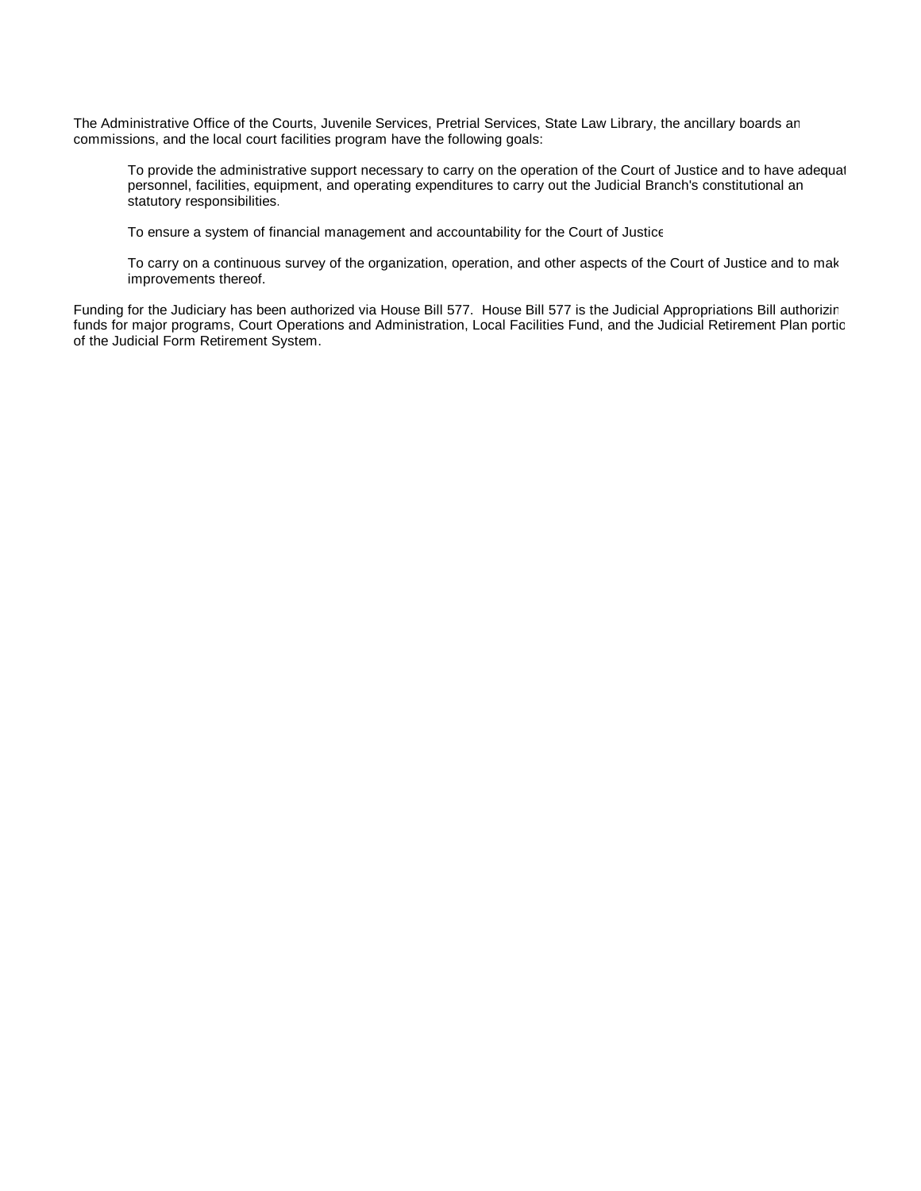The Administrative Office of the Courts, Juvenile Services, Pretrial Services, State Law Library, the ancillary boards an commissions, and the local court facilities program have the following goals:

> To provide the administrative support necessary to carry on the operation of the Court of Justice and to have adequat personnel, facilities, equipment, and operating expenditures to carry out the Judicial Branch's constitutional an statutory responsibilities.
>
> To ensure a system of financial management and accountability for the Court of Justice
>
> To carry on a continuous survey of the organization, operation, and other aspects of the Court of Justice and to mak improvements thereof.

Funding for the Judiciary has been authorized via House Bill 577. House Bill 577 is the Judicial Appropriations Bill authorizin funds for major programs, Court Operations and Administration, Local Facilities Fund, and the Judicial Retirement Plan portio of the Judicial Form Retirement System.